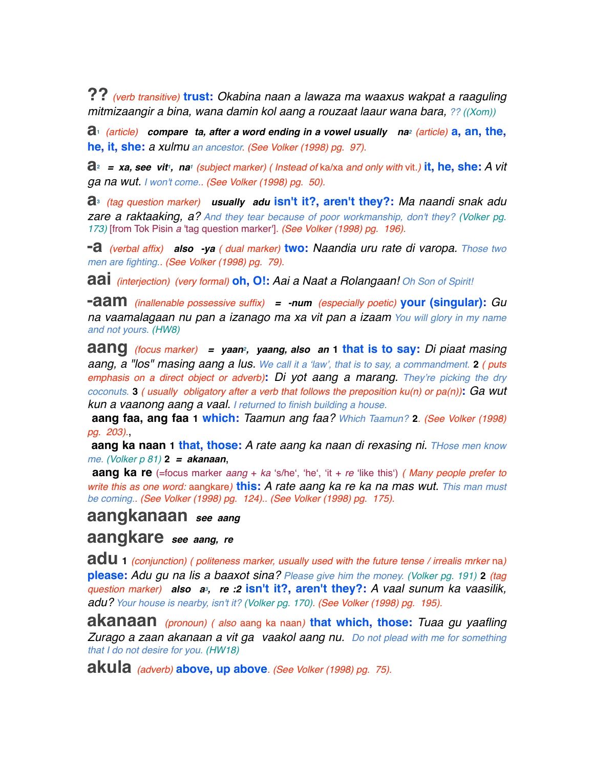**??** *(verb transitive)* **trust:** *Okabina naan a lawaza ma waaxus wakpat a raaguling mitmizaangir a bina, wana damin kol aang a rouzaat laaur wana bara,* *?? ((Xom))*

**a**[1] *(article)* ***compare ta, after a word ending in a vowel usually na***[2] *(article)* **a, an, the, he, it, she:** *a xulmu* *an ancestor. (See Volker (1998) pg. 97).*

**a**[2] ***= xa, see vit***[1]***, na***[1] *(subject marker) ( Instead of* ka/xa *and only with* vit.*)* **it, he, she:** *A vit ga na wut.* *I won't come.. (See Volker (1998) pg. 50).*

**a**[3] *(tag question marker)* ***usually adu*** **isn't it?, aren't they?:** *Ma naandi snak adu zare a raktaaking, a?* *And they tear because of poor workmanship, don't they? (Volker pg. 173)* [from Tok Pisin *a* 'tag question marker']. *(See Volker (1998) pg. 196).*

**-a** *(verbal affix)* ***also -ya*** *( dual marker)* **two:** *Naandia uru rate di varopa.* *Those two men are fighting.. (See Volker (1998) pg. 79).*

**aai** *(interjection) (very formal)* **oh, O!:** *Aai a Naat a Rolangaan!* *Oh Son of Spirit!*

**-aam** *(inallenable possessive suffix)* ***= -num*** *(especially poetic)* **your (singular):** *Gu na vaamalagaan nu pan a izanago ma xa vit pan a izaam* *You will glory in my name and not yours. (HW8)*

**aang** *(focus marker)* ***= yaan***[2]***, yaang, also an*** **1 that is to say:** *Di piaat masing aang, a "los" masing aang a lus.* *We call it a 'law', that is to say, a commandment.* **2** *( puts emphasis on a direct object or adverb)***:** *Di yot aang a marang.* *They're picking the dry coconuts.* **3** *( usually obligatory after a verb that follows the preposition ku(n) or pa(n))***:** *Ga wut kun a vaanong aang a vaal.* *I returned to finish building a house.*

**aang faa, ang faa** **1 which:** *Taamun ang faa?* *Which Taamun?* **2**. *(See Volker (1998) pg. 203).*,

**aang ka naan** **1 that, those:** *A rate aang ka naan di rexasing ni.* *THose men know me. (Volker p 81)* **2** ***= akanaan***,

**aang ka re** (=focus marker *aang* + *ka* 's/he', 'he', 'it + *re* 'like this') *( Many people prefer to write this as one word:* aangkare*)* **this:** *A rate aang ka re ka na mas wut.* *This man must be coming.. (See Volker (1998) pg. 124).. (See Volker (1998) pg. 175).*

**aangkanaan** ***see aang***

**aangkare** ***see aang, re***

**adu** **1** *(conjunction) ( politeness marker, usually used with the future tense / irrealis mrker* na*)* **please:** *Adu gu na lis a baaxot sina?* *Please give him the money. (Volker pg. 191)* **2** *(tag question marker)* ***also a***[3]***, re :2*** **isn't it?, aren't they?:** *A vaal sunum ka vaasilik, adu?* *Your house is nearby, isn't it? (Volker pg. 170). (See Volker (1998) pg. 195).*

**akanaan** *(pronoun) ( also* aang ka naan*)* **that which, those:** *Tuaa gu yaafling Zurago a zaan akanaan a vit ga vaakol aang nu.* *Do not plead with me for something that I do not desire for you. (HW18)*

**akula** *(adverb)* **above, up above**. *(See Volker (1998) pg. 75).*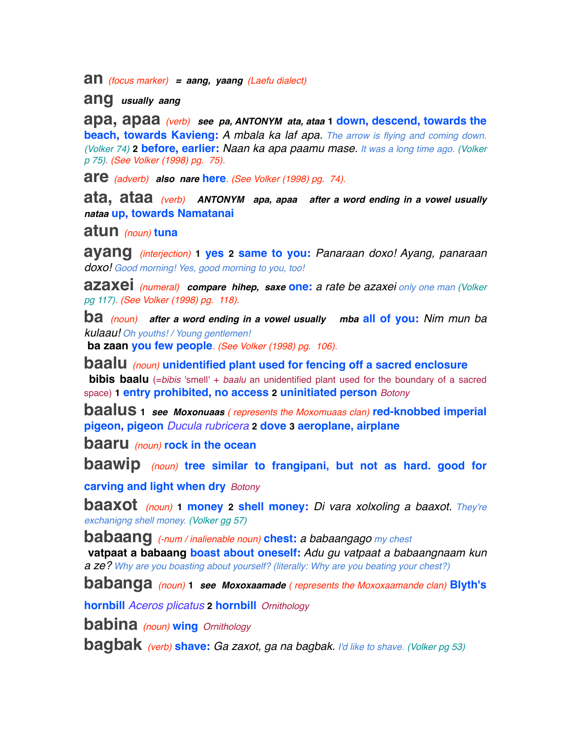**an** *(focus marker)* ***= aang, yaang*** *(Laefu dialect)*

**ang** ***usually aang***

**apa, apaa** *(verb)* ***see pa, ANTONYM ata, ataa*** **1 down, descend, towards the beach, towards Kavieng:** *A mbala ka laf apa. The arrow is flying and coming down. (Volker 74)* **2 before, earlier:** *Naan ka apa paamu mase. It was a long time ago. (Volker p 75). (See Volker (1998) pg. 75).*

**are** *(adverb)* ***also nare*** **here**. *(See Volker (1998) pg. 74).*

**ata, ataa** *(verb)* ***ANTONYM apa, apaa after a word ending in a vowel usually nataa*** **up, towards Namatanai**

**atun** *(noun)* **tuna**

**ayang** *(interjection)* **1 yes 2 same to you:** *Panaraan doxo! Ayang, panaraan doxo! Good morning! Yes, good morning to you, too!*

**azaxei** *(numeral)* ***compare hihep, saxe*** **one:** *a rate be azaxei only one man (Volker pg 117). (See Volker (1998) pg. 118).*

**ba** *(noun)* ***after a word ending in a vowel usually mba*** **all of you:** *Nim mun ba kulaau! Oh youths! / Young gentlemen!*
**ba zaan** **you few people**. *(See Volker (1998) pg. 106).*

**baalu** *(noun)* **unidentified plant used for fencing off a sacred enclosure**
**bibis baalu** (=*bibis* 'smell' + *baalu* an unidentified plant used for the boundary of a sacred space) **1 entry prohibited, no access 2 uninitiated person** *Botony*

**baalus** **1** ***see Moxonuaas*** *( represents the Moxomuaas clan)* **red-knobbed imperial pigeon, pigeon** *Ducula rubricera* **2 dove 3 aeroplane, airplane**

**baaru** *(noun)* **rock in the ocean**

**baawip** *(noun)* **tree similar to frangipani, but not as hard. good for carving and light when dry** *Botony*

**baaxot** *(noun)* **1 money 2 shell money:** *Di vara xolxoling a baaxot. They're exchanigng shell money. (Volker gg 57)*

**babaang** *(-num / inalienable noun)* **chest:** *a babaangago my chest*
**vatpaat a babaang** **boast about oneself:** *Adu gu vatpaat a babaangnaam kun a ze? Why are you boasting about yourself? (literally: Why are you beating your chest?)*

**babanga** *(noun)* **1** ***see Moxoxaamade*** *( represents the Moxoxaamande clan)* **Blyth's hornbill** *Aceros plicatus* **2 hornbill** *Ornithology*

**babina** *(noun)* **wing** *Ornithology*

**bagbak** *(verb)* **shave:** *Ga zaxot, ga na bagbak. I'd like to shave. (Volker pg 53)*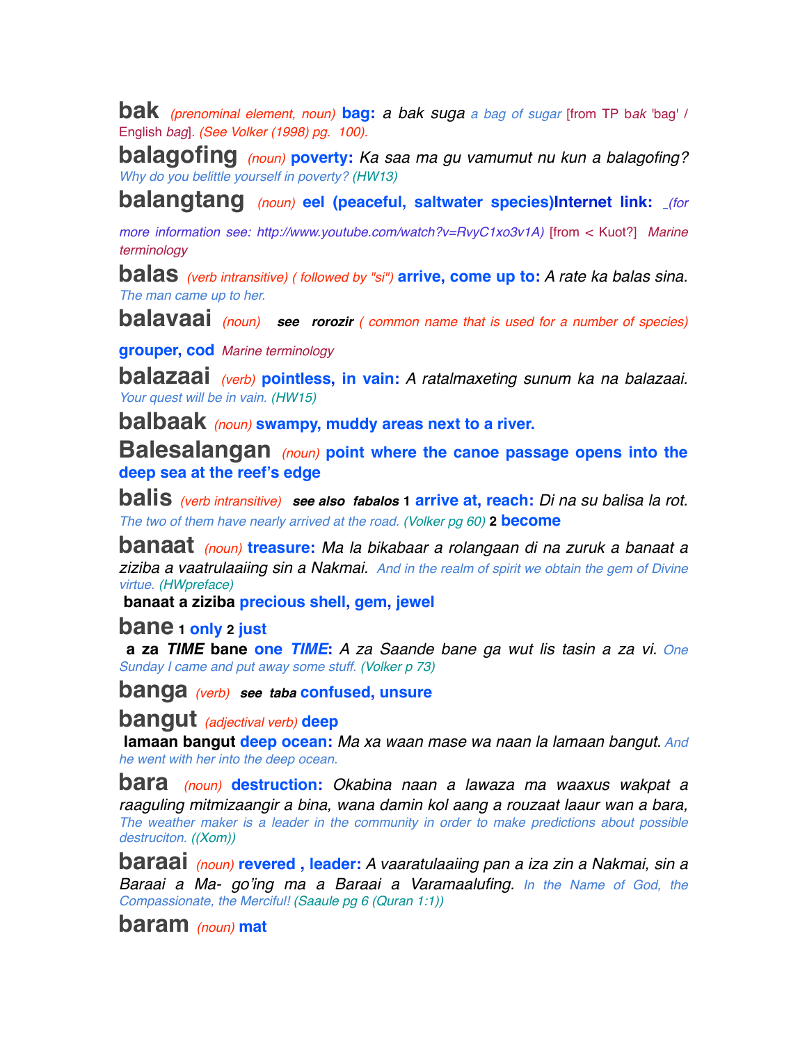**bak** *(prenominal element, noun)* **bag:** *a bak suga* *a bag of sugar* [from TP b*ak* 'bag' / English *bag*]. *(See Volker (1998) pg. 100).*

**balagofing** *(noun)* **poverty:** *Ka saa ma gu vamumut nu kun a balagofing?* *Why do you belittle yourself in poverty? (HW13)*

**balangtang** *(noun)* **eel (peaceful, saltwater species)Internet link:** _*(for more information see: http://www.youtube.com/watch?v=RvyC1xo3v1A)* [from < Kuot?] *Marine terminology*

**balas** *(verb intransitive) ( followed by "si")* **arrive, come up to:** *A rate ka balas sina.* *The man came up to her.*

**balavaai** *(noun)* ***see rorozir*** *( common name that is used for a number of species)* **grouper, cod** *Marine terminology*

**balazaai** *(verb)* **pointless, in vain:** *A ratalmaxeting sunum ka na balazaai.* *Your quest will be in vain. (HW15)*

**balbaak** *(noun)* **swampy, muddy areas next to a river.**

**Balesalangan** *(noun)* **point where the canoe passage opens into the deep sea at the reef's edge**

**balis** *(verb intransitive)* ***see also fabalos*** **1 arrive at, reach:** *Di na su balisa la rot.* *The two of them have nearly arrived at the road. (Volker pg 60)* **2 become**

**banaat** *(noun)* **treasure:** *Ma la bikabaar a rolangaan di na zuruk a banaat a ziziba a vaatrulaaiing sin a Nakmai.* *And in the realm of spirit we obtain the gem of Divine virtue. (HWpreface)*

**banaat a ziziba** **precious shell, gem, jewel**

**bane** **1 only 2 just**

**a za *TIME* bane** **one *TIME*:** *A za Saande bane ga wut lis tasin a za vi.* *One Sunday I came and put away some stuff. (Volker p 73)*

**banga** *(verb)* ***see taba*** **confused, unsure**

**bangut** *(adjectival verb)* **deep**

**lamaan bangut** **deep ocean:** *Ma xa waan mase wa naan la lamaan bangut.* *And he went with her into the deep ocean.*

**bara** *(noun)* **destruction:** *Okabina naan a lawaza ma waaxus wakpat a raaguling mitmizaangir a bina, wana damin kol aang a rouzaat laaur wan a bara,* *The weather maker is a leader in the community in order to make predictions about possible destruciton. ((Xom))*

**baraai** *(noun)* **revered , leader:** *A vaaratulaaiing pan a iza zin a Nakmai, sin a Baraai a Ma- go'ing ma a Baraai a Varamaalufing.* *In the Name of God, the Compassionate, the Merciful! (Saaule pg 6 (Quran 1:1))*

**baram** *(noun)* **mat**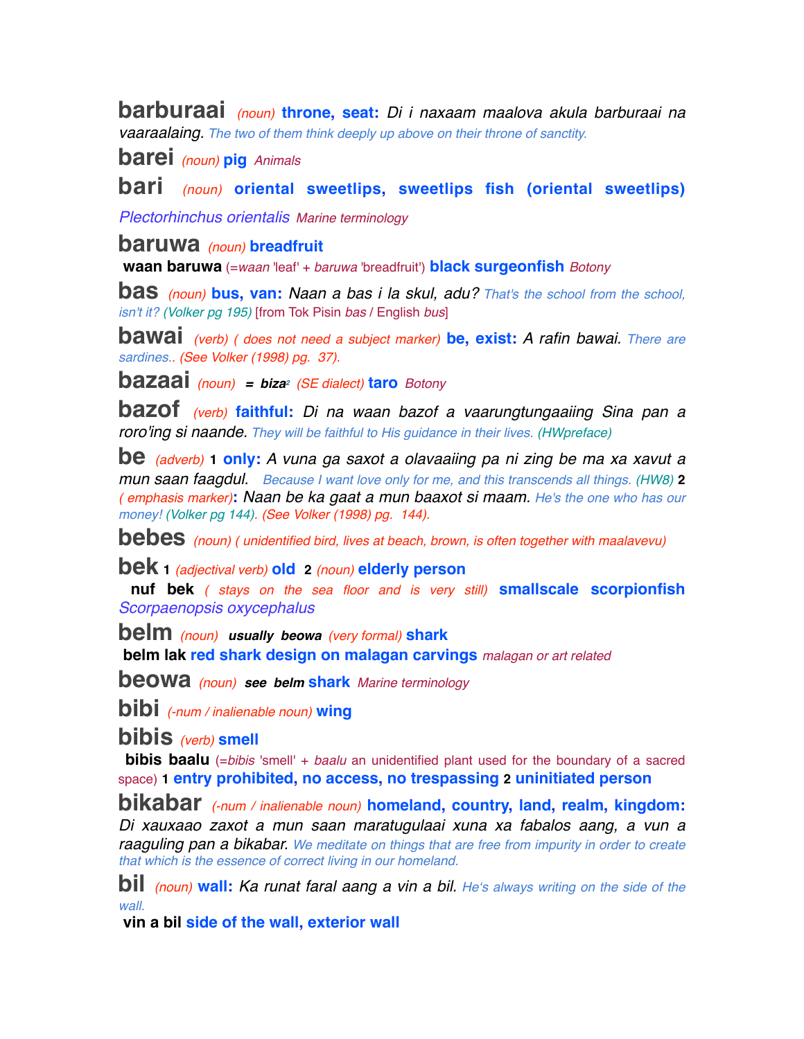**barburaai** *(noun)* **throne, seat:** *Di i naxaam maalova akula barburaai na vaaraalaing.* The two of them think deeply up above on their throne of sanctity.

**barei** *(noun)* **pig** *Animals*

**bari** *(noun)* **oriental sweetlips, sweetlips fish (oriental sweetlips)** *Plectorhinchus orientalis* *Marine terminology*

**baruwa** *(noun)* **breadfruit**

**waan baruwa** (=*waan* 'leaf' + *baruwa* 'breadfruit') **black surgeonfish** *Botony*

**bas** *(noun)* **bus, van:** *Naan a bas i la skul, adu?* That's the school from the school, isn't it? *(Volker pg 195)* [from Tok Pisin *bas* / English *bus*]

**bawai** *(verb) ( does not need a subject marker)* **be, exist:** *A rafin bawai.* There are sardines.. *(See Volker (1998) pg. 37).*

**bazaai** *(noun)* **=** ***biza***[2] *(SE dialect)* **taro** *Botony*

**bazof** *(verb)* **faithful:** *Di na waan bazof a vaarungtungaaiing Sina pan a roro'ing si naande.* They will be faithful to His guidance in their lives. *(HWpreface)*

**be** *(adverb)* **1 only:** *A vuna ga saxot a olavaaiing pa ni zing be ma xa xavut a mun saan faagdul.* Because I want love only for me, and this transcends all things. *(HW8)* **2** *( emphasis marker)***:** *Naan be ka gaat a mun baaxot si maam.* He's the one who has our money! *(Volker pg 144). (See Volker (1998) pg. 144).*

**bebes** *(noun) ( unidentified bird, lives at beach, brown, is often together with maalavevu)*

**bek** **1** *(adjectival verb)* **old** **2** *(noun)* **elderly person**

**nuf bek** *( stays on the sea floor and is very still)* **smallscale scorpionfish** *Scorpaenopsis oxycephalus*

**belm** *(noun)* ***usually beowa*** *(very formal)* **shark**

**belm lak** **red shark design on malagan carvings** *malagan or art related*

**beowa** *(noun)* ***see belm*** **shark** *Marine terminology*

**bibi** *(-num / inalienable noun)* **wing**

**bibis** *(verb)* **smell**

**bibis baalu** (=*bibis* 'smell' + *baalu* an unidentified plant used for the boundary of a sacred space) **1 entry prohibited, no access, no trespassing** **2 uninitiated person**

**bikabar** *(-num / inalienable noun)* **homeland, country, land, realm, kingdom:** *Di xauxaao zaxot a mun saan maratugulaai xuna xa fabalos aang, a vun a raaguling pan a bikabar.* We meditate on things that are free from impurity in order to create that which is the essence of correct living in our homeland.

**bil** *(noun)* **wall:** *Ka runat faral aang a vin a bil.* He's always writing on the side of the wall.

**vin a bil** **side of the wall, exterior wall**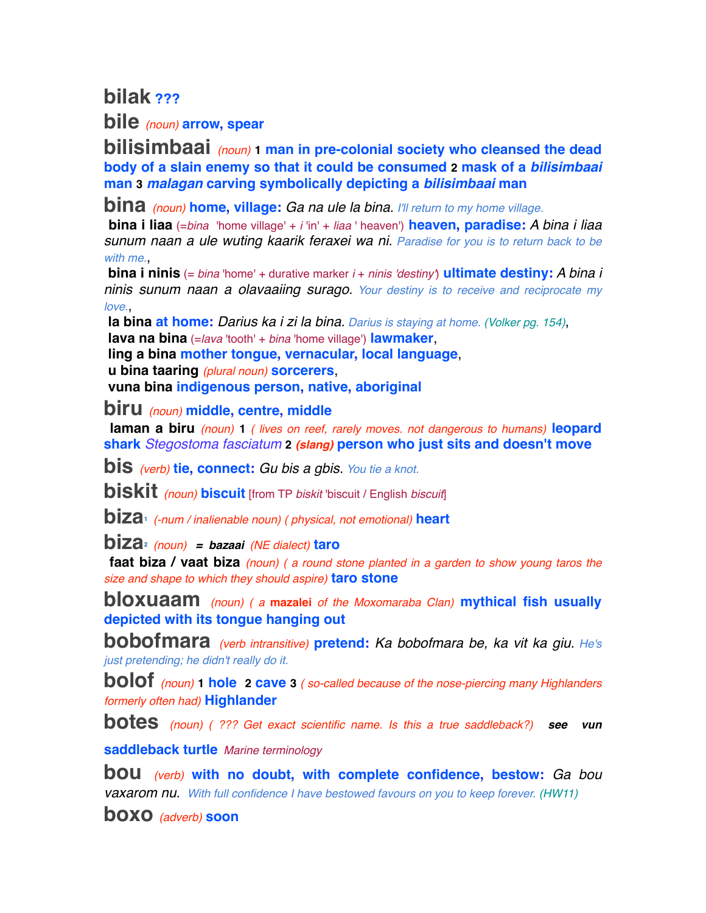**bilak** **???**

**bile** *(noun)* **arrow, spear**

**bilisimbaai** *(noun)* **1 man in pre-colonial society who cleansed the dead body of a slain enemy so that it could be consumed 2 mask of a *bilisimbaai* man 3 *malagan* carving symbolically depicting a *bilisimbaai* man**

**bina** *(noun)* **home, village:** *Ga na ule la bina.* *I'll return to my home village.*

**bina i liaa** (=*bina* 'home village' + *i* 'in' + *liaa* ' heaven') **heaven, paradise:** *A bina i liaa sunum naan a ule wuting kaarik feraxei wa ni.* *Paradise for you is to return back to be with me.*,

**bina i ninis** (= *bina* 'home' + durative marker *i* + *ninis 'destiny'*) **ultimate destiny:** *A bina i ninis sunum naan a olavaaiing surago.* *Your destiny is to receive and reciprocate my love.*,

**la bina** **at home:** *Darius ka i zi la bina.* *Darius is staying at home. (Volker pg. 154)*,

**lava na bina** (=*lava* 'tooth' + *bina* 'home village') **lawmaker**,

**ling a bina** **mother tongue, vernacular, local language**,

**u bina taaring** *(plural noun)* **sorcerers**,

**vuna bina** **indigenous person, native, aboriginal**

**biru** *(noun)* **middle, centre, middle**

**laman a biru** *(noun)* **1** *( lives on reef, rarely moves. not dangerous to humans)* **leopard shark** *Stegostoma fasciatum* **2** ***(slang)*** **person who just sits and doesn't move**

**bis** *(verb)* **tie, connect:** *Gu bis a gbis.* *You tie a knot.*

**biskit** *(noun)* **biscuit** [from TP *biskit* 'biscuit / English *biscuit*]

**biza**[1] *(-num / inalienable noun) ( physical, not emotional)* **heart**

**biza**[2] *(noun)* **=** ***bazaai*** *(NE dialect)* **taro**

**faat biza / vaat biza** *(noun) ( a round stone planted in a garden to show young taros the size and shape to which they should aspire)* **taro stone**

**bloxuaam** *(noun) ( a* **mazalei** *of the Moxomaraba Clan)* **mythical fish usually depicted with its tongue hanging out**

**bobofmara** *(verb intransitive)* **pretend:** *Ka bobofmara be, ka vit ka giu.* *He's just pretending; he didn't really do it.*

**bolof** *(noun)* **1 hole 2 cave 3** *( so-called because of the nose-piercing many Highlanders formerly often had)* **Highlander**

**botes** *(noun) ( ??? Get exact scientific name. Is this a true saddleback?)* ***see vun*** **saddleback turtle** *Marine terminology*

**bou** *(verb)* **with no doubt, with complete confidence, bestow:** *Ga bou vaxarom nu.* *With full confidence I have bestowed favours on you to keep forever. (HW11)*

**boxo** *(adverb)* **soon**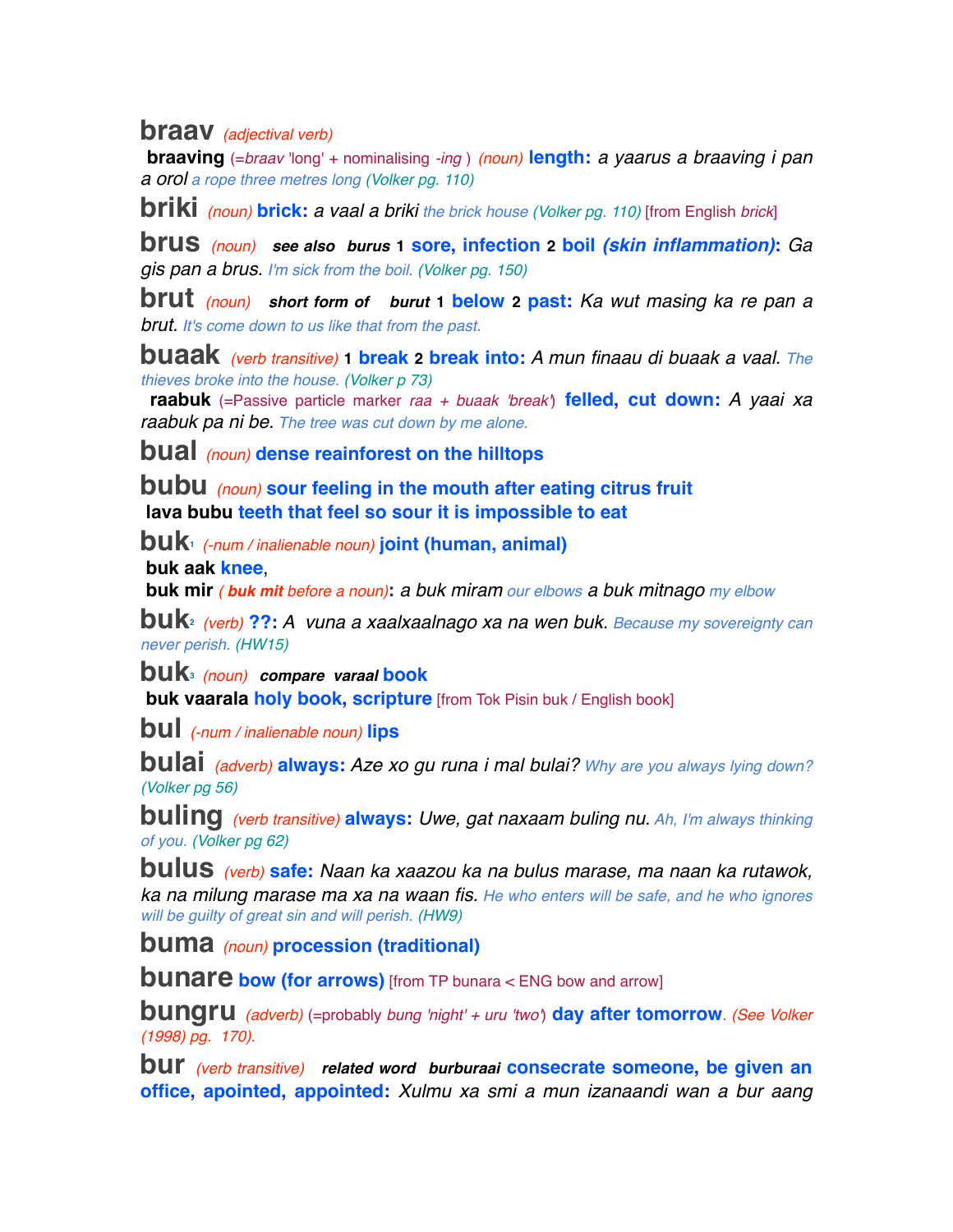**braav** *(adjectival verb)*

**braaving** (=*braav* 'long' + nominalising *-ing* ) *(noun)* **length:** *a yaarus a braaving i pan a orol* *a rope three metres long (Volker pg. 110)*

**briki** *(noun)* **brick:** *a vaal a briki* *the brick house (Volker pg. 110)* [from English *brick*]

**brus** *(noun)* ***see also*** ***burus*** **1 sore, infection 2 boil *(skin inflammation)*:** *Ga gis pan a brus.* *I'm sick from the boil. (Volker pg. 150)*

**brut** *(noun)* ***short form of*** ***burut*** **1 below 2 past:** *Ka wut masing ka re pan a brut.* *It's come down to us like that from the past.*

**buaak** *(verb transitive)* **1 break 2 break into:** *A mun finaau di buaak a vaal.* *The thieves broke into the house. (Volker p 73)*

**raabuk** (=Passive particle marker *raa* + *buaak 'break'*) **felled, cut down:** *A yaai xa raabuk pa ni be.* *The tree was cut down by me alone.*

**bual** *(noun)* **dense reainforest on the hilltops**

**bubu** *(noun)* **sour feeling in the mouth after eating citrus fruit**

**lava bubu** **teeth that feel so sour it is impossible to eat**

**buk**[1] *(-num / inalienable noun)* **joint (human, animal)**

**buk aak** **knee**,

**buk mir** ( ***buk mit*** *before a noun*)**:** *a buk miram* *our elbows* *a buk mitnago* *my elbow*

**buk**[2] *(verb)* **??:** *A vuna a xaalxaalnago xa na wen buk.* *Because my sovereignty can never perish. (HW15)*

**buk**[3] *(noun)* ***compare*** ***varaal*** **book**

**buk vaarala** **holy book, scripture** [from Tok Pisin buk / English book]

**bul** *(-num / inalienable noun)* **lips**

**bulai** *(adverb)* **always:** *Aze xo gu runa i mal bulai?* *Why are you always lying down? (Volker pg 56)*

**buling** *(verb transitive)* **always:** *Uwe, gat naxaam buling nu.* *Ah, I'm always thinking of you. (Volker pg 62)*

**bulus** *(verb)* **safe:** *Naan ka xaazou ka na bulus marase, ma naan ka rutawok, ka na milung marase ma xa na waan fis.* *He who enters will be safe, and he who ignores will be guilty of great sin and will perish. (HW9)*

**buma** *(noun)* **procession (traditional)**

**bunare** **bow (for arrows)** [from TP bunara < ENG bow and arrow]

**bungru** *(adverb)* (=probably *bung 'night' + uru 'two'*) **day after tomorrow**. *(See Volker (1998) pg. 170).*

**bur** *(verb transitive)* ***related word*** ***burburaai*** **consecrate someone, be given an office, apointed, appointed:** *Xulmu xa smi a mun izanaandi wan a bur aang*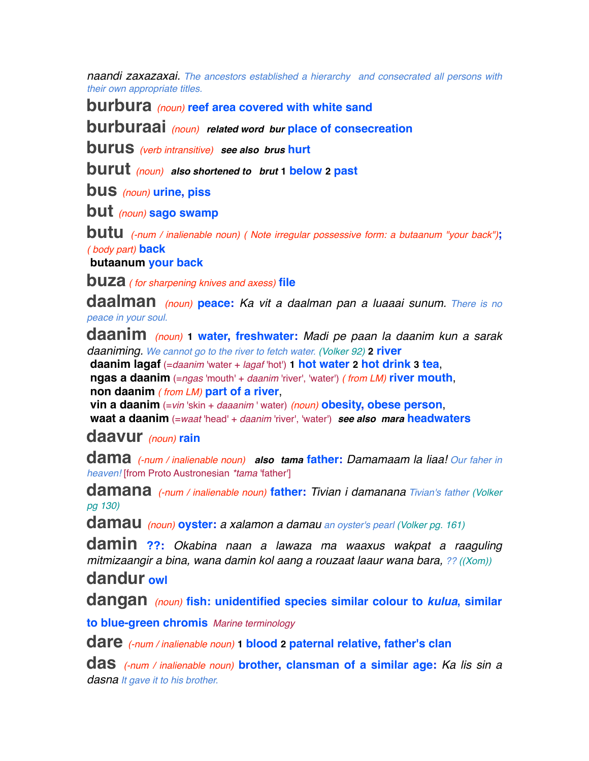*naandi zaxazaxai.* *The ancestors established a hierarchy and consecrated all persons with their own appropriate titles.*

**burbura** *(noun)* **reef area covered with white sand**

**burburaai** *(noun)* ***related word bur*** **place of consecreation**

**burus** *(verb intransitive)* ***see also brus*** **hurt**

**burut** *(noun)* ***also shortened to brut*** **1 below 2 past**

**bus** *(noun)* **urine, piss**

**but** *(noun)* **sago swamp**

**butu** *(-num / inalienable noun) ( Note irregular possessive form: a butaanum "your back")*; *( body part)* **back**
**butaanum your back**

**buza** *( for sharpening knives and axess)* **file**

**daalman** *(noun)* **peace:** *Ka vit a daalman pan a luaaai sunum.* *There is no peace in your soul.*

**daanim** *(noun)* **1 water, freshwater:** *Madi pe paan la daanim kun a sarak daaniming.* *We cannot go to the river to fetch water. (Volker 92)* **2 river**
**daanim lagaf** (=*daanim* 'water + *lagaf* 'hot') **1 hot water 2 hot drink 3 tea**,
**ngas a daanim** (=*ngas* 'mouth' + *daanim* 'river', 'water') *( from LM)* **river mouth**,
**non daanim** *( from LM)* **part of a river**,
**vin a daanim** (=*vin* 'skin + *daaanim* ' water) *(noun)* **obesity, obese person**,
**waat a daanim** (=*waat* 'head' + *daanim* 'river', 'water') ***see also mara*** **headwaters**

**daavur** *(noun)* **rain**

**dama** *(-num / inalienable noun)* ***also tama*** **father:** *Damamaam la liaa!* *Our faher in heaven!* [from Proto Austronesian *\*tama* 'father']

**damana** *(-num / inalienable noun)* **father:** *Tivian i damanana* *Tivian's father (Volker pg 130)*

**damau** *(noun)* **oyster:** *a xalamon a damau* *an oyster's pearl (Volker pg. 161)*

**damin** **??:** *Okabina naan a lawaza ma waaxus wakpat a raaguling mitmizaangir a bina, wana damin kol aang a rouzaat laaur wana bara,* *?? ((Xom))*

**dandur** **owl**

**dangan** *(noun)* **fish: unidentified species similar colour to *kulua*, similar to blue-green chromis** *Marine terminology*

**dare** *(-num / inalienable noun)* **1 blood 2 paternal relative, father's clan**

**das** *(-num / inalienable noun)* **brother, clansman of a similar age:** *Ka lis sin a dasna* *It gave it to his brother.*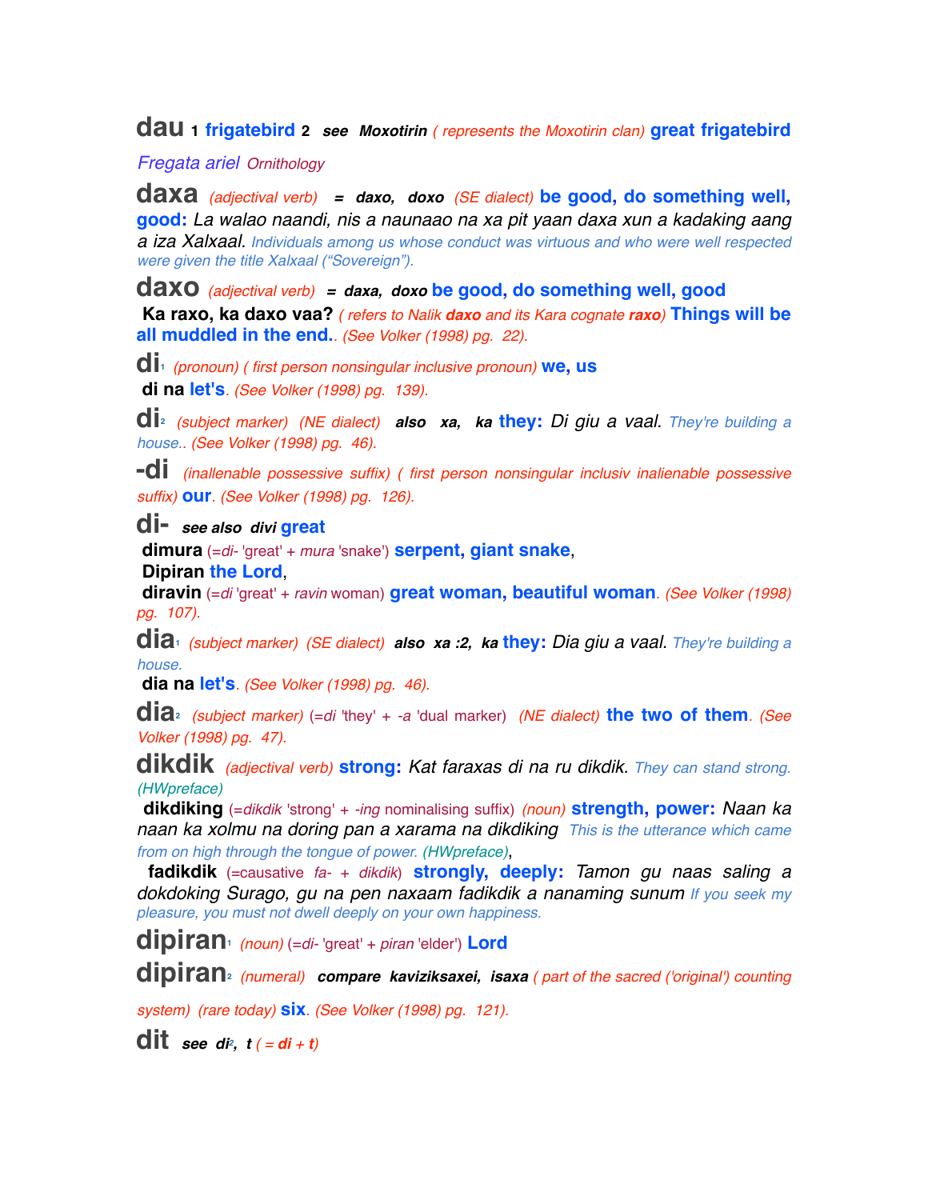**dau** 1 **frigatebird** 2 ***see* *Moxotirin*** *( represents the Moxotirin clan)* **great frigatebird** *Fregata ariel* *Ornithology*

**daxa** *(adjectival verb)* ***= daxo, doxo*** *(SE dialect)* **be good, do something well, good:** *La walao naandi, nis a naunaao na xa pit yaan daxa xun a kadaking aang a iza Xalxaal.* *Individuals among us whose conduct was virtuous and who were well respected were given the title Xalxaal ("Sovereign").*

**daxo** *(adjectival verb)* ***= daxa, doxo*** **be good, do something well, good**
**Ka raxo, ka daxo vaa?** *( refers to Nalik **daxo** and its Kara cognate **raxo**)* **Things will be all muddled in the end.**. *(See Volker (1998) pg. 22).*

**di**[1] *(pronoun) ( first person nonsingular inclusive pronoun)* **we, us**
**di na** **let's**. *(See Volker (1998) pg. 139).*

**di**[2] *(subject marker) (NE dialect)* ***also xa, ka*** **they:** *Di giu a vaal.* *They're building a house..* *(See Volker (1998) pg. 46).*

**-di** *(inallenable possessive suffix) ( first person nonsingular inclusiv inalienable possessive suffix)* **our**. *(See Volker (1998) pg. 126).*

**di-** ***see also divi*** **great**
**dimura** (=*di-* 'great' + *mura* 'snake') **serpent, giant snake**,
**Dipiran** **the Lord**,
**diravin** (=*di* 'great' + *ravin* woman) **great woman, beautiful woman**. *(See Volker (1998) pg. 107).*

**dia**[1] *(subject marker) (SE dialect)* ***also xa :2, ka*** **they:** *Dia giu a vaal.* *They're building a house.*
**dia na** **let's**. *(See Volker (1998) pg. 46).*

**dia**[2] *(subject marker)* (=*di* 'they' + *-a* 'dual marker') *(NE dialect)* **the two of them**. *(See Volker (1998) pg. 47).*

**dikdik** *(adjectival verb)* **strong:** *Kat faraxas di na ru dikdik.* *They can stand strong.* *(HWpreface)*
**dikdiking** (=*dikdik* 'strong' + *-ing* nominalising suffix) *(noun)* **strength, power:** *Naan ka naan ka xolmu na doring pan a xarama na dikdiking* *This is the utterance which came from on high through the tongue of power.* *(HWpreface)*,
**fadikdik** (=causative *fa-* + *dikdik*) **strongly, deeply:** *Tamon gu naas saling a dokdoking Surago, gu na pen naxaam fadikdik a nanaming sunum* *If you seek my pleasure, you must not dwell deeply on your own happiness.*

**dipiran**[1] *(noun)* (=*di-* 'great' + *piran* 'elder') **Lord**

**dipiran**[2] *(numeral)* ***compare kaviziksaxei, isaxa*** *( part of the sacred ('original') counting system) (rare today)* **six**. *(See Volker (1998) pg. 121).*

**dit** ***see di***[2]***, t*** *( = **di** + **t**)*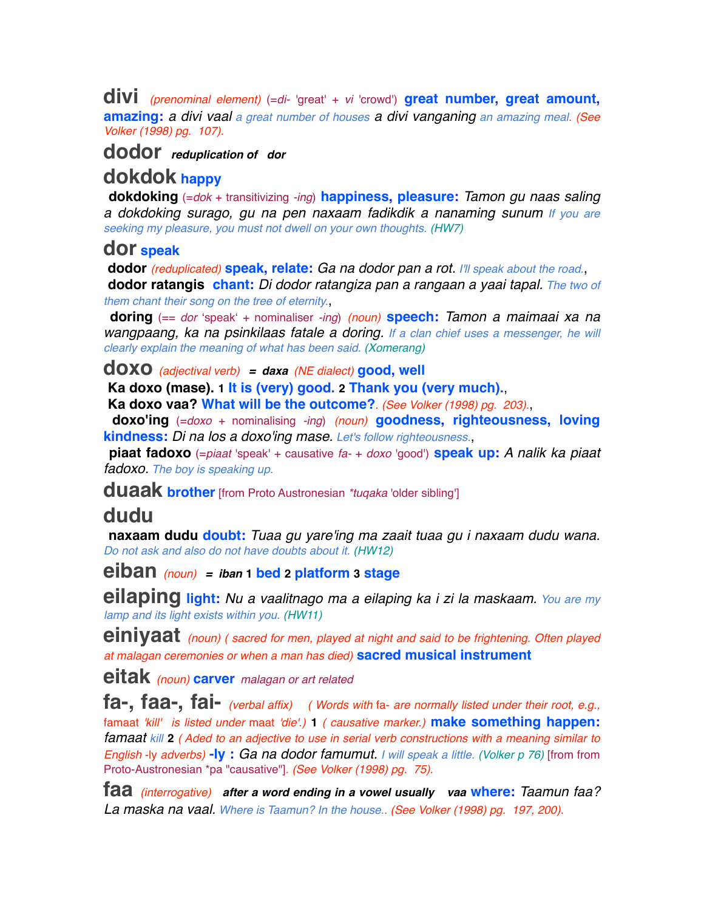**divi** *(prenominal element)* (=*di-* 'great' + *vi* 'crowd') **great number, great amount, amazing:** *a divi vaal* a great number of houses *a divi vanganing* an amazing meal. *(See Volker (1998) pg. 107).*

**dodor** ***reduplication of dor***

**dokdok** **happy**

**dokdoking** (=*dok* + transitivizing *-ing*) **happiness, pleasure:** *Tamon gu naas saling a dokdoking surago, gu na pen naxaam fadikdik a nananing sunum* If you are seeking my pleasure, you must not dwell on your own thoughts. (HW7)

**dor** **speak**

**dodor** *(reduplicated)* **speak, relate:** *Ga na dodor pan a rot.* I'll speak about the road.,

**dodor ratangis** **chant:** *Di dodor ratangiza pan a rangaan a yaai tapal.* The two of them chant their song on the tree of eternity.,

**doring** (== *dor* 'speak' + nominaliser *-ing*) *(noun)* **speech:** *Tamon a maimaai xa na wangpaang, ka na psinkilaas fatale a doring.* If a clan chief uses a messenger, he will clearly explain the meaning of what has been said. (Xomerang)

**doxo** *(adjectival verb)* **=** ***daxa*** *(NE dialect)* **good, well**

**Ka doxo (mase).** 1 **It is (very) good.** 2 **Thank you (very much).**,

**Ka doxo vaa?** **What will be the outcome?**. *(See Volker (1998) pg. 203).*,

**doxo'ing** (=*doxo* + nominalising *-ing*) *(noun)* **goodness, righteousness, loving kindness:** *Di na los a doxo'ing mase.* Let's follow righteousness.,

**piaat fadoxo** (=*piaat* 'speak' + causative *fa-* + *doxo* 'good') **speak up:** *A nalik ka piaat fadoxo.* The boy is speaking up.

**duaak** **brother** [from Proto Austronesian *\*tuqaka* 'older sibling']

**dudu**

**naxaam dudu** **doubt:** *Tuaa gu yare'ing ma zaait tuaa gu i naxaam dudu wana.* Do not ask and also do not have doubts about it. (HW12)

**eiban** *(noun)* **=** ***iban*** 1 **bed** 2 **platform** 3 **stage**

**eilaping** **light:** *Nu a vaalitnago ma a eilaping ka i zi la maskaam.* You are my lamp and its light exists within you. (HW11)

**einiyaat** *(noun) ( sacred for men, played at night and said to be frightening. Often played at malagan ceremonies or when a man has died)* **sacred musical instrument**

**eitak** *(noun)* **carver** *malagan or art related*

**fa-, faa-, fai-** *(verbal affix) ( Words with* fa- *are normally listed under their root, e.g.,* famaat *'kill' is listed under* maat *'die'.)* 1 *( causative marker.)* **make something happen:** *famaat* kill 2 *( Aded to an adjective to use in serial verb constructions with a meaning similar to English -ly adverbs)* **-ly :** *Ga na dodor famumut.* I will speak a little. (Volker p 76) [from from Proto-Austronesian \*pa "causative"]. *(See Volker (1998) pg. 75).*

**faa** *(interrogative)* ***after a word ending in a vowel usually vaa*** **where:** *Taamun faa? La maska na vaal.* Where is Taamun? In the house.. *(See Volker (1998) pg. 197, 200).*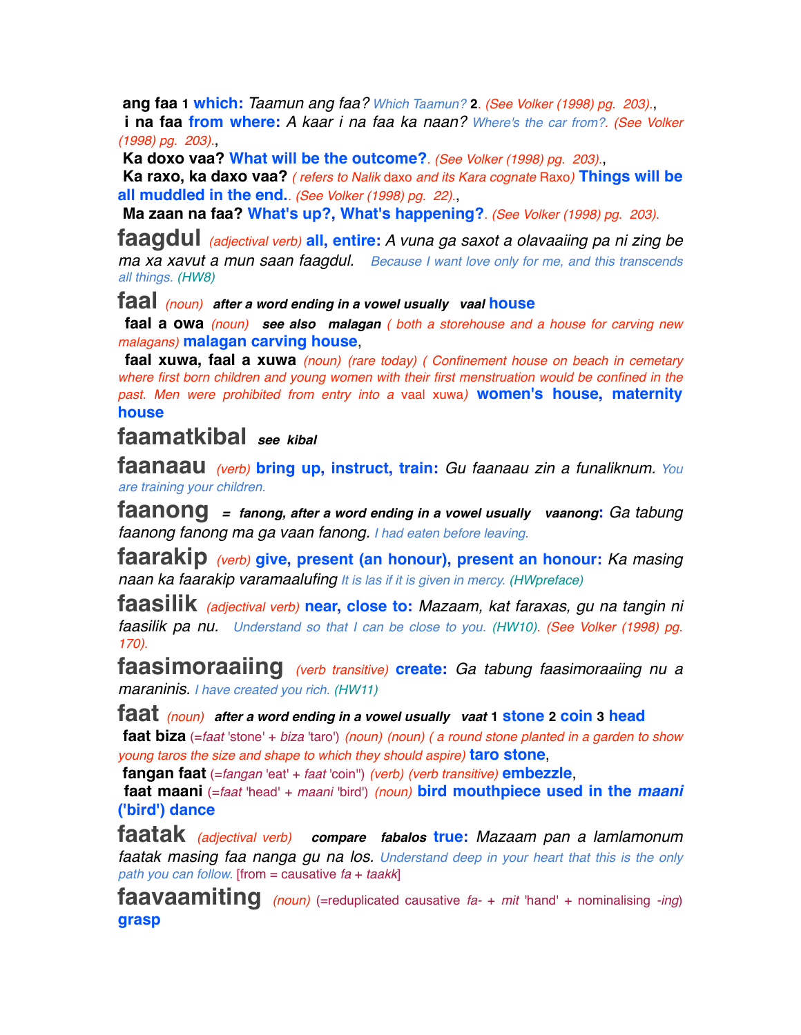**ang faa** 1 **which:** *Taamun ang faa?* *Which Taamun?* **2**. *(See Volker (1998) pg. 203).*,

**i na faa** **from where:** *A kaar i na faa ka naan?* *Where's the car from?*. *(See Volker (1998) pg. 203).*,

**Ka doxo vaa?** **What will be the outcome?**. *(See Volker (1998) pg. 203).*,

**Ka raxo, ka daxo vaa?** *( refers to Nalik* daxo *and its Kara cognate* Raxo*)* **Things will be all muddled in the end.**. *(See Volker (1998) pg. 22).*,

**Ma zaan na faa?** **What's up?, What's happening?**. *(See Volker (1998) pg. 203).*

**faagdul** *(adjectival verb)* **all, entire:** *A vuna ga saxot a olavaaiing pa ni zing be ma xa xavut a mun saan faagdul.* *Because I want love only for me, and this transcends all things.* *(HW8)*

**faal** *(noun)* ***after a word ending in a vowel usually vaal*** **house**

**faal a owa** *(noun)* ***see also malagan*** *( both a storehouse and a house for carving new malagans)* **malagan carving house**,

**faal xuwa, faal a xuwa** *(noun)* *(rare today)* *( Confinement house on beach in cemetary where first born children and young women with their first menstruation would be confined in the past. Men were prohibited from entry into a* vaal xuwa*)* **women's house, maternity house**

**faamatkibal** ***see kibal***

**faanaau** *(verb)* **bring up, instruct, train:** *Gu faanaau zin a funaliknum.* *You are training your children.*

**faanong** ***= fanong, after a word ending in a vowel usually vaanong*:** *Ga tabung faanong fanong ma ga vaan fanong.* *I had eaten before leaving.*

**faarakip** *(verb)* **give, present (an honour), present an honour:** *Ka masing naan ka faarakip varamaalufing* *It is las if it is given in mercy.* *(HWpreface)*

**faasilik** *(adjectival verb)* **near, close to:** *Mazaam, kat faraxas, gu na tangin ni faasilik pa nu.* *Understand so that I can be close to you.* *(HW10)*. *(See Volker (1998) pg. 170).*

**faasimoraaiing** *(verb transitive)* **create:** *Ga tabung faasimoraaiing nu a maraninis.* *I have created you rich.* *(HW11)*

**faat** *(noun)* ***after a word ending in a vowel usually vaat*** **1 stone 2 coin 3 head**

**faat biza** (=*faat* 'stone' + *biza* 'taro') *(noun)* *(noun)* *( a round stone planted in a garden to show young taros the size and shape to which they should aspire)* **taro stone**,

**fangan faat** (=*fangan* 'eat' + *faat* 'coin'') *(verb)* *(verb transitive)* **embezzle**,

**faat maani** (=*faat* 'head' + *maani* 'bird') *(noun)* **bird mouthpiece used in the *maani* ('bird') dance**

**faatak** *(adjectival verb)* ***compare fabalos*** **true:** *Mazaam pan a lamlamonum faatak masing faa nanga gu na los.* *Understand deep in your heart that this is the only path you can follow.* [from = causative *fa* + *taakk*]

**faavaamiting** *(noun)* (=reduplicated causative *fa-* + *mit* 'hand' + nominalising *-ing*) **grasp**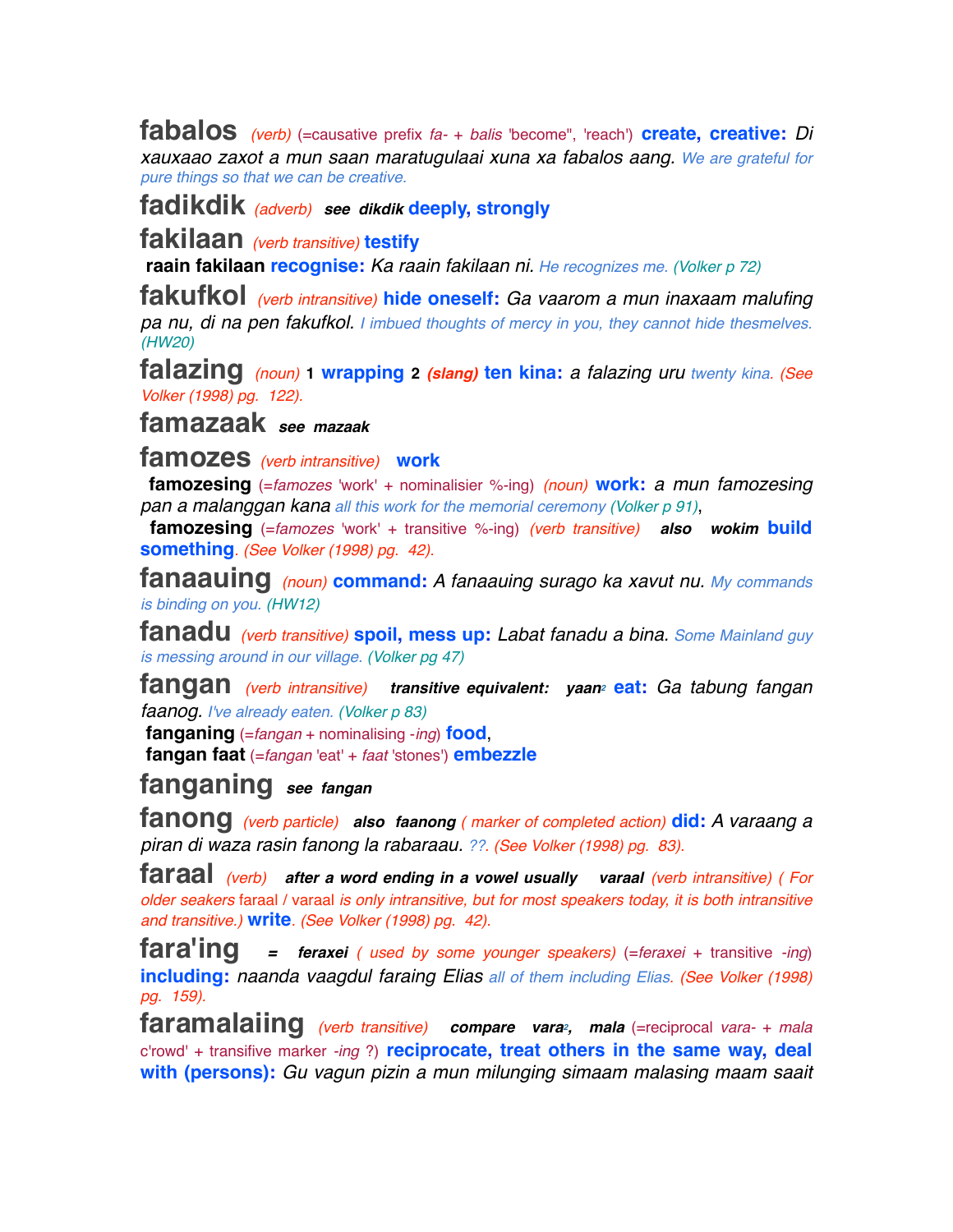**fabalos** *(verb)* (=causative prefix *fa-* + *balis* 'become", 'reach') **create, creative:** *Di xauxaao zaxot a mun saan maratugulaai xuna xa fabalos aang. We are grateful for pure things so that we can be creative.*

**fadikdik** *(adverb)* ***see dikdik*** **deeply, strongly**

**fakilaan** *(verb transitive)* **testify**

**raain fakilaan** **recognise:** *Ka raain fakilaan ni. He recognizes me. (Volker p 72)*

**fakufkol** *(verb intransitive)* **hide oneself:** *Ga vaarom a mun inaxaam malufing pa nu, di na pen fakufkol. I imbued thoughts of mercy in you, they cannot hide thesmelves. (HW20)*

**falazing** *(noun)* **1** **wrapping** **2** ***(slang)*** **ten kina:** *a falazing uru twenty kina. (See Volker (1998) pg. 122).*

**famazaak** ***see mazaak***

**famozes** *(verb intransitive)* **work**

**famozesing** (=*famozes* 'work' + nominalisier %-ing) *(noun)* **work:** *a mun famozesing pan a malanggan kana all this work for the memorial ceremony (Volker p 91)*,

**famozesing** (=*famozes* 'work' + transitive %-ing) *(verb transitive)* ***also wokim*** **build something**. *(See Volker (1998) pg. 42).*

**fanaauing** *(noun)* **command:** *A fanaauing surago ka xavut nu. My commands is binding on you. (HW12)*

**fanadu** *(verb transitive)* **spoil, mess up:** *Labat fanadu a bina. Some Mainland guy is messing around in our village. (Volker pg 47)*

**fangan** *(verb intransitive)* ***transitive equivalent: yaan2*** **eat:** *Ga tabung fangan faanog. I've already eaten. (Volker p 83)*

**fanganing** (=*fangan* + nominalising *-ing*) **food**,

**fangan faat** (=*fangan* 'eat' + *faat* 'stones') **embezzle**

**fanganing** ***see fangan***

**fanong** *(verb particle)* ***also faanong*** *( marker of completed action)* **did:** *A varaang a piran di waza rasin fanong la rabaraau. ??. (See Volker (1998) pg. 83).*

**faraal** *(verb)* ***after a word ending in a vowel usually varaal*** *(verb intransitive) ( For older seakers faraal / varaal is only intransitive, but for most speakers today, it is both intransitive and transitive.)* **write**. *(See Volker (1998) pg. 42).*

**fara'ing** ***= feraxei*** *( used by some younger speakers)* (=*feraxei* + transitive *-ing*) **including:** *naanda vaagdul faraing Elias all of them including Elias. (See Volker (1998) pg. 159).*

**faramalaiing** *(verb transitive)* ***compare vara2, mala*** (=reciprocal *vara-* + *mala* c'rowd' + transifive marker *-ing* ?) **reciprocate, treat others in the same way, deal with (persons):** *Gu vagun pizin a mun milunging simaam malasing maam saait*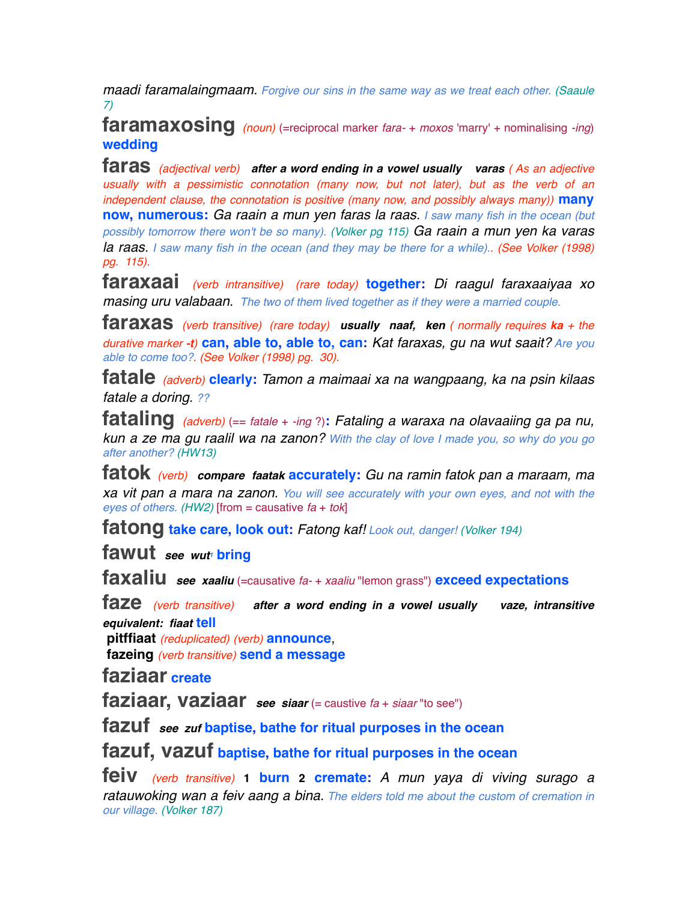*maadi faramalaingmaam.* Forgive our sins in the same way as we treat each other. (Saaule 7)

**faramaxosing** *(noun)* (=reciprocal marker *fara-* + *moxos* 'marry' + nominalising *-ing*) **wedding**

**faras** *(adjectival verb)* ***after a word ending in a vowel usually varas*** *( As an adjective usually with a pessimistic connotation (many now, but not later), but as the verb of an independent clause, the connotation is positive (many now, and possibly always many))* **many now, numerous:** *Ga raain a mun yen faras la raas.* I saw many fish in the ocean (but possibly tomorrow there won't be so many). (Volker pg 115) *Ga raain a mun yen ka varas la raas.* I saw many fish in the ocean (and they may be there for a while).. *(See Volker (1998) pg. 115).*

**faraxaai** *(verb intransitive) (rare today)* **together:** *Di raagul faraxaaiyaa xo masing uru valabaan.* The two of them lived together as if they were a married couple.

**faraxas** *(verb transitive) (rare today)* ***usually naaf, ken*** *( normally requires **ka** + the durative marker **-t**)* **can, able to, able to, can:** *Kat faraxas, gu na wut saait?* Are you able to come too?. *(See Volker (1998) pg. 30).*

**fatale** *(adverb)* **clearly:** *Tamon a maimaai xa na wangpaang, ka na psin kilaas fatale a doring.* ??

**fataling** *(adverb)* (== *fatale* + *-ing* ?)**:** *Fataling a waraxa na olavaaiing ga pa nu, kun a ze ma gu raalil wa na zanon?* With the clay of love I made you, so why do you go after another? (HW13)

**fatok** *(verb)* ***compare faatak*** **accurately:** *Gu na ramin fatok pan a maraam, ma xa vit pan a mara na zanon.* You will see accurately with your own eyes, and not with the eyes of others. (HW2) [from = causative *fa* + *tok*]

**fatong** **take care, look out:** *Fatong kaf!* Look out, danger! (Volker 194)

**fawut** ***see wut*** **bring**

**faxaliu** ***see xaaliu*** (=causative *fa-* + *xaaliu* "lemon grass") **exceed expectations**

**faze** *(verb transitive)* ***after a word ending in a vowel usually vaze, intransitive equivalent: fiaat*** **tell**

**pitffiaat** *(reduplicated) (verb)* **announce**,

**fazeing** *(verb transitive)* **send a message**

**faziaar** **create**

**faziaar, vaziaar** ***see siaar*** (= caustive *fa* + *siaar* "to see")

**fazuf** ***see zuf*** **baptise, bathe for ritual purposes in the ocean**

**fazuf, vazuf** **baptise, bathe for ritual purposes in the ocean**

**feiv** *(verb transitive)* **1 burn 2 cremate:** *A mun yaya di viving surago a ratauwoking wan a feiv aang a bina.* The elders told me about the custom of cremation in our village. (Volker 187)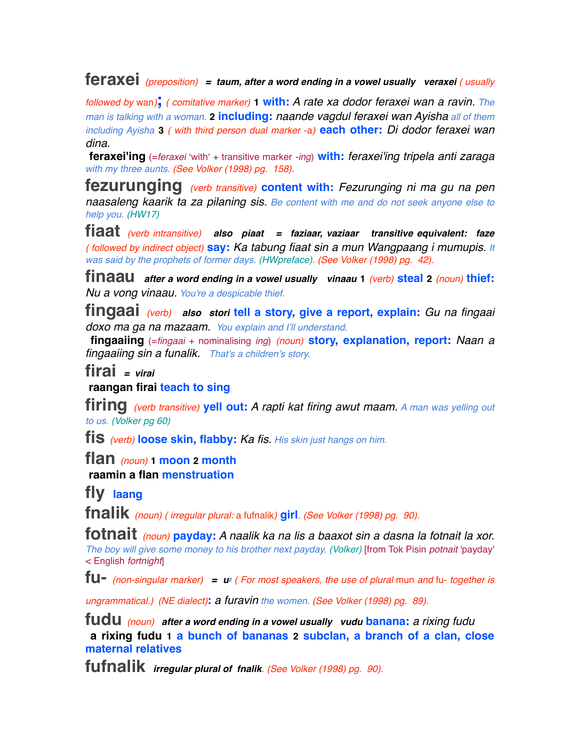**feraxei** *(preposition)* ***= taum, after a word ending in a vowel usually veraxei*** *( usually followed by* wan*)*; *( comitative marker)* **1 with:** *A rate xa dodor feraxei wan a ravin.* *The man is talking with a woman.* **2 including:** *naande vagdul feraxei wan Ayisha* *all of them including Ayisha* **3** *( with third person dual marker -a)* **each other:** *Di dodor feraxei wan dina.*

**feraxei'ing** (=*feraxei* 'with' + transitive marker *-ing*) **with:** *feraxei'ing tripela anti zaraga* *with my three aunts. (See Volker (1998) pg. 158).*

**fezurunging** *(verb transitive)* **content with:** *Fezurunging ni ma gu na pen naasaleng kaarik ta za pilaning sis.* *Be content with me and do not seek anyone else to help you. (HW17)*

**fiaat** *(verb intransitive)* ***also piaat = faziaar, vaziaar transitive equivalent: faze*** *( followed by indirect object)* **say:** *Ka tabung fiaat sin a mun Wangpaang i mumupis.* *It was said by the prophets of former days. (HWpreface). (See Volker (1998) pg. 42).*

**finaau** ***after a word ending in a vowel usually vinaau*** **1** *(verb)* **steal** **2** *(noun)* **thief:** *Nu a vong vinaau.* *You're a despicable thief.*

**fingaai** *(verb)* ***also stori*** **tell a story, give a report, explain:** *Gu na fingaai doxo ma ga na mazaam.* *You explain and I'll understand.*

**fingaaiing** (=*fingaai* + nominalising *ing*) *(noun)* **story, explanation, report:** *Naan a fingaaiing sin a funalik.* *That's a children's story.*

**firai** ***= virai***

**raangan firai** **teach to sing**

**firing** *(verb transitive)* **yell out:** *A rapti kat firing awut maam.* *A man was yelling out to us. (Volker pg 60)*

**fis** *(verb)* **loose skin, flabby:** *Ka fis.* *His skin just hangs on him.*

**flan** *(noun)* **1 moon 2 month**

**raamin a flan** **menstruation**

**fly** **laang**

**fnalik** *(noun) ( irregular plural:* a fufnalik*)* **girl**. *(See Volker (1998) pg. 90).*

**fotnait** *(noun)* **payday:** *A naalik ka na lis a baaxot sin a dasna la fotnait la xor.* *The boy will give some money to his brother next payday. (Volker)* [from Tok Pisin *potnait* 'payday' < English *fortnight*]

**fu-** *(non-singular marker)* ***= u²*** *( For most speakers, the use of plural* mun *and* fu- *together is ungrammatical.) (NE dialect)*: *a furavin* *the women. (See Volker (1998) pg. 89).*

**fudu** *(noun)* ***after a word ending in a vowel usually vudu*** **banana:** *a rixing fudu*

**a rixing fudu** **1 a bunch of bananas 2 subclan, a branch of a clan, close maternal relatives**

**fufnalik** ***irregular plural of fnalik***. *(See Volker (1998) pg. 90).*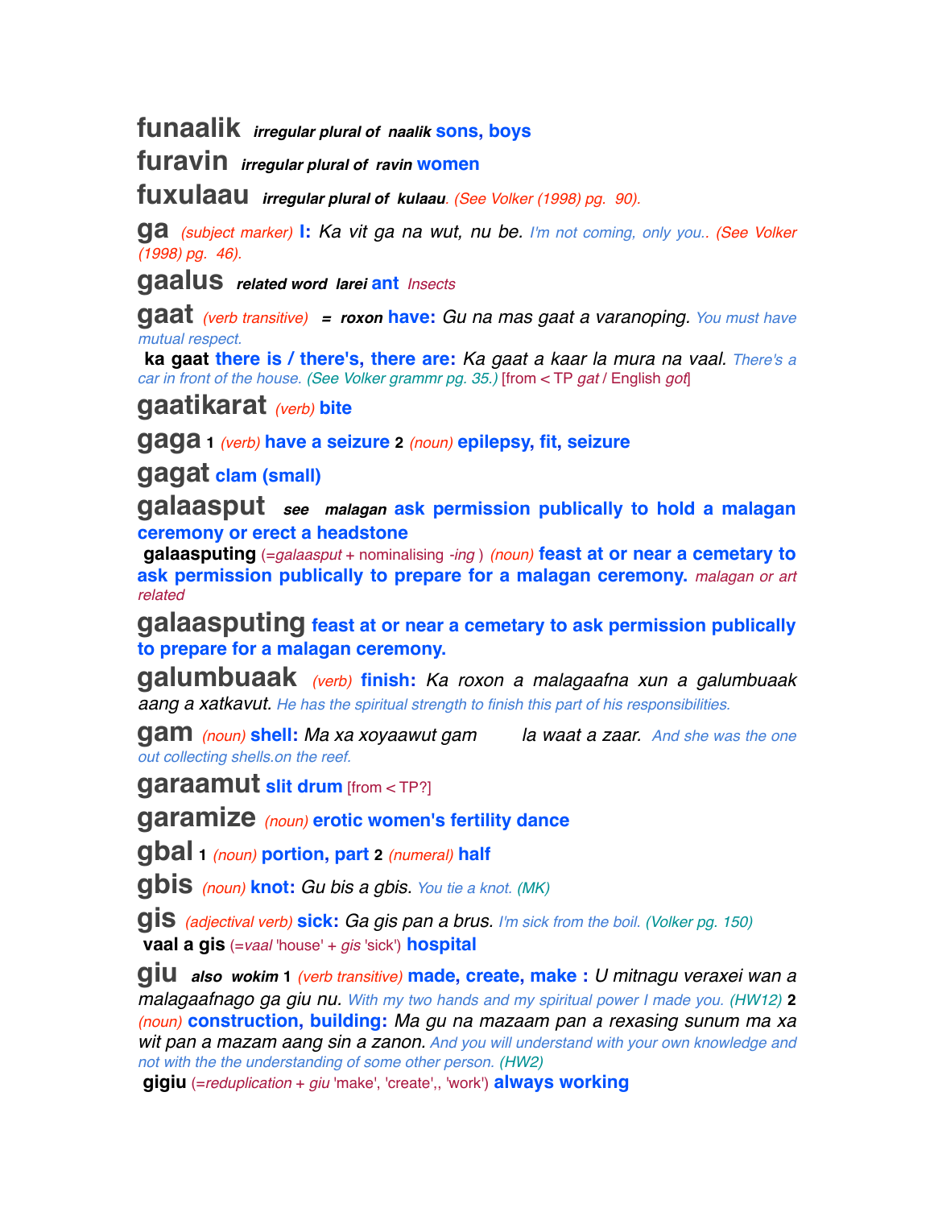**funaalik** ***irregular plural of naalik*** **sons, boys**

**furavin** ***irregular plural of ravin*** **women**

**fuxulaau** ***irregular plural of kulaau***. *(See Volker (1998) pg. 90).*

**ga** *(subject marker)* **I:** *Ka vit ga na wut, nu be. I'm not coming, only you.. (See Volker (1998) pg. 46).*

**gaalus** ***related word larei*** **ant** *Insects*

**gaat** *(verb transitive)* **= roxon have:** *Gu na mas gaat a varanoping. You must have mutual respect.*

**ka gaat there is / there's, there are:** *Ka gaat a kaar la mura na vaal. There's a car in front of the house. (See Volker grammr pg. 35.)* [from < TP *gat* / English *got*]

**gaatikarat** *(verb)* **bite**

**gaga** 1 *(verb)* **have a seizure** 2 *(noun)* **epilepsy, fit, seizure**

**gagat clam (small)**

**galaasput** ***see malagan*** **ask permission publically to hold a malagan ceremony or erect a headstone**

**galaasputing** (=*galaasput* + nominalising *-ing* ) *(noun)* **feast at or near a cemetary to ask permission publically to prepare for a malagan ceremony.** *malagan or art related*

**galaasputing feast at or near a cemetary to ask permission publically to prepare for a malagan ceremony.**

**galumbuaak** *(verb)* **finish:** *Ka roxon a malagaafna xun a galumbuaak aang a xatkavut. He has the spiritual strength to finish this part of his responsibilities.*

**gam** *(noun)* **shell:** *Ma xa xoyaawut gam la waat a zaar. And she was the one out collecting shells.on the reef.*

**garaamut slit drum** [from < TP?]

**garamize** *(noun)* **erotic women's fertility dance**

**gbal** 1 *(noun)* **portion, part** 2 *(numeral)* **half**

**gbis** *(noun)* **knot:** *Gu bis a gbis. You tie a knot. (MK)*

**gis** *(adjectival verb)* **sick:** *Ga gis pan a brus. I'm sick from the boil. (Volker pg. 150)*

**vaal a gis** (=*vaal* 'house' + *gis* 'sick') **hospital**

**giu** ***also wokim*** 1 *(verb transitive)* **made, create, make :** *U mitnagu veraxei wan a malagaafnago ga giu nu. With my two hands and my spiritual power I made you. (HW12)* 2 *(noun)* **construction, building:** *Ma gu na mazaam pan a rexasing sunum ma xa wit pan a mazam aang sin a zanon. And you will understand with your own knowledge and not with the understanding of some other person. (HW2)*

**gigiu** (=*reduplication* + *giu* 'make', 'create',, 'work') **always working**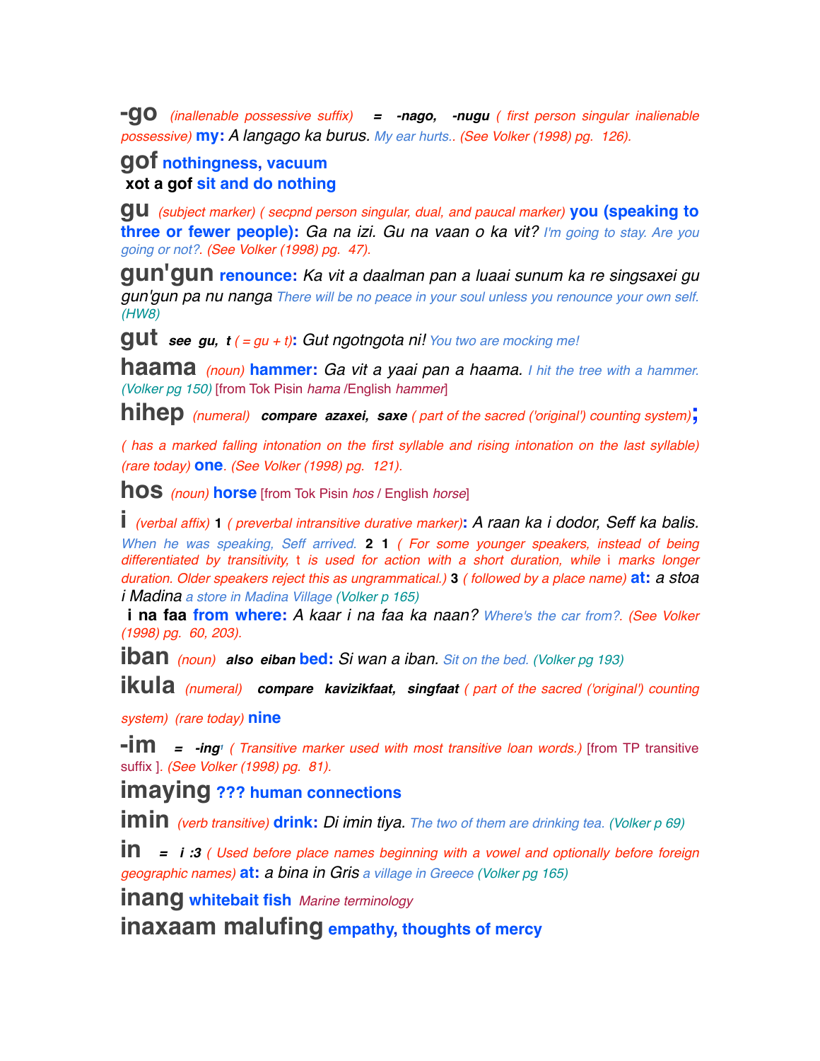**-go** *(inallenable possessive suffix)* = ***-nago, -nugu*** *( first person singular inalienable possessive)* **my:** *A langago ka burus.* *My ear hurts.. (See Volker (1998) pg. 126).*

**gof** **nothingness, vacuum**
**xot a gof** **sit and do nothing**

**gu** *(subject marker) ( secpnd person singular, dual, and paucal marker)* **you (speaking to three or fewer people):** *Ga na izi. Gu na vaan o ka vit? I'm going to stay. Are you going or not?. (See Volker (1998) pg. 47).*

**gun'gun** **renounce:** *Ka vit a daalman pan a luaai sunum ka re singsaxei gu gun'gun pa nu nanga There will be no peace in your soul unless you renounce your own self. (HW8)*

**gut** ***see gu, t*** *( = gu + t)*: *Gut ngotngota ni! You two are mocking me!*

**haama** *(noun)* **hammer:** *Ga vit a yaai pan a haama. I hit the tree with a hammer. (Volker pg 150)* [from Tok Pisin *hama* /English *hammer*]

**hihep** *(numeral)* ***compare azaxei, saxe*** *( part of the sacred ('original') counting system)*; *( has a marked falling intonation on the first syllable and rising intonation on the last syllable) (rare today)* **one**. *(See Volker (1998) pg. 121).*

**hos** *(noun)* **horse** [from Tok Pisin *hos* / English *horse*]

**i** *(verbal affix)* **1** *( preverbal intransitive durative marker)*: *A raan ka i dodor, Seff ka balis. When he was speaking, Seff arrived.* **2 1** *( For some younger speakers, instead of being differentiated by transitivity, t is used for action with a short duration, while i marks longer duration. Older speakers reject this as ungrammatical.)* **3** *( followed by a place name)* **at:** *a stoa i Madina a store in Madina Village (Volker p 165)*
**i na faa** **from where:** *A kaar i na faa ka naan? Where's the car from?. (See Volker (1998) pg. 60, 203).*

**iban** *(noun)* ***also eiban*** **bed:** *Si wan a iban. Sit on the bed. (Volker pg 193)*

**ikula** *(numeral)* ***compare kavizikfaat, singfaat*** *( part of the sacred ('original') counting system) (rare today)* **nine**

**-im** = ***-ing***[1] *( Transitive marker used with most transitive loan words.)* [from TP transitive suffix ]. *(See Volker (1998) pg. 81).*

**imaying** **??? human connections**

**imin** *(verb transitive)* **drink:** *Di imin tiya. The two of them are drinking tea. (Volker p 69)*

**in** = ***i :3*** *( Used before place names beginning with a vowel and optionally before foreign geographic names)* **at:** *a bina in Gris a village in Greece (Volker pg 165)*

**inang** **whitebait fish** *Marine terminology*

**inaxaam malufing** **empathy, thoughts of mercy**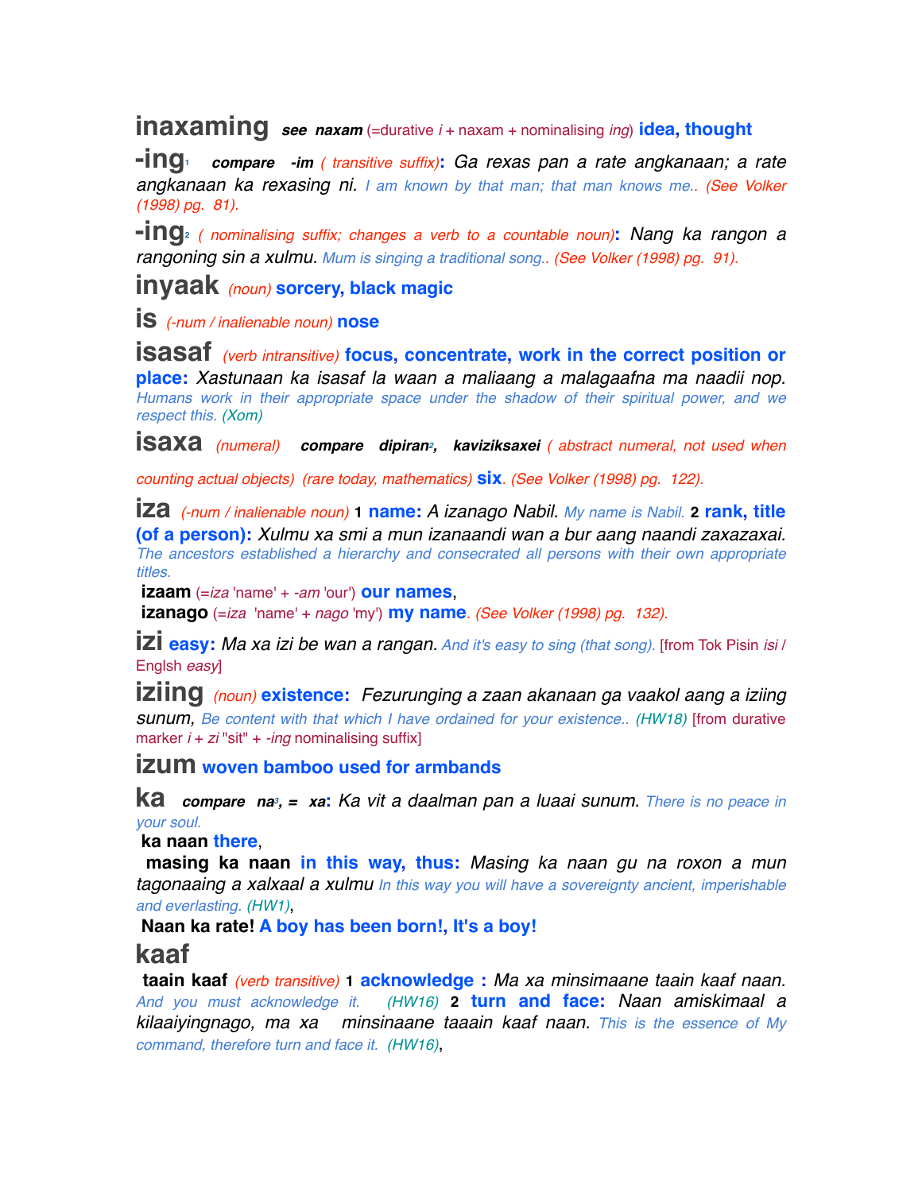**inaxaming** ***see* naxam** (=durative *i* + naxam + nominalising *ing*) **idea, thought**

**-ing**[1] ***compare* -im** *( transitive suffix)*: *Ga rexas pan a rate angkanaan; a rate angkanaan ka rexasing ni.* *I am known by that man; that man knows me..* *(See Volker (1998) pg. 81).*

**-ing**[2] *( nominalising suffix; changes a verb to a countable noun)*: *Nang ka rangon a rangoning sin a xulmu.* *Mum is singing a traditional song..* *(See Volker (1998) pg. 91).*

**inyaak** *(noun)* **sorcery, black magic**

**is** *(-num / inalienable noun)* **nose**

**isasaf** *(verb intransitive)* **focus, concentrate, work in the correct position or place:** *Xastunaan ka isasaf la waan a maliaang a malagaafna ma naadii nop.* *Humans work in their appropriate space under the shadow of their spiritual power, and we respect this.* *(Xom)*

**isaxa** *(numeral)* ***compare* dipiran**[2]**, kaviziksaxei** *( abstract numeral, not used when counting actual objects) (rare today, mathematics)* **six**. *(See Volker (1998) pg. 122).*

**iza** *(-num / inalienable noun)* **1 name:** *A izanago Nabil.* *My name is Nabil.* **2 rank, title (of a person):** *Xulmu xa smi a mun izanaandi wan a bur aang naandi zaxazaxai.* *The ancestors established a hierarchy and consecrated all persons with their own appropriate titles.*

**izaam** (=*iza* 'name' + *-am* 'our') **our names**,

**izanago** (=*iza* 'name' + *nago* 'my') **my name**. *(See Volker (1998) pg. 132).*

**izi** **easy:** *Ma xa izi be wan a rangan.* *And it's easy to sing (that song).* [from Tok Pisin *isi* / Englsh *easy*]

**iziing** *(noun)* **existence:** *Fezurunging a zaan akanaan ga vaakol aang a iziing sunum,* *Be content with that which I have ordained for your existence..* *(HW18)* [from durative marker *i* + *zi* "sit" + *-ing* nominalising suffix]

**izum** **woven bamboo used for armbands**

**ka** ***compare* na**[3]**, = xa**: *Ka vit a daalman pan a luaai sunum.* *There is no peace in your soul.*

**ka naan** **there**,

**masing ka naan** **in this way, thus:** *Masing ka naan gu na roxon a mun tagonaaing a xalxaal a xulmu* *In this way you will have a sovereignty ancient, imperishable and everlasting.* *(HW1)*,

**Naan ka rate!** **A boy has been born!, It's a boy!**

**kaaf**

**taain kaaf** *(verb transitive)* **1 acknowledge :** *Ma xa minsimaane taain kaaf naan.* *And you must acknowledge it.* *(HW16)* **2 turn and face:** *Naan amiskimaal a kilaaiyingnago, ma xa minsinaane taaain kaaf naan.* *This is the essence of My command, therefore turn and face it.* *(HW16)*,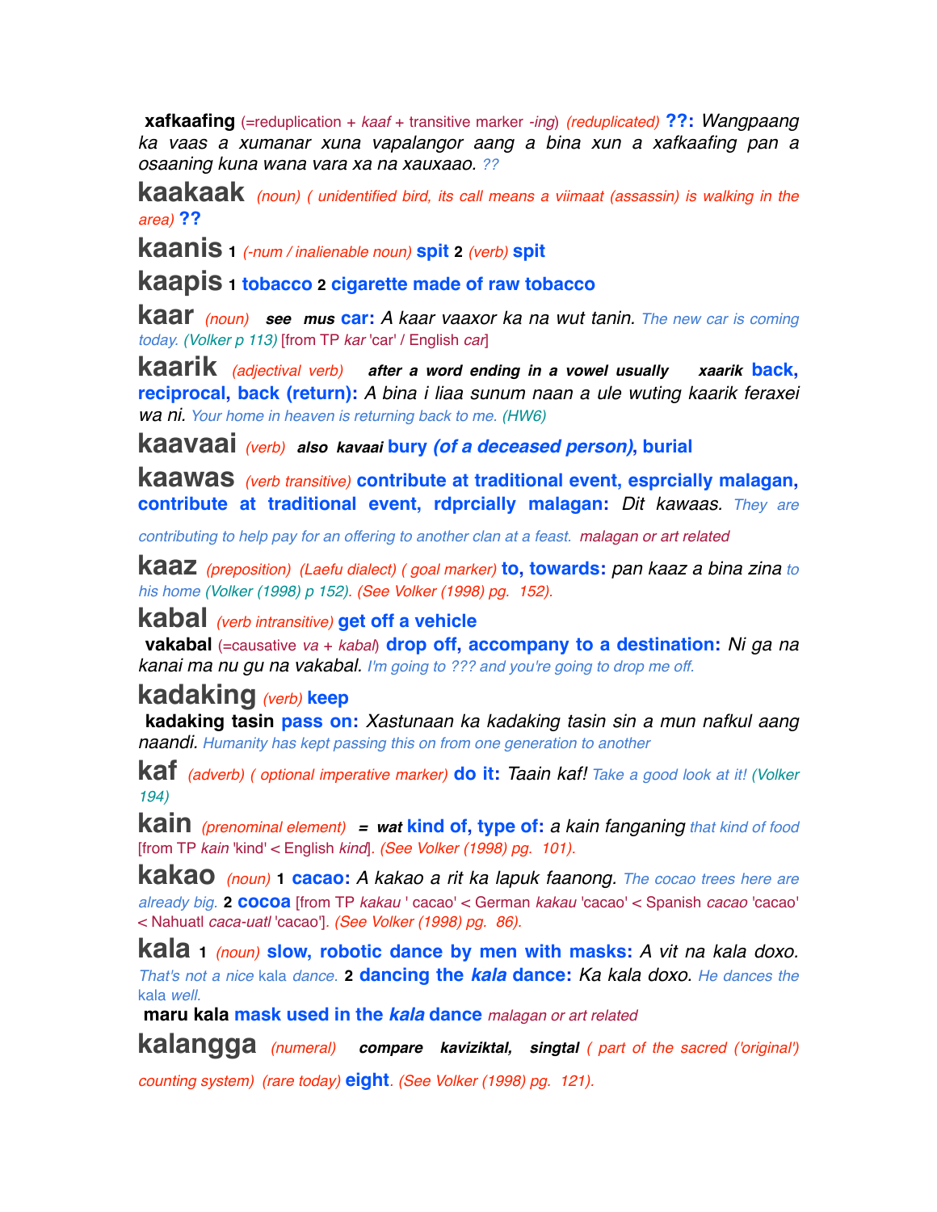**xafkaafing** (=reduplication + *kaaf* + transitive marker *-ing*) *(reduplicated)* **??:** *Wangpaang ka vaas a xumanar xuna vapalangor aang a bina xun a xafkaafing pan a osaaning kuna wana vara xa na xauxaao.* *??*

**kaakaak** *(noun) ( unidentified bird, its call means a viimaat (assassin) is walking in the area)* **??**

**kaanis** **1** *(-num / inalienable noun)* **spit** **2** *(verb)* **spit**

**kaapis** **1** **tobacco** **2** **cigarette made of raw tobacco**

**kaar** *(noun)* ***see mus*** **car:** *A kaar vaaxor ka na wut tanin.* *The new car is coming today. (Volker p 113)* [from TP *kar* 'car' / English *car*]

**kaarik** *(adjectival verb)* ***after a word ending in a vowel usually xaarik*** **back, reciprocal, back (return):** *A bina i liaa sunum naan a ule wuting kaarik feraxei wa ni.* *Your home in heaven is returning back to me. (HW6)*

**kaavaai** *(verb)* ***also kavaai*** **bury *(of a deceased person)*, burial**

**kaawas** *(verb transitive)* **contribute at traditional event, esprcially malagan, contribute at traditional event, rdprcially malagan:** *Dit kawaas.* *They are contributing to help pay for an offering to another clan at a feast.* *malagan or art related*

**kaaz** *(preposition) (Laefu dialect) ( goal marker)* **to, towards:** *pan kaaz a bina zina* *to his home (Volker (1998) p 152). (See Volker (1998) pg. 152).*

**kabal** *(verb intransitive)* **get off a vehicle**

**vakabal** (=causative *va* + *kabal*) **drop off, accompany to a destination:** *Ni ga na kanai ma nu gu na vakabal.* *I'm going to ??? and you're going to drop me off.*

**kadaking** *(verb)* **keep**

**kadaking tasin** **pass on:** *Xastunaan ka kadaking tasin sin a mun nafkul aang naandi.* *Humanity has kept passing this on from one generation to another*

**kaf** *(adverb) ( optional imperative marker)* **do it:** *Taain kaf!* *Take a good look at it! (Volker 194)*

**kain** *(prenominal element)* ***= wat*** **kind of, type of:** *a kain fanganing* *that kind of food* [from TP *kain* 'kind' < English *kind*]. *(See Volker (1998) pg. 101).*

**kakao** *(noun)* **1** **cacao:** *A kakao a rit ka lapuk faanong.* *The cocao trees here are already big.* **2** **cocoa** [from TP *kakau* ' cacao' < German *kakau* 'cacao' < Spanish *cacao* 'cacao' < Nahuatl *caca-uatl* 'cacao']. *(See Volker (1998) pg. 86).*

**kala** **1** *(noun)* **slow, robotic dance by men with masks:** *A vit na kala doxo.* *That's not a nice* kala *dance.* **2** **dancing the *kala* dance:** *Ka kala doxo.* *He dances the* kala *well.*

**maru kala** **mask used in the *kala* dance** *malagan or art related*

**kalangga** *(numeral)* ***compare kaviziktal, singtal*** *( part of the sacred ('original') counting system) (rare today)* **eight**. *(See Volker (1998) pg. 121).*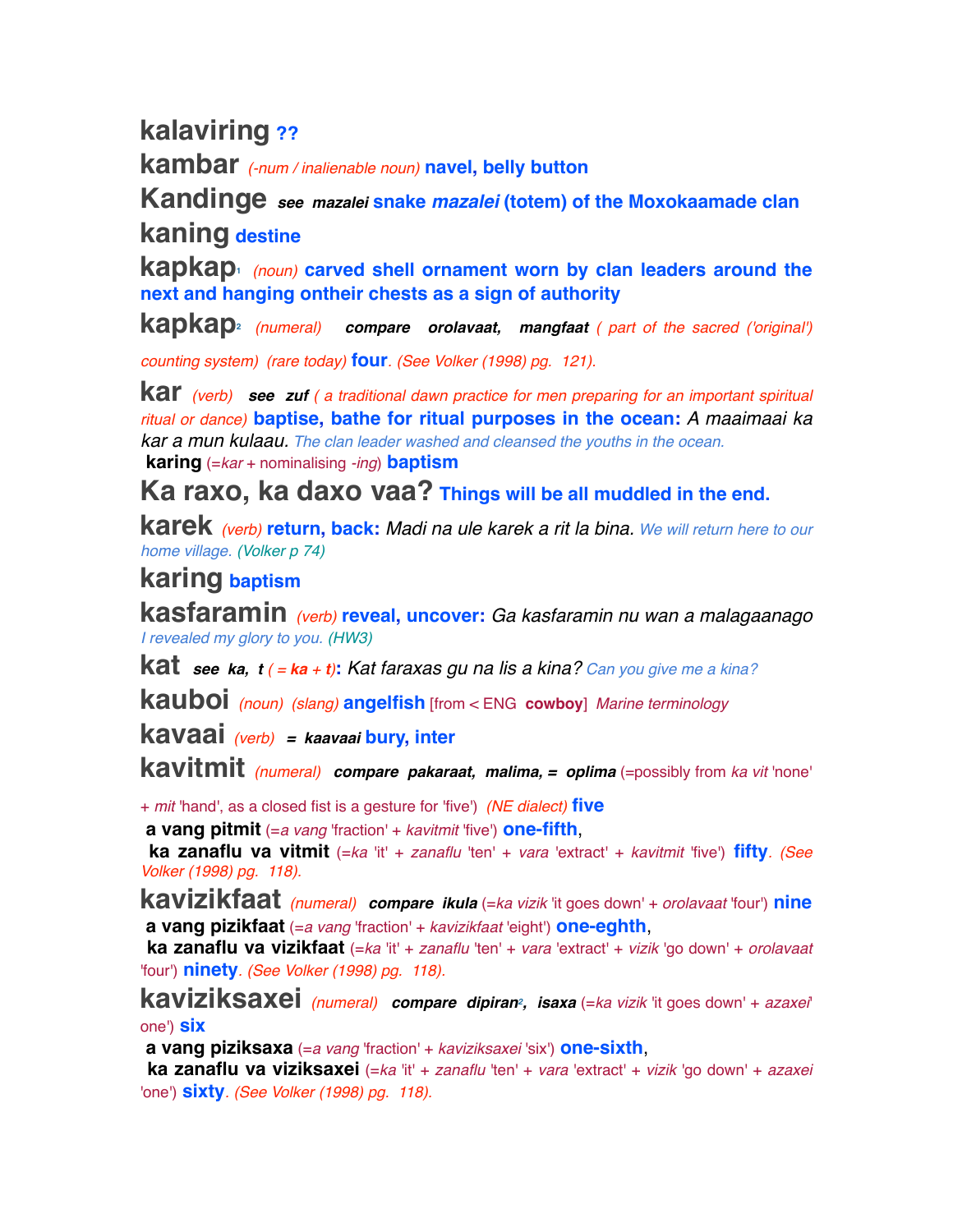**kalaviring** **??**

**kambar** *(-num / inalienable noun)* **navel, belly button**

**Kandinge** ***see mazalei*** **snake *mazalei* (totem) of the Moxokaamade clan**

**kaning** **destine**

**kapkap**[1] *(noun)* **carved shell ornament worn by clan leaders around the next and hanging ontheir chests as a sign of authority**

**kapkap**[2] *(numeral)* ***compare orolavaat, mangfaat*** *( part of the sacred ('original') counting system) (rare today)* **four**. *(See Volker (1998) pg. 121).*

**kar** *(verb)* ***see zuf*** *( a traditional dawn practice for men preparing for an important spiritual ritual or dance)* **baptise, bathe for ritual purposes in the ocean:** *A maaimaai ka kar a mun kulaau.* *The clan leader washed and cleansed the youths in the ocean.*

**karing** (=*kar* + nominalising *-ing*) **baptism**

**Ka raxo, ka daxo vaa?** **Things will be all muddled in the end.**

**karek** *(verb)* **return, back:** *Madi na ule karek a rit la bina.* *We will return here to our home village. (Volker p 74)*

**karing** **baptism**

**kasfaramin** *(verb)* **reveal, uncover:** *Ga kasfaramin nu wan a malagaanago* *I revealed my glory to you. (HW3)*

**kat** ***see ka, t*** *( =* ***ka + t****)***:** *Kat faraxas gu na lis a kina?* *Can you give me a kina?*

**kauboi** *(noun) (slang)* **angelfish** [from < ENG **cowboy**] *Marine terminology*

**kavaai** *(verb)* ***= kaavaai*** **bury, inter**

**kavitmit** *(numeral)* ***compare pakaraat, malima, = oplima*** (=possibly from *ka vit* 'none' + *mit* 'hand', as a closed fist is a gesture for 'five') *(NE dialect)* **five**

**a vang pitmit** (=*a vang* 'fraction' + *kavitmit* 'five') **one-fifth**,

**ka zanaflu va vitmit** (=*ka* 'it' + *zanaflu* 'ten' + *vara* 'extract' + *kavitmit* 'five') **fifty**. *(See Volker (1998) pg. 118).*

**kavizikfaat** *(numeral)* ***compare ikula*** (=*ka vizik* 'it goes down' + *orolavaat* 'four') **nine**

**a vang pizikfaat** (=*a vang* 'fraction' + *kavizikfaat* 'eight') **one-eghth**,

**ka zanaflu va vizikfaat** (=*ka* 'it' + *zanaflu* 'ten' + *vara* 'extract' + *vizik* 'go down' + *orolavaat* 'four') **ninety**. *(See Volker (1998) pg. 118).*

**kaviziksaxei** *(numeral)* ***compare dipiran***[2]***, isaxa*** (=*ka vizik* 'it goes down' + *azaxei*' one') **six**

**a vang piziksaxa** (=*a vang* 'fraction' + *kaviziksaxei* 'six') **one-sixth**,

**ka zanaflu va viziksaxei** (=*ka* 'it' + *zanaflu* 'ten' + *vara* 'extract' + *vizik* 'go down' + *azaxei* 'one') **sixty**. *(See Volker (1998) pg. 118).*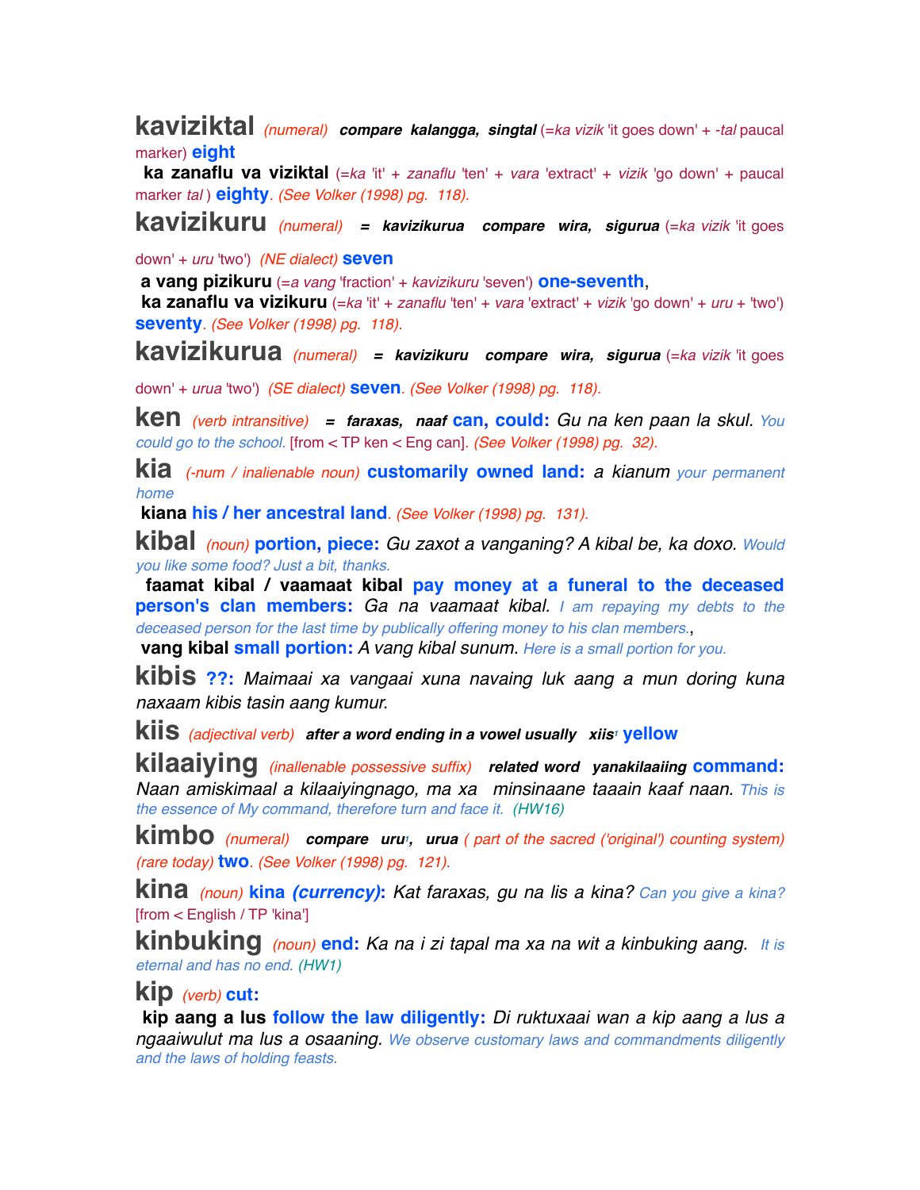**kaviziktal** *(numeral)* ***compare kalangga, singtal*** (=*ka vizik* 'it goes down' + *-tal* paucal marker) **eight**

**ka zanaflu va viziktal** (=*ka* 'it' + *zanaflu* 'ten' + *vara* 'extract' + *vizik* 'go down' + paucal marker *tal* ) **eighty**. *(See Volker (1998) pg. 118).*

**kavizikuru** *(numeral)* ***= kavizikurua compare wira, sigurua*** (=*ka vizik* 'it goes down' + *uru* 'two') *(NE dialect)* **seven**

**a vang pizikuru** (=*a vang* 'fraction' + *kavizikuru* 'seven') **one-seventh**,

**ka zanaflu va vizikuru** (=*ka* 'it' + *zanaflu* 'ten' + *vara* 'extract' + *vizik* 'go down' + *uru* + 'two') **seventy**. *(See Volker (1998) pg. 118).*

**kavizikurua** *(numeral)* ***= kavizikuru compare wira, sigurua*** (=*ka vizik* 'it goes down' + *urua* 'two') *(SE dialect)* **seven**. *(See Volker (1998) pg. 118).*

**ken** *(verb intransitive)* ***= faraxas, naaf*** **can, could:** *Gu na ken paan la skul. You could go to the school.* [from < TP ken < Eng can]. *(See Volker (1998) pg. 32).*

**kia** *(-num / inalienable noun)* **customarily owned land:** *a kianum your permanent home*

**kiana** **his / her ancestral land**. *(See Volker (1998) pg. 131).*

**kibal** *(noun)* **portion, piece:** *Gu zaxot a vanganing? A kibal be, ka doxo. Would you like some food? Just a bit, thanks.*

**faamat kibal / vaamaat kibal** **pay money at a funeral to the deceased person's clan members:** *Ga na vaamaat kibal. I am repaying my debts to the deceased person for the last time by publically offering money to his clan members.*,

**vang kibal** **small portion:** *A vang kibal sunum. Here is a small portion for you.*

**kibis** **??:** *Maimaai xa vangaai xuna navaing luk aang a mun doring kuna naxaam kibis tasin aang kumur.*

**kiis** *(adjectival verb)* ***after a word ending in a vowel usually xiis***[1] **yellow**

**kilaaiying** *(inallenable possessive suffix)* ***related word yanakilaaiing*** **command:** *Naan amiskimaal a kilaaiyingnago, ma xa minsinaane taaain kaaf naan. This is the essence of My command, therefore turn and face it. (HW16)*

**kimbo** *(numeral)* ***compare uru***[1]***, urua*** *( part of the sacred ('original') counting system) (rare today)* **two**. *(See Volker (1998) pg. 121).*

**kina** *(noun)* **kina *(currency)*:** *Kat faraxas, gu na lis a kina? Can you give a kina?* [from < English / TP 'kina']

**kinbuking** *(noun)* **end:** *Ka na i zi tapal ma xa na wit a kinbuking aang. It is eternal and has no end. (HW1)*

**kip** *(verb)* **cut:**

**kip aang a lus** **follow the law diligently:** *Di ruktuxaai wan a kip aang a lus a ngaaiwulut ma lus a osaaning. We observe customary laws and commandments diligently and the laws of holding feasts.*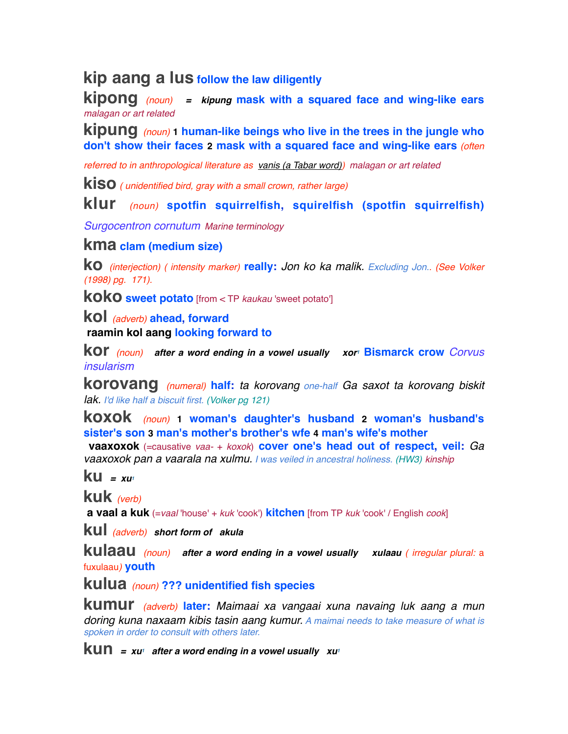**kip aang a lus** **follow the law diligently**

**kipong** *(noun)* = ***kipung*** **mask with a squared face and wing-like ears** *malagan or art related*

**kipung** *(noun)* **1** **human-like beings who live in the trees in the jungle who don't show their faces** **2** **mask with a squared face and wing-like ears** *(often referred to in anthropological literature as vanis (a Tabar word))* *malagan or art related*

**kiso** *( unidentified bird, gray with a small crown, rather large)*

**klur** *(noun)* **spotfin squirrelfish, squirelfish (spotfin squirrelfish)** *Surgocentron cornutum* *Marine terminology*

**kma** **clam (medium size)**

**ko** *(interjection) ( intensity marker)* **really:** *Jon ko ka malik.* *Excluding Jon.. (See Volker (1998) pg. 171).*

**koko** **sweet potato** [from < TP *kaukau* 'sweet potato']

**kol** *(adverb)* **ahead, forward**

**raamin kol aang** **looking forward to**

**kor** *(noun)* ***after a word ending in a vowel usually*** ***xor***[1] **Bismarck crow** *Corvus insularism*

**korovang** *(numeral)* **half:** *ta korovang* *one-half* *Ga saxot ta korovang biskit lak.* *I'd like half a biscuit first. (Volker pg 121)*

**koxok** *(noun)* **1** **woman's daughter's husband** **2** **woman's husband's sister's son** **3** **man's mother's brother's wfe** **4** **man's wife's mother**

**vaaxoxok** (=causative *vaa-* + *koxok*) **cover one's head out of respect, veil:** *Ga vaaxoxok pan a vaarala na xulmu.* *I was veiled in ancestral holiness. (HW3)* *kinship*

**ku** = ***xu***[1]

**kuk** *(verb)*

**a vaal a kuk** (=*vaal* 'house' + *kuk* 'cook') **kitchen** [from TP *kuk* 'cook' / English *cook*]

**kul** *(adverb)* ***short form of akula***

**kulaau** *(noun)* ***after a word ending in a vowel usually*** ***xulaau*** *( irregular plural:* a fuxulaau*)* **youth**

**kulua** *(noun)* **??? unidentified fish species**

**kumur** *(adverb)* **later:** *Maimaai xa vangaai xuna navaing luk aang a mun doring kuna naxaam kibis tasin aang kumur.* *A maimai needs to take measure of what is spoken in order to consult with others later.*

**kun** = ***xu***[1] ***after a word ending in a vowel usually*** ***xu***[1]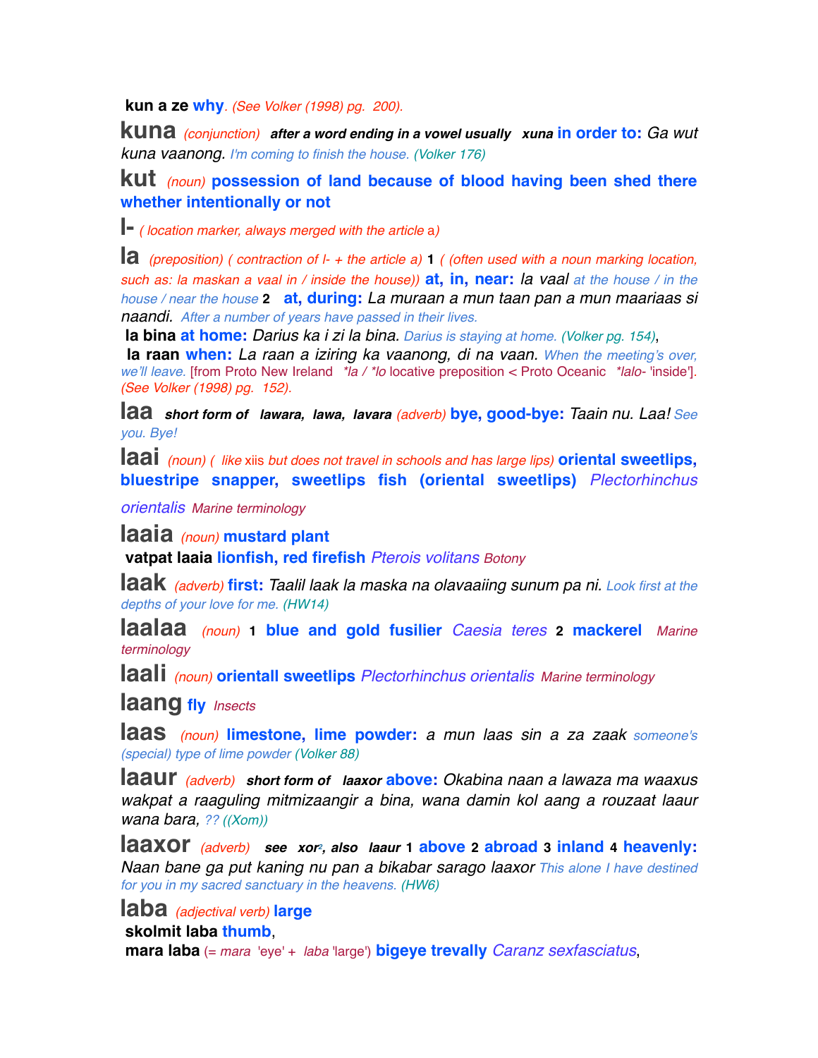**kun a ze** **why**. *(See Volker (1998) pg. 200).*

**kuna** *(conjunction)* ***after a word ending in a vowel usually xuna*** **in order to:** *Ga wut kuna vaanong. I'm coming to finish the house. (Volker 176)*

**kut** *(noun)* **possession of land because of blood having been shed there whether intentionally or not**

**l-** *( location marker, always merged with the article* a*)*

**la** *(preposition) ( contraction of l- + the article a)* **1** *( (often used with a noun marking location, such as: la maskan a vaal in / inside the house))* **at, in, near:** *la vaal at the house / in the house / near the house* **2** **at, during:** *La muraan a mun taan pan a mun maariaas si naandi. After a number of years have passed in their lives.*

**la bina** **at home:** *Darius ka i zi la bina. Darius is staying at home. (Volker pg. 154)*,

**la raan** **when:** *La raan a iziring ka vaanong, di na vaan. When the meeting's over, we'll leave.* [from Proto New Ireland *\*la / \*lo* locative preposition < Proto Oceanic *\*lalo-* 'inside']. *(See Volker (1998) pg. 152).*

**laa** ***short form of lawara, lawa, lavara*** *(adverb)* **bye, good-bye:** *Taain nu. Laa! See you. Bye!*

**laai** *(noun) ( like* xiis *but does not travel in schools and has large lips)* **oriental sweetlips, bluestripe snapper, sweetlips fish (oriental sweetlips)** *Plectorhinchus orientalis Marine terminology*

**laaia** *(noun)* **mustard plant**

**vatpat laaia** **lionfish, red firefish** *Pterois volitans Botony*

**laak** *(adverb)* **first:** *Taalil laak la maska na olavaaiing sunum pa ni. Look first at the depths of your love for me. (HW14)*

**laalaa** *(noun)* **1** **blue and gold fusilier** *Caesia teres* **2** **mackerel** *Marine terminology*

**laali** *(noun)* **orientall sweetlips** *Plectorhinchus orientalis Marine terminology*

**laang** **fly** *Insects*

**laas** *(noun)* **limestone, lime powder:** *a mun laas sin a za zaak someone's (special) type of lime powder (Volker 88)*

**laaur** *(adverb)* ***short form of laaxor*** **above:** *Okabina naan a lawaza ma waaxus wakpat a raaguling mitmizaangir a bina, wana damin kol aang a rouzaat laaur wana bara, ?? ((Xom))*

**laaxor** *(adverb)* ***see xor[2], also laaur*** **1** **above** **2** **abroad** **3** **inland** **4** **heavenly:** *Naan bane ga put kaning nu pan a bikabar sarago laaxor This alone I have destined for you in my sacred sanctuary in the heavens. (HW6)*

**laba** *(adjectival verb)* **large**

**skolmit laba** **thumb**,

**mara laba** (= *mara* 'eye' + *laba* 'large') **bigeye trevally** *Caranz sexfasciatus*,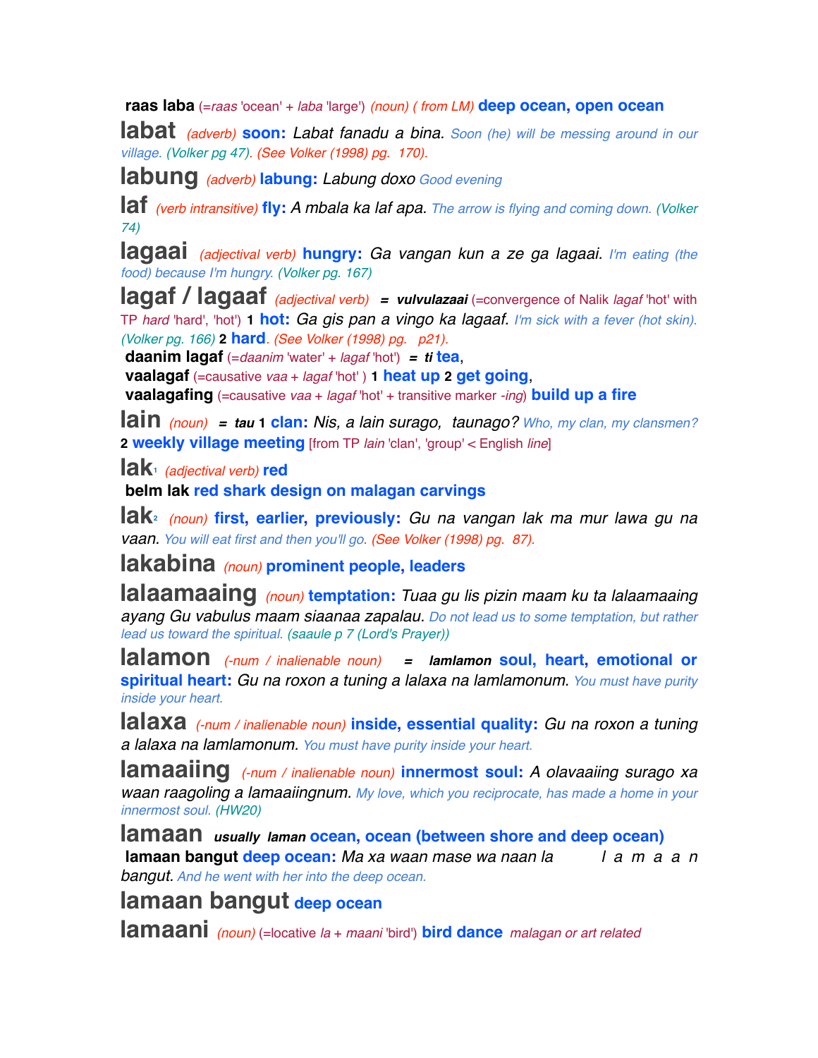**raas laba** (=*raas* 'ocean' + *laba* 'large') *(noun) ( from LM)* **deep ocean, open ocean**

**labat** *(adverb)* **soon:** *Labat fanadu a bina.* *Soon (he) will be messing around in our village. (Volker pg 47). (See Volker (1998) pg. 170).*

**labung** *(adverb)* **labung:** *Labung doxo* *Good evening*

**laf** *(verb intransitive)* **fly:** *A mbala ka laf apa.* *The arrow is flying and coming down. (Volker 74)*

**lagaai** *(adjectival verb)* **hungry:** *Ga vangan kun a ze ga lagaai.* *I'm eating (the food) because I'm hungry. (Volker pg. 167)*

**lagaf / lagaaf** *(adjectival verb)* **=** ***vulvulazaai*** (=convergence of Nalik *lagaf* 'hot' with TP *hard* 'hard', 'hot') **1** **hot:** *Ga gis pan a vingo ka lagaaf.* *I'm sick with a fever (hot skin). (Volker pg. 166)* **2** **hard**. *(See Volker (1998) pg. p21).*

**daanim lagaf** (=*daanim* 'water' + *lagaf* 'hot') **=** ***ti*** **tea**,

**vaalagaf** (=causative *vaa* + *lagaf* 'hot' ) **1** **heat up** **2** **get going**,

**vaalagafing** (=causative *vaa* + *lagaf* 'hot' + transitive marker *-ing*) **build up a fire**

**lain** *(noun)* **=** ***tau*** **1** **clan:** *Nis, a lain surago, taunago?* *Who, my clan, my clansmen?* **2** **weekly village meeting** [from TP *lain* 'clan', 'group' < English *line*]

**lak**[1] *(adjectival verb)* **red**

**belm lak** **red shark design on malagan carvings**

**lak**[2] *(noun)* **first, earlier, previously:** *Gu na vangan lak ma mur lawa gu na vaan.* *You will eat first and then you'll go. (See Volker (1998) pg. 87).*

**lakabina** *(noun)* **prominent people, leaders**

**lalaamaaing** *(noun)* **temptation:** *Tuaa gu lis pizin maam ku ta lalaamaaing ayang Gu vabulus maam siaanaa zapalau.* *Do not lead us to some temptation, but rather lead us toward the spiritual. (saaule p 7 (Lord's Prayer))*

**lalamon** *(-num / inalienable noun)* **=** ***lamlamon*** **soul, heart, emotional or spiritual heart:** *Gu na roxon a tuning a lalaxa na lamlamonum.* *You must have purity inside your heart.*

**lalaxa** *(-num / inalienable noun)* **inside, essential quality:** *Gu na roxon a tuning a lalaxa na lamlamonum.* *You must have purity inside your heart.*

**lamaaiing** *(-num / inalienable noun)* **innermost soul:** *A olavaaiing surago xa waan raagoling a lamaaiingnum.* *My love, which you reciprocate, has made a home in your innermost soul. (HW20)*

**lamaan** ***usually laman*** **ocean, ocean (between shore and deep ocean)**

**lamaan bangut** **deep ocean:** *Ma xa waan mase wa naan la l a m a a n bangut.* *And he went with her into the deep ocean.*

**lamaan bangut** **deep ocean**

**lamaani** *(noun)* (=locative *la* + *maani* 'bird') **bird dance** *malagan or art related*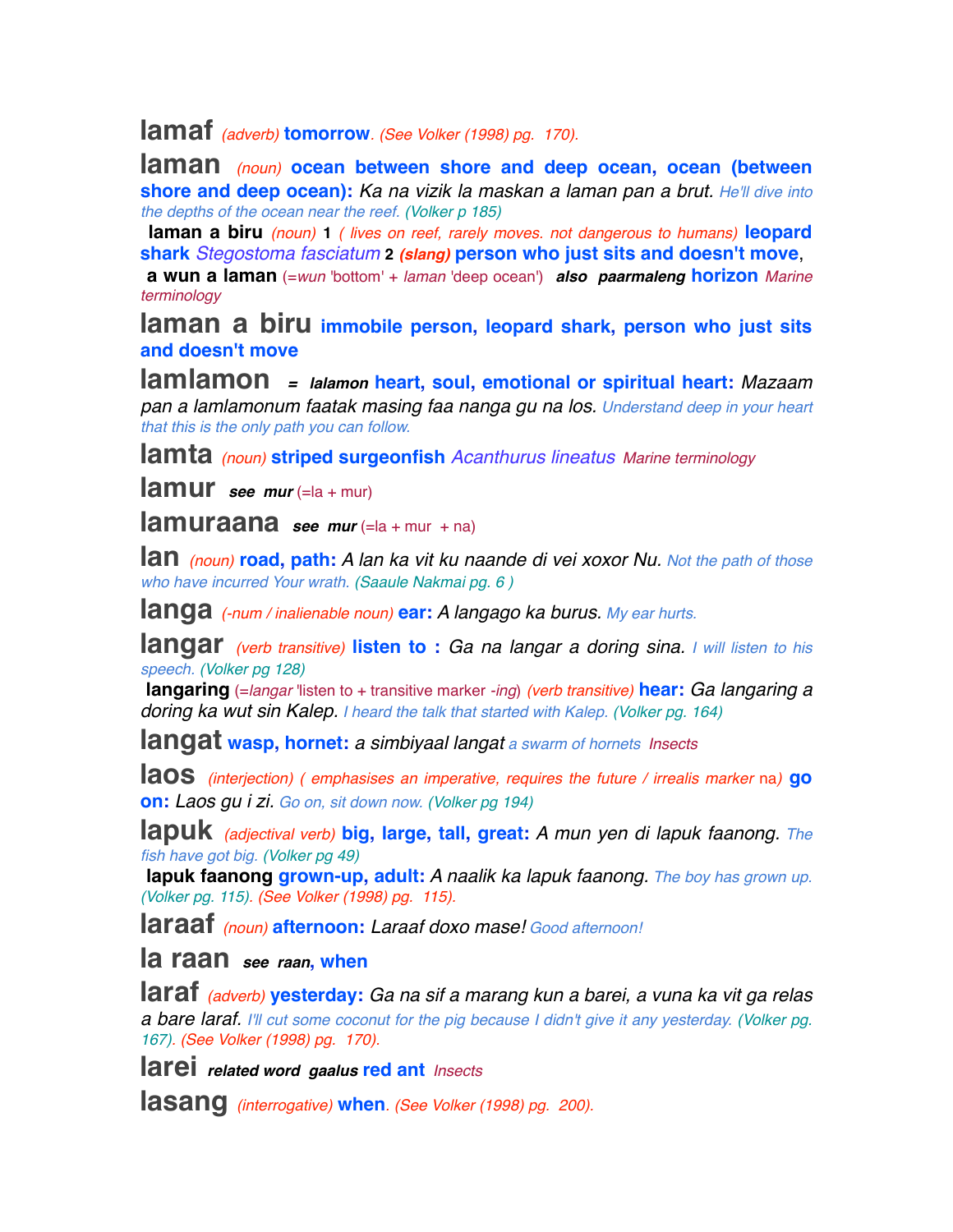**lamaf** *(adverb)* **tomorrow**. *(See Volker (1998) pg. 170).*

**laman** *(noun)* **ocean between shore and deep ocean, ocean (between shore and deep ocean):** *Ka na vizik la maskan a laman pan a brut.* *He'll dive into the depths of the ocean near the reef. (Volker p 185)*

**laman a biru** *(noun)* **1** *( lives on reef, rarely moves. not dangerous to humans)* **leopard shark** *Stegostoma fasciatum* **2** ***(slang)*** **person who just sits and doesn't move**,
**a wun a laman** (=*wun* 'bottom' + *laman* 'deep ocean') ***also paarmaleng*** **horizon** *Marine terminology*

**laman a biru** **immobile person, leopard shark, person who just sits and doesn't move**

**lamlamon** ***= lalamon*** **heart, soul, emotional or spiritual heart:** *Mazaam pan a lamlamonum faatak masing faa nanga gu na los.* *Understand deep in your heart that this is the only path you can follow.*

**lamta** *(noun)* **striped surgeonfish** *Acanthurus lineatus* *Marine terminology*

**lamur** ***see mur*** (=la + mur)

**lamuraana** ***see mur*** (=la + mur + na)

**lan** *(noun)* **road, path:** *A lan ka vit ku naande di vei xoxor Nu.* *Not the path of those who have incurred Your wrath. (Saaule Nakmai pg. 6 )*

**langa** *(-num / inalienable noun)* **ear:** *A langago ka burus.* *My ear hurts.*

**langar** *(verb transitive)* **listen to :** *Ga na langar a doring sina.* *I will listen to his speech. (Volker pg 128)*
**langaring** (=*langar* 'listen to + transitive marker *-ing*) *(verb transitive)* **hear:** *Ga langaring a doring ka wut sin Kalep.* *I heard the talk that started with Kalep. (Volker pg. 164)*

**langat** **wasp, hornet:** *a simbiyaal langat* *a swarm of hornets* *Insects*

**laos** *(interjection) ( emphasises an imperative, requires the future / irrealis marker na)* **go on:** *Laos gu i zi.* *Go on, sit down now. (Volker pg 194)*

**lapuk** *(adjectival verb)* **big, large, tall, great:** *A mun yen di lapuk faanong.* *The fish have got big. (Volker pg 49)*
**lapuk faanong** **grown-up, adult:** *A naalik ka lapuk faanong.* *The boy has grown up. (Volker pg. 115). (See Volker (1998) pg. 115).*

**laraaf** *(noun)* **afternoon:** *Laraaf doxo mase!* *Good afternoon!*

**la raan** ***see raan***, **when**

**laraf** *(adverb)* **yesterday:** *Ga na sif a marang kun a barei, a vuna ka vit ga relas a bare laraf.* *I'll cut some coconut for the pig because I didn't give it any yesterday. (Volker pg. 167). (See Volker (1998) pg. 170).*

**larei** ***related word gaalus*** **red ant** *Insects*

**lasang** *(interrogative)* **when**. *(See Volker (1998) pg. 200).*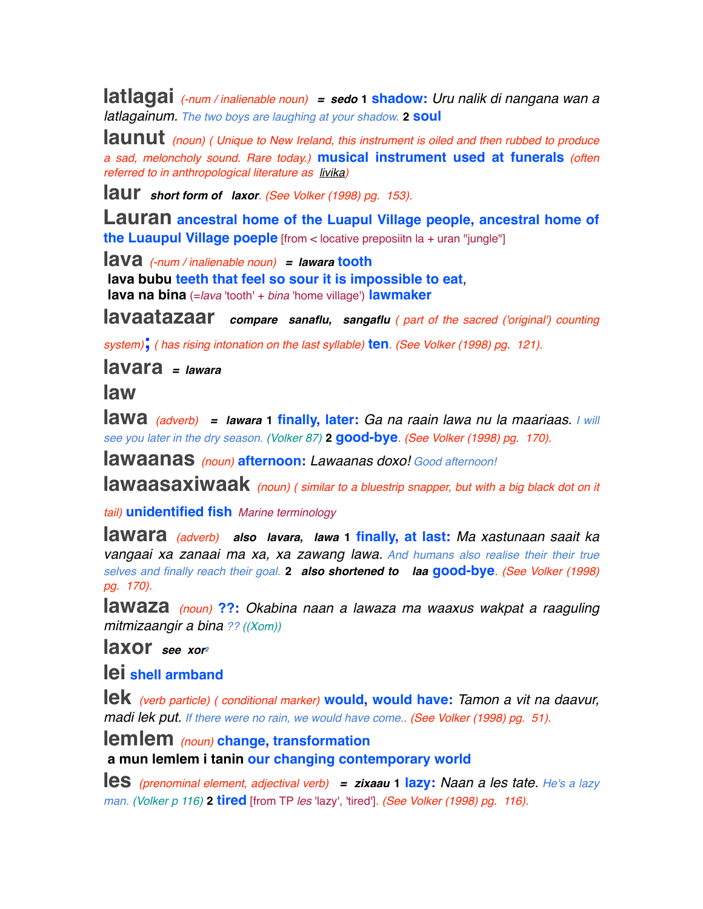**latlagai** *(-num / inalienable noun)* **=** ***sedo*** **1** **shadow:** *Uru nalik di nangana wan a latlagainum. The two boys are laughing at your shadow.* **2** **soul**

**launut** *(noun) ( Unique to New Ireland, this instrument is oiled and then rubbed to produce a sad, meloncholy sound. Rare today.)* **musical instrument used at funerals** *(often referred to in anthropological literature as livika)*

**laur** ***short form of laxor****. (See Volker (1998) pg. 153).*

**Lauran** **ancestral home of the Luapul Village people, ancestral home of the Luaupul Village poeple** [from < locative preposiitn la + uran "jungle"]

**lava** *(-num / inalienable noun)* **=** ***lawara*** **tooth**

**lava bubu** **teeth that feel so sour it is impossible to eat**,

**lava na bina** (=*lava* 'tooth' + *bina* 'home village') **lawmaker**

**lavaatazaar** ***compare sanaflu, sangaflu*** *( part of the sacred ('original') counting system)***;** *( has rising intonation on the last syllable)* **ten**. *(See Volker (1998) pg. 121).*

**lavara** **=** ***lawara***

**law**

**lawa** *(adverb)* **=** ***lawara*** **1** **finally, later:** *Ga na raain lawa nu la maariaas. I will see you later in the dry season. (Volker 87)* **2** **good-bye**. *(See Volker (1998) pg. 170).*

**lawaanas** *(noun)* **afternoon:** *Lawaanas doxo! Good afternoon!*

**lawaasaxiwaak** *(noun) ( similar to a bluestrip snapper, but with a big black dot on it tail)* **unidentified fish** *Marine terminology*

**lawara** *(adverb)* ***also lavara, lawa*** **1** **finally, at last:** *Ma xastunaan saait ka vangaai xa zanaai ma xa, xa zawang lawa. And humans also realise their their true selves and finally reach their goal.* **2** ***also shortened to laa*** **good-bye**. *(See Volker (1998) pg. 170).*

**lawaza** *(noun)* **??:** *Okabina naan a lawaza ma waaxus wakpat a raaguling mitmizaangir a bina ?? ((Xom))*

**laxor** ***see xor***[2]

**lei** **shell armband**

**lek** *(verb particle) ( conditional marker)* **would, would have:** *Tamon a vit na daavur, madi lek put. If there were no rain, we would have come.. (See Volker (1998) pg. 51).*

**lemlem** *(noun)* **change, transformation**

**a mun lemlem i tanin** **our changing contemporary world**

**les** *(prenominal element, adjectival verb)* **=** ***zixaau*** **1** **lazy:** *Naan a les tate. He's a lazy man. (Volker p 116)* **2** **tired** [from TP *les* 'lazy', 'tired']. *(See Volker (1998) pg. 116).*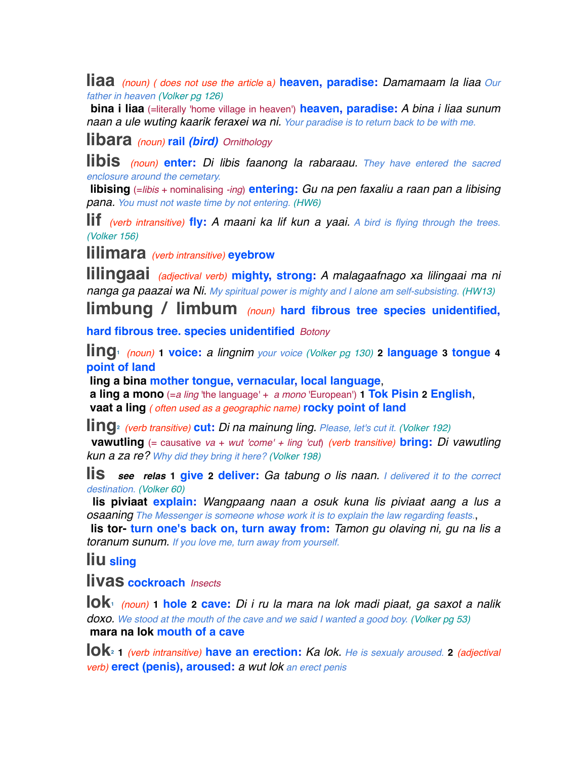**liaa** *(noun) ( does not use the article a)* **heaven, paradise:** *Damamaam la liaa* Our father in heaven (Volker pg 126)

**bina i liaa** (=literally 'home village in heaven') **heaven, paradise:** *A bina i liaa sunum naan a ule wuting kaarik feraxei wa ni.* Your paradise is to return back to be with me.

**libara** *(noun)* **rail *(bird)*** *Ornithology*

**libis** *(noun)* **enter:** *Di libis faanong la rabaraau.* They have entered the sacred enclosure around the cemetary.

**libising** (=*libis* + nominalising *-ing*) **entering:** *Gu na pen faxaliu a raan pan a libising pana.* You must not waste time by not entering. (HW6)

**lif** *(verb intransitive)* **fly:** *A maani ka lif kun a yaai.* A bird is flying through the trees. (Volker 156)

**lilimara** *(verb intransitive)* **eyebrow**

**lilingaai** *(adjectival verb)* **mighty, strong:** *A malagaafnago xa lilingaai ma ni nanga ga paazai wa Ni.* My spiritual power is mighty and I alone am self-subsisting. (HW13)

**limbung / limbum** *(noun)* **hard fibrous tree species unidentified, hard fibrous tree. species unidentified** *Botony*

**ling**[1] *(noun)* **1 voice:** *a lingnim* your voice (Volker pg 130) **2 language 3 tongue 4 point of land**

**ling a bina** **mother tongue, vernacular, local language**,

**a ling a mono** (=*a ling* 'the language' + *a mono* 'European') **1 Tok Pisin 2 English**,

**vaat a ling** *( often used as a geographic name)* **rocky point of land**

**ling**[2] *(verb transitive)* **cut:** *Di na mainung ling.* Please, let's cut it. (Volker 192)

**vawutling** (= causative *va* + *wut* 'come' + *ling* 'cut') *(verb transitive)* **bring:** *Di vawutling kun a za re?* Why did they bring it here? (Volker 198)

**lis** ***see relas*** **1 give 2 deliver:** *Ga tabung o lis naan.* I delivered it to the correct destination. (Volker 60)

**lis piviaat** **explain:** *Wangpaang naan a osuk kuna lis piviaat aang a lus a osaaning* The Messenger is someone whose work it is to explain the law regarding feasts.,

**lis tor-** **turn one's back on, turn away from:** *Tamon gu olaving ni, gu na lis a toranum sunum.* If you love me, turn away from yourself.

**liu** **sling**

**livas** **cockroach** *Insects*

**lok**[1] *(noun)* **1 hole 2 cave:** *Di i ru la mara na lok madi piaat, ga saxot a nalik doxo.* We stood at the mouth of the cave and we said I wanted a good boy. (Volker pg 53)

**mara na lok** **mouth of a cave**

**lok**[2] **1** *(verb intransitive)* **have an erection:** *Ka lok.* He is sexualy aroused. **2** *(adjectival verb)* **erect (penis), aroused:** *a wut lok* an erect penis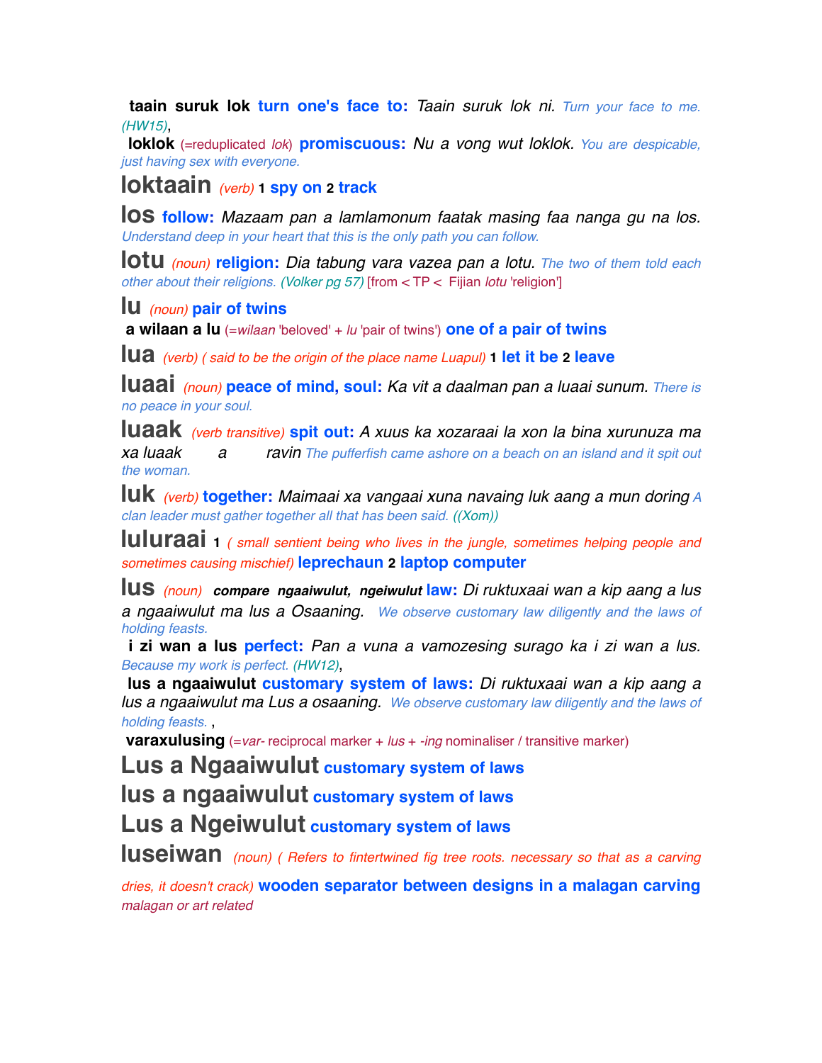**taain suruk lok** **turn one's face to:** *Taain suruk lok ni.* Turn your face to me. (HW15),

**loklok** (=reduplicated *lok*) **promiscuous:** *Nu a vong wut loklok.* You are despicable, just having sex with everyone.

## loktaain

*(verb)* **1** **spy on** **2** **track**

## los

**follow:** *Mazaam pan a lamlamonum faatak masing faa nanga gu na los.* Understand deep in your heart that this is the only path you can follow.

## lotu

*(noun)* **religion:** *Dia tabung vara vazea pan a lotu.* The two of them told each other about their religions. (Volker pg 57) [from < TP < Fijian *lotu* 'religion']

## lu

*(noun)* **pair of twins**

**a wilaan a lu** (=*wilaan* 'beloved' + *lu* 'pair of twins') **one of a pair of twins**

## lua

*(verb)* *( said to be the origin of the place name Luapul)* **1** **let it be** **2** **leave**

## luaai

*(noun)* **peace of mind, soul:** *Ka vit a daalman pan a luaai sunum.* There is no peace in your soul.

## luaak

*(verb transitive)* **spit out:** *A xuus ka xozaraai la xon la bina xurunuza ma xa luaak a ravin* The pufferfish came ashore on a beach on an island and it spit out the woman.

## luk

*(verb)* **together:** *Maimaai xa vangaai xuna navaing luk aang a mun doring* A clan leader must gather together all that has been said. ((Xom))

## luluraai

**1** *( small sentient being who lives in the jungle, sometimes helping people and sometimes causing mischief)* **leprechaun** **2** **laptop computer**

## lus

*(noun)* **compare ngaaiwulut, ngeiwulut** **law:** *Di ruktuxaai wan a kip aang a lus a ngaaiwulut ma lus a Osaaning.* We observe customary law diligently and the laws of holding feasts.

**i zi wan a lus** **perfect:** *Pan a vuna a vamozesing surago ka i zi wan a lus.* Because my work is perfect. (HW12),

**lus a ngaaiwulut** **customary system of laws:** *Di ruktuxaai wan a kip aang a lus a ngaaiwulut ma Lus a osaaning.* We observe customary law diligently and the laws of holding feasts. ,

**varaxulusing** (=*var-* reciprocal marker + *lus* + *-ing* nominaliser / transitive marker)

## Lus a Ngaaiwulut

**customary system of laws**

## lus a ngaaiwulut

**customary system of laws**

## Lus a Ngeiwulut

**customary system of laws**

## luseiwan

*(noun)* *( Refers to fintertwined fig tree roots. necessary so that as a carving dries, it doesn't crack)* **wooden separator between designs in a malagan carving** *malagan or art related*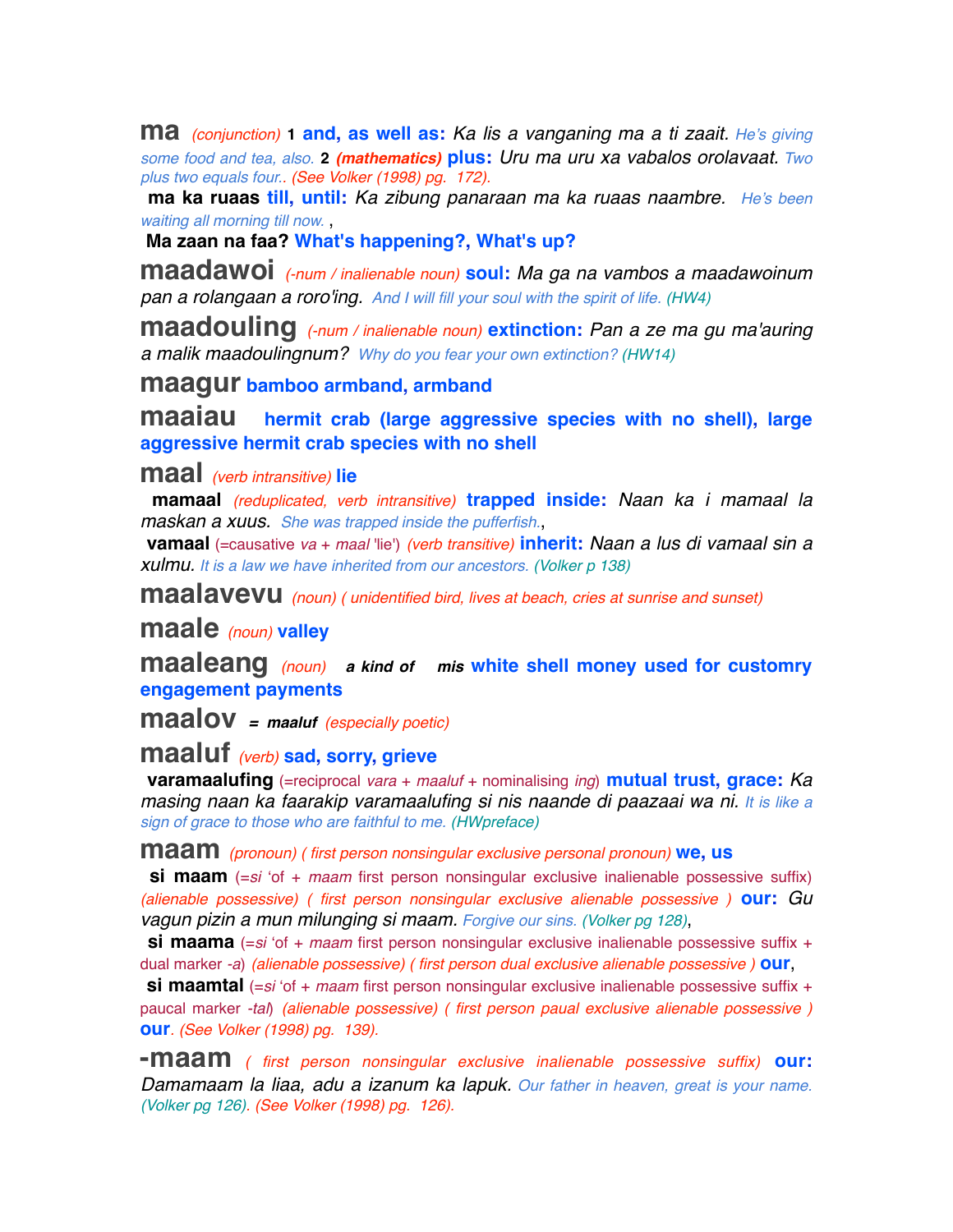**ma** *(conjunction)* **1** **and, as well as:** *Ka lis a vanganing ma a ti zaait.* *He's giving some food and tea, also.* **2** ***(mathematics)*** **plus:** *Uru ma uru xa vabalos orolavaat.* *Two plus two equals four.*. *(See Volker (1998) pg. 172).*

**ma ka ruaas** **till, until:** *Ka zibung panaraan ma ka ruaas naambre.* *He's been waiting all morning till now.* ,

**Ma zaan na faa?** **What's happening?, What's up?**

**maadawoi** *(-num / inalienable noun)* **soul:** *Ma ga na vambos a maadawoinum pan a rolangaan a roro'ing.* *And I will fill your soul with the spirit of life. (HW4)*

**maadouling** *(-num / inalienable noun)* **extinction:** *Pan a ze ma gu ma'auring a malik maadoulingnum?* *Why do you fear your own extinction? (HW14)*

**maagur** **bamboo armband, armband**

**maaiau** **hermit crab (large aggressive species with no shell), large aggressive hermit crab species with no shell**

**maal** *(verb intransitive)* **lie**

**mamaal** *(reduplicated, verb intransitive)* **trapped inside:** *Naan ka i mamaal la maskan a xuus.* *She was trapped inside the pufferfish.*,

**vamaal** (=causative *va* + *maal* 'lie') *(verb transitive)* **inherit:** *Naan a lus di vamaal sin a xulmu.* *It is a law we have inherited from our ancestors. (Volker p 138)*

**maalavevu** *(noun) ( unidentified bird, lives at beach, cries at sunrise and sunset)*

**maale** *(noun)* **valley**

**maaleang** *(noun)* ***a kind of mis*** **white shell money used for customry engagement payments**

**maalov** ***= maaluf*** *(especially poetic)*

**maaluf** *(verb)* **sad, sorry, grieve**

**varamaalufing** (=reciprocal *vara* + *maaluf* + nominalising *ing*) **mutual trust, grace:** *Ka masing naan ka faarakip varamaalufing si nis naande di paazaai wa ni.* *It is like a sign of grace to those who are faithful to me. (HWpreface)*

**maam** *(pronoun) ( first person nonsingular exclusive personal pronoun)* **we, us**

**si maam** (=*si* 'of + *maam* first person nonsingular exclusive inalienable possessive suffix) *(alienable possessive) ( first person nonsingular exclusive alienable possessive )* **our:** *Gu vagun pizin a mun milunging si maam.* *Forgive our sins. (Volker pg 128)*,

**si maama** (=*si* 'of + *maam* first person nonsingular exclusive inalienable possessive suffix + dual marker *-a*) *(alienable possessive) ( first person dual exclusive alienable possessive )* **our**,

**si maamtal** (=*si* 'of + *maam* first person nonsingular exclusive inalienable possessive suffix + paucal marker *-tal*) *(alienable possessive) ( first person paual exclusive alienable possessive )* **our**. *(See Volker (1998) pg. 139).*

**-maam** *( first person nonsingular exclusive inalienable possessive suffix)* **our:** *Damamaam la liaa, adu a izanum ka lapuk.* *Our father in heaven, great is your name. (Volker pg 126). (See Volker (1998) pg. 126).*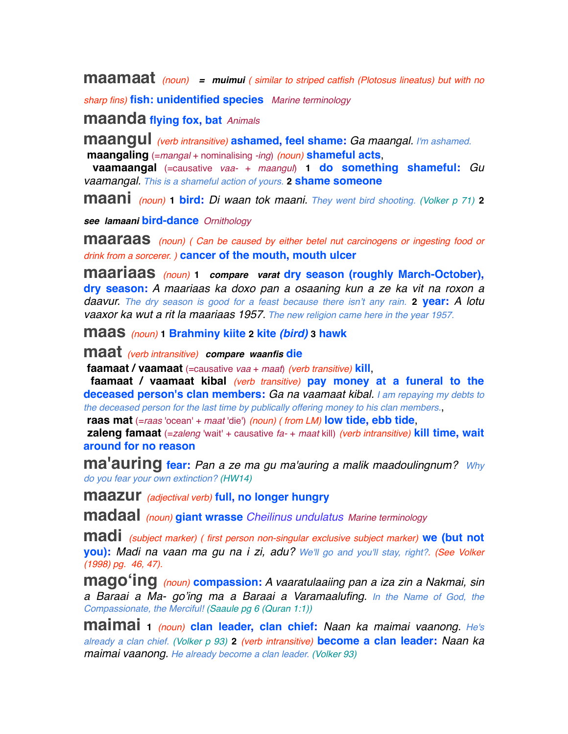**maamaat** *(noun)* **=** ***muimui*** *( similar to striped catfish (Plotosus lineatus) but with no sharp fins)* **fish: unidentified species** *Marine terminology*

**maanda** **flying fox, bat** *Animals*

**maangul** *(verb intransitive)* **ashamed, feel shame:** *Ga maangal. I'm ashamed.*
**maangaling** (=*mangal* + nominalising *-ing*) *(noun)* **shameful acts**,
**vaamaangal** (=causative *vaa-* + *maangul*) **1** **do something shameful:** *Gu vaamangal. This is a shameful action of yours.* **2** **shame someone**

**maani** *(noun)* **1** **bird:** *Di waan tok maani. They went bird shooting. (Volker p 71)* **2** ***see lamaani*** **bird-dance** *Ornithology*

**maaraas** *(noun) ( Can be caused by either betel nut carcinogens or ingesting food or drink from a sorcerer. )* **cancer of the mouth, mouth ulcer**

**maariaas** *(noun)* **1** ***compare varat*** **dry season (roughly March-October), dry season:** *A maariaas ka doxo pan a osaaning kun a ze ka vit na roxon a daavur. The dry season is good for a feast because there isn't any rain.* **2** **year:** *A lotu vaaxor ka wut a rit la maariaas 1957. The new religion came here in the year 1957.*

**maas** *(noun)* **1** **Brahminy kiite** **2** **kite *(bird)*** **3** **hawk**

**maat** *(verb intransitive)* ***compare waanfis*** **die**
**faamaat / vaamaat** (=causative *vaa* + *maat*) *(verb transitive)* **kill**,
**faamaat / vaamaat kibal** *(verb transitive)* **pay money at a funeral to the deceased person's clan members:** *Ga na vaamaat kibal. I am repaying my debts to the deceased person for the last time by publically offering money to his clan members.*,
**raas mat** (=*raas* 'ocean' + *maat* 'die') *(noun) ( from LM)* **low tide, ebb tide**,
**zaleng famaat** (=*zaleng* 'wait' + causative *fa-* + *maat* kill) *(verb intransitive)* **kill time, wait around for no reason**

**ma'auring** **fear:** *Pan a ze ma gu ma'auring a malik maadoulingnum? Why do you fear your own extinction? (HW14)*

**maazur** *(adjectival verb)* **full, no longer hungry**

**madaal** *(noun)* **giant wrasse** *Cheilinus undulatus* *Marine terminology*

**madi** *(subject marker) ( first person non-singular exclusive subject marker)* **we (but not you):** *Madi na vaan ma gu na i zi, adu? We'll go and you'll stay, right?. (See Volker (1998) pg. 46, 47).*

**mago'ing** *(noun)* **compassion:** *A vaaratulaaiing pan a iza zin a Nakmai, sin a Baraai a Ma- go'ing ma a Baraai a Varamaalufing. In the Name of God, the Compassionate, the Merciful! (Saaule pg 6 (Quran 1:1))*

**maimai** **1** *(noun)* **clan leader, clan chief:** *Naan ka maimai vaanong. He's already a clan chief. (Volker p 93)* **2** *(verb intransitive)* **become a clan leader:** *Naan ka maimai vaanong. He already become a clan leader. (Volker 93)*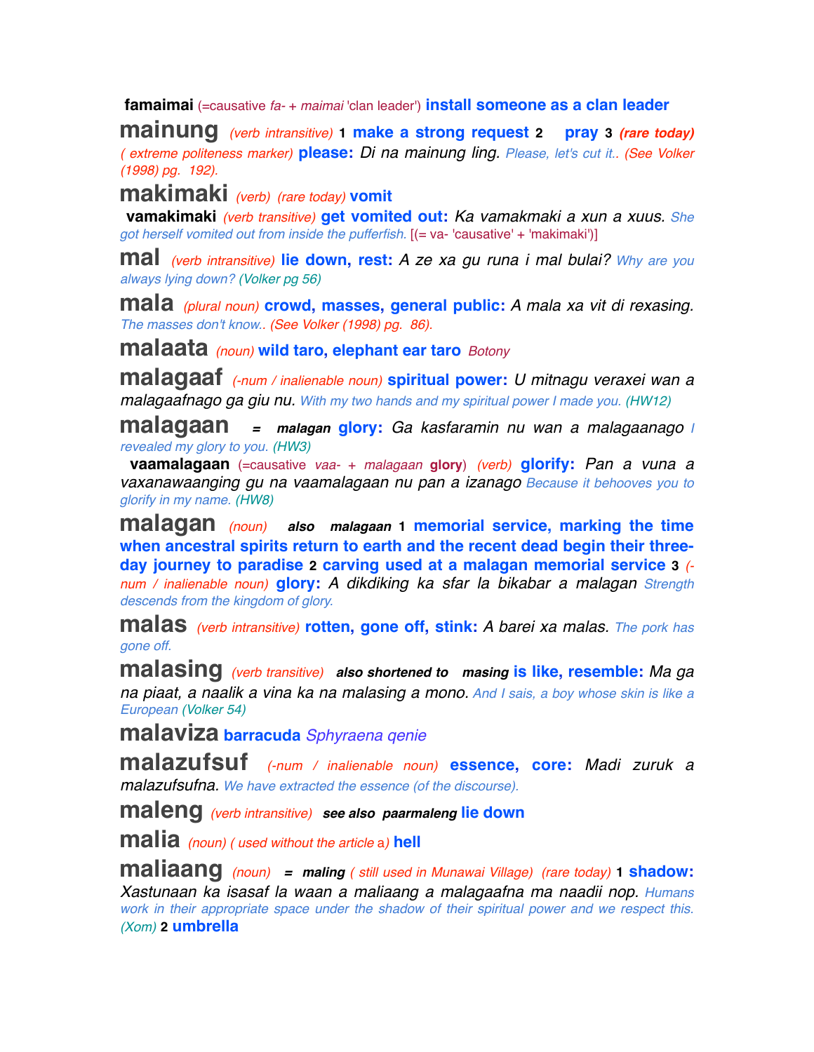**famaimai** (=causative *fa-* + *maimai* 'clan leader') **install someone as a clan leader**

**mainung** (verb intransitive) **1** **make a strong request** **2** **pray** **3** ***(rare today)*** ( extreme politeness marker) **please:** *Di na mainung ling.* Please, let's cut it.. (See Volker (1998) pg. 192).

**makimaki** (verb) (rare today) **vomit**

**vamakimaki** (verb transitive) **get vomited out:** *Ka vamakmaki a xun a xuus.* She got herself vomited out from inside the pufferfish. [(= va- 'causative' + 'makimaki')]

**mal** (verb intransitive) **lie down, rest:** *A ze xa gu runa i mal bulai?* Why are you always lying down? (Volker pg 56)

**mala** (plural noun) **crowd, masses, general public:** *A mala xa vit di rexasing.* The masses don't know.. (See Volker (1998) pg. 86).

**malaata** (noun) **wild taro, elephant ear taro** Botony

**malagaaf** (-num / inalienable noun) **spiritual power:** *U mitnagu veraxei wan a malagaafnago ga giu nu.* With my two hands and my spiritual power I made you. (HW12)

**malagaan** = ***malagan*** **glory:** *Ga kasfaramin nu wan a malagaanago* I revealed my glory to you. (HW3)

**vaamalagaan** (=causative *vaa-* + *malagaan* **glory**) (verb) **glorify:** *Pan a vuna a vaxanawaanging gu na vaamalagaan nu pan a izanago* Because it behooves you to glorify in my name. (HW8)

**malagan** (noun) ***also*** ***malagaan*** **1** **memorial service, marking the time when ancestral spirits return to earth and the recent dead begin their three-day journey to paradise** **2** **carving used at a malagan memorial service** **3** (-num / inalienable noun) **glory:** *A dikdiking ka sfar la bikabar a malagan* Strength descends from the kingdom of glory.

**malas** (verb intransitive) **rotten, gone off, stink:** *A barei xa malas.* The pork has gone off.

**malasing** (verb transitive) ***also shortened to*** ***masing*** **is like, resemble:** *Ma ga na piaat, a naalik a vina ka na malasing a mono.* And I sais, a boy whose skin is like a European (Volker 54)

**malaviza** **barracuda** *Sphyraena qenie*

**malazufsuf** (-num / inalienable noun) **essence, core:** *Madi zuruk a malazufsufna.* We have extracted the essence (of the discourse).

**maleng** (verb intransitive) ***see also*** ***paarmaleng*** **lie down**

**malia** (noun) ( used without the article a) **hell**

**maliaang** (noun) = ***maling*** ( still used in Munawai Village) (rare today) **1** **shadow:** *Xastunaan ka isasaf la waan a maliaang a malagaafna ma naadii nop.* Humans work in their appropriate space under the shadow of their spiritual power and we respect this. (Xom) **2** **umbrella**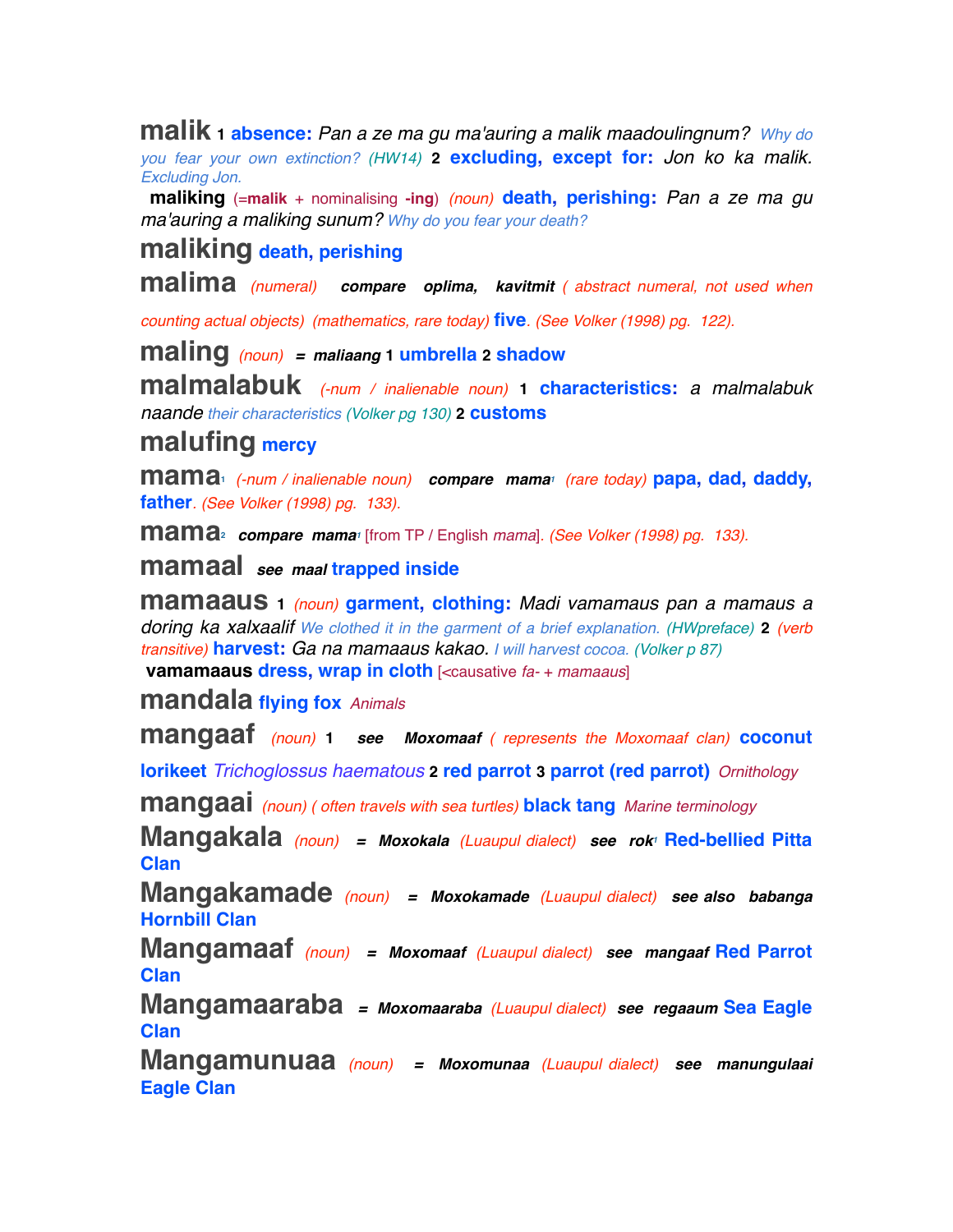**malik** 1 **absence:** *Pan a ze ma gu ma'auring a malik maadoulingnum?* Why do you fear your own extinction? (HW14) 2 **excluding, except for:** *Jon ko ka malik.* Excluding Jon.

**maliking** (=**malik** + nominalising **-ing**) (noun) **death, perishing:** *Pan a ze ma gu ma'auring a maliking sunum?* Why do you fear your death?

**maliking** **death, perishing**

**malima** (numeral) ***compare oplima, kavitmit*** ( abstract numeral, not used when counting actual objects) (mathematics, rare today) **five**. (See Volker (1998) pg. 122).

**maling** (noun) = ***maliaang*** 1 **umbrella** 2 **shadow**

**malmalabuk** (-num / inalienable noun) 1 **characteristics:** *a malmalabuk naande* their characteristics (Volker pg 130) 2 **customs**

**malufing** **mercy**

**mama**[1] (-num / inalienable noun) ***compare mama***[1] (rare today) **papa, dad, daddy, father**. (See Volker (1998) pg. 133).

**mama**[2] ***compare mama***[1] [from TP / English *mama*]. (See Volker (1998) pg. 133).

**mamaal** ***see maal*** **trapped inside**

**mamaaus** 1 (noun) **garment, clothing:** *Madi vamamaus pan a mamaus a doring ka xalxaalif* We clothed it in the garment of a brief explanation. (HWpreface) 2 (verb transitive) **harvest:** *Ga na mamaaus kakao.* I will harvest cocoa. (Volker p 87)

**vamamaaus** **dress, wrap in cloth** [<causative *fa-* + *mamaaus*]

**mandala** **flying fox** *Animals*

**mangaaf** (noun) 1 ***see Moxomaaf*** ( represents the Moxomaaf clan) **coconut lorikeet** *Trichoglossus haematous* 2 **red parrot** 3 **parrot (red parrot)** *Ornithology*

**mangaai** (noun) ( often travels with sea turtles) **black tang** *Marine terminology*

**Mangakala** (noun) = ***Moxokala*** (Luaupul dialect) ***see rok***[1] **Red-bellied Pitta Clan**

**Mangakamade** (noun) = ***Moxokamade*** (Luaupul dialect) ***see also babanga*** **Hornbill Clan**

**Mangamaaf** (noun) = ***Moxomaaf*** (Luaupul dialect) ***see mangaaf*** **Red Parrot Clan**

**Mangamaaraba** = ***Moxomaaraba*** (Luaupul dialect) ***see regaaum*** **Sea Eagle Clan**

**Mangamunuaa** (noun) = ***Moxomunaa*** (Luaupul dialect) ***see manungulaai*** **Eagle Clan**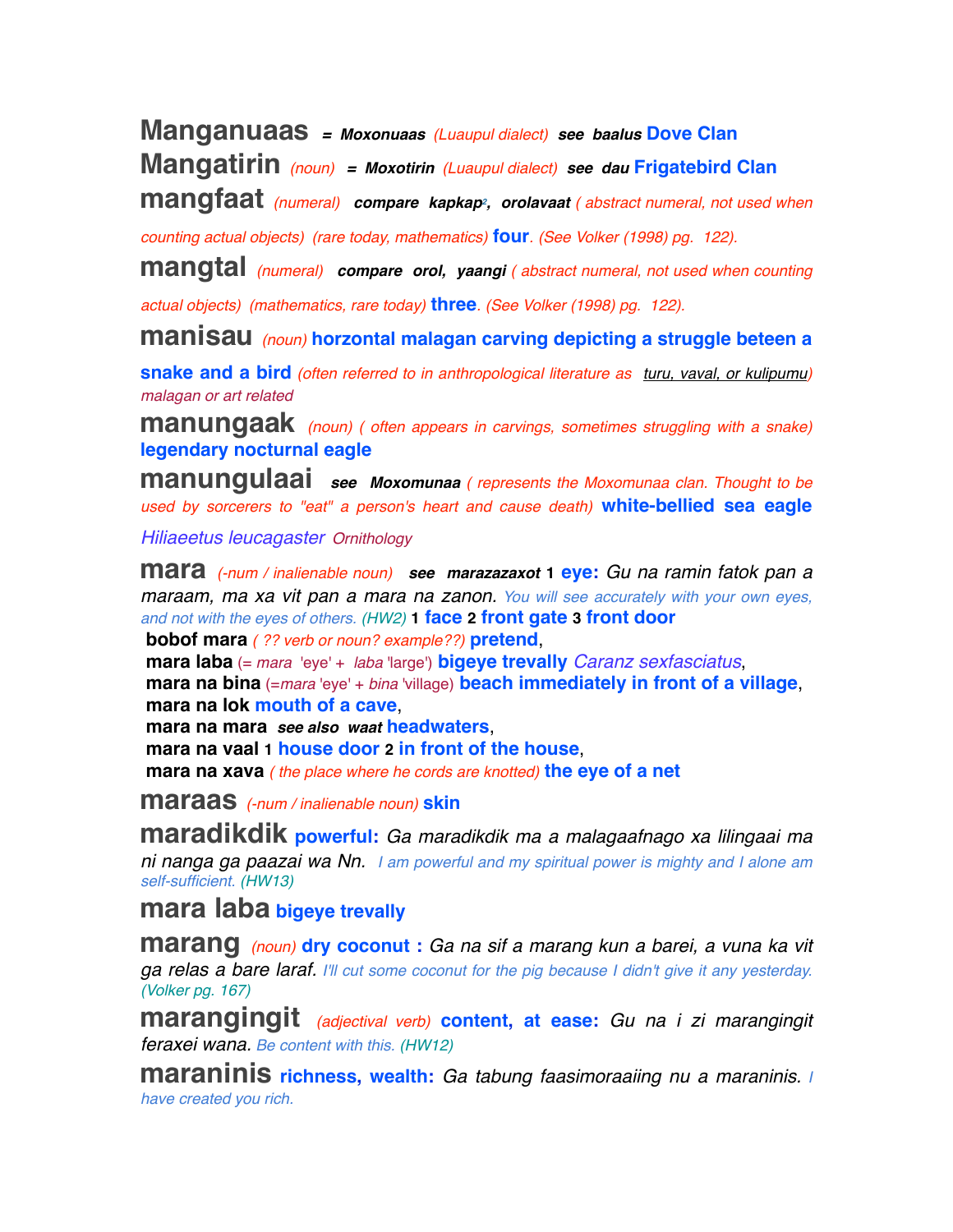**Manganuaas** *= Moxonuaas (Luaupul dialect) see baalus* **Dove Clan**

**Mangatirin** *(noun) = Moxotirin (Luaupul dialect) see dau* **Frigatebird Clan**

**mangfaat** *(numeral) compare kapkap[2], orolavaat ( abstract numeral, not used when counting actual objects) (rare today, mathematics)* **four**. *(See Volker (1998) pg. 122).*

**mangtal** *(numeral) compare orol, yaangi ( abstract numeral, not used when counting actual objects) (mathematics, rare today)* **three**. *(See Volker (1998) pg. 122).*

**manisau** *(noun)* **horzontal malagan carving depicting a struggle beteen a snake and a bird** *(often referred to in anthropological literature as* turu, vaval, or kulipumu*) malagan or art related*

**manungaak** *(noun) ( often appears in carvings, sometimes struggling with a snake)* **legendary nocturnal eagle**

**manungulaai** *see Moxomunaa ( represents the Moxomunaa clan. Thought to be used by sorcerers to "eat" a person's heart and cause death)* **white-bellied sea eagle** *Hiliaeetus leucagaster Ornithology*

**mara** *(-num / inalienable noun) see marazazaxot* **1 eye:** *Gu na ramin fatok pan a maraam, ma xa vit pan a mara na zanon.* *You will see accurately with your own eyes, and not with the eyes of others. (HW2)* **1 face 2 front gate 3 front door**
- **bobof mara** *( ?? verb or noun? example??)* **pretend**,
- **mara laba** (= *mara* 'eye' + *laba* 'large') **bigeye trevally** *Caranz sexfasciatus*,
- **mara na bina** (=*mara* 'eye' + *bina* 'village) **beach immediately in front of a village**,
- **mara na lok** **mouth of a cave**,
- **mara na mara** *see also waat* **headwaters**,
- **mara na vaal** **1 house door 2 in front of the house**,
- **mara na xava** *( the place where he cords are knotted)* **the eye of a net**

**maraas** *(-num / inalienable noun)* **skin**

**maradikdik** **powerful:** *Ga maradikdik ma a malagaafnago xa lilingaai ma ni nanga ga paazai wa Nn.* *I am powerful and my spiritual power is mighty and I alone am self-sufficient. (HW13)*

**mara laba** **bigeye trevally**

**marang** *(noun)* **dry coconut :** *Ga na sif a marang kun a barei, a vuna ka vit ga relas a bare laraf.* *I'll cut some coconut for the pig because I didn't give it any yesterday. (Volker pg. 167)*

**marangingit** *(adjectival verb)* **content, at ease:** *Gu na i zi marangingit feraxei wana.* *Be content with this. (HW12)*

**maraninis** **richness, wealth:** *Ga tabung faasimoraaiing nu a maraninis.* *I have created you rich.*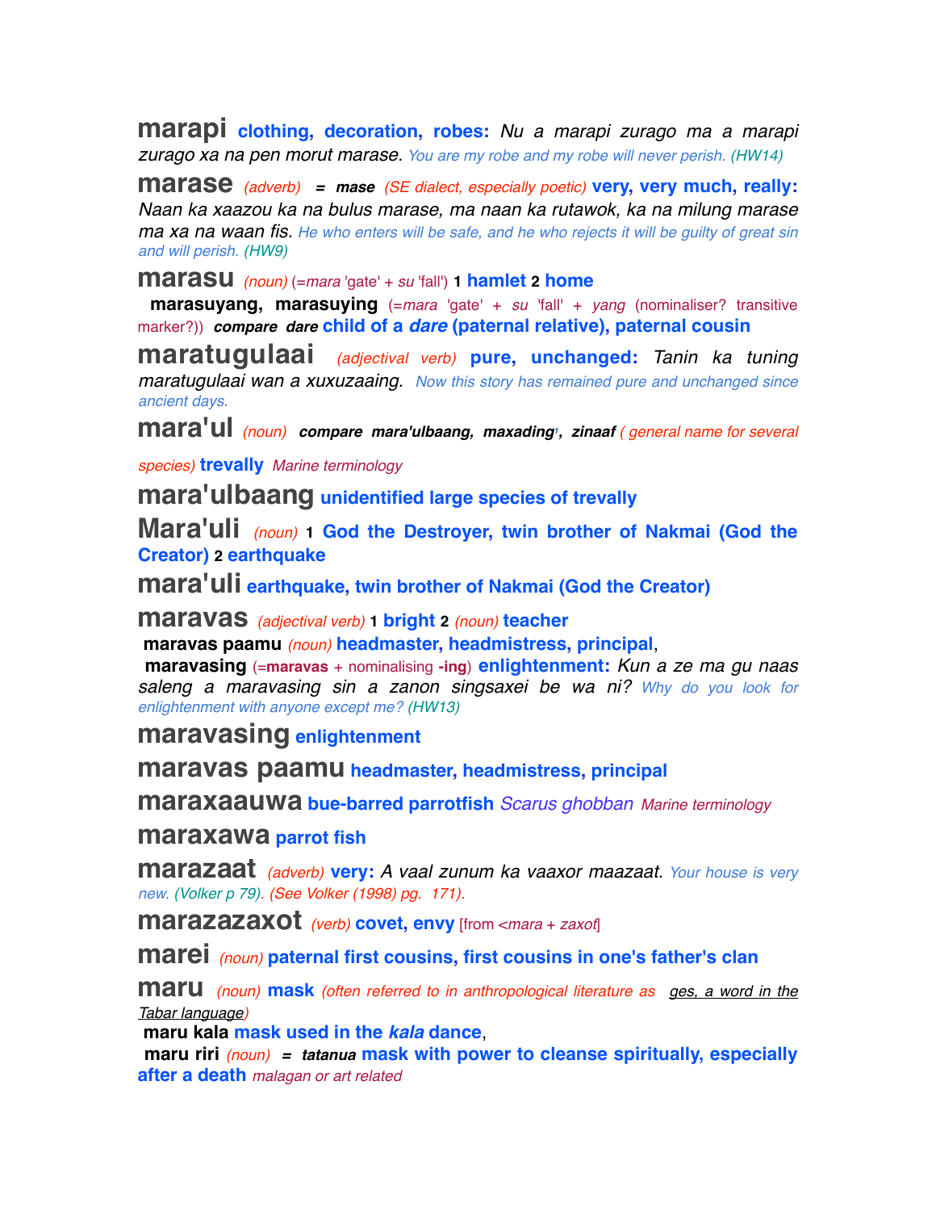**marapi** **clothing, decoration, robes:** *Nu a marapi zurago ma a marapi zurago xa na pen morut marase.* You are my robe and my robe will never perish. (HW14)

**marase** *(adverb)* **=** ***mase*** *(SE dialect, especially poetic)* **very, very much, really:** *Naan ka xaazou ka na bulus marase, ma naan ka rutawok, ka na milung marase ma xa na waan fis.* He who enters will be safe, and he who rejects it will be guilty of great sin and will perish. (HW9)

**marasu** *(noun)* (=*mara* 'gate' + *su* 'fall') **1 hamlet 2 home**

**marasuyang, marasuying** (=*mara* 'gate' + *su* 'fall' + *yang* (nominaliser? transitive marker?)) ***compare dare*** **child of a *dare* (paternal relative), paternal cousin**

**maratugulaai** *(adjectival verb)* **pure, unchanged:** *Tanin ka tuning maratugulaai wan a xuxuzaaing.* Now this story has remained pure and unchanged since ancient days.

**mara'ul** *(noun)* ***compare mara'ulbaang, maxading[1], zinaaf*** *( general name for several species)* **trevally** *Marine terminology*

**mara'ulbaang** **unidentified large species of trevally**

**Mara'uli** *(noun)* **1 God the Destroyer, twin brother of Nakmai (God the Creator) 2 earthquake**

**mara'uli** **earthquake, twin brother of Nakmai (God the Creator)**

**maravas** *(adjectival verb)* **1 bright 2** *(noun)* **teacher**

**maravas paamu** *(noun)* **headmaster, headmistress, principal**,

**maravasing** (=**maravas** + nominalising **-ing**) **enlightenment:** *Kun a ze ma gu naas saleng a maravasing sin a zanon singsaxei be wa ni?* Why do you look for enlightenment with anyone except me? (HW13)

**maravasing** **enlightenment**

**maravas paamu** **headmaster, headmistress, principal**

**maraxaauwa** **bue-barred parrotfish** *Scarus ghobban* *Marine terminology*

**maraxawa** **parrot fish**

**marazaat** *(adverb)* **very:** *A vaal zunum ka vaaxor maazaat.* Your house is very new. (Volker p 79). (See Volker (1998) pg. 171).

**marazazaxot** *(verb)* **covet, envy** [from <*mara* + *zaxot*]

**marei** *(noun)* **paternal first cousins, first cousins in one's father's clan**

**maru** *(noun)* **mask** *(often referred to in anthropological literature as ges, a word in the Tabar language)*

**maru kala** **mask used in the *kala* dance**,

**maru riri** *(noun)* **=** ***tatanua*** **mask with power to cleanse spiritually, especially after a death** *malagan or art related*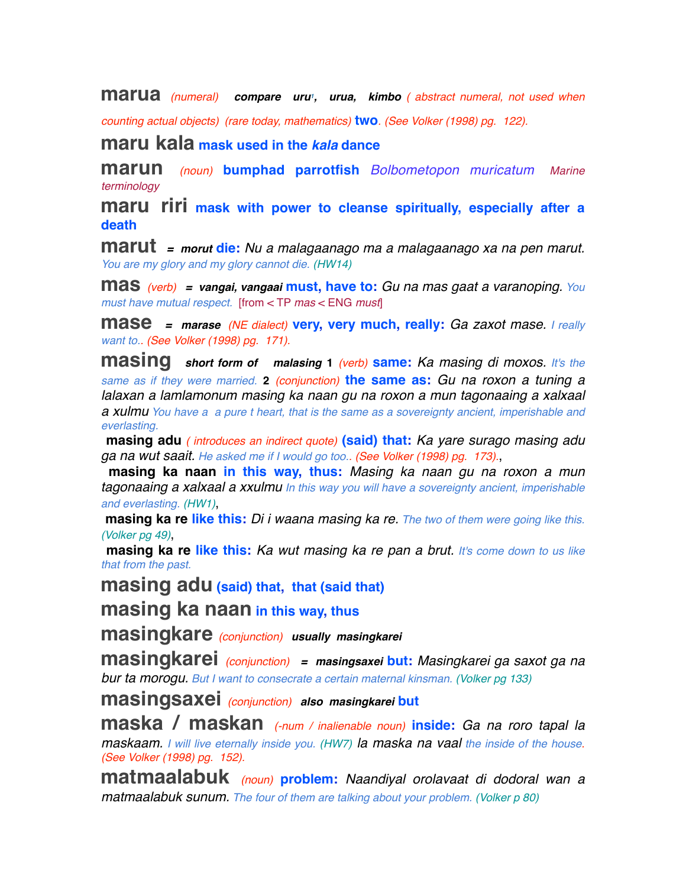**marua** *(numeral)* ***compare uru[1], urua, kimbo*** *( abstract numeral, not used when counting actual objects) (rare today, mathematics)* **two**. *(See Volker (1998) pg. 122).*

**maru kala** **mask used in the *kala* dance**

**marun** *(noun)* **bumphad parrotfish** *Bolbometopon muricatum* *Marine terminology*

**maru riri** **mask with power to cleanse spiritually, especially after a death**

**marut** **=** ***morut*** **die:** *Nu a malagaanago ma a malagaanago xa na pen marut.* You are my glory and my glory cannot die. *(HW14)*

**mas** *(verb)* **=** ***vangai, vangaai*** **must, have to:** *Gu na mas gaat a varanoping.* You must have mutual respect. [from < TP *mas* < ENG *must*]

**mase** **=** ***marase*** *(NE dialect)* **very, very much, really:** *Ga zaxot mase.* I really want to.. *(See Volker (1998) pg. 171).*

**masing** ***short form of malasing*** **1** *(verb)* **same:** *Ka masing di moxos.* It's the same as if they were married. **2** *(conjunction)* **the same as:** *Gu na roxon a tuning a lalaxan a lamlamonum masing ka naan gu na roxon a mun tagonaaing a xalxaal a xulmu* You have a a pure t heart, that is the same as a sovereignty ancient, imperishable and everlasting.

**masing adu** *( introduces an indirect quote)* **(said) that:** *Ka yare surago masing adu ga na wut saait.* He asked me if I would go too.. *(See Volker (1998) pg. 173).*,

**masing ka naan** **in this way, thus:** *Masing ka naan gu na roxon a mun tagonaaing a xalxaal a xxulmu* In this way you will have a sovereignty ancient, imperishable and everlasting. *(HW1)*,

**masing ka re** **like this:** *Di i waana masing ka re.* The two of them were going like this. *(Volker pg 49)*,

**masing ka re** **like this:** *Ka wut masing ka re pan a brut.* It's come down to us like that from the past.

**masing adu** **(said) that, that (said that)**

**masing ka naan** **in this way, thus**

**masingkare** *(conjunction)* ***usually masingkarei***

**masingkarei** *(conjunction)* **=** ***masingsaxei*** **but:** *Masingkarei ga saxot ga na bur ta morogu.* But I want to consecrate a certain maternal kinsman. *(Volker pg 133)*

**masingsaxei** *(conjunction)* ***also masingkarei*** **but**

**maska / maskan** *(-num / inalienable noun)* **inside:** *Ga na roro tapal la maskaam.* I will live eternally inside you. *(HW7)* *la maska na vaal* the inside of the house. *(See Volker (1998) pg. 152).*

**matmaalabuk** *(noun)* **problem:** *Naandiyal orolavaat di dodoral wan a matmaalabuk sunum.* The four of them are talking about your problem. *(Volker p 80)*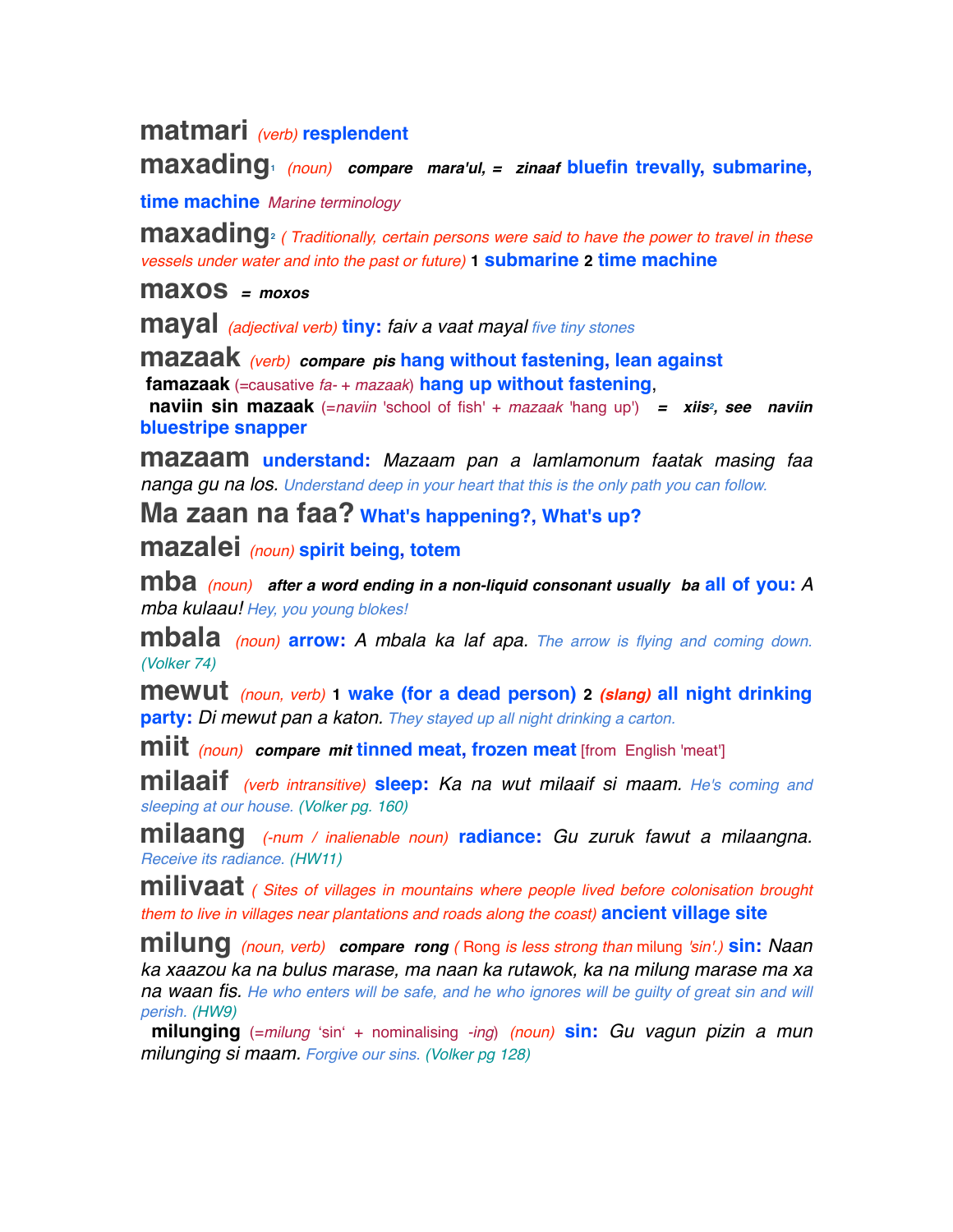**matmari** *(verb)* **resplendent**

**maxading**[1] *(noun)* ***compare mara'ul, = zinaaf*** **bluefin trevally, submarine, time machine** *Marine terminology*

**maxading**[2] *( Traditionally, certain persons were said to have the power to travel in these vessels under water and into the past or future)* **1 submarine 2 time machine**

**maxos** ***= moxos***

**mayal** *(adjectival verb)* **tiny:** *faiv a vaat mayal* five tiny stones

**mazaak** *(verb)* ***compare pis*** **hang without fastening, lean against**

**famazaak** (=causative *fa-* + *mazaak*) **hang up without fastening**,

**naviin sin mazaak** (=*naviin* 'school of fish' + *mazaak* 'hang up') ***= xiis***[2]***, see naviin*** **bluestripe snapper**

**mazaam** **understand:** *Mazaam pan a lamlamonum faatak masing faa nanga gu na los.* Understand deep in your heart that this is the only path you can follow.

**Ma zaan na faa?** **What's happening?, What's up?**

**mazalei** *(noun)* **spirit being, totem**

**mba** *(noun)* ***after a word ending in a non-liquid consonant usually ba*** **all of you:** *A mba kulaau!* Hey, you young blokes!

**mbala** *(noun)* **arrow:** *A mbala ka laf apa.* The arrow is flying and coming down. (Volker 74)

**mewut** *(noun, verb)* **1 wake (for a dead person) 2** ***(slang)*** **all night drinking party:** *Di mewut pan a katon.* They stayed up all night drinking a carton.

**miit** *(noun)* ***compare mit*** **tinned meat, frozen meat** [from English 'meat']

**milaaif** *(verb intransitive)* **sleep:** *Ka na wut milaaif si maam.* He's coming and sleeping at our house. (Volker pg. 160)

**milaang** *(-num / inalienable noun)* **radiance:** *Gu zuruk fawut a milaangna.* Receive its radiance. (HW11)

**milivaat** *( Sites of villages in mountains where people lived before colonisation brought them to live in villages near plantations and roads along the coast)* **ancient village site**

**milung** *(noun, verb)* ***compare rong*** *( Rong is less strong than milung 'sin'.)* **sin:** *Naan ka xaazou ka na bulus marase, ma naan ka rutawok, ka na milung marase ma xa na waan fis.* He who enters will be safe, and he who ignores will be guilty of great sin and will perish. (HW9)

**milunging** (=*milung* 'sin' + nominalising *-ing*) *(noun)* **sin:** *Gu vagun pizin a mun milunging si maam.* Forgive our sins. (Volker pg 128)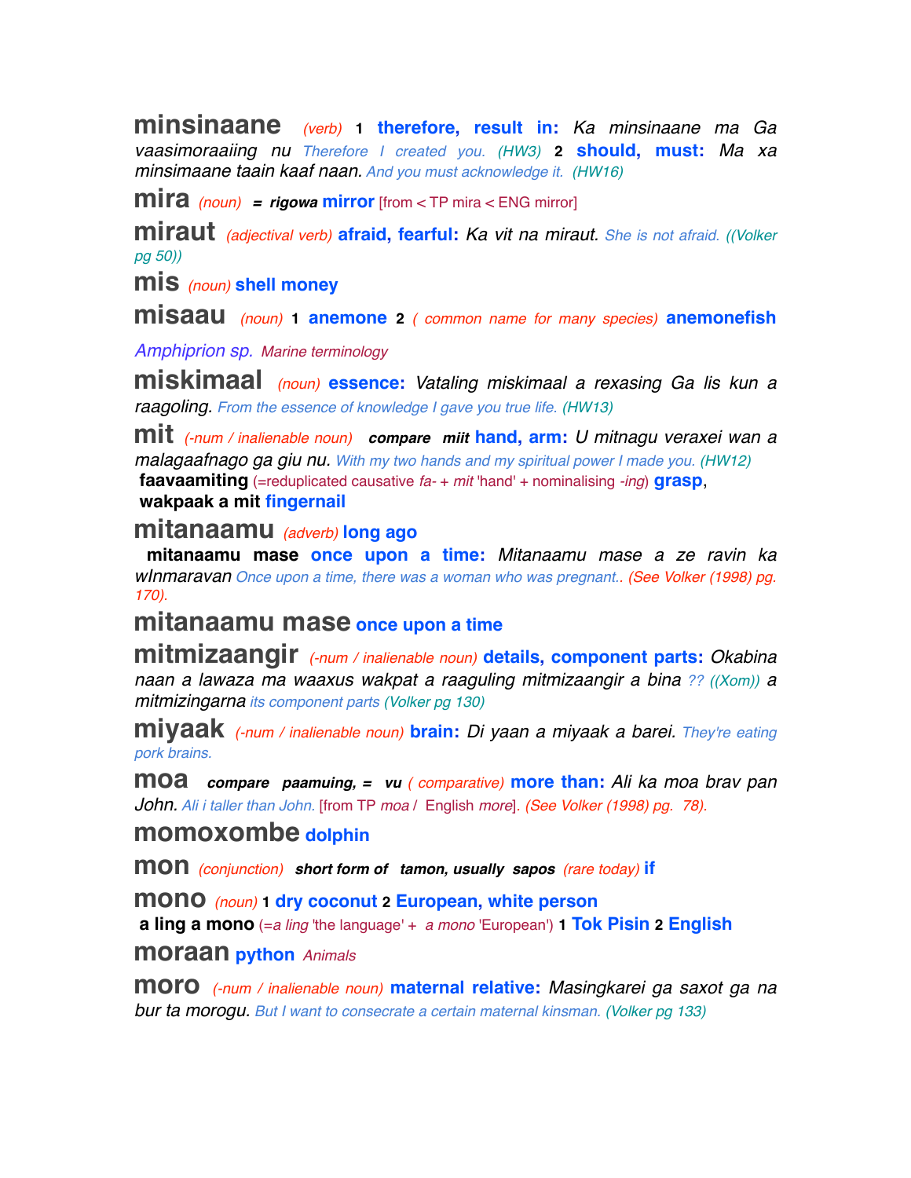**minsinaane** *(verb)* **1** **therefore, result in:** *Ka minsinaane ma Ga vaasimoraaiing nu* Therefore I created you. (HW3) **2** **should, must:** *Ma xa minsimaane taain kaaf naan.* And you must acknowledge it. (HW16)

**mira** *(noun)* ***= rigowa*** **mirror** [from < TP mira < ENG mirror]

**miraut** *(adjectival verb)* **afraid, fearful:** *Ka vit na miraut.* She is not afraid. ((Volker pg 50))

**mis** *(noun)* **shell money**

**misaau** *(noun)* **1** **anemone** **2** *( common name for many species)* **anemonefish** *Amphiprion sp.* *Marine terminology*

**miskimaal** *(noun)* **essence:** *Vataling miskimaal a rexasing Ga lis kun a raagoling.* From the essence of knowledge I gave you true life. (HW13)

**mit** *(-num / inalienable noun)* ***compare miit*** **hand, arm:** *U mitnagu veraxei wan a malagaafnago ga giu nu.* With my two hands and my spiritual power I made you. (HW12)
**faavaamiting** (=reduplicated causative *fa-* + *mit* 'hand' + nominalising *-ing*) **grasp**,
**wakpaak a mit** **fingernail**

**mitanaamu** *(adverb)* **long ago**
**mitanaamu mase** **once upon a time:** *Mitanaamu mase a ze ravin ka wInmaravan* Once upon a time, there was a woman who was pregnant.. (See Volker (1998) pg. 170).

**mitanaamu mase** **once upon a time**

**mitmizaangir** *(-num / inalienable noun)* **details, component parts:** *Okabina naan a lawaza ma waaxus wakpat a raaguling mitmizaangir a bina* ?? ((Xom)) *a mitmizingarna* its component parts (Volker pg 130)

**miyaak** *(-num / inalienable noun)* **brain:** *Di yaan a miyaak a barei.* They're eating pork brains.

**moa** ***compare paamuing, = vu*** *( comparative)* **more than:** *Ali ka moa brav pan John.* Ali i taller than John. [from TP *moa* / English *more*]. (See Volker (1998) pg. 78).

**momoxombe** **dolphin**

**mon** *(conjunction)* ***short form of tamon, usually sapos*** *(rare today)* **if**

**mono** *(noun)* **1** **dry coconut** **2** **European, white person**
**a ling a mono** (=*a ling* 'the language' + *a mono* 'European') **1** **Tok Pisin** **2** **English**

**moraan** **python** *Animals*

**moro** *(-num / inalienable noun)* **maternal relative:** *Masingkarei ga saxot ga na bur ta morogu.* But I want to consecrate a certain maternal kinsman. (Volker pg 133)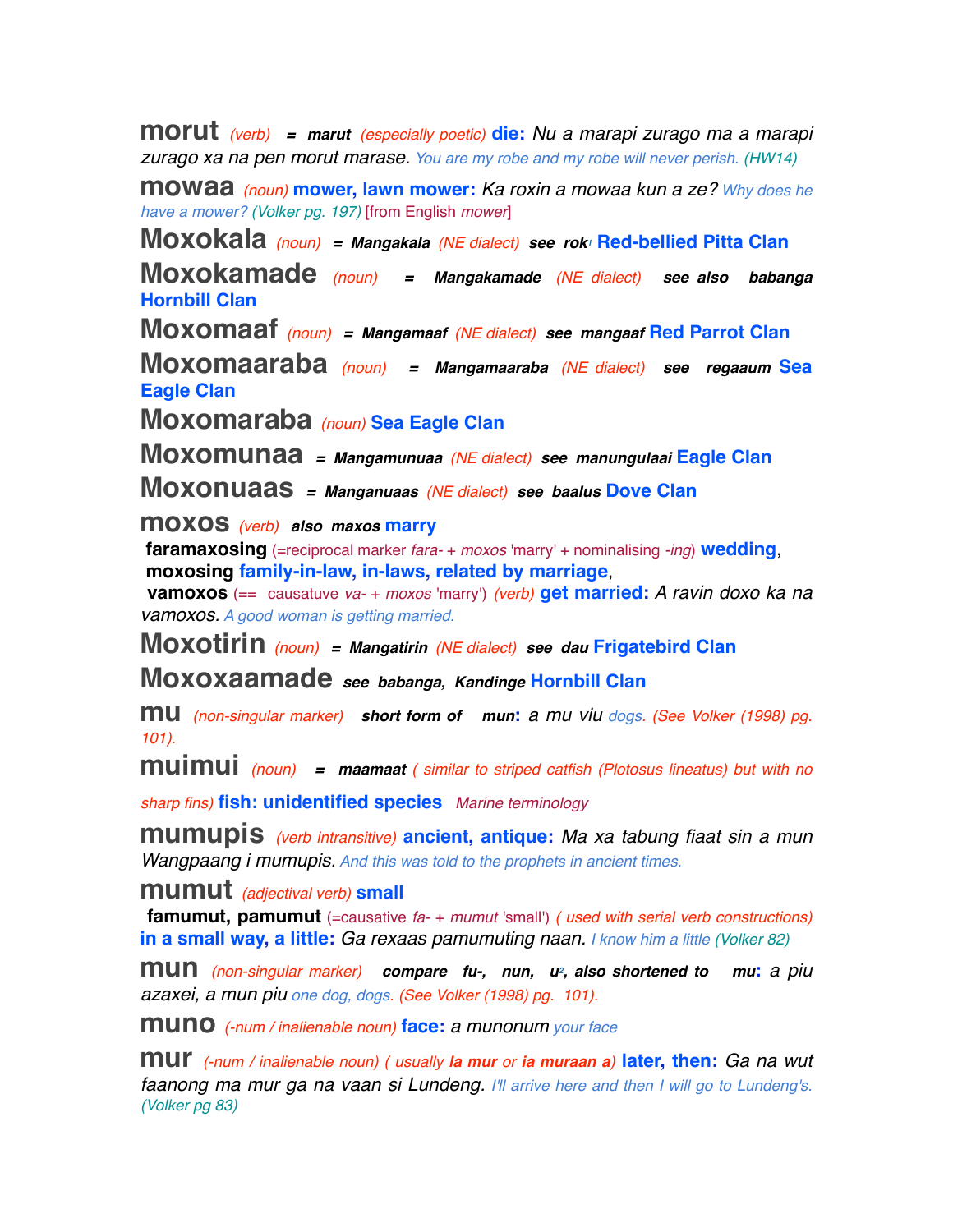**morut** *(verb)* **=** ***marut*** *(especially poetic)* **die:** *Nu a marapi zurago ma a marapi zurago xa na pen morut marase.* *You are my robe and my robe will never perish. (HW14)*

**mowaa** *(noun)* **mower, lawn mower:** *Ka roxin a mowaa kun a ze?* *Why does he have a mower? (Volker pg. 197)* [from English *mower*]

**Moxokala** *(noun)* **=** ***Mangakala*** *(NE dialect)* ***see rok***[1] **Red-bellied Pitta Clan**

**Moxokamade** *(noun)* **=** ***Mangakamade*** *(NE dialect)* ***see also babanga*** **Hornbill Clan**

**Moxomaaf** *(noun)* **=** ***Mangamaaf*** *(NE dialect)* ***see mangaaf*** **Red Parrot Clan**

**Moxomaaraba** *(noun)* **=** ***Mangamaaraba*** *(NE dialect)* ***see regaaum*** **Sea Eagle Clan**

**Moxomaraba** *(noun)* **Sea Eagle Clan**

**Moxomunaa** **=** ***Mangamunuaa*** *(NE dialect)* ***see manungulaai*** **Eagle Clan**

**Moxonuaas** **=** ***Manganuaas*** *(NE dialect)* ***see baalus*** **Dove Clan**

**moxos** *(verb)* ***also maxos*** **marry**

**faramaxosing** (=reciprocal marker *fara-* + *moxos* 'marry' + nominalising *-ing*) **wedding**,

**moxosing** **family-in-law, in-laws, related by marriage**,

**vamoxos** (== causatuve *va-* + *moxos* 'marry') *(verb)* **get married:** *A ravin doxo ka na vamoxos.* *A good woman is getting married.*

**Moxotirin** *(noun)* **=** ***Mangatirin*** *(NE dialect)* ***see dau*** **Frigatebird Clan**

**Moxoxaamade** ***see babanga, Kandinge*** **Hornbill Clan**

**mu** *(non-singular marker)* ***short form of mun*****:** *a mu viu* *dogs. (See Volker (1998) pg. 101).*

**muimui** *(noun)* **=** ***maamaat*** *( similar to striped catfish (Plotosus lineatus) but with no sharp fins)* **fish: unidentified species** *Marine terminology*

**mumupis** *(verb intransitive)* **ancient, antique:** *Ma xa tabung fiaat sin a mun Wangpaang i mumupis.* *And this was told to the prophets in ancient times.*

**mumut** *(adjectival verb)* **small**

**famumut, pamumut** (=causative *fa-* + *mumut* 'small') *( used with serial verb constructions)* **in a small way, a little:** *Ga rexaas pamumuting naan.* *I know him a little (Volker 82)*

**mun** *(non-singular marker)* ***compare fu-, nun, u***[2]***, also shortened to mu*****:** *a piu azaxei, a mun piu* *one dog, dogs. (See Volker (1998) pg. 101).*

**muno** *(-num / inalienable noun)* **face:** *a munonum* *your face*

**mur** *(-num / inalienable noun) ( usually* ***la mur*** *or* ***ia muraan a****)* **later, then:** *Ga na wut faanong ma mur ga na vaan si Lundeng.* *I'll arrive here and then I will go to Lundeng's. (Volker pg 83)*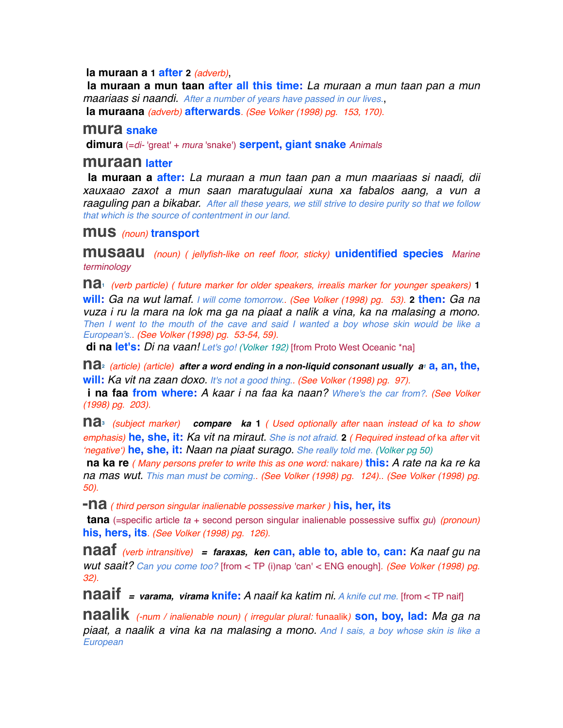**la muraan a** 1 **after** 2 *(adverb)*,

**la muraan a mun taan after all this time:** *La muraan a mun taan pan a mun maariaas si naandi.* *After a number of years have passed in our lives.*,

**la muraana** *(adverb)* **afterwards**. *(See Volker (1998) pg. 153, 170).*

## mura **snake**

**dimura** (=*di-* 'great' + *mura* 'snake') **serpent, giant snake** *Animals*

## muraan **latter**

**la muraan a after:** *La muraan a mun taan pan a mun maariaas si naadi, dii xauxaao zaxot a mun saan maratugulaai xuna xa fabalos aang, a vun a raaguling pan a bikabar.* *After all these years, we still strive to desire purity so that we follow that which is the source of contentment in our land.*

## mus *(noun)* **transport**

## musaau *(noun)* *( jellyfish-like on reef floor, sticky)* **unidentified species** *Marine terminology*

## na[1] *(verb particle)* *( future marker for older speakers, irrealis marker for younger speakers)* 1 **will:** *Ga na wut lamaf.* *I will come tomorrow..* *(See Volker (1998) pg. 53).* 2 **then:** *Ga na vuza i ru la mara na lok ma ga na piaat a nalik a vina, ka na malasing a mono.* *Then I went to the mouth of the cave and said I wanted a boy whose skin would be like a European's..* *(See Volker (1998) pg. 53-54, 59).*

**di na let's:** *Di na vaan!* *Let's go!* *(Volker 192)* [from Proto West Oceanic *na]

## na[2] *(article) (article)* ***after a word ending in a non-liquid consonant usually a[1]*** **a, an, the, will:** *Ka vit na zaan doxo.* *It's not a good thing..* *(See Volker (1998) pg. 97).*

**i na faa from where:** *A kaar i na faa ka naan?* *Where's the car from?.* *(See Volker (1998) pg. 203).*

## na[3] *(subject marker)* ***compare ka*** 1 *( Used optionally after* naan *instead of* ka *to show emphasis)* **he, she, it:** *Ka vit na miraut.* *She is not afraid.* 2 *( Required instead of* ka *after* vit *'negative')* **he, she, it:** *Naan na piaat surago.* *She really told me.* *(Volker pg 50)*

**na ka re** *( Many persons prefer to write this as one word:* nakare*)* **this:** *A rate na ka re ka na mas wut.* *This man must be coming..* *(See Volker (1998) pg. 124).. (See Volker (1998) pg. 50).*

## -na *( third person singular inalienable possessive marker )* **his, her, its**

**tana** (=specific article *ta* + second person singular inalienable possessive suffix *gu*) *(pronoun)* **his, hers, its**. *(See Volker (1998) pg. 126).*

## naaf *(verb intransitive)* ***= faraxas, ken*** **can, able to, able to, can:** *Ka naaf gu na wut saait?* *Can you come too?* [from < TP (i)nap 'can' < ENG enough]. *(See Volker (1998) pg. 32).*

## naaif ***= varama, virama*** **knife:** *A naaif ka katim ni.* *A knife cut me.* [from < TP naif]

## naalik *(-num / inalienable noun)* *( irregular plural:* funaalik*)* **son, boy, lad:** *Ma ga na piaat, a naalik a vina ka na malasing a mono.* *And I sais, a boy whose skin is like a European*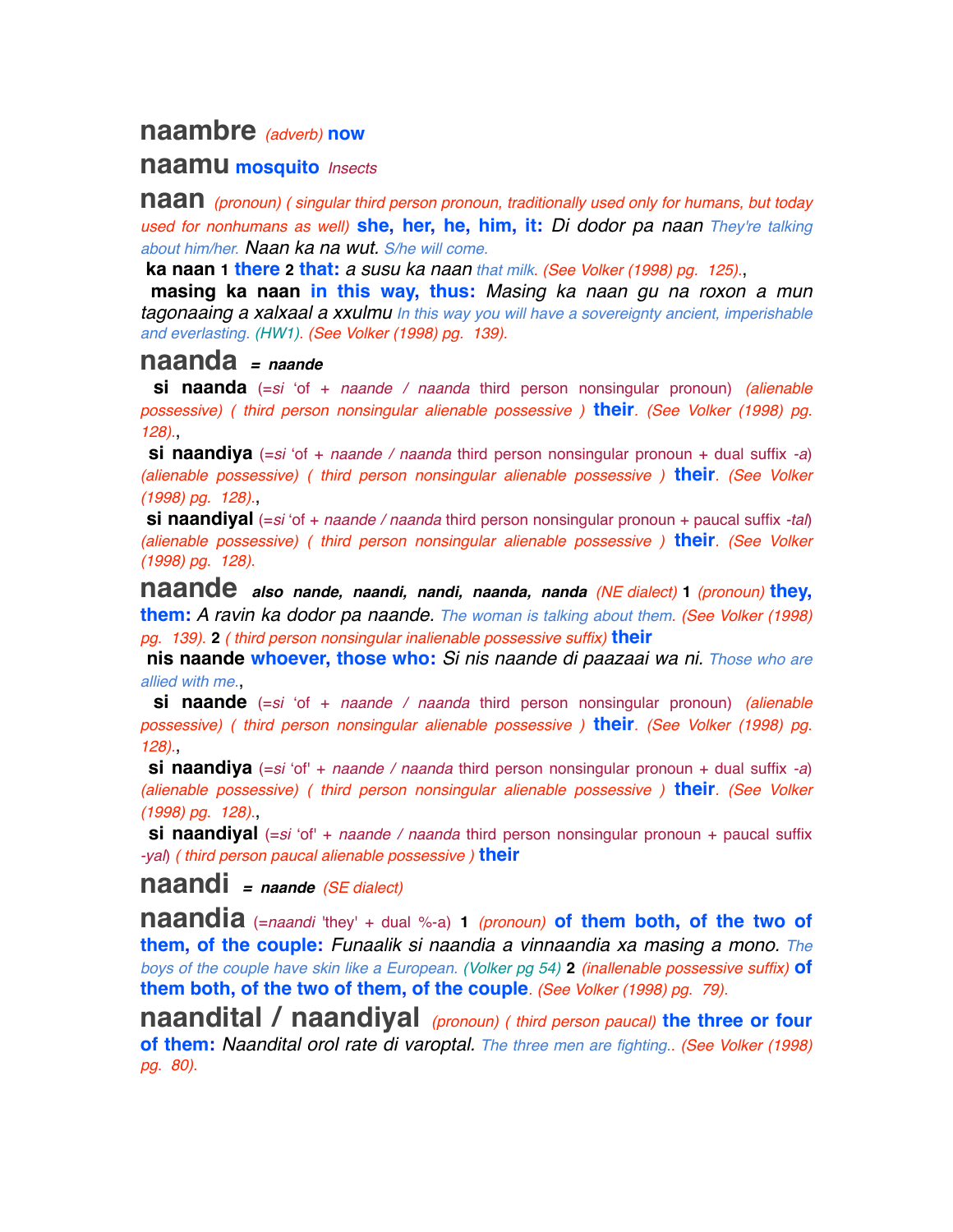**naambre** *(adverb)* **now**

**naamu** **mosquito** *Insects*

**naan** *(pronoun) ( singular third person pronoun, traditionally used only for humans, but today used for nonhumans as well)* **she, her, he, him, it:** *Di dodor pa naan* They're talking about him/her. *Naan ka na wut.* S/he will come.

**ka naan** 1 **there** 2 **that:** *a susu ka naan* that milk. *(See Volker (1998) pg. 125).*,

**masing ka naan** **in this way, thus:** *Masing ka naan gu na roxon a mun tagonaaing a xalxaal a xxulmu* In this way you will have a sovereignty ancient, imperishable and everlasting. (HW1). *(See Volker (1998) pg. 139).*

**naanda** *= naande*

**si naanda** (=*si* 'of + *naande / naanda* third person nonsingular pronoun) *(alienable possessive) ( third person nonsingular alienable possessive )* **their**. *(See Volker (1998) pg. 128).*,

**si naandiya** (=*si* 'of + *naande / naanda* third person nonsingular pronoun + dual suffix *-a*) *(alienable possessive) ( third person nonsingular alienable possessive )* **their**. *(See Volker (1998) pg. 128).*,

**si naandiyal** (=*si* 'of + *naande / naanda* third person nonsingular pronoun + paucal suffix *-tal*) *(alienable possessive) ( third person nonsingular alienable possessive )* **their**. *(See Volker (1998) pg. 128).*

**naande** ***also nande, naandi, nandi, naanda, nanda*** *(NE dialect)* **1** *(pronoun)* **they, them:** *A ravin ka dodor pa naande.* The woman is talking about them. *(See Volker (1998) pg. 139).* **2** *( third person nonsingular inalienable possessive suffix)* **their**

**nis naande** **whoever, those who:** *Si nis naande di paazaai wa ni.* Those who are allied with me.,

**si naande** (=*si* 'of + *naande / naanda* third person nonsingular pronoun) *(alienable possessive) ( third person nonsingular alienable possessive )* **their**. *(See Volker (1998) pg. 128).*,

**si naandiya** (=*si* 'of' + *naande / naanda* third person nonsingular pronoun + dual suffix *-a*) *(alienable possessive) ( third person nonsingular alienable possessive )* **their**. *(See Volker (1998) pg. 128).*,

**si naandiyal** (=*si* 'of' + *naande / naanda* third person nonsingular pronoun + paucal suffix *-yal*) *( third person paucal alienable possessive )* **their**

**naandi** *= naande (SE dialect)*

**naandia** (=*naandi* 'they' + dual %-a) **1** *(pronoun)* **of them both, of the two of them, of the couple:** *Funaalik si naandia a vinnaandia xa masing a mono.* The boys of the couple have skin like a European. (Volker pg 54) **2** *(inallenable possessive suffix)* **of them both, of the two of them, of the couple**. *(See Volker (1998) pg. 79).*

**naandital / naandiyal** *(pronoun) ( third person paucal)* **the three or four of them:** *Naandital orol rate di varoptal.* The three men are fighting.. *(See Volker (1998) pg. 80).*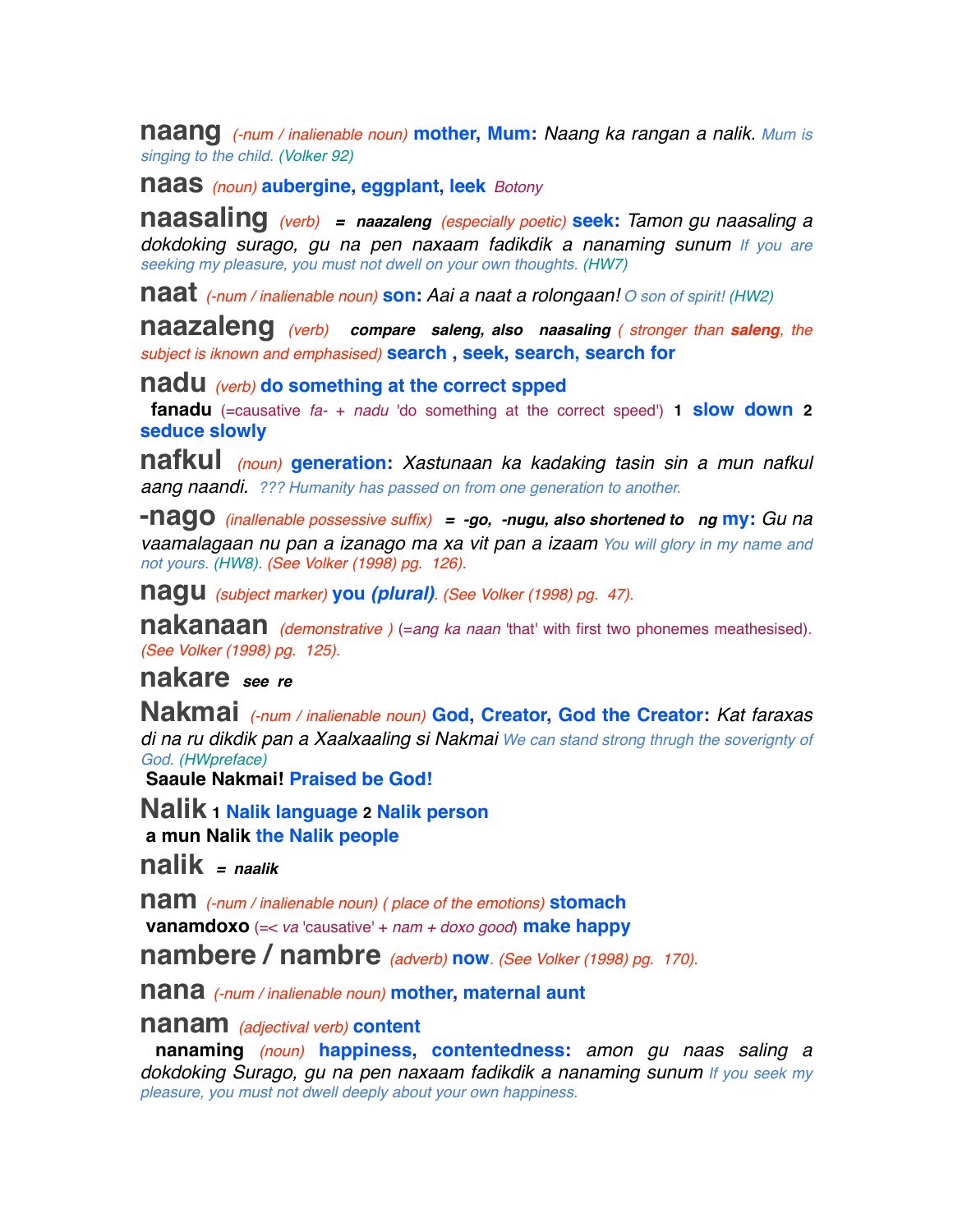**naang** *(-num / inalienable noun)* **mother, Mum:** *Naang ka rangan a nalik.* Mum is singing to the child. (Volker 92)

**naas** *(noun)* **aubergine, eggplant, leek** *Botony*

**naasaling** *(verb)* **=** ***naazaleng*** *(especially poetic)* **seek:** *Tamon gu naasaling a dokdoking surago, gu na pen naxaam fadikdik a nanaming sunum* If you are seeking my pleasure, you must not dwell on your own thoughts. (HW7)

**naat** *(-num / inalienable noun)* **son:** *Aai a naat a rolongaan!* O son of spirit! (HW2)

**naazaleng** *(verb)* ***compare saleng, also naasaling*** *( stronger than* ***saleng****, the subject is iknown and emphasised)* **search , seek, search, search for**

**nadu** *(verb)* **do something at the correct spped**

**fanadu** (=causative *fa-* + *nadu* 'do something at the correct speed') **1 slow down 2 seduce slowly**

**nafkul** *(noun)* **generation:** *Xastunaan ka kadaking tasin sin a mun nafkul aang naandi.* ??? Humanity has passed on from one generation to another.

**-nago** *(inallenable possessive suffix)* **=** ***-go, -nugu, also shortened to ng*** **my:** *Gu na vaamalagaan nu pan a izanago ma xa vit pan a izaam* You will glory in my name and not yours. (HW8). (See Volker (1998) pg. 126).

**nagu** *(subject marker)* **you *(plural)***. (See Volker (1998) pg. 47).

**nakanaan** *(demonstrative )* (=*ang ka naan* 'that' with first two phonemes meathesised). (See Volker (1998) pg. 125).

**nakare** ***see re***

**Nakmai** *(-num / inalienable noun)* **God, Creator, God the Creator:** *Kat faraxas di na ru dikdik pan a Xaalxaaling si Nakmai* We can stand strong thrugh the soverignty of God. (HWpreface)

**Saaule Nakmai! Praised be God!**

**Nalik** **1 Nalik language 2 Nalik person**

**a mun Nalik** the Nalik people

**nalik** ***= naalik***

**nam** *(-num / inalienable noun) ( place of the emotions)* **stomach**

**vanamdoxo** (=< *va* 'causative' + *nam* + *doxo good*) **make happy**

**nambere / nambre** *(adverb)* **now**. (See Volker (1998) pg. 170).

**nana** *(-num / inalienable noun)* **mother, maternal aunt**

**nanam** *(adjectival verb)* **content**

**nanaming** *(noun)* **happiness, contentedness:** *amon gu naas saling a dokdoking Surago, gu na pen naxaam fadikdik a nanaming sunum* If you seek my pleasure, you must not dwell deeply about your own happiness.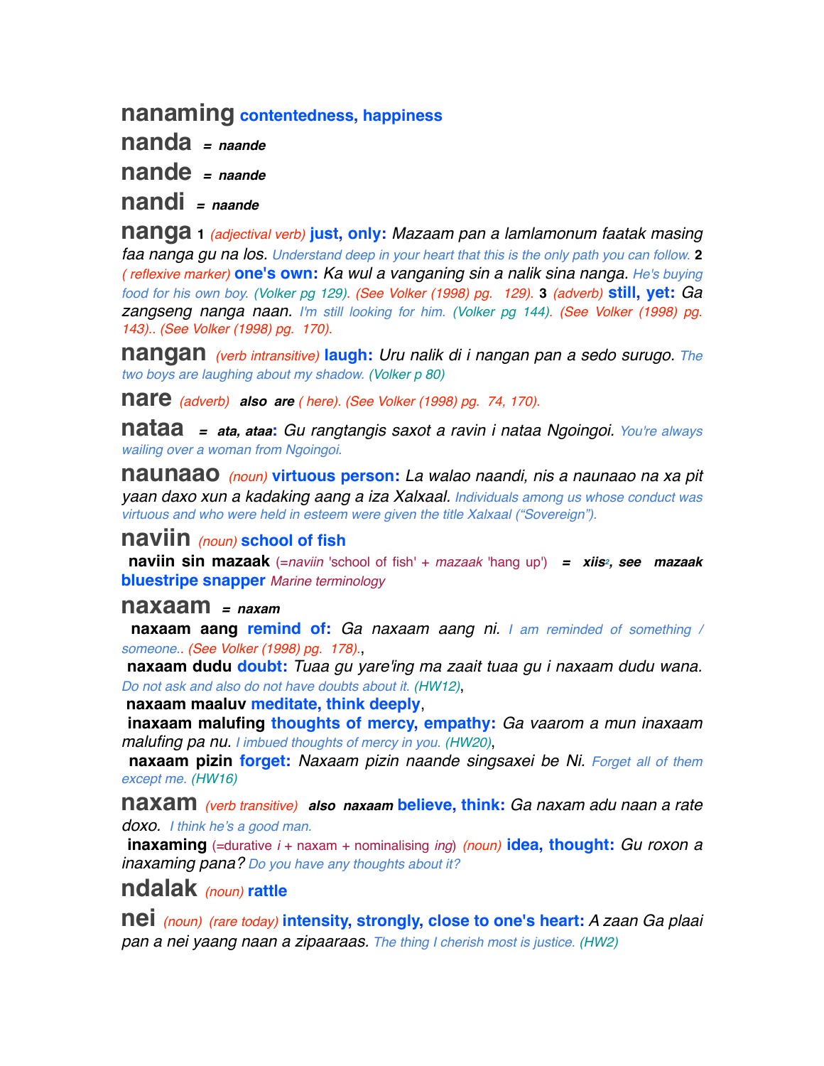**nanaming** **contentedness, happiness**

**nanda** *= naande*

**nande** *= naande*

**nandi** *= naande*

**nanga** **1** *(adjectival verb)* **just, only:** *Mazaam pan a lamlamonum faatak masing faa nanga gu na los.* *Understand deep in your heart that this is the only path you can follow.* **2** *( reflexive marker)* **one's own:** *Ka wul a vanganing sin a nalik sina nanga.* *He's buying food for his own boy. (Volker pg 129). (See Volker (1998) pg. 129).* **3** *(adverb)* **still, yet:** *Ga zangseng nanga naan.* *I'm still looking for him. (Volker pg 144). (See Volker (1998) pg. 143).. (See Volker (1998) pg. 170).*

**nangan** *(verb intransitive)* **laugh:** *Uru nalik di i nangan pan a sedo surugo.* *The two boys are laughing about my shadow. (Volker p 80)*

**nare** *(adverb)* ***also are*** *( here). (See Volker (1998) pg. 74, 170).*

**nataa** ***= ata, ataa*****:** *Gu rangtangis saxot a ravin i nataa Ngoingoi.* *You're always wailing over a woman from Ngoingoi.*

**naunaao** *(noun)* **virtuous person:** *La walao naandi, nis a naunaao na xa pit yaan daxo xun a kadaking aang a iza Xalxaal.* *Individuals among us whose conduct was virtuous and who were held in esteem were given the title Xalxaal (“Sovereign”).*

**naviin** *(noun)* **school of fish**

**naviin sin mazaak** (=*naviin* 'school of fish' + *mazaak* 'hang up') ***= xiis*****[2]*****, see mazaak*** **bluestripe snapper** *Marine terminology*

**naxaam** *= naxam*

**naxaam aang** **remind of:** *Ga naxaam aang ni.* *I am reminded of something / someone.. (See Volker (1998) pg. 178).*,

**naxaam dudu** **doubt:** *Tuaa gu yare'ing ma zaait tuaa gu i naxaam dudu wana.* *Do not ask and also do not have doubts about it. (HW12)*,

**naxaam maaluv** **meditate, think deeply**,

**inaxaam malufing** **thoughts of mercy, empathy:** *Ga vaarom a mun inaxaam malufing pa nu.* *I imbued thoughts of mercy in you. (HW20)*,

**naxaam pizin** **forget:** *Naxaam pizin naande singsaxei be Ni.* *Forget all of them except me. (HW16)*

**naxam** *(verb transitive)* ***also naxaam*** **believe, think:** *Ga naxam adu naan a rate doxo.* *I think he's a good man.*

**inaxaming** (=durative *i* + naxam + nominalising *ing*) *(noun)* **idea, thought:** *Gu roxon a inaxaming pana?* *Do you have any thoughts about it?*

**ndalak** *(noun)* **rattle**

**nei** *(noun) (rare today)* **intensity, strongly, close to one's heart:** *A zaan Ga plaai pan a nei yaang naan a zipaaraas.* *The thing I cherish most is justice. (HW2)*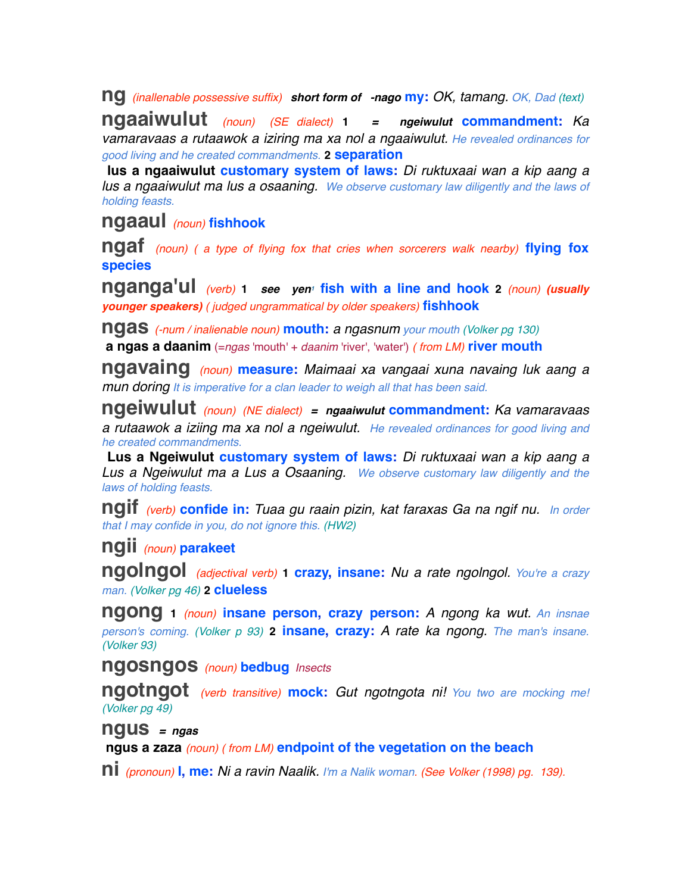**ng** *(inallenable possessive suffix)* ***short form of -nago*** **my:** *OK, tamang.* OK, Dad (text)

**ngaaiwulut** *(noun) (SE dialect)* **1** ***= ngeiwulut*** **commandment:** *Ka vamaravaas a rutaawok a iziring ma xa nol a ngaaiwulut.* He revealed ordinances for good living and he created commandments. **2** **separation**

**lus a ngaaiwulut** **customary system of laws:** *Di ruktuxaai wan a kip aang a lus a ngaaiwulut ma lus a osaaning.* We observe customary law diligently and the laws of holding feasts.

**ngaaul** *(noun)* **fishhook**

**ngaf** *(noun) ( a type of flying fox that cries when sorcerers walk nearby)* **flying fox species**

**nganga'ul** *(verb)* **1** ***see yen***[1] **fish with a line and hook** **2** *(noun)* ***(usually younger speakers)*** *( judged ungrammatical by older speakers)* **fishhook**

**ngas** *(-num / inalienable noun)* **mouth:** *a ngasnum* your mouth (Volker pg 130)

**a ngas a daanim** (=*ngas* 'mouth' + *daanim* 'river', 'water') *( from LM)* **river mouth**

**ngavaing** *(noun)* **measure:** *Maimaai xa vangaai xuna navaing luk aang a mun doring* It is imperative for a clan leader to weigh all that has been said.

**ngeiwulut** *(noun) (NE dialect)* ***= ngaaiwulut*** **commandment:** *Ka vamaravaas a rutaawok a iziing ma xa nol a ngeiwulut.* He revealed ordinances for good living and he created commandments.

**Lus a Ngeiwulut** **customary system of laws:** *Di ruktuxaai wan a kip aang a Lus a Ngeiwulut ma a Lus a Osaaning.* We observe customary law diligently and the laws of holding feasts.

**ngif** *(verb)* **confide in:** *Tuaa gu raain pizin, kat faraxas Ga na ngif nu.* In order that I may confide in you, do not ignore this. (HW2)

**ngii** *(noun)* **parakeet**

**ngolngol** *(adjectival verb)* **1** **crazy, insane:** *Nu a rate ngolngol.* You're a crazy man. (Volker pg 46) **2** **clueless**

**ngong** **1** *(noun)* **insane person, crazy person:** *A ngong ka wut.* An insnae person's coming. (Volker p 93) **2** **insane, crazy:** *A rate ka ngong.* The man's insane. (Volker 93)

**ngosngos** *(noun)* **bedbug** *Insects*

**ngotngot** *(verb transitive)* **mock:** *Gut ngotngota ni!* You two are mocking me! (Volker pg 49)

**ngus** ***= ngas***

**ngus a zaza** *(noun) ( from LM)* **endpoint of the vegetation on the beach**

**ni** *(pronoun)* **I, me:** *Ni a ravin Naalik.* I'm a Nalik woman. (See Volker (1998) pg. 139).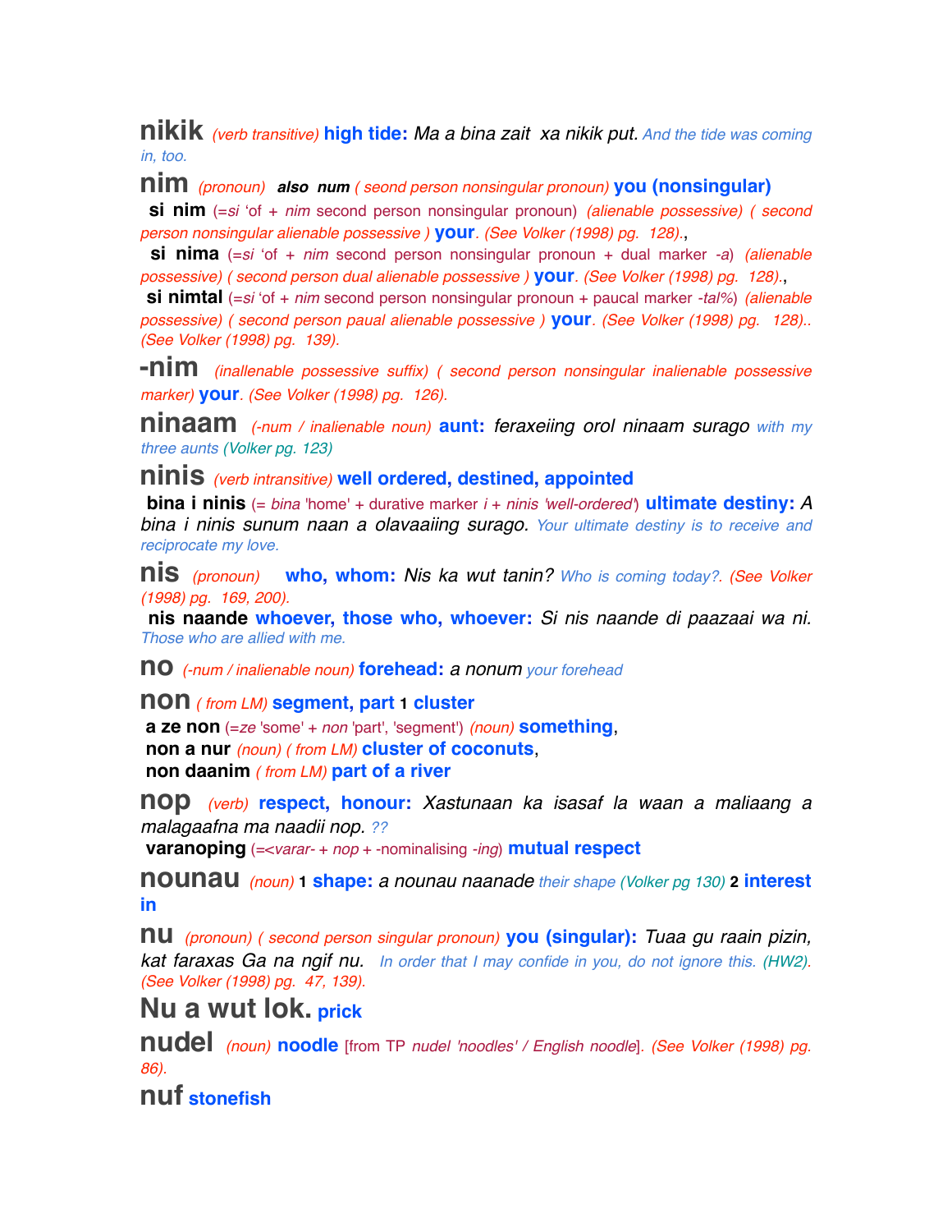**nikik** *(verb transitive)* **high tide:** *Ma a bina zait xa nikik put.* *And the tide was coming in, too.*

**nim** *(pronoun)* ***also num*** *( seond person nonsingular pronoun)* **you (nonsingular)**
**si nim** (=*si* 'of + *nim* second person nonsingular pronoun) *(alienable possessive) ( second person nonsingular alienable possessive )* **your**. *(See Volker (1998) pg. 128).*,
**si nima** (=*si* 'of + *nim* second person nonsingular pronoun + dual marker *-a*) *(alienable possessive) ( second person dual alienable possessive )* **your**. *(See Volker (1998) pg. 128).*,
**si nimtal** (=*si* 'of + *nim* second person nonsingular pronoun + paucal marker *-tal%*) *(alienable possessive) ( second person paual alienable possessive )* **your**. *(See Volker (1998) pg. 128).. (See Volker (1998) pg. 139).*

**-nim** *(inallenable possessive suffix) ( second person nonsingular inalienable possessive marker)* **your**. *(See Volker (1998) pg. 126).*

**ninaam** *(-num / inalienable noun)* **aunt:** *feraxeiing orol ninaam surago* *with my three aunts (Volker pg. 123)*

**ninis** *(verb intransitive)* **well ordered, destined, appointed**
**bina i ninis** (= *bina* 'home' + durative marker *i* + *ninis 'well-ordered'*) **ultimate destiny:** *A bina i ninis sunum naan a olavaaiing surago.* *Your ultimate destiny is to receive and reciprocate my love.*

**nis** *(pronoun)* **who, whom:** *Nis ka wut tanin?* *Who is coming today?. (See Volker (1998) pg. 169, 200).*
**nis naande** **whoever, those who, whoever:** *Si nis naande di paazaai wa ni.* *Those who are allied with me.*

**no** *(-num / inalienable noun)* **forehead:** *a nonum* *your forehead*

**non** *( from LM)* **segment, part 1 cluster**
**a ze non** (=*ze* 'some' + *non* 'part', 'segment') *(noun)* **something**,
**non a nur** *(noun) ( from LM)* **cluster of coconuts**,
**non daanim** *( from LM)* **part of a river**

**nop** *(verb)* **respect, honour:** *Xastunaan ka isasaf la waan a maliaang a malagaafna ma naadii nop.* *??*
**varanoping** (=<*varar-* + *nop* + -nominalising *-ing*) **mutual respect**

**nounau** *(noun)* **1 shape:** *a nounau naanade* *their shape (Volker pg 130)* **2 interest in**

**nu** *(pronoun) ( second person singular pronoun)* **you (singular):** *Tuaa gu raain pizin, kat faraxas Ga na ngif nu.* *In order that I may confide in you, do not ignore this. (HW2). (See Volker (1998) pg. 47, 139).*

**Nu a wut lok.** **prick**

**nudel** *(noun)* **noodle** [from TP *nudel 'noodles' / English noodle*]. *(See Volker (1998) pg. 86).*

**nuf** **stonefish**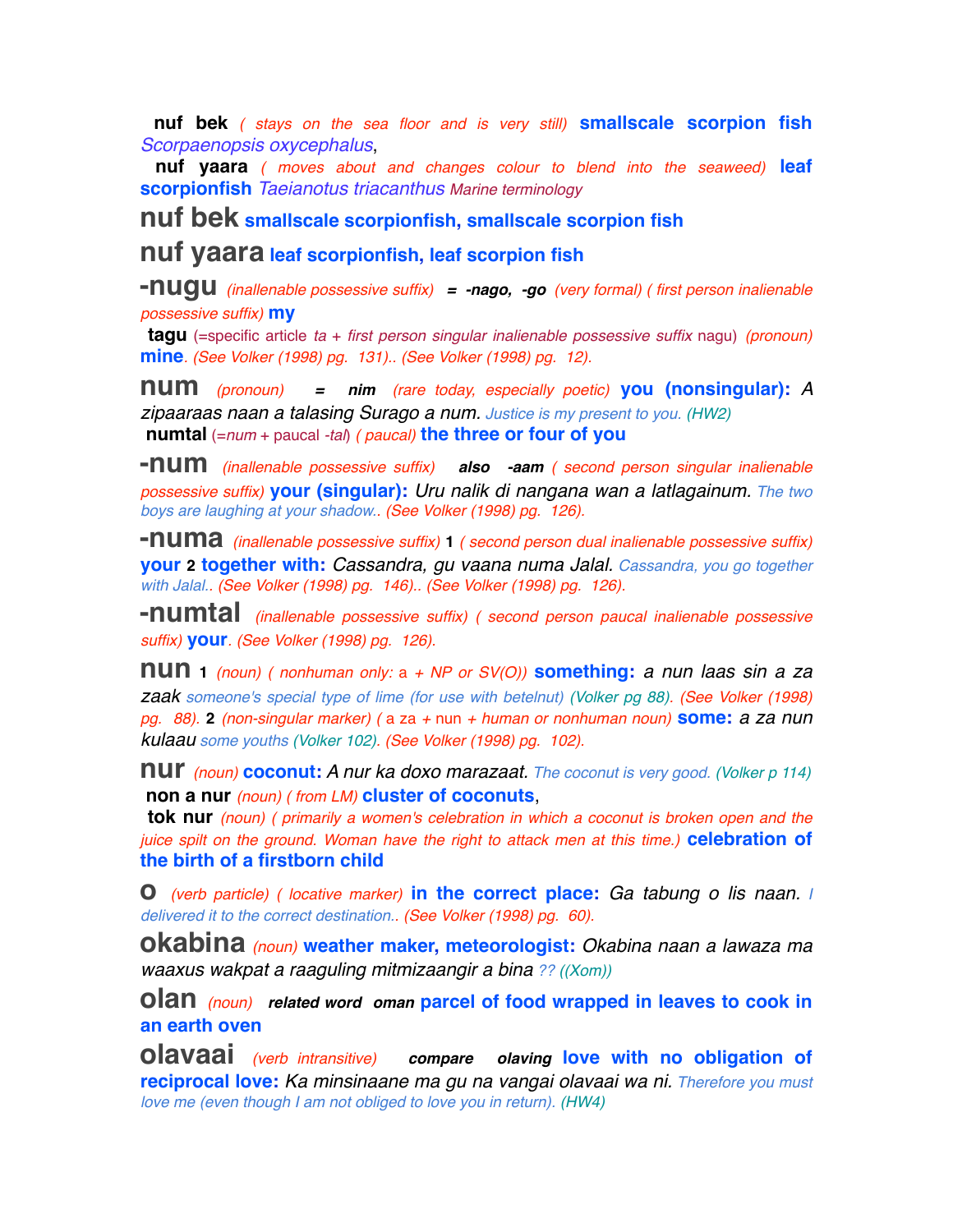**nuf bek** *( stays on the sea floor and is very still)* **smallscale scorpion fish** *Scorpaenopsis oxycephalus*,
**nuf yaara** *( moves about and changes colour to blend into the seaweed)* **leaf scorpionfish** *Taeianotus triacanthus* Marine terminology

**nuf bek** **smallscale scorpionfish, smallscale scorpion fish**

**nuf yaara** **leaf scorpionfish, leaf scorpion fish**

**-nugu** *(inallenable possessive suffix)* ***= -nago, -go*** *(very formal) ( first person inalienable possessive suffix)* **my**
**tagu** (=specific article *ta + first person singular inalienable possessive suffix* nagu) *(pronoun)* **mine**. *(See Volker (1998) pg. 131).. (See Volker (1998) pg. 12).*

**num** *(pronoun)* ***= nim*** *(rare today, especially poetic)* **you (nonsingular):** *A zipaaraas naan a talasing Surago a num.* Justice is my present to you. (HW2)
**numtal** (=*num* + paucal *-tal*) *( paucal)* **the three or four of you**

**-num** *(inallenable possessive suffix)* ***also -aam*** *( second person singular inalienable possessive suffix)* **your (singular):** *Uru nalik di nangana wan a latlagainum.* The two boys are laughing at your shadow.. *(See Volker (1998) pg. 126).*

**-numa** *(inallenable possessive suffix)* **1** *( second person dual inalienable possessive suffix)* **your 2 together with:** *Cassandra, gu vaana numa Jalal.* Cassandra, you go together with Jalal.. *(See Volker (1998) pg. 146).. (See Volker (1998) pg. 126).*

**-numtal** *(inallenable possessive suffix) ( second person paucal inalienable possessive suffix)* **your**. *(See Volker (1998) pg. 126).*

**nun** **1** *(noun) ( nonhuman only:* a *+ NP or SV(O))* **something:** *a nun laas sin a za zaak* someone's special type of lime (for use with betelnut) (Volker pg 88). *(See Volker (1998) pg. 88).* **2** *(non-singular marker) (* a za *+* nun *+ human or nonhuman noun)* **some:** *a za nun kulaau* some youths (Volker 102). *(See Volker (1998) pg. 102).*

**nur** *(noun)* **coconut:** *A nur ka doxo marazaat.* The coconut is very good. (Volker p 114)
**non a nur** *(noun) ( from LM)* **cluster of coconuts**,
**tok nur** *(noun) ( primarily a women's celebration in which a coconut is broken open and the juice spilt on the ground. Woman have the right to attack men at this time.)* **celebration of the birth of a firstborn child**

**o** *(verb particle) ( locative marker)* **in the correct place:** *Ga tabung o lis naan.* I delivered it to the correct destination.. *(See Volker (1998) pg. 60).*

**okabina** *(noun)* **weather maker, meteorologist:** *Okabina naan a lawaza ma waaxus wakpat a raaguling mitmizaangir a bina* ?? ((Xom))

**olan** *(noun)* ***related word oman*** **parcel of food wrapped in leaves to cook in an earth oven**

**olavaai** *(verb intransitive)* ***compare olaving*** **love with no obligation of reciprocal love:** *Ka minsinaane ma gu na vangai olavaai wa ni.* Therefore you must love me (even though I am not obliged to love you in return). (HW4)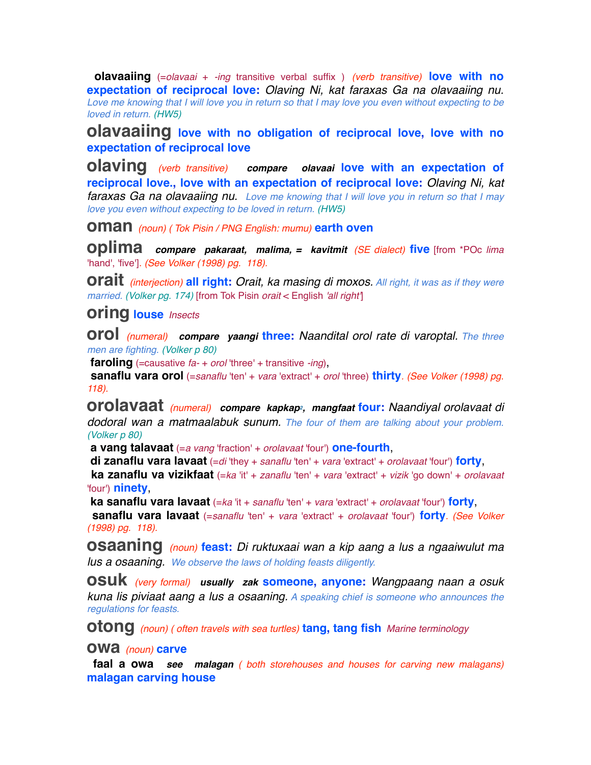**olavaaiing** (=*olavaai* + *-ing* transitive verbal suffix ) *(verb transitive)* **love with no expectation of reciprocal love:** *Olaving Ni, kat faraxas Ga na olavaaiing nu.* *Love me knowing that I will love you in return so that I may love you even without expecting to be loved in return. (HW5)*

**olavaaiing** **love with no obligation of reciprocal love, love with no expectation of reciprocal love**

**olaving** *(verb transitive)* ***compare olavaai*** **love with an expectation of reciprocal love., love with an expectation of reciprocal love:** *Olaving Ni, kat faraxas Ga na olavaaiing nu.* *Love me knowing that I will love you in return so that I may love you even without expecting to be loved in return. (HW5)*

**oman** *(noun) ( Tok Pisin / PNG English: mumu)* **earth oven**

**oplima** ***compare pakaraat, malima, = kavitmit*** *(SE dialect)* **five** [from *POc *lima* 'hand', 'five']. *(See Volker (1998) pg. 118).*

**orait** *(interjection)* **all right:** *Orait, ka masing di moxos.* *All right, it was as if they were married. (Volker pg. 174)* [from Tok Pisin *orait* < English *'all right'*]

**oring** **louse** *Insects*

**orol** *(numeral)* ***compare yaangi*** **three:** *Naandital orol rate di varoptal.* *The three men are fighting. (Volker p 80)*

**faroling** (=causative *fa-* + *orol* 'three' + transitive *-ing*),

**sanaflu vara orol** (=*sanaflu* 'ten' + *vara* 'extract' + *orol* 'three) **thirty**. *(See Volker (1998) pg. 118).*

**orolavaat** *(numeral)* ***compare kapkap2, mangfaat*** **four:** *Naandiyal orolavaat di dodoral wan a matmaalabuk sunum.* *The four of them are talking about your problem. (Volker p 80)*

**a vang talavaat** (=*a vang* 'fraction' + *orolavaat* 'four') **one-fourth**,

**di zanaflu vara lavaat** (=*di* 'they + *sanaflu* 'ten' + *vara* 'extract' + *orolavaat* 'four') **forty**,

**ka zanaflu va vizikfaat** (=*ka* 'it' + *zanaflu* 'ten' + *vara* 'extract' + *vizik* 'go down' + *orolavaat* 'four') **ninety**,

**ka sanaflu vara lavaat** (=*ka* 'it + *sanaflu* 'ten' + *vara* 'extract' + *orolavaat* 'four') **forty**,

**sanaflu vara lavaat** (=*sanaflu* 'ten' + *vara* 'extract' + *orolavaat* 'four') **forty**. *(See Volker (1998) pg. 118).*

**osaaning** *(noun)* **feast:** *Di ruktuxaai wan a kip aang a lus a ngaaiwulut ma lus a osaaning.* *We observe the laws of holding feasts diligently.*

**osuk** *(very formal)* ***usually zak*** **someone, anyone:** *Wangpaang naan a osuk kuna lis piviaat aang a lus a osaaning.* *A speaking chief is someone who announces the regulations for feasts.*

**otong** *(noun) ( often travels with sea turtles)* **tang, tang fish** *Marine terminology*

**owa** *(noun)* **carve**

**faal a owa** ***see malagan*** *( both storehouses and houses for carving new malagans)* **malagan carving house**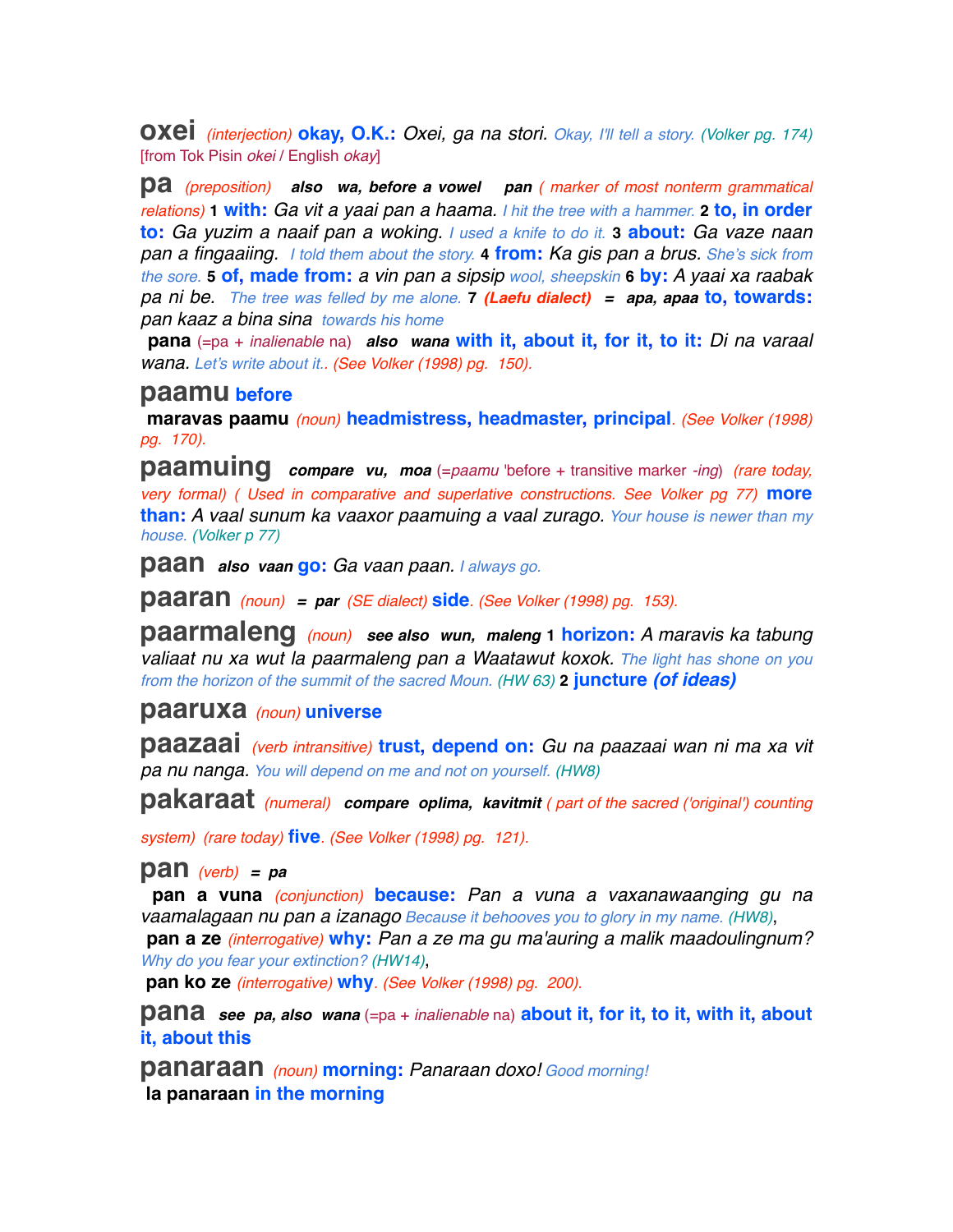**oxei** *(interjection)* **okay, O.K.:** *Oxei, ga na stori.* Okay, I'll tell a story. *(Volker pg. 174)* [from Tok Pisin *okei* / English *okay*]

**pa** *(preposition)* ***also wa, before a vowel pan*** *( marker of most nonterm grammatical relations)* **1 with:** *Ga vit a yaai pan a haama.* I hit the tree with a hammer. **2 to, in order to:** *Ga yuzim a naaif pan a woking.* I used a knife to do it. **3 about:** *Ga vaze naan pan a fingaaiing.* I told them about the story. **4 from:** *Ka gis pan a brus.* She's sick from the sore. **5 of, made from:** *a vin pan a sipsip* wool, sheepskin **6 by:** *A yaai xa raabak pa ni be.* The tree was felled by me alone. **7** ***(Laefu dialect) = apa, apaa*** **to, towards:** *pan kaaz a bina sina* towards his home

**pana** (=pa + *inalienable* na) ***also wana*** **with it, about it, for it, to it:** *Di na varaal wana.* Let's write about it.. *(See Volker (1998) pg. 150).*

**paamu** **before**

**maravas paamu** *(noun)* **headmistress, headmaster, principal**. *(See Volker (1998) pg. 170).*

**paamuing** ***compare vu, moa*** (=*paamu* 'before + transitive marker *-ing*) *(rare today, very formal) ( Used in comparative and superlative constructions. See Volker pg 77)* **more than:** *A vaal sunum ka vaaxor paamuing a vaal zurago.* Your house is newer than my house. *(Volker p 77)*

**paan** ***also vaan*** **go:** *Ga vaan paan.* I always go.

**paaran** *(noun)* ***= par*** *(SE dialect)* **side**. *(See Volker (1998) pg. 153).*

**paarmaleng** *(noun)* ***see also wun, maleng*** **1 horizon:** *A maravis ka tabung valiaat nu xa wut la paarmaleng pan a Waatawut koxok.* The light has shone on you from the horizon of the summit of the sacred Moun. *(HW 63)* **2 juncture *(of ideas)***

**paaruxa** *(noun)* **universe**

**paazaai** *(verb intransitive)* **trust, depend on:** *Gu na paazaai wan ni ma xa vit pa nu nanga.* You will depend on me and not on yourself. *(HW8)*

**pakaraat** *(numeral)* ***compare oplima, kavitmit*** *( part of the sacred ('original') counting system) (rare today)* **five**. *(See Volker (1998) pg. 121).*

**pan** *(verb)* ***= pa***

**pan a vuna** *(conjunction)* **because:** *Pan a vuna a vaxanawaanging gu na vaamalagaan nu pan a izanago* Because it behooves you to glory in my name. *(HW8)*,

**pan a ze** *(interrogative)* **why:** *Pan a ze ma gu ma'auring a malik maadoulingnum?* Why do you fear your extinction? *(HW14)*,

**pan ko ze** *(interrogative)* **why**. *(See Volker (1998) pg. 200).*

**pana** ***see pa, also wana*** (=pa + *inalienable* na) **about it, for it, to it, with it, about it, about this**

**panaraan** *(noun)* **morning:** *Panaraan doxo!* Good morning!

**la panaraan** **in the morning**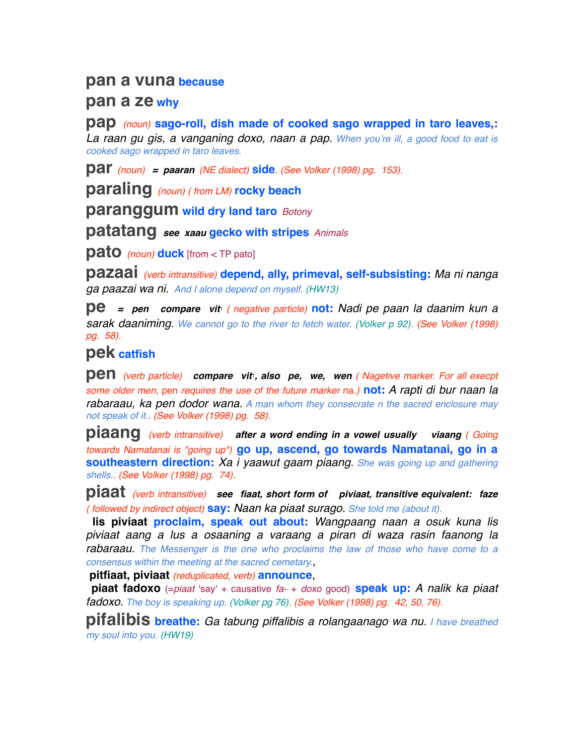**pan a vuna** because

**pan a ze** why

**pap** *(noun)* **sago-roll, dish made of cooked sago wrapped in taro leaves,:** *La raan gu gis, a vanganing doxo, naan a pap. When you're ill, a good food to eat is cooked sago wrapped in taro leaves.*

**par** *(noun)* ***= paaran*** *(NE dialect)* **side**. *(See Volker (1998) pg. 153).*

**paraling** *(noun) ( from LM)* **rocky beach**

**paranggum** **wild dry land taro** *Botony*

**patatang** ***see xaau*** **gecko with stripes** *Animals*

**pato** *(noun)* **duck** [from < TP pato]

**pazaai** *(verb intransitive)* **depend, ally, primeval, self-subsisting:** *Ma ni nanga ga paazai wa ni. And I alone depend on myself. (HW13)*

**pe** ***= pen compare vit*** [1] *( negative particle)* **not:** *Nadi pe paan la daanim kun a sarak daaniming. We cannot go to the river to fetch water. (Volker p 92). (See Volker (1998) pg. 58).*

**pek** **catfish**

**pen** *(verb particle)* ***compare vit*** [1]***, also pe, we, wen*** *( Nagetive marker. For all execpt some older men,* pen *requires the use of the future marker* na.*)* **not:** *A rapti di bur naan la rabaraau, ka pen dodor wana. A man whom they consecrate n the sacred enclosure may not speak of it.. (See Volker (1998) pg. 58).*

**piaang** *(verb intransitive)* ***after a word ending in a vowel usually viaang*** *( Going towards Namatanai is "going up")* **go up, ascend, go towards Namatanai, go in a southeastern direction:** *Xa i yaawut gaam piaang. She was going up and gathering shells.. (See Volker (1998) pg. 74).*

**piaat** *(verb intransitive)* ***see fiaat, short form of piviaat, transitive equivalent: faze*** *( followed by indirect object)* **say:** *Naan ka piaat surago. She told me (about it).*

**lis piviaat** **proclaim, speak out about:** *Wangpaang naan a osuk kuna lis piviaat aang a lus a osaaning a varaang a piran di waza rasin faanong la rabaraau. The Messenger is the one who proclaims the law of those who have come to a consensus within the meeting at the sacred cemetary.*,

**pitfiaat, piviaat** *(reduplicated, verb)* **announce**,

**piaat fadoxo** (*=piaat* 'say' + causative *fa-* + *doxo* good) **speak up:** *A nalik ka piaat fadoxo. The boy is speaking up. (Volker pg 76). (See Volker (1998) pg. 42, 50, 76).*

**pifalibis** **breathe:** *Ga tabung piffalibis a rolangaanago wa nu. I have breathed my soul into you. (HW19)*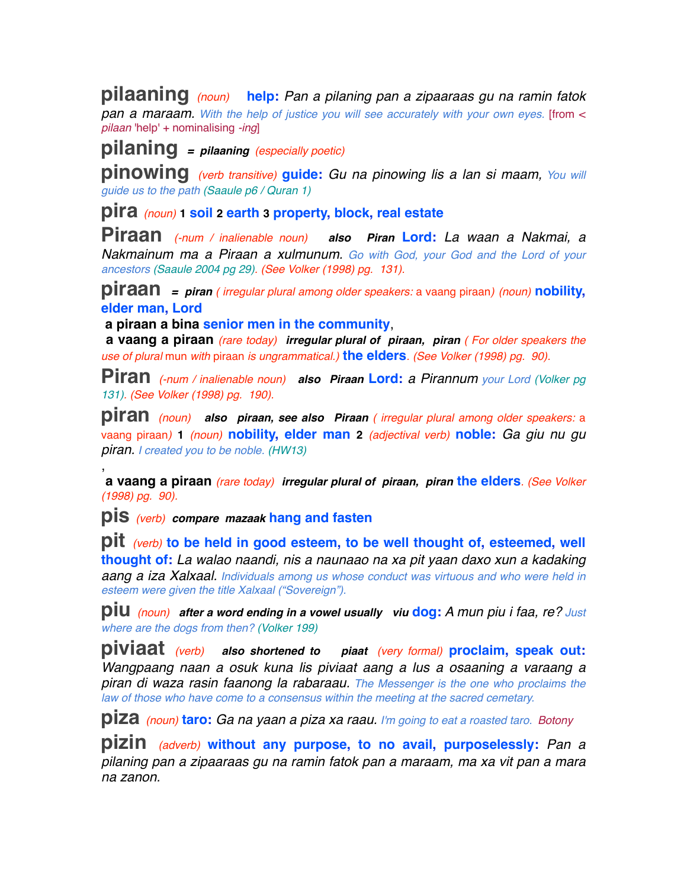**pilaaning** *(noun)* **help:** *Pan a pilaning pan a zipaaraas gu na ramin fatok pan a maraam.* *With the help of justice you will see accurately with your own eyes.* [from < *pilaan* 'help' + nominalising *-ing*]

**pilaning** ***= pilaaning*** *(especially poetic)*

**pinowing** *(verb transitive)* **guide:** *Gu na pinowing lis a lan si maam,* *You will guide us to the path (Saaule p6 / Quran 1)*

**pira** *(noun)* **1 soil 2 earth 3 property, block, real estate**

**Piraan** *(-num / inalienable noun)* ***also Piran*** **Lord:** *La waan a Nakmai, a Nakmainum ma a Piraan a xulmunum.* *Go with God, your God and the Lord of your ancestors (Saaule 2004 pg 29). (See Volker (1998) pg. 131).*

**piraan** ***= piran*** *( irregular plural among older speakers:* a vaang piraan*) (noun)* **nobility, elder man, Lord**

**a piraan a bina** **senior men in the community**,

**a vaang a piraan** *(rare today)* ***irregular plural of piraan, piran*** *( For older speakers the use of plural* mun *with* piraan *is ungrammatical.)* **the elders**. *(See Volker (1998) pg. 90).*

**Piran** *(-num / inalienable noun)* ***also Piraan*** **Lord:** *a Pirannum* *your Lord (Volker pg 131). (See Volker (1998) pg. 190).*

**piran** *(noun)* ***also piraan, see also Piraan*** *( irregular plural among older speakers:* a vaang piraan*)* **1** *(noun)* **nobility, elder man** **2** *(adjectival verb)* **noble:** *Ga giu nu gu piran.* *I created you to be noble. (HW13)*

,

**a vaang a piraan** *(rare today)* ***irregular plural of piraan, piran*** **the elders**. *(See Volker (1998) pg. 90).*

**pis** *(verb)* ***compare mazaak*** **hang and fasten**

**pit** *(verb)* **to be held in good esteem, to be well thought of, esteemed, well thought of:** *La walao naandi, nis a naunaao na xa pit yaan daxo xun a kadaking aang a iza Xalxaal.* *Individuals among us whose conduct was virtuous and who were held in esteem were given the title Xalxaal ("Sovereign").*

**piu** *(noun)* ***after a word ending in a vowel usually viu*** **dog:** *A mun piu i faa, re?* *Just where are the dogs from then? (Volker 199)*

**piviaat** *(verb)* ***also shortened to piaat*** *(very formal)* **proclaim, speak out:** *Wangpaang naan a osuk kuna lis piviaat aang a lus a osaaning a varaang a piran di waza rasin faanong la rabaraau.* *The Messenger is the one who proclaims the law of those who have come to a consensus within the meeting at the sacred cemetary.*

**piza** *(noun)* **taro:** *Ga na yaan a piza xa raau.* *I'm going to eat a roasted taro. Botony*

**pizin** *(adverb)* **without any purpose, to no avail, purposelessly:** *Pan a pilaning pan a zipaaraas gu na ramin fatok pan a maraam, ma xa vit pan a mara na zanon.*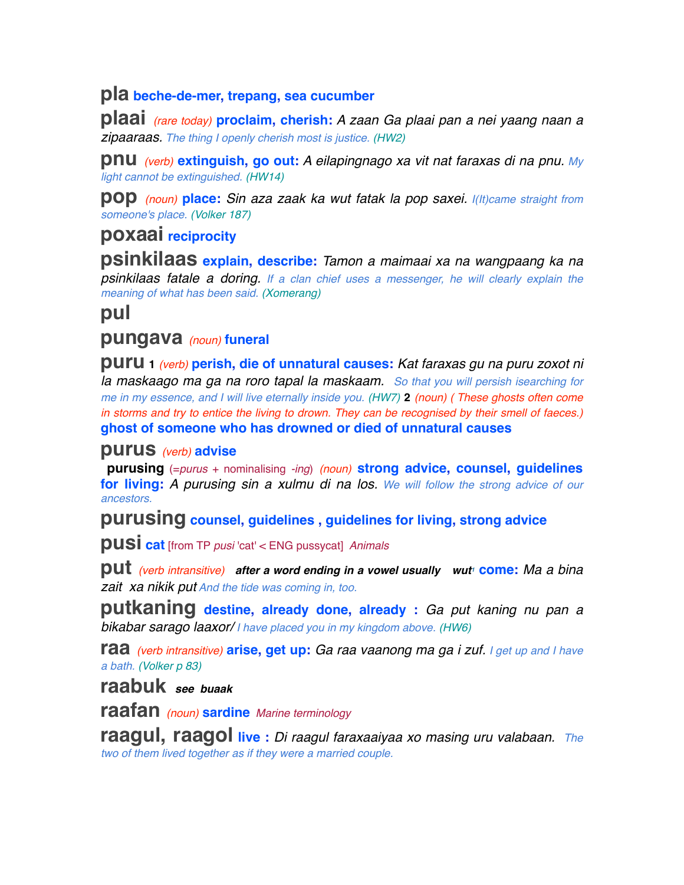**pla** **beche-de-mer, trepang, sea cucumber**

**plaai** *(rare today)* **proclaim, cherish:** *A zaan Ga plaai pan a nei yaang naan a zipaaraas.* *The thing I openly cherish most is justice. (HW2)*

**pnu** *(verb)* **extinguish, go out:** *A eilapingnago xa vit nat faraxas di na pnu.* *My light cannot be extinguished. (HW14)*

**pop** *(noun)* **place:** *Sin aza zaak ka wut fatak la pop saxei.* *I(It)came straight from someone's place. (Volker 187)*

**poxaai** **reciprocity**

**psinkilaas** **explain, describe:** *Tamon a maimaai xa na wangpaang ka na psinkilaas fatale a doring.* *If a clan chief uses a messenger, he will clearly explain the meaning of what has been said. (Xomerang)*

**pul**

**pungava** *(noun)* **funeral**

**puru** **1** *(verb)* **perish, die of unnatural causes:** *Kat faraxas gu na puru zoxot ni la maskaago ma ga na roro tapal la maskaam.* *So that you will persish isearching for me in my essence, and I will live eternally inside you. (HW7)* **2** *(noun) ( These ghosts often come in storms and try to entice the living to drown. They can be recognised by their smell of faeces.)* **ghost of someone who has drowned or died of unnatural causes**

**purus** *(verb)* **advise**

**purusing** (=*purus* + nominalising *-ing*) *(noun)* **strong advice, counsel, guidelines for living:** *A purusing sin a xulmu di na los.* *We will follow the strong advice of our ancestors.*

**purusing** **counsel, guidelines , guidelines for living, strong advice**

**pusi** **cat** [from TP *pusi* 'cat' < ENG pussycat] *Animals*

**put** *(verb intransitive)* ***after a word ending in a vowel usually wut*** **come:** *Ma a bina zait xa nikik put* *And the tide was coming in, too.*

**putkaning** **destine, already done, already :** *Ga put kaning nu pan a bikabar sarago laaxor/* *I have placed you in my kingdom above. (HW6)*

**raa** *(verb intransitive)* **arise, get up:** *Ga raa vaanong ma ga i zuf.* *I get up and I have a bath. (Volker p 83)*

**raabuk** ***see buaak***

**raafan** *(noun)* **sardine** *Marine terminology*

**raagul, raagol** **live :** *Di raagul faraxaaiyaa xo masing uru valabaan.* *The two of them lived together as if they were a married couple.*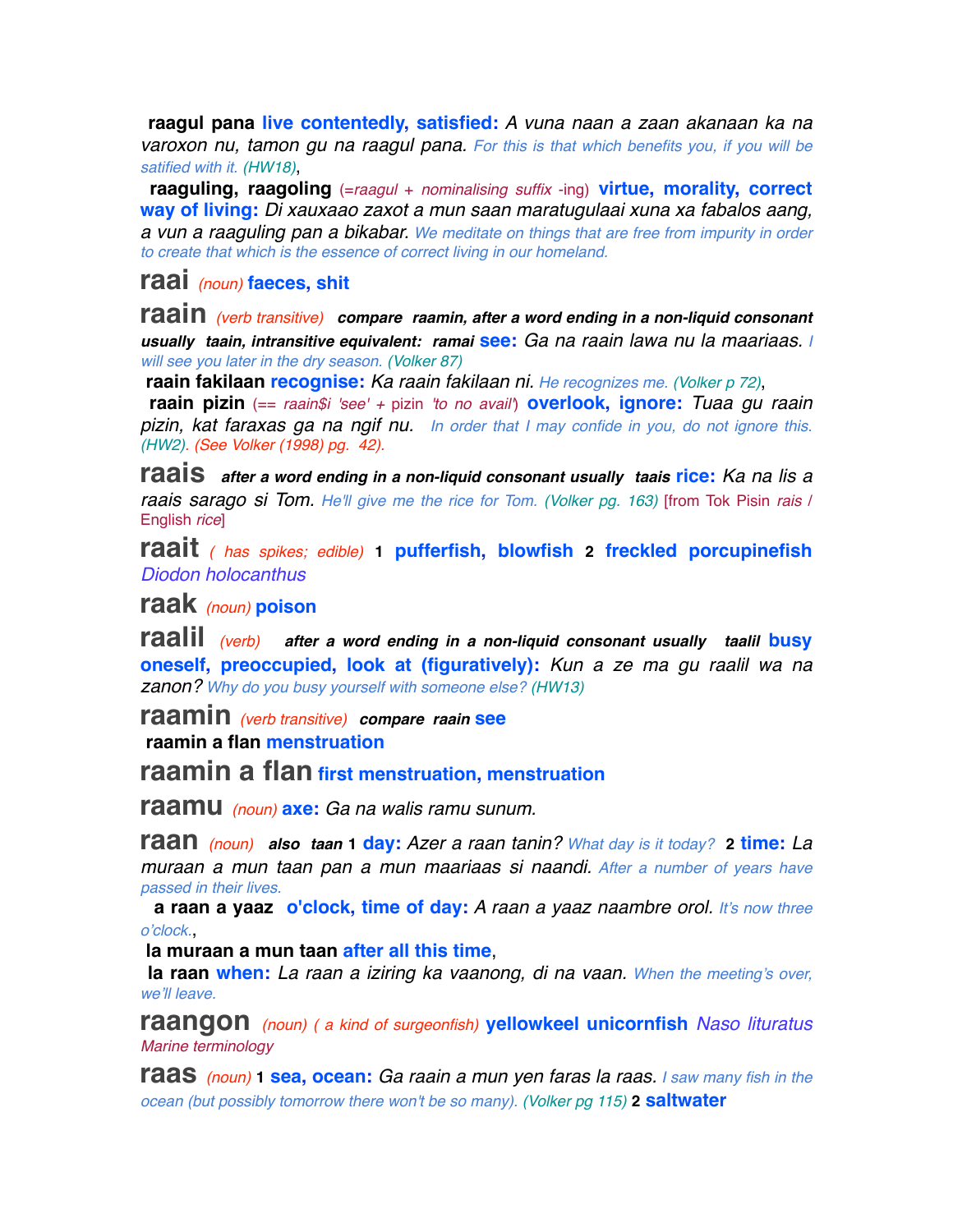**raagul pana** **live contentedly, satisfied:** *A vuna naan a zaan akanaan ka na varoxon nu, tamon gu na raagul pana.* For this is that which benefits you, if you will be satified with it. (HW18),

**raaguling, raagoling** (=*raagul* + *nominalising suffix* -ing) **virtue, morality, correct way of living:** *Di xauxaao zaxot a mun saan maratugulaai xuna xa fabalos aang, a vun a raaguling pan a bikabar.* We meditate on things that are free from impurity in order to create that which is the essence of correct living in our homeland.

**raai** *(noun)* **faeces, shit**

**raain** *(verb transitive)* ***compare* raamin, *after a word ending in a non-liquid consonant usually* taain, *intransitive equivalent:* ramai** **see:** *Ga na raain lawa nu la maariaas.* I will see you later in the dry season. (Volker 87)

**raain fakilaan** **recognise:** *Ka raain fakilaan ni.* He recognizes me. (Volker p 72),

**raain pizin** (== *raain$i 'see'* + pizin *'to no avail'*) **overlook, ignore:** *Tuaa gu raain pizin, kat faraxas ga na ngif nu.* In order that I may confide in you, do not ignore this. (HW2). (See Volker (1998) pg. 42).

**raais** ***after a word ending in a non-liquid consonant usually* taais** **rice:** *Ka na lis a raais sarago si Tom.* He'll give me the rice for Tom. (Volker pg. 163) [from Tok Pisin *rais* / English *rice*]

**raait** *( has spikes; edible)* **1 pufferfish, blowfish 2 freckled porcupinefish** *Diodon holocanthus*

**raak** *(noun)* **poison**

**raalil** *(verb)* ***after a word ending in a non-liquid consonant usually* taalil** **busy oneself, preoccupied, look at (figuratively):** *Kun a ze ma gu raalil wa na zanon?* Why do you busy yourself with someone else? (HW13)

**raamin** *(verb transitive)* ***compare* raain** **see**

**raamin a flan** **menstruation**

**raamin a flan** **first menstruation, menstruation**

**raamu** *(noun)* **axe:** *Ga na walis ramu sunum.*

**raan** *(noun)* ***also* taan** **1 day:** *Azer a raan tanin?* What day is it today? **2 time:** *La muraan a mun taan pan a mun maariaas si naandi.* After a number of years have passed in their lives.

**a raan a yaaz** **o'clock, time of day:** *A raan a yaaz naambre orol.* It's now three o'clock.,

**la muraan a mun taan** **after all this time**,

**la raan** **when:** *La raan a iziring ka vaanong, di na vaan.* When the meeting's over, we'll leave.

**raangon** *(noun) ( a kind of surgeonfish)* **yellowkeel unicornfish** *Naso lituratus* Marine terminology

**raas** *(noun)* **1 sea, ocean:** *Ga raain a mun yen faras la raas.* I saw many fish in the ocean (but possibly tomorrow there won't be so many). (Volker pg 115) **2 saltwater**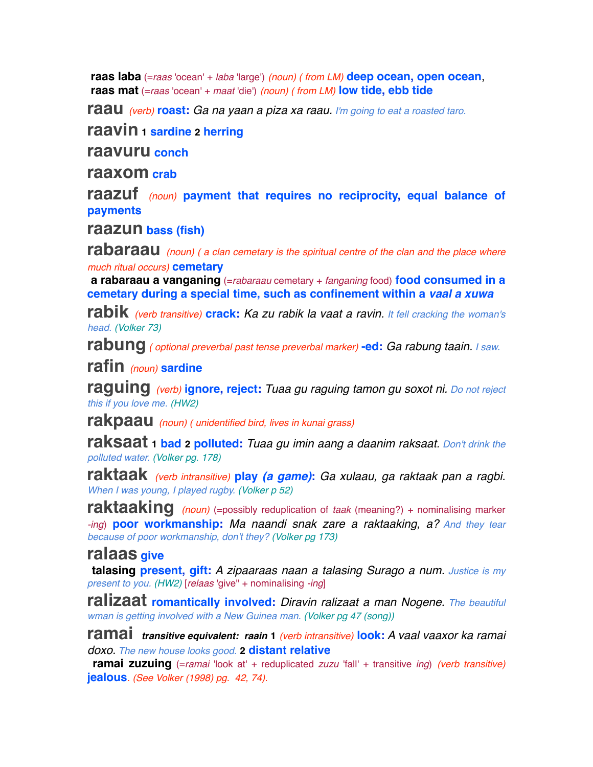**raas laba** (=*raas* 'ocean' + *laba* 'large') *(noun) ( from LM)* **deep ocean, open ocean**,
**raas mat** (=*raas* 'ocean' + *maat* 'die') *(noun) ( from LM)* **low tide, ebb tide**

**raau** *(verb)* **roast:** *Ga na yaan a piza xa raau. I'm going to eat a roasted taro.*

**raavin** 1 **sardine** 2 **herring**

**raavuru** **conch**

**raaxom** **crab**

**raazuf** *(noun)* **payment that requires no reciprocity, equal balance of payments**

**raazun** **bass (fish)**

**rabaraau** *(noun) ( a clan cemetary is the spiritual centre of the clan and the place where much ritual occurs)* **cemetary**
**a rabaraau a vanganing** (=*rabaraau* cemetary + *fanganing* food) **food consumed in a cemetary during a special time, such as confinement within a *vaal a xuwa***

**rabik** *(verb transitive)* **crack:** *Ka zu rabik la vaat a ravin. It fell cracking the woman's head. (Volker 73)*

**rabung** *( optional preverbal past tense preverbal marker)* **-ed:** *Ga rabung taain. I saw.*

**rafin** *(noun)* **sardine**

**raguing** *(verb)* **ignore, reject:** *Tuaa gu raguing tamon gu soxot ni. Do not reject this if you love me. (HW2)*

**rakpaau** *(noun) ( unidentified bird, lives in kunai grass)*

**raksaat** 1 **bad** 2 **polluted:** *Tuaa gu imin aang a daanim raksaat. Don't drink the polluted water. (Volker pg. 178)*

**raktaak** *(verb intransitive)* **play *(a game)*:** *Ga xulaau, ga raktaak pan a ragbi. When I was young, I played rugby. (Volker p 52)*

**raktaaking** *(noun)* (=possibly reduplication of *taak* (meaning?) + nominalising marker *-ing*) **poor workmanship:** *Ma naandi snak zare a raktaaking, a? And they tear because of poor workmanship, don't they? (Volker pg 173)*

**ralaas** **give**
**talasing** **present, gift:** *A zipaaraas naan a talasing Surago a num. Justice is my present to you. (HW2)* [*relaas* 'give" + nominalising *-ing*]

**ralizaat** **romantically involved:** *Diravin ralizaat a man Nogene. The beautiful wman is getting involved with a New Guinea man. (Volker pg 47 (song))*

**ramai** ***transitive equivalent: raain*** 1 *(verb intransitive)* **look:** *A vaal vaaxor ka ramai doxo. The new house looks good.* 2 **distant relative**
**ramai zuzuing** (=*ramai* 'look at' + reduplicated *zuzu* 'fall' + transitive *ing*) *(verb transitive)* **jealous**. *(See Volker (1998) pg. 42, 74).*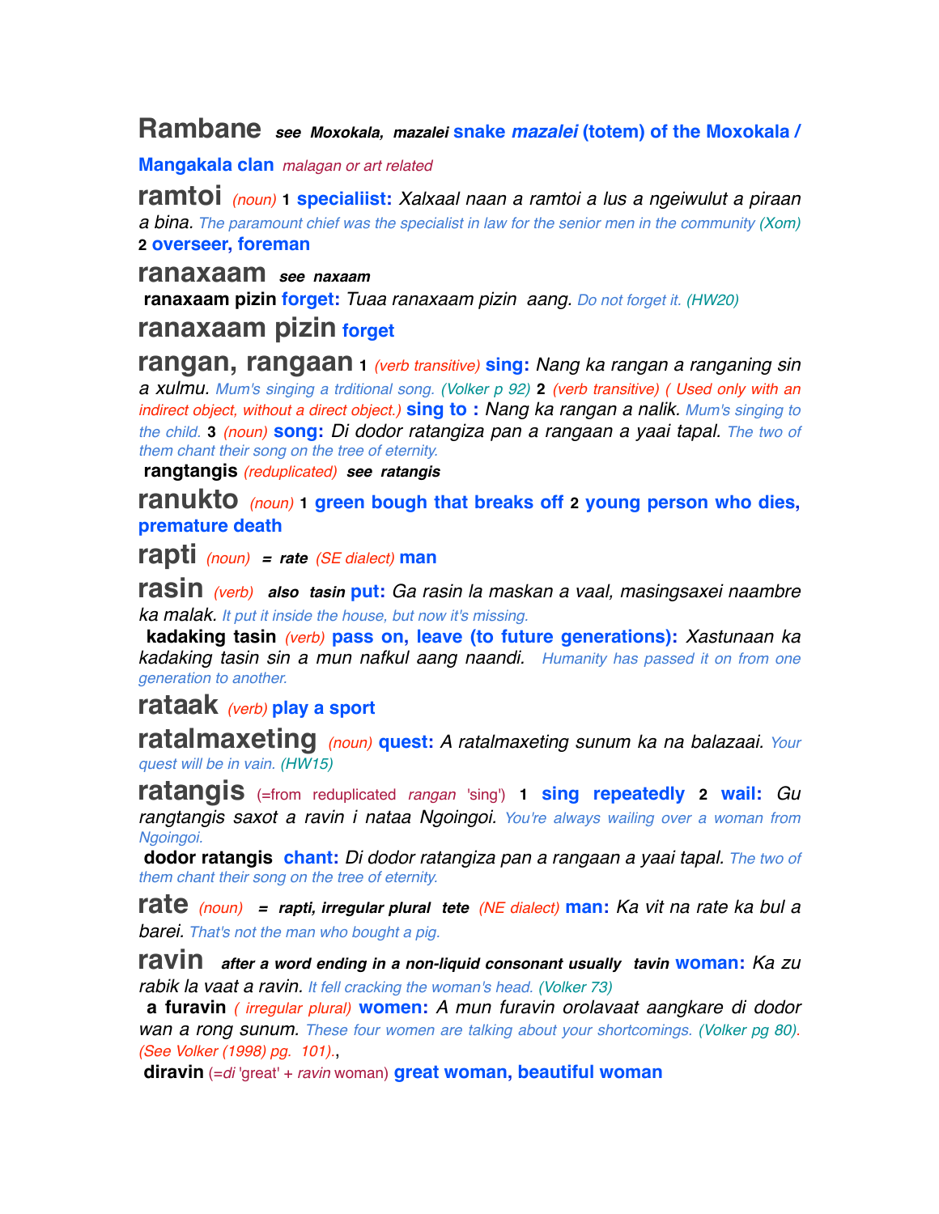**Rambane** ***see Moxokala, mazalei*** **snake *mazalei* (totem) of the Moxokala / Mangakala clan** *malagan or art related*

**ramtoi** *(noun)* **1 specialiist:** *Xalxaal naan a ramtoi a lus a ngeiwulut a piraan a bina.* *The paramount chief was the specialist in law for the senior men in the community (Xom)* **2 overseer, foreman**

**ranaxaam** ***see naxaam***

**ranaxaam pizin** **forget:** *Tuaa ranaxaam pizin aang.* *Do not forget it. (HW20)*

**ranaxaam pizin** **forget**

**rangan, rangaan** **1** *(verb transitive)* **sing:** *Nang ka rangan a ranganing sin a xulmu.* *Mum's singing a trditional song. (Volker p 92)* **2** *(verb transitive) ( Used only with an indirect object, without a direct object.)* **sing to :** *Nang ka rangan a nalik.* *Mum's singing to the child.* **3** *(noun)* **song:** *Di dodor ratangiza pan a rangaan a yaai tapal.* *The two of them chant their song on the tree of eternity.*

**rangtangis** *(reduplicated)* ***see ratangis***

**ranukto** *(noun)* **1 green bough that breaks off 2 young person who dies, premature death**

**rapti** *(noun)* ***= rate*** *(SE dialect)* **man**

**rasin** *(verb)* ***also tasin*** **put:** *Ga rasin la maskan a vaal, masingsaxei naambre ka malak.* *It put it inside the house, but now it's missing.*

**kadaking tasin** *(verb)* **pass on, leave (to future generations):** *Xastunaan ka kadaking tasin sin a mun nafkul aang naandi.* *Humanity has passed it on from one generation to another.*

**rataak** *(verb)* **play a sport**

**ratalmaxeting** *(noun)* **quest:** *A ratalmaxeting sunum ka na balazaai.* *Your quest will be in vain. (HW15)*

**ratangis** (=from reduplicated *rangan* 'sing') **1 sing repeatedly 2 wail:** *Gu rangtangis saxot a ravin i nataa Ngoingoi.* *You're always wailing over a woman from Ngoingoi.*

**dodor ratangis** **chant:** *Di dodor ratangiza pan a rangaan a yaai tapal.* *The two of them chant their song on the tree of eternity.*

**rate** *(noun)* ***= rapti, irregular plural tete*** *(NE dialect)* **man:** *Ka vit na rate ka bul a barei.* *That's not the man who bought a pig.*

**ravin** ***after a word ending in a non-liquid consonant usually tavin*** **woman:** *Ka zu rabik la vaat a ravin.* *It fell cracking the woman's head. (Volker 73)*

**a furavin** *( irregular plural)* **women:** *A mun furavin orolavaat aangkare di dodor wan a rong sunum.* *These four women are talking about your shortcomings. (Volker pg 80). (See Volker (1998) pg. 101).*,

**diravin** (=*di* 'great' + *ravin* woman) **great woman, beautiful woman**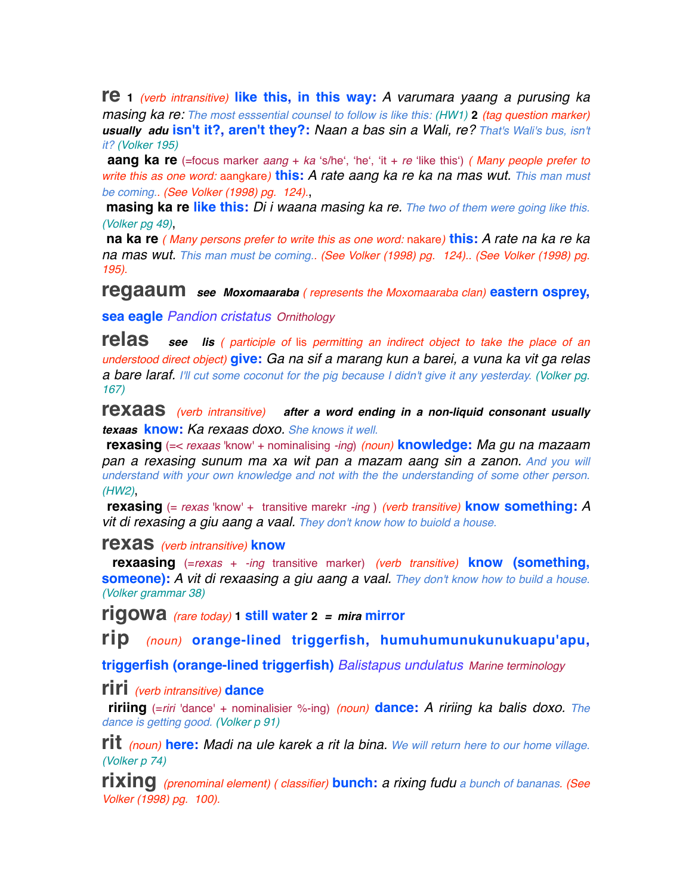**re** **1** *(verb intransitive)* **like this, in this way:** *A varumara yaang a purusing ka masing ka re:* The most esssential counsel to follow is like this: (HW1) **2** *(tag question marker)* ***usually adu*** **isn't it?, aren't they?:** *Naan a bas sin a Wali, re?* That's Wali's bus, isn't it? (Volker 195)

**aang ka re** (=focus marker *aang* + *ka* 's/he', 'he', 'it + *re* 'like this') *( Many people prefer to write this as one word:* aangkare*)* **this:** *A rate aang ka re ka na mas wut.* This man must be coming.. (See Volker (1998) pg. 124).,

**masing ka re** **like this:** *Di i waana masing ka re.* The two of them were going like this. (Volker pg 49),

**na ka re** *( Many persons prefer to write this as one word:* nakare*)* **this:** *A rate na ka re ka na mas wut.* This man must be coming.. (See Volker (1998) pg. 124).. (See Volker (1998) pg. 195).

**regaaum** ***see Moxomaaraba*** *( represents the Moxomaaraba clan)* **eastern osprey, sea eagle** *Pandion cristatus* Ornithology

**relas** ***see lis*** *( participle of* lis *permitting an indirect object to take the place of an understood direct object)* **give:** *Ga na sif a marang kun a barei, a vuna ka vit ga relas a bare laraf.* I'll cut some coconut for the pig because I didn't give it any yesterday. (Volker pg. 167)

**rexaas** *(verb intransitive)* ***after a word ending in a non-liquid consonant usually texaas*** **know:** *Ka rexaas doxo.* She knows it well.

**rexasing** (=< *rexaas* 'know' + nominalising *-ing*) *(noun)* **knowledge:** *Ma gu na mazaam pan a rexasing sunum ma xa wit pan a mazam aang sin a zanon.* And you will understand with your own knowledge and not with the the understanding of some other person. (HW2),

**rexasing** (= *rexas* 'know' + transitive marekr *-ing* ) *(verb transitive)* **know something:** *A vit di rexasing a giu aang a vaal.* They don't know how to buiold a house.

**rexas** *(verb intransitive)* **know**

**rexaasing** (=*rexas* + *-ing* transitive marker) *(verb transitive)* **know (something, someone):** *A vit di rexaasing a giu aang a vaal.* They don't know how to build a house. (Volker grammar 38)

**rigowa** *(rare today)* **1** **still water** **2** ***= mira*** **mirror**

**rip** *(noun)* **orange-lined triggerfish, humuhumunukunukuapu'apu, triggerfish (orange-lined triggerfish)** *Balistapus undulatus* Marine terminology

**riri** *(verb intransitive)* **dance**

**ririing** (=*riri* 'dance' + nominalisier %-ing) *(noun)* **dance:** *A ririing ka balis doxo.* The dance is getting good. (Volker p 91)

**rit** *(noun)* **here:** *Madi na ule karek a rit la bina.* We will return here to our home village. (Volker p 74)

**rixing** *(prenominal element) ( classifier)* **bunch:** *a rixing fudu* a bunch of bananas. (See Volker (1998) pg. 100).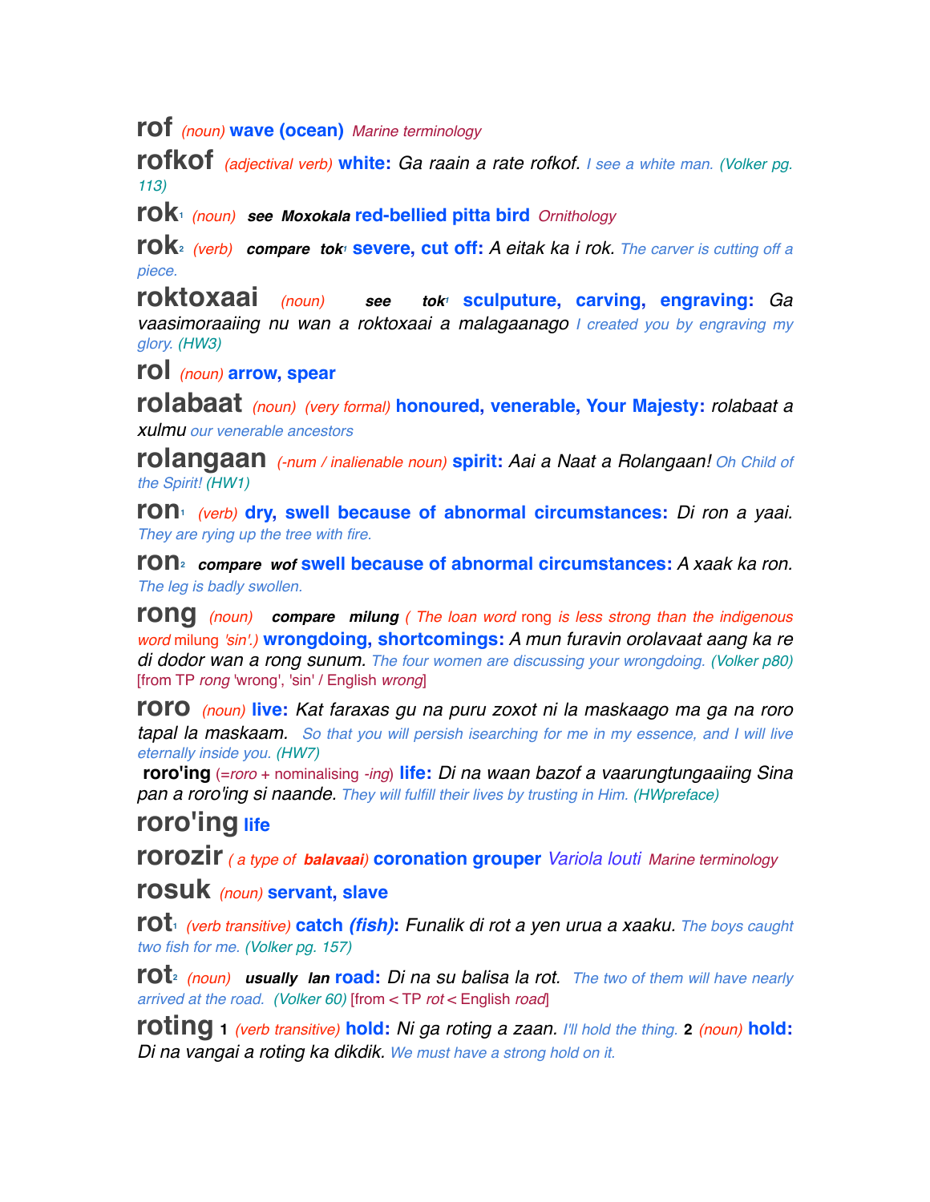**rof** *(noun)* **wave (ocean)** *Marine terminology*

**rofkof** *(adjectival verb)* **white:** *Ga raain a rate rofkof.* *I see a white man. (Volker pg. 113)*

**rok**[1] *(noun)* ***see Moxokala*** **red-bellied pitta bird** *Ornithology*

**rok**[2] *(verb)* ***compare tok***[1] **severe, cut off:** *A eitak ka i rok.* *The carver is cutting off a piece.*

**roktoxaai** *(noun)* ***see tok***[1] **sculputure, carving, engraving:** *Ga vaasimoraaiing nu wan a roktoxaai a malagaanago* *I created you by engraving my glory. (HW3)*

**rol** *(noun)* **arrow, spear**

**rolabaat** *(noun) (very formal)* **honoured, venerable, Your Majesty:** *rolabaat a xulmu* *our venerable ancestors*

**rolangaan** *(-num / inalienable noun)* **spirit:** *Aai a Naat a Rolangaan!* *Oh Child of the Spirit! (HW1)*

**ron**[1] *(verb)* **dry, swell because of abnormal circumstances:** *Di ron a yaai.* *They are rying up the tree with fire.*

**ron**[2] ***compare wof*** **swell because of abnormal circumstances:** *A xaak ka ron.* *The leg is badly swollen.*

**rong** *(noun)* ***compare milung*** *( The loan word* rong *is less strong than the indigenous word* milung *'sin'.)* **wrongdoing, shortcomings:** *A mun furavin orolavaat aang ka re di dodor wan a rong sunum.* *The four women are discussing your wrongdoing. (Volker p80)* [from TP *rong* 'wrong', 'sin' / English *wrong*]

**roro** *(noun)* **live:** *Kat faraxas gu na puru zoxot ni la maskaago ma ga na roro tapal la maskaam.* *So that you will persish isearching for me in my essence, and I will live eternally inside you. (HW7)*

**roro'ing** (=*roro* + nominalising *-ing*) **life:** *Di na waan bazof a vaarungtungaaiing Sina pan a roro'ing si naande.* *They will fulfill their lives by trusting in Him. (HWpreface)*

**roro'ing** **life**

**rorozir** *( a type of* ***balavaai****)* **coronation grouper** *Variola louti* *Marine terminology*

**rosuk** *(noun)* **servant, slave**

**rot**[1] *(verb transitive)* **catch *(fish)*:** *Funalik di rot a yen urua a xaaku.* *The boys caught two fish for me. (Volker pg. 157)*

**rot**[2] *(noun)* ***usually lan*** **road:** *Di na su balisa la rot.* *The two of them will have nearly arrived at the road. (Volker 60)* [from < TP *rot* < English *road*]

**roting** **1** *(verb transitive)* **hold:** *Ni ga roting a zaan.* *I'll hold the thing.* **2** *(noun)* **hold:** *Di na vangai a roting ka dikdik.* *We must have a strong hold on it.*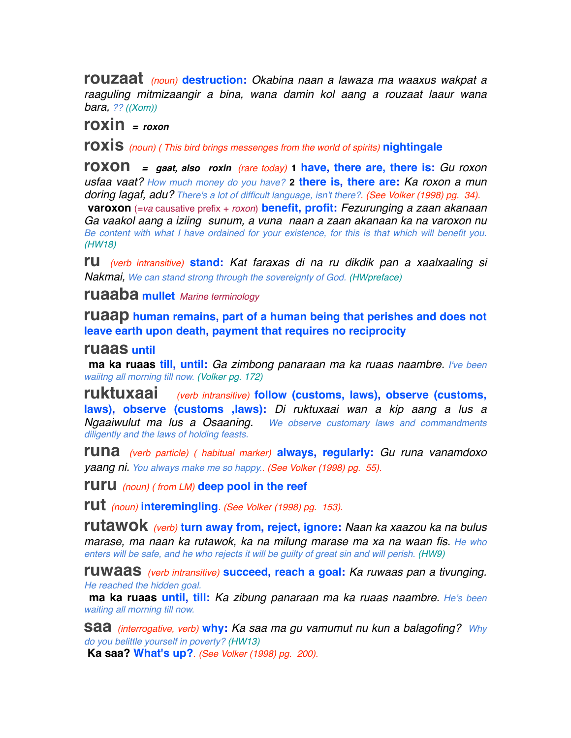**rouzaat** *(noun)* **destruction:** *Okabina naan a lawaza ma waaxus wakpat a raaguling mitmizaangir a bina, wana damin kol aang a rouzaat laaur wana bara,* *?? ((Xom))*

**roxin** *= roxon*

**roxis** *(noun) ( This bird brings messenges from the world of spirits)* **nightingale**

**roxon** *= gaat, also roxin (rare today)* **1 have, there are, there is:** *Gu roxon usfaa vaat? How much money do you have?* **2 there is, there are:** *Ka roxon a mun doring lagaf, adu? There's a lot of difficult language, isn't there?. (See Volker (1998) pg. 34).*

**varoxon** (=*va* causative prefix + *roxon*) **benefit, profit:** *Fezurunging a zaan akanaan Ga vaakol aang a iziing sunum, a vuna naan a zaan akanaan ka na varoxon nu* *Be content with what I have ordained for your existence, for this is that which will benefit you. (HW18)*

**ru** *(verb intransitive)* **stand:** *Kat faraxas di na ru dikdik pan a xaalxaaling si Nakmai, We can stand strong through the sovereignty of God. (HWpreface)*

**ruaaba** **mullet** *Marine terminology*

**ruaap** **human remains, part of a human being that perishes and does not leave earth upon death, payment that requires no reciprocity**

**ruaas** **until**

**ma ka ruaas** **till, until:** *Ga zimbong panaraan ma ka ruaas naambre. I've been waiitng all morning till now. (Volker pg. 172)*

**ruktuxaai** *(verb intransitive)* **follow (customs, laws), observe (customs, laws), observe (customs ,laws):** *Di ruktuxaai wan a kip aang a lus a Ngaaiwulut ma lus a Osaaning. We observe customary laws and commandments diligently and the laws of holding feasts.*

**runa** *(verb particle) ( habitual marker)* **always, regularly:** *Gu runa vanamdoxo yaang ni. You always make me so happy.. (See Volker (1998) pg. 55).*

**ruru** *(noun) ( from LM)* **deep pool in the reef**

**rut** *(noun)* **interemingling**. *(See Volker (1998) pg. 153).*

**rutawok** *(verb)* **turn away from, reject, ignore:** *Naan ka xaazou ka na bulus marase, ma naan ka rutawok, ka na milung marase ma xa na waan fis. He who enters will be safe, and he who rejects it will be guilty of great sin and will perish. (HW9)*

**ruwaas** *(verb intransitive)* **succeed, reach a goal:** *Ka ruwaas pan a tivunging. He reached the hidden goal.*

**ma ka ruaas** **until, till:** *Ka zibung panaraan ma ka ruaas naambre. He's been waiting all morning till now.*

**saa** *(interrogative, verb)* **why:** *Ka saa ma gu vamumut nu kun a balagofing? Why do you belittle yourself in poverty? (HW13)*

**Ka saa?** **What's up?**. *(See Volker (1998) pg. 200).*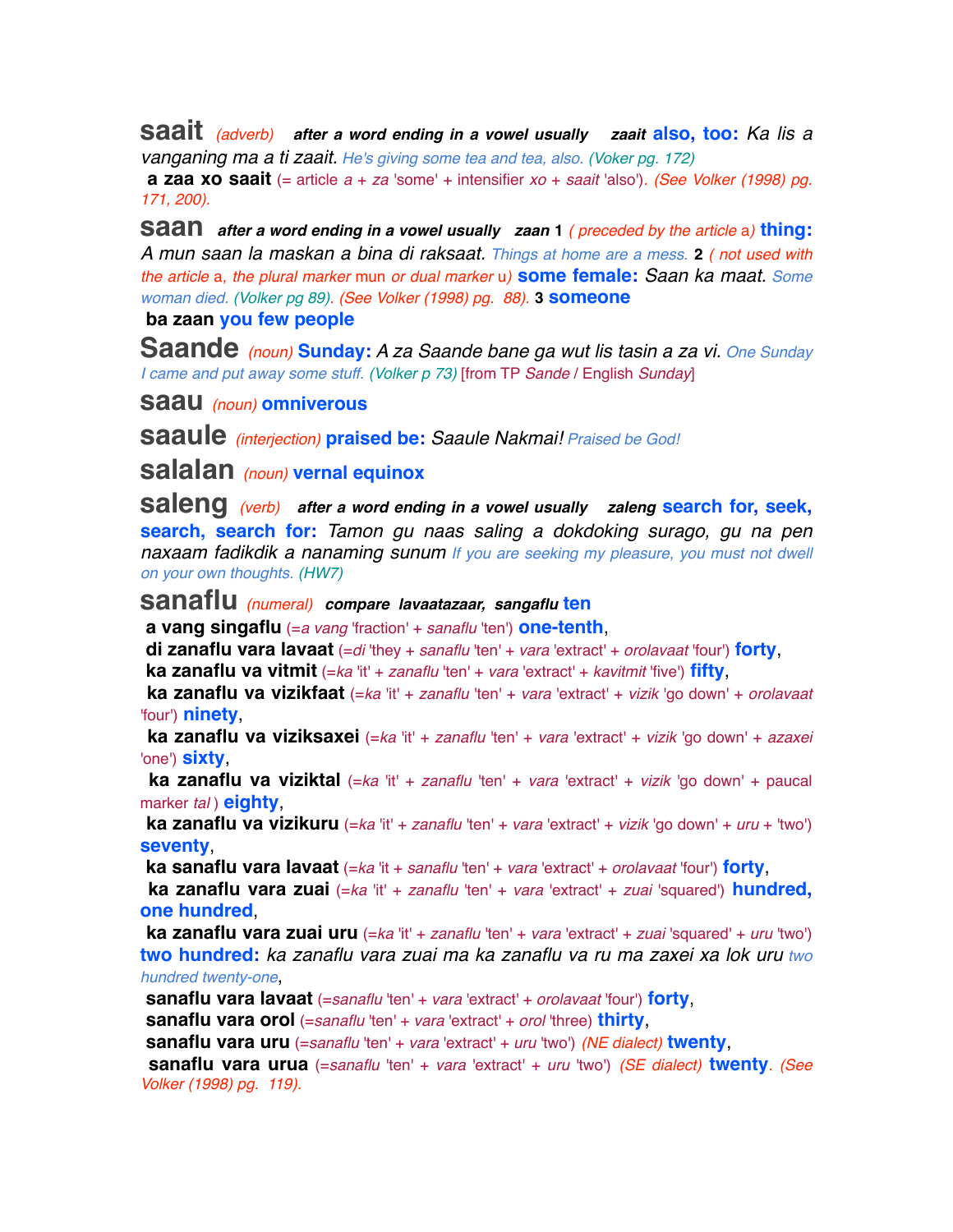**saait** *(adverb)* ***after a word ending in a vowel usually zaait*** **also, too:** *Ka lis a vanganing ma a ti zaait.* *He's giving some tea and tea, also. (Voker pg. 172)*

**a zaa xo saait** (= article *a* + *za* 'some' + intensifier *xo* + *saait* 'also'). *(See Volker (1998) pg. 171, 200).*

**saan** ***after a word ending in a vowel usually zaan*** **1** *( preceded by the article* a*)* **thing:** *A mun saan la maskan a bina di raksaat.* *Things at home are a mess.* **2** *( not used with the article* a*, the plural marker* mun *or dual marker* u*)* **some female:** *Saan ka maat.* *Some woman died. (Volker pg 89). (See Volker (1998) pg. 88).* **3** **someone**

**ba zaan** **you few people**

**Saande** *(noun)* **Sunday:** *A za Saande bane ga wut lis tasin a za vi.* *One Sunday I came and put away some stuff. (Volker p 73)* [from TP *Sande* / English *Sunday*]

**saau** *(noun)* **omniverous**

**saaule** *(interjection)* **praised be:** *Saaule Nakmai!* *Praised be God!*

**salalan** *(noun)* **vernal equinox**

**saleng** *(verb)* ***after a word ending in a vowel usually zaleng*** **search for, seek, search, search for:** *Tamon gu naas saling a dokdoking surago, gu na pen naxaam fadikdik a nanaming sunum* *If you are seeking my pleasure, you must not dwell on your own thoughts. (HW7)*

**sanaflu** *(numeral)* ***compare lavaatazaar, sangaflu*** **ten**

**a vang singaflu** (=*a vang* 'fraction' + *sanaflu* 'ten') **one-tenth**,

**di zanaflu vara lavaat** (=*di* 'they + *sanaflu* 'ten' + *vara* 'extract' + *orolavaat* 'four') **forty**,

**ka zanaflu va vitmit** (=*ka* 'it' + *zanaflu* 'ten' + *vara* 'extract' + *kavitmit* 'five') **fifty**,

**ka zanaflu va vizikfaat** (=*ka* 'it' + *zanaflu* 'ten' + *vara* 'extract' + *vizik* 'go down' + *orolavaat* 'four') **ninety**,

**ka zanaflu va viziksaxei** (=*ka* 'it' + *zanaflu* 'ten' + *vara* 'extract' + *vizik* 'go down' + *azaxei* 'one') **sixty**,

**ka zanaflu va viziktal** (=*ka* 'it' + *zanaflu* 'ten' + *vara* 'extract' + *vizik* 'go down' + paucal marker *tal* ) **eighty**,

**ka zanaflu va vizikuru** (=*ka* 'it' + *zanaflu* 'ten' + *vara* 'extract' + *vizik* 'go down' + *uru* + 'two') **seventy**,

**ka sanaflu vara lavaat** (=*ka* 'it + *sanaflu* 'ten' + *vara* 'extract' + *orolavaat* 'four') **forty**,

**ka zanaflu vara zuai** (=*ka* 'it' + *zanaflu* 'ten' + *vara* 'extract' + *zuai* 'squared') **hundred, one hundred**,

**ka zanaflu vara zuai uru** (=*ka* 'it' + *zanaflu* 'ten' + *vara* 'extract' + *zuai* 'squared' + *uru* 'two') **two hundred:** *ka zanaflu vara zuai ma ka zanaflu va ru ma zaxei xa lok uru* *two hundred twenty-one*,

**sanaflu vara lavaat** (=*sanaflu* 'ten' + *vara* 'extract' + *orolavaat* 'four') **forty**,

**sanaflu vara orol** (=*sanaflu* 'ten' + *vara* 'extract' + *orol* 'three) **thirty**,

**sanaflu vara uru** (=*sanaflu* 'ten' + *vara* 'extract' + *uru* 'two') *(NE dialect)* **twenty**,

**sanaflu vara urua** (=*sanaflu* 'ten' + *vara* 'extract' + *uru* 'two') *(SE dialect)* **twenty**. *(See Volker (1998) pg. 119).*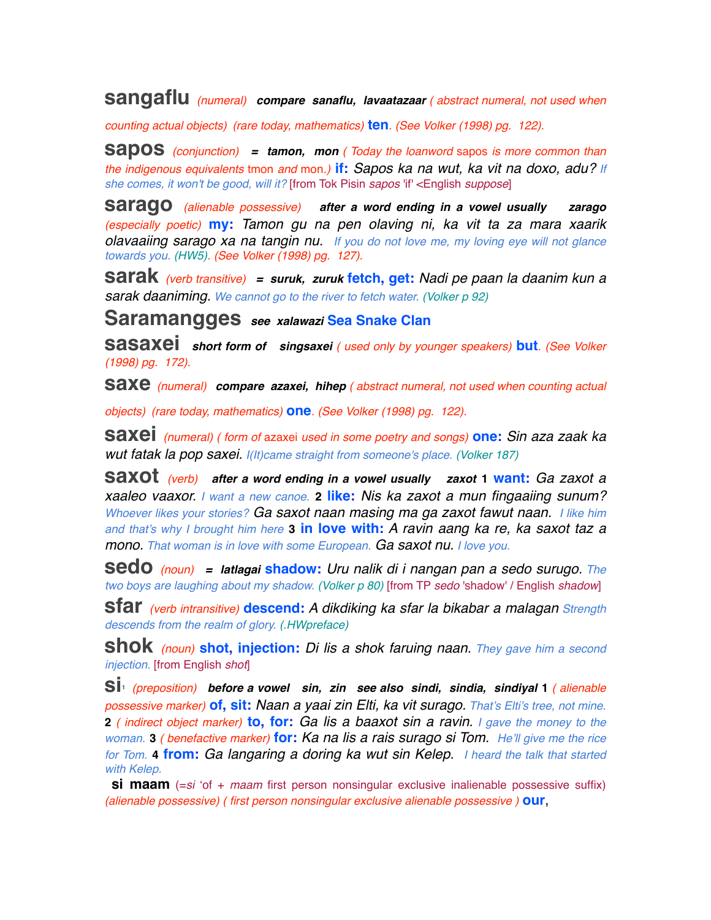**sangaflu** *(numeral)* ***compare sanaflu, lavaatazaar*** *( abstract numeral, not used when counting actual objects) (rare today, mathematics)* **ten**. *(See Volker (1998) pg. 122).*

**sapos** *(conjunction)* ***= tamon, mon*** *( Today the loanword* sapos *is more common than the indigenous equivalents* tmon *and* mon.*)* **if:** *Sapos ka na wut, ka vit na doxo, adu?* If she comes, it won't be good, will it? [from Tok Pisin *sapos* 'if' <English *suppose*]

**sarago** *(alienable possessive)* ***after a word ending in a vowel usually zarago*** *(especially poetic)* **my:** *Tamon gu na pen olaving ni, ka vit ta za mara xaarik olavaaiing sarago xa na tangin nu.* If you do not love me, my loving eye will not glance towards you. *(HW5). (See Volker (1998) pg. 127).*

**sarak** *(verb transitive)* ***= suruk, zuruk*** **fetch, get:** *Nadi pe paan la daanim kun a sarak daaniming.* We cannot go to the river to fetch water. *(Volker p 92)*

**Saramangges** ***see xalawazi*** **Sea Snake Clan**

**sasaxei** ***short form of singsaxei*** *( used only by younger speakers)* **but**. *(See Volker (1998) pg. 172).*

**saxe** *(numeral)* ***compare azaxei, hihep*** *( abstract numeral, not used when counting actual objects) (rare today, mathematics)* **one**. *(See Volker (1998) pg. 122).*

**saxei** *(numeral) ( form of* azaxei *used in some poetry and songs)* **one:** *Sin aza zaak ka wut fatak la pop saxei.* I(It)came straight from someone's place. *(Volker 187)*

**saxot** *(verb)* ***after a word ending in a vowel usually zaxot*** **1** **want:** *Ga zaxot a xaaleo vaaxor.* I want a new canoe. **2** **like:** *Nis ka zaxot a mun fingaaiing sunum?* Whoever likes your stories? *Ga saxot naan masing ma ga zaxot fawut naan.* I like him and that's why I brought him here **3** **in love with:** *A ravin aang ka re, ka saxot taz a mono.* That woman is in love with some European. *Ga saxot nu.* I love you.

**sedo** *(noun)* ***= latlagai*** **shadow:** *Uru nalik di i nangan pan a sedo surugo.* The two boys are laughing about my shadow. *(Volker p 80)* [from TP *sedo* 'shadow' / English *shadow*]

**sfar** *(verb intransitive)* **descend:** *A dikdiking ka sfar la bikabar a malagan* Strength descends from the realm of glory. *(.HWpreface)*

**shok** *(noun)* **shot, injection:** *Di lis a shok faruing naan.* They gave him a second injection. [from English *shot*]

**si**[1] *(preposition)* ***before a vowel sin, zin see also sindi, sindia, sindiyal*** **1** *( alienable possessive marker)* **of, sit:** *Naan a yaai zin Elti, ka vit surago.* That's Elti's tree, not mine. **2** *( indirect object marker)* **to, for:** *Ga lis a baaxot sin a ravin.* I gave the money to the woman. **3** *( benefactive marker)* **for:** *Ka na lis a rais surago si Tom.* He'll give me the rice for Tom. **4** **from:** *Ga langaring a doring ka wut sin Kelep.* I heard the talk that started with Kelep.

**si maam** (=*si* 'of + *maam* first person nonsingular exclusive inalienable possessive suffix) *(alienable possessive) ( first person nonsingular exclusive alienable possessive )* **our**,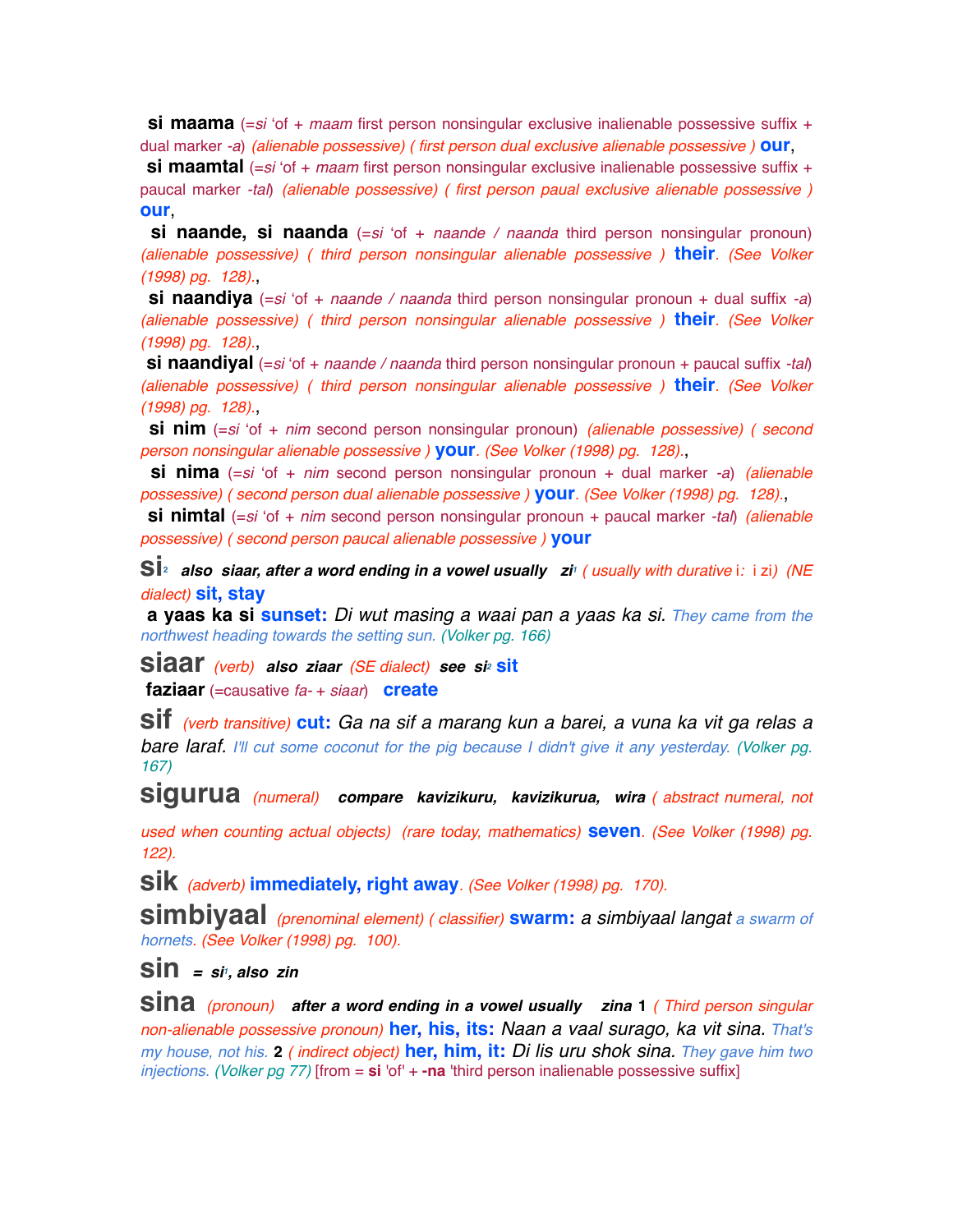**si maama** (=*si* 'of + *maam* first person nonsingular exclusive inalienable possessive suffix + dual marker *-a*) *(alienable possessive) ( first person dual exclusive alienable possessive )* **our**,

**si maamtal** (=*si* 'of + *maam* first person nonsingular exclusive inalienable possessive suffix + paucal marker *-tal*) *(alienable possessive) ( first person paual exclusive alienable possessive )* **our**,

**si naande, si naanda** (=*si* 'of + *naande / naanda* third person nonsingular pronoun) *(alienable possessive) ( third person nonsingular alienable possessive )* **their**. *(See Volker (1998) pg. 128).*,

**si naandiya** (=*si* 'of + *naande / naanda* third person nonsingular pronoun + dual suffix *-a*) *(alienable possessive) ( third person nonsingular alienable possessive )* **their**. *(See Volker (1998) pg. 128).*,

**si naandiyal** (=*si* 'of + *naande / naanda* third person nonsingular pronoun + paucal suffix *-tal*) *(alienable possessive) ( third person nonsingular alienable possessive )* **their**. *(See Volker (1998) pg. 128).*,

**si nim** (=*si* 'of + *nim* second person nonsingular pronoun) *(alienable possessive) ( second person nonsingular alienable possessive )* **your**. *(See Volker (1998) pg. 128).*,

**si nima** (=*si* 'of + *nim* second person nonsingular pronoun + dual marker *-a*) *(alienable possessive) ( second person dual alienable possessive )* **your**. *(See Volker (1998) pg. 128).*,

**si nimtal** (=*si* 'of + *nim* second person nonsingular pronoun + paucal marker *-tal*) *(alienable possessive) ( second person paucal alienable possessive )* **your**

**si**[2] ***also siaar, after a word ending in a vowel usually zi***[1] *( usually with durative* i: i zi*) (NE dialect)* **sit, stay**

**a yaas ka si** **sunset:** *Di wut masing a waai pan a yaas ka si.* *They came from the northwest heading towards the setting sun. (Volker pg. 166)*

**siaar** *(verb)* ***also ziaar*** *(SE dialect)* ***see si***[2] **sit**

**faziaar** (=causative *fa-* + *siaar*) **create**

**sif** *(verb transitive)* **cut:** *Ga na sif a marang kun a barei, a vuna ka vit ga relas a bare laraf.* *I'll cut some coconut for the pig because I didn't give it any yesterday. (Volker pg. 167)*

**sigurua** *(numeral)* ***compare kavizikuru, kavizikurua, wira*** *( abstract numeral, not used when counting actual objects) (rare today, mathematics)* **seven**. *(See Volker (1998) pg. 122).*

**sik** *(adverb)* **immediately, right away**. *(See Volker (1998) pg. 170).*

**simbiyaal** *(prenominal element) ( classifier)* **swarm:** *a simbiyaal langat* *a swarm of hornets. (See Volker (1998) pg. 100).*

**sin** ***= si***[1]***, also zin***

**sina** *(pronoun)* ***after a word ending in a vowel usually zina*** **1** *( Third person singular non-alienable possessive pronoun)* **her, his, its:** *Naan a vaal surago, ka vit sina.* *That's my house, not his.* **2** *( indirect object)* **her, him, it:** *Di lis uru shok sina.* *They gave him two injections. (Volker pg 77)* [from = **si** 'of' + **-na** 'third person inalienable possessive suffix]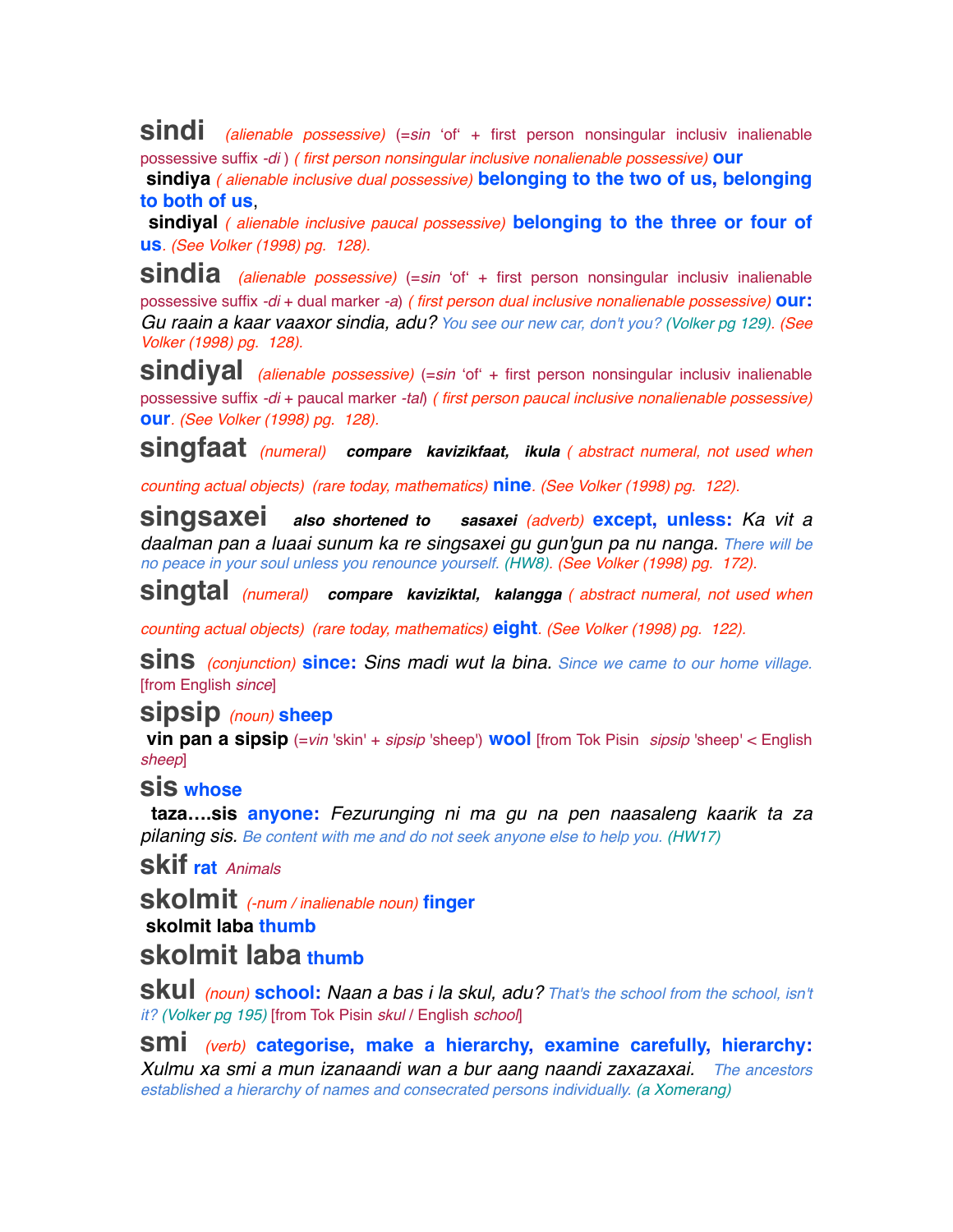**sindi** *(alienable possessive)* (=*sin* 'of' + first person nonsingular inclusiv inalienable possessive suffix *-di* ) *( first person nonsingular inclusive nonalienable possessive)* **our**

**sindiya** *( alienable inclusive dual possessive)* **belonging to the two of us, belonging to both of us**,

**sindiyal** *( alienable inclusive paucal possessive)* **belonging to the three or four of us**. *(See Volker (1998) pg. 128).*

**sindia** *(alienable possessive)* (=*sin* 'of' + first person nonsingular inclusiv inalienable possessive suffix *-di* + dual marker *-a*) *( first person dual inclusive nonalienable possessive)* **our:** *Gu raain a kaar vaaxor sindia, adu?* You see our new car, don't you? (Volker pg 129). *(See Volker (1998) pg. 128).*

**sindiyal** *(alienable possessive)* (=*sin* 'of' + first person nonsingular inclusiv inalienable possessive suffix *-di* + paucal marker *-tal*) *( first person paucal inclusive nonalienable possessive)* **our**. *(See Volker (1998) pg. 128).*

**singfaat** *(numeral)* ***compare kavizikfaat, ikula*** *( abstract numeral, not used when counting actual objects) (rare today, mathematics)* **nine**. *(See Volker (1998) pg. 122).*

**singsaxei** ***also shortened to sasaxei*** *(adverb)* **except, unless:** *Ka vit a daalman pan a luaai sunum ka re singsaxei gu gun'gun pa nu nanga.* There will be no peace in your soul unless you renounce yourself. (HW8). *(See Volker (1998) pg. 172).*

**singtal** *(numeral)* ***compare kaviziktal, kalangga*** *( abstract numeral, not used when counting actual objects) (rare today, mathematics)* **eight**. *(See Volker (1998) pg. 122).*

**sins** *(conjunction)* **since:** *Sins madi wut la bina.* Since we came to our home village. [from English *since*]

**sipsip** *(noun)* **sheep**

**vin pan a sipsip** (=*vin* 'skin' + *sipsip* 'sheep') **wool** [from Tok Pisin *sipsip* 'sheep' < English *sheep*]

**sis** **whose**

**taza….sis** **anyone:** *Fezurunging ni ma gu na pen naasaleng kaarik ta za pilaning sis.* Be content with me and do not seek anyone else to help you. (HW17)

**skif** **rat** *Animals*

**skolmit** *(-num / inalienable noun)* **finger**

**skolmit laba** **thumb**

**skolmit laba** **thumb**

**skul** *(noun)* **school:** *Naan a bas i la skul, adu?* That's the school from the school, isn't it? (Volker pg 195) [from Tok Pisin *skul* / English *school*]

**smi** *(verb)* **categorise, make a hierarchy, examine carefully, hierarchy:** *Xulmu xa smi a mun izanaandi wan a bur aang naandi zaxazaxai.* The ancestors established a hierarchy of names and consecrated persons individually. (a Xomerang)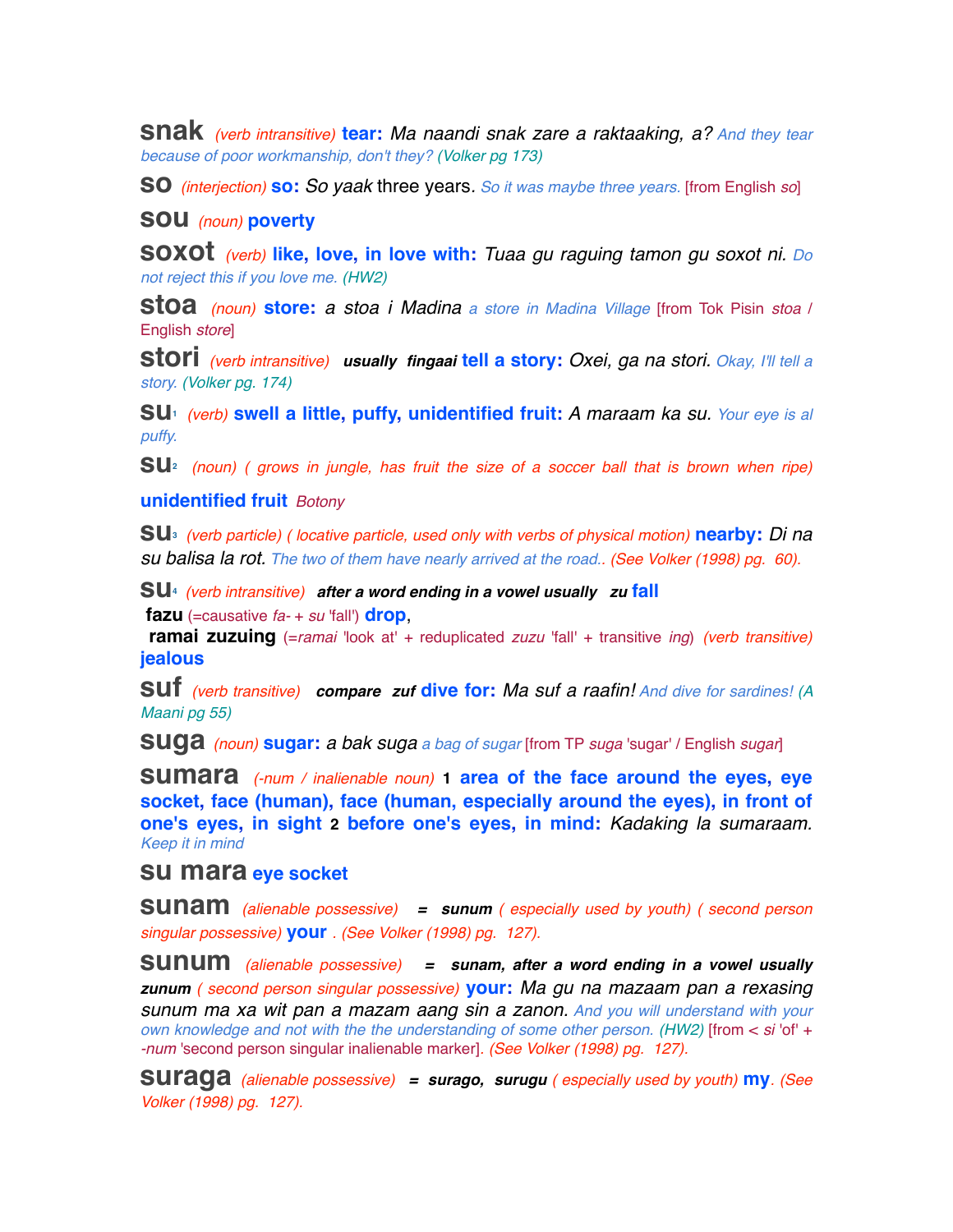**snak** *(verb intransitive)* **tear:** *Ma naandi snak zare a raktaaking, a?* And they tear because of poor workmanship, don't they? (Volker pg 173)

**so** *(interjection)* **so:** *So yaak* three years. So it was maybe three years. [from English *so*]

**sou** *(noun)* **poverty**

**soxot** *(verb)* **like, love, in love with:** *Tuaa gu raguing tamon gu soxot ni.* Do not reject this if you love me. (HW2)

**stoa** *(noun)* **store:** *a stoa i Madina* a store in Madina Village [from Tok Pisin *stoa* / English *store*]

**stori** *(verb intransitive)* ***usually fingaai*** **tell a story:** *Oxei, ga na stori.* Okay, I'll tell a story. (Volker pg. 174)

**su**1 *(verb)* **swell a little, puffy, unidentified fruit:** *A maraam ka su.* Your eye is al puffy.

**su**2 *(noun) ( grows in jungle, has fruit the size of a soccer ball that is brown when ripe)* **unidentified fruit** Botony

**su**3 *(verb particle) ( locative particle, used only with verbs of physical motion)* **nearby:** *Di na su balisa la rot.* The two of them have nearly arrived at the road.. (See Volker (1998) pg. 60).

**su**4 *(verb intransitive)* ***after a word ending in a vowel usually zu*** **fall**
**fazu** (=causative *fa-* + *su* 'fall') **drop**,
**ramai zuzuing** (=*ramai* 'look at' + reduplicated *zuzu* 'fall' + transitive *ing*) *(verb transitive)* **jealous**

**suf** *(verb transitive)* ***compare zuf*** **dive for:** *Ma suf a raafin!* And dive for sardines! (A Maani pg 55)

**suga** *(noun)* **sugar:** *a bak suga* a bag of sugar [from TP *suga* 'sugar' / English *sugar*]

**sumara** *(-num / inalienable noun)* **1 area of the face around the eyes, eye socket, face (human), face (human, especially around the eyes), in front of one's eyes, in sight 2 before one's eyes, in mind:** *Kadaking la sumaraam.* Keep it in mind

**su mara** **eye socket**

**sunam** *(alienable possessive)* ***= sunum*** *( especially used by youth) ( second person singular possessive)* **your** . (See Volker (1998) pg. 127).

**sunum** *(alienable possessive)* ***= sunam, after a word ending in a vowel usually zunum*** *( second person singular possessive)* **your:** *Ma gu na mazaam pan a rexasing sunum ma xa wit pan a mazam aang sin a zanon.* And you will understand with your own knowledge and not with the the understanding of some other person. (HW2) [from < *si* 'of' + *-num* 'second person singular inalienable marker]. (See Volker (1998) pg. 127).

**suraga** *(alienable possessive)* ***= surago, surugu*** *( especially used by youth)* **my**. (See Volker (1998) pg. 127).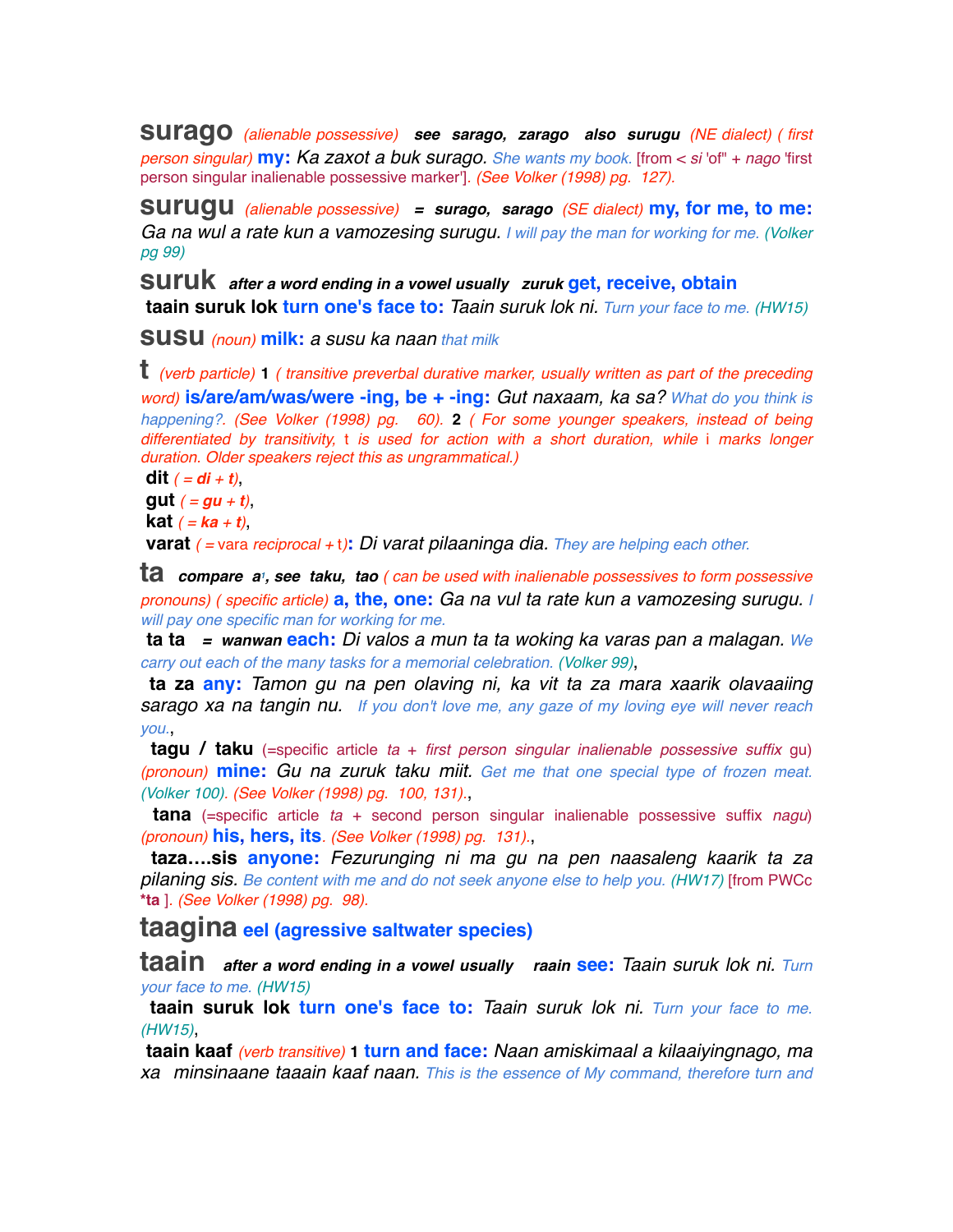**surago** *(alienable possessive)* ***see sarago, zarago also surugu*** *(NE dialect) ( first person singular)* **my:** *Ka zaxot a buk surago.* *She wants my book.* [from < *si* 'of" + *nago* 'first person singular inalienable possessive marker']. *(See Volker (1998) pg. 127).*

**surugu** *(alienable possessive)* ***= surago, sarago*** *(SE dialect)* **my, for me, to me:** *Ga na wul a rate kun a vamozesing surugu.* *I will pay the man for working for me. (Volker pg 99)*

**suruk** ***after a word ending in a vowel usually zuruk*** **get, receive, obtain**
**taain suruk lok** **turn one's face to:** *Taain suruk lok ni.* *Turn your face to me. (HW15)*

**susu** *(noun)* **milk:** *a susu ka naan* *that milk*

**t** *(verb particle)* **1** *( transitive preverbal durative marker, usually written as part of the preceding word)* **is/are/am/was/were -ing, be + -ing:** *Gut naxaam, ka sa?* *What do you think is happening?. (See Volker (1998) pg. 60).* **2** *( For some younger speakers, instead of being differentiated by transitivity, t is used for action with a short duration, while i marks longer duration. Older speakers reject this as ungrammatical.)*
**dit** *( = **di** + **t**)*,
**gut** *( = **gu** + **t**)*,
**kat** *( = **ka** + **t**)*,
**varat** *( =* vara *reciprocal* + t*)*: *Di varat pilaaninga dia.* *They are helping each other.*

**ta** ***compare a¹, see taku, tao*** *( can be used with inalienable possessives to form possessive pronouns) ( specific article)* **a, the, one:** *Ga na vul ta rate kun a vamozesing surugu.* *I will pay one specific man for working for me.*
**ta ta** ***= wanwan*** **each:** *Di valos a mun ta ta woking ka varas pan a malagan.* *We carry out each of the many tasks for a memorial celebration. (Volker 99)*,
**ta za** **any:** *Tamon gu na pen olaving ni, ka vit ta za mara xaarik olavaaiing sarago xa na tangin nu.* *If you don't love me, any gaze of my loving eye will never reach you.*,
**tagu / taku** (=specific article *ta* + *first person singular inalienable possessive suffix* gu) *(pronoun)* **mine:** *Gu na zuruk taku miit.* *Get me that one special type of frozen meat. (Volker 100). (See Volker (1998) pg. 100, 131).*,
**tana** (=specific article *ta* + second person singular inalienable possessive suffix *nagu*) *(pronoun)* **his, hers, its**. *(See Volker (1998) pg. 131).*,
**taza….sis** **anyone:** *Fezurunging ni ma gu na pen naasaleng kaarik ta za pilaning sis.* *Be content with me and do not seek anyone else to help you. (HW17)* [from PWCc ***ta** ]. *(See Volker (1998) pg. 98).*

**taagina** **eel (agressive saltwater species)**

**taain** ***after a word ending in a vowel usually raain*** **see:** *Taain suruk lok ni.* *Turn your face to me. (HW15)*
**taain suruk lok** **turn one's face to:** *Taain suruk lok ni.* *Turn your face to me. (HW15)*,
**taain kaaf** *(verb transitive)* **1** **turn and face:** *Naan amiskimaal a kilaaiyingnago, ma xa minsinaane taaain kaaf naan.* *This is the essence of My command, therefore turn and*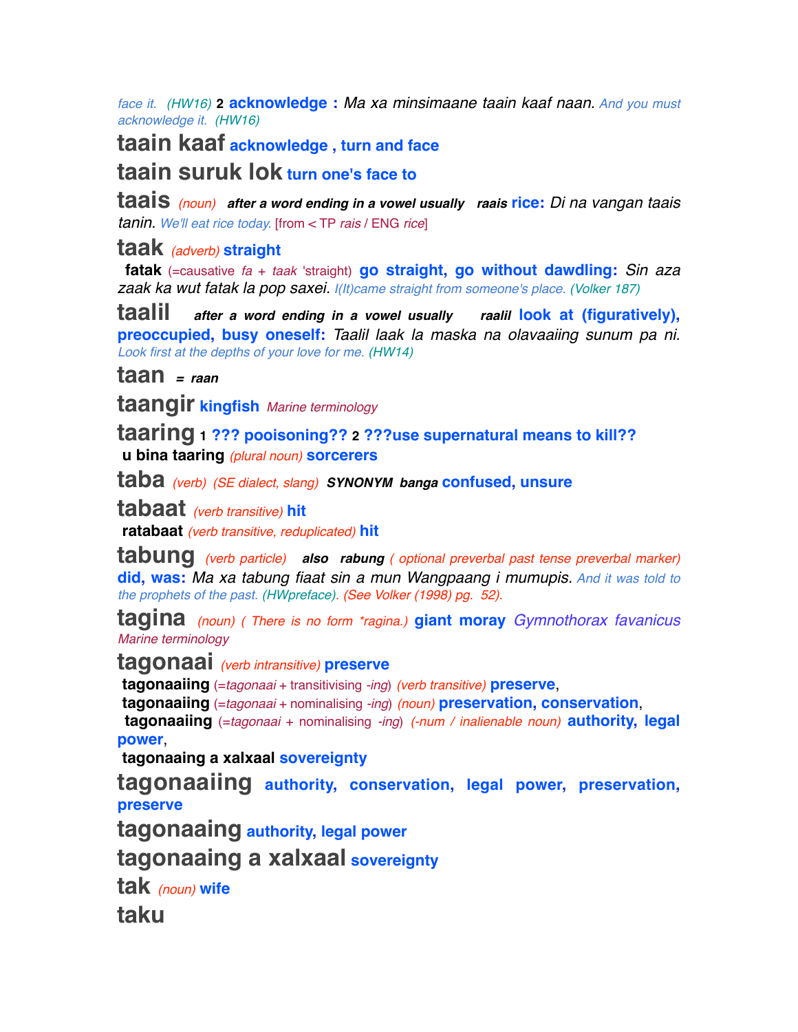*face it.* *(HW16)* **2** **acknowledge :** *Ma xa minsimaane taain kaaf naan.* *And you must acknowledge it.* *(HW16)*

**taain kaaf** **acknowledge , turn and face**

**taain suruk lok** **turn one's face to**

**taais** *(noun)* ***after a word ending in a vowel usually raais*** **rice:** *Di na vangan taais tanin.* *We'll eat rice today.* [from < TP *rais* / ENG *rice*]

**taak** *(adverb)* **straight**

**fatak** (=causative *fa* + *taak* 'straight') **go straight, go without dawdling:** *Sin aza zaak ka wut fatak la pop saxei.* *I(It)came straight from someone's place.* *(Volker 187)*

**taalil** ***after a word ending in a vowel usually raalil*** **look at (figuratively), preoccupied, busy oneself:** *Taalil laak la maska na olavaaiing sunum pa ni.* *Look first at the depths of your love for me.* *(HW14)*

**taan** ***= raan***

**taangir** **kingfish** *Marine terminology*

**taaring** **1** **??? pooisoning??** **2** **???use supernatural means to kill??**

**u bina taaring** *(plural noun)* **sorcerers**

**taba** *(verb)* *(SE dialect, slang)* ***SYNONYM banga*** **confused, unsure**

**tabaat** *(verb transitive)* **hit**

**ratabaat** *(verb transitive, reduplicated)* **hit**

**tabung** *(verb particle)* ***also rabung*** *( optional preverbal past tense preverbal marker)* **did, was:** *Ma xa tabung fiaat sin a mun Wangpaang i mumupis.* *And it was told to the prophets of the past.* *(HWpreface).* *(See Volker (1998) pg. 52).*

**tagina** *(noun)* *( There is no form *ragina.)* **giant moray** *Gymnothorax favanicus* *Marine terminology*

**tagonaai** *(verb intransitive)* **preserve**

**tagonaaiing** (=*tagonaai* + transitivising *-ing*) *(verb transitive)* **preserve**,

**tagonaaiing** (=*tagonaai* + nominalising *-ing*) *(noun)* **preservation, conservation**,

**tagonaaiing** (=*tagonaai* + nominalising *-ing*) *(-num / inalienable noun)* **authority, legal power**,

**tagonaaing a xalxaal** **sovereignty**

**tagonaaiing** **authority, conservation, legal power, preservation, preserve**

**tagonaaing** **authority, legal power**

**tagonaaing a xalxaal** **sovereignty**

**tak** *(noun)* **wife**

**taku**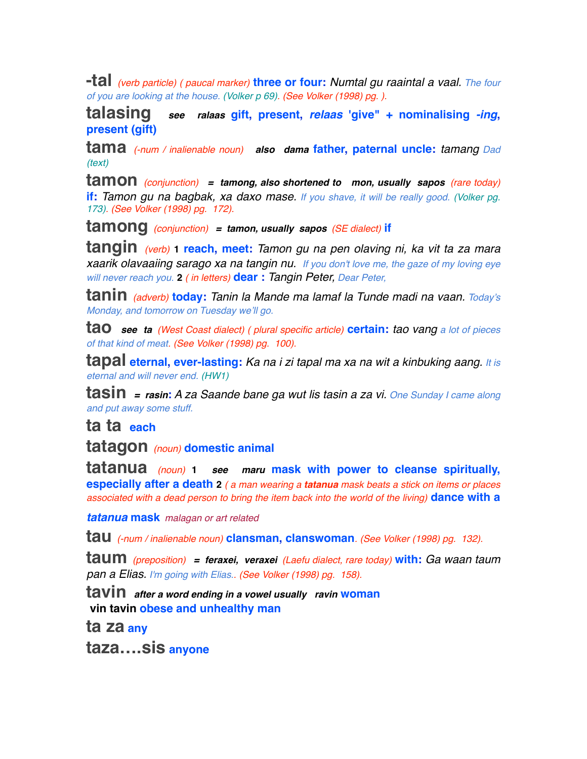**-tal** *(verb particle) ( paucal marker)* **three or four:** *Numtal gu raaintal a vaal. The four of you are looking at the house. (Volker p 69). (See Volker (1998) pg. ).*

**talasing** ***see ralaas*** **gift, present, *relaas* 'give" + nominalising *-ing*, present (gift)**

**tama** *(-num / inalienable noun)* ***also dama*** **father, paternal uncle:** *tamang Dad (text)*

**tamon** *(conjunction)* ***= tamong, also shortened to mon, usually sapos*** *(rare today)* **if:** *Tamon gu na bagbak, xa daxo mase. If you shave, it will be really good. (Volker pg. 173). (See Volker (1998) pg. 172).*

**tamong** *(conjunction)* ***= tamon, usually sapos*** *(SE dialect)* **if**

**tangin** *(verb)* **1 reach, meet:** *Tamon gu na pen olaving ni, ka vit ta za mara xaarik olavaaiing sarago xa na tangin nu. If you don't love me, the gaze of my loving eye will never reach you.* **2** *( in letters)* **dear :** *Tangin Peter, Dear Peter,*

**tanin** *(adverb)* **today:** *Tanin la Mande ma lamaf la Tunde madi na vaan. Today's Monday, and tomorrow on Tuesday we'll go.*

**tao** ***see ta*** *(West Coast dialect) ( plural specific article)* **certain:** *tao vang a lot of pieces of that kind of meat. (See Volker (1998) pg. 100).*

**tapal** **eternal, ever-lasting:** *Ka na i zi tapal ma xa na wit a kinbuking aang. It is eternal and will never end. (HW1)*

**tasin** ***= rasin*****:** *A za Saande bane ga wut lis tasin a za vi. One Sunday I came along and put away some stuff.*

**ta ta** **each**

**tatagon** *(noun)* **domestic animal**

**tatanua** *(noun)* **1** ***see maru*** **mask with power to cleanse spiritually, especially after a death** **2** *( a man wearing a **tatanua** mask beats a stick on items or places associated with a dead person to bring the item back into the world of the living)* **dance with a *tatanua* mask** *malagan or art related*

**tau** *(-num / inalienable noun)* **clansman, clanswoman**. *(See Volker (1998) pg. 132).*

**taum** *(preposition)* ***= feraxei, veraxei*** *(Laefu dialect, rare today)* **with:** *Ga waan taum pan a Elias. I'm going with Elias.. (See Volker (1998) pg. 158).*

**tavin** ***after a word ending in a vowel usually ravin*** **woman**
**vin tavin** **obese and unhealthy man**

**ta za** **any**

**taza….sis** **anyone**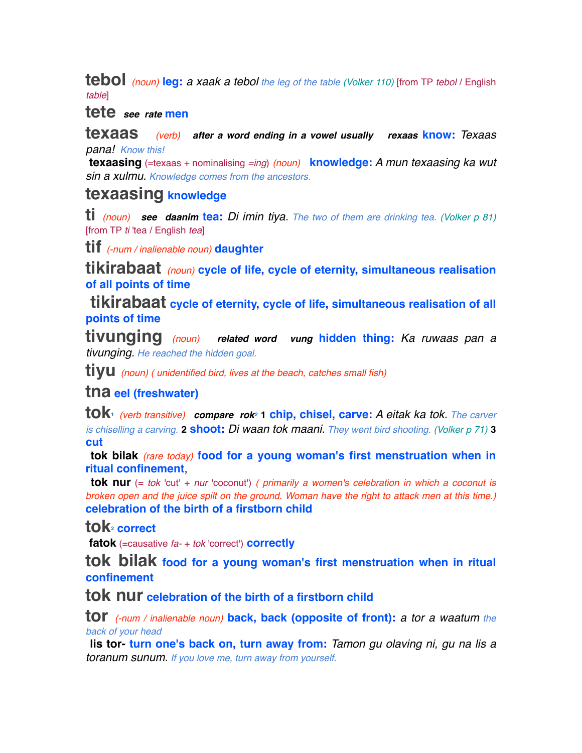**tebol** *(noun)* **leg:** *a xaak a tebol* *the leg of the table* *(Volker 110)* [from TP *tebol* / English *table*]

**tete** ***see rate*** **men**

**texaas** *(verb)* ***after a word ending in a vowel usually rexaas*** **know:** *Texaas pana!* *Know this!*

**texaasing** (=texaas + nominalising *=ing*) *(noun)* **knowledge:** *A mun texaasing ka wut sin a xulmu.* *Knowledge comes from the ancestors.*

**texaasing** **knowledge**

**ti** *(noun)* ***see daanim*** **tea:** *Di imin tiya.* *The two of them are drinking tea.* *(Volker p 81)* [from TP *ti* 'tea / English *tea*]

**tif** *(-num / inalienable noun)* **daughter**

**tikirabaat** *(noun)* **cycle of life, cycle of eternity, simultaneous realisation of all points of time**

**tikirabaat** **cycle of eternity, cycle of life, simultaneous realisation of all points of time**

**tivunging** *(noun)* ***related word vung*** **hidden thing:** *Ka ruwaas pan a tivunging.* *He reached the hidden goal.*

**tiyu** *(noun) ( unidentified bird, lives at the beach, catches small fish)*

**tna** **eel (freshwater)**

**tok**[1] *(verb transitive)* ***compare rok***[2] **1** **chip, chisel, carve:** *A eitak ka tok.* *The carver is chiselling a carving.* **2** **shoot:** *Di waan tok maani.* *They went bird shooting.* *(Volker p 71)* **3** **cut**

**tok bilak** *(rare today)* **food for a young woman's first menstruation when in ritual confinement**,

**tok nur** (= *tok* 'cut' + *nur* 'coconut') *( primarily a women's celebration in which a coconut is broken open and the juice spilt on the ground. Woman have the right to attack men at this time.)* **celebration of the birth of a firstborn child**

**tok**[2] **correct**

**fatok** (=causative *fa-* + *tok* 'correct') **correctly**

**tok bilak** **food for a young woman's first menstruation when in ritual confinement**

**tok nur** **celebration of the birth of a firstborn child**

**tor** *(-num / inalienable noun)* **back, back (opposite of front):** *a tor a waatum* *the back of your head*

**lis tor-** **turn one's back on, turn away from:** *Tamon gu olaving ni, gu na lis a toranum sunum.* *If you love me, turn away from yourself.*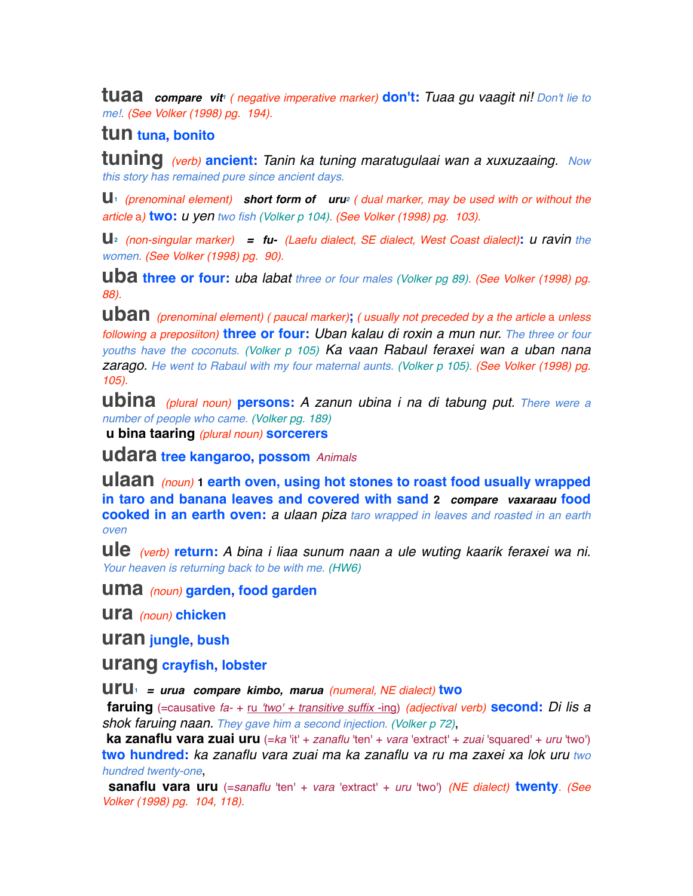**tuaa** ***compare vit***[1] *( negative imperative marker)* **don't:** *Tuaa gu vaagit ni! Don't lie to me!. (See Volker (1998) pg. 194).*

**tun** **tuna, bonito**

**tuning** *(verb)* **ancient:** *Tanin ka tuning maratugulaai wan a xuxuzaaing. Now this story has remained pure since ancient days.*

**u**[1] *(prenominal element)* ***short form of uru***[2] *( dual marker, may be used with or without the article* a*)* **two:** *u yen two fish (Volker p 104). (See Volker (1998) pg. 103).*

**u**[2] *(non-singular marker)* ***= fu-*** *(Laefu dialect, SE dialect, West Coast dialect)*: *u ravin the women. (See Volker (1998) pg. 90).*

**uba** **three or four:** *uba labat three or four males (Volker pg 89). (See Volker (1998) pg. 88).*

**uban** *(prenominal element) ( paucal marker)*; *( usually not preceded by a the article* a *unless following a prepositon)* **three or four:** *Uban kalau di roxin a mun nur. The three or four youths have the coconuts. (Volker p 105) Ka vaan Rabaul feraxei wan a uban nana zarago. He went to Rabaul with my four maternal aunts. (Volker p 105). (See Volker (1998) pg. 105).*

**ubina** *(plural noun)* **persons:** *A zanun ubina i na di tabung put. There were a number of people who came. (Volker pg. 189)*

**u bina taaring** *(plural noun)* **sorcerers**

**udara** **tree kangaroo, possom** *Animals*

**ulaan** *(noun)* **1 earth oven, using hot stones to roast food usually wrapped in taro and banana leaves and covered with sand** **2** ***compare vaxaraau*** **food cooked in an earth oven:** *a ulaan piza taro wrapped in leaves and roasted in an earth oven*

**ule** *(verb)* **return:** *A bina i liaa sunum naan a ule wuting kaarik feraxei wa ni. Your heaven is returning back to be with me. (HW6)*

**uma** *(noun)* **garden, food garden**

**ura** *(noun)* **chicken**

**uran** **jungle, bush**

**urang** **crayfish, lobster**

**uru**[1] ***= urua compare kimbo, marua*** *(numeral, NE dialect)* **two**

**faruing** (=causative *fa-* + ru *'two' + transitive suffix -*ing) *(adjectival verb)* **second:** *Di lis a shok faruing naan. They gave him a second injection. (Volker p 72)*,

**ka zanaflu vara zuai uru** (=*ka* 'it' + *zanaflu* 'ten' + *vara* 'extract' + *zuai* 'squared' + *uru* 'two') **two hundred:** *ka zanaflu vara zuai ma ka zanaflu va ru ma zaxei xa lok uru two hundred twenty-one*,

**sanaflu vara uru** (=*sanaflu* 'ten' + *vara* 'extract' + *uru* 'two') *(NE dialect)* **twenty**. *(See Volker (1998) pg. 104, 118).*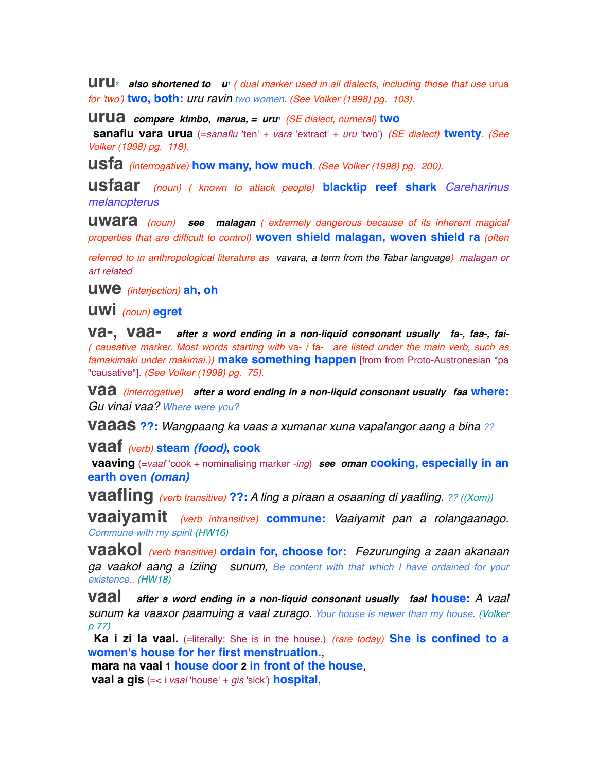**uru**[2] ***also shortened to*** ***u***[1] *( dual marker used in all dialects, including those that use* urua *for 'two')* **two, both:** *uru ravin* *two women. (See Volker (1998) pg. 103).*

**urua** ***compare kimbo, marua, = uru***[1] *(SE dialect, numeral)* **two**

**sanaflu vara urua** (=*sanaflu* 'ten' + *vara* 'extract' + *uru* 'two') *(SE dialect)* **twenty**. *(See Volker (1998) pg. 118).*

**usfa** *(interrogative)* **how many, how much**. *(See Volker (1998) pg. 200).*

**usfaar** *(noun) ( known to attack people)* **blacktip reef shark** *Careharinus melanopterus*

**uwara** *(noun)* ***see malagan*** *( extremely dangerous because of its inherent magical properties that are difficult to control)* **woven shield malagan, woven shield ra** *(often referred to in anthropological literature as* vavara, a term from the Tabar language*) malagan or art related*

**uwe** *(interjection)* **ah, oh**

**uwi** *(noun)* **egret**

**va-, vaa-** ***after a word ending in a non-liquid consonant usually fa-, faa-, fai-*** *( causative marker. Most words starting with* va- / fa- *are listed under the main verb, such as famakimaki under makimai.))* **make something happen** [from from Proto-Austronesian *pa "causative"]. *(See Volker (1998) pg. 75).*

**vaa** *(interrogative)* ***after a word ending in a non-liquid consonant usually faa*** **where:** *Gu vinai vaa?* *Where were you?*

**vaaas** **??:** *Wangpaang ka vaas a xumanar xuna vapalangor aang a bina ??*

**vaaf** *(verb)* **steam *(food)*, cook**

**vaaving** (=*vaaf* 'cook + nominalising marker *-ing*) ***see oman*** **cooking, especially in an earth oven *(oman)***

**vaafling** *(verb transitive)* **??:** *A ling a piraan a osaaning di yaafling. ?? ((Xom))*

**vaaiyamit** *(verb intransitive)* **commune:** *Vaaiyamit pan a rolangaanago.* *Commune with my spirit (HW16)*

**vaakol** *(verb transitive)* **ordain for, choose for:** *Fezurunging a zaan akanaan ga vaakol aang a iziing sunum,* *Be content with that which I have ordained for your existence.. (HW18)*

**vaal** ***after a word ending in a non-liquid consonant usually faal*** **house:** *A vaal sunum ka vaaxor paamuing a vaal zurago.* *Your house is newer than my house. (Volker p 77)*

**Ka i zi la vaal.** (=literally: She is in the house.) *(rare today)* **She is confined to a women's house for her first menstruation.**,

**mara na vaal** 1 **house door** 2 **in front of the house**,

**vaal a gis** (=< i *vaal* 'house' + *gis* 'sick') **hospital**,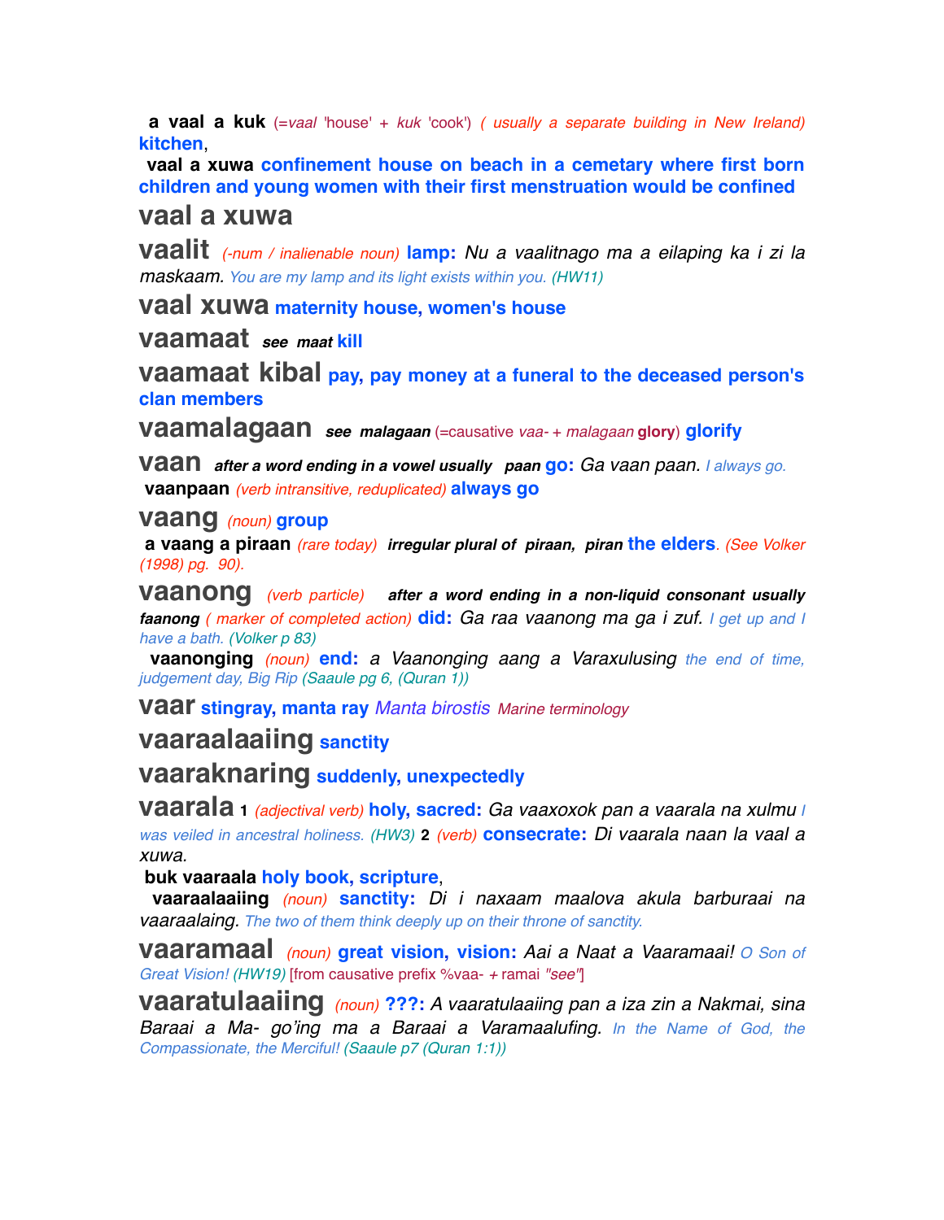**a vaal a kuk** (=*vaal* 'house' + *kuk* 'cook') *( usually a separate building in New Ireland)* **kitchen**,

**vaal a xuwa** **confinement house on beach in a cemetary where first born children and young women with their first menstruation would be confined**

**vaal a xuwa**

**vaalit** *(-num / inalienable noun)* **lamp:** *Nu a vaalitnago ma a eilaping ka i zi la maskaam. You are my lamp and its light exists within you. (HW11)*

**vaal xuwa** **maternity house, women's house**

**vaamaat** ***see maat*** **kill**

**vaamaat kibal** **pay, pay money at a funeral to the deceased person's clan members**

**vaamalagaan** ***see malagaan*** (=causative *vaa-* + *malagaan* **glory**) **glorify**

**vaan** ***after a word ending in a vowel usually paan*** **go:** *Ga vaan paan. I always go.*

**vaanpaan** *(verb intransitive, reduplicated)* **always go**

**vaang** *(noun)* **group**

**a vaang a piraan** *(rare today)* ***irregular plural of piraan, piran*** **the elders**. *(See Volker (1998) pg. 90).*

**vaanong** *(verb particle)* ***after a word ending in a non-liquid consonant usually faanong*** *( marker of completed action)* **did:** *Ga raa vaanong ma ga i zuf. I get up and I have a bath. (Volker p 83)*

**vaanonging** *(noun)* **end:** *a Vaanonging aang a Varaxulusing the end of time, judgement day, Big Rip (Saaule pg 6, (Quran 1))*

**vaar** **stingray, manta ray** *Manta birostis* Marine terminology

**vaaraalaaiing** **sanctity**

**vaaraknaring** **suddenly, unexpectedly**

**vaarala** **1** *(adjectival verb)* **holy, sacred:** *Ga vaaxoxok pan a vaarala na xulmu I was veiled in ancestral holiness. (HW3)* **2** *(verb)* **consecrate:** *Di vaarala naan la vaal a xuwa.*

**buk vaaraala** **holy book, scripture**,

**vaaraalaaiing** *(noun)* **sanctity:** *Di i naxaam maalova akula barburaai na vaaraalaing. The two of them think deeply up on their throne of sanctity.*

**vaaramaal** *(noun)* **great vision, vision:** *Aai a Naat a Vaaramaai! O Son of Great Vision! (HW19)* [from causative prefix %vaa- + ramai *"see"*]

**vaaratulaaiing** *(noun)* **???:** *A vaaratulaaiing pan a iza zin a Nakmai, sina Baraai a Ma- go'ing ma a Baraai a Varamaalufing. In the Name of God, the Compassionate, the Merciful! (Saaule p7 (Quran 1:1))*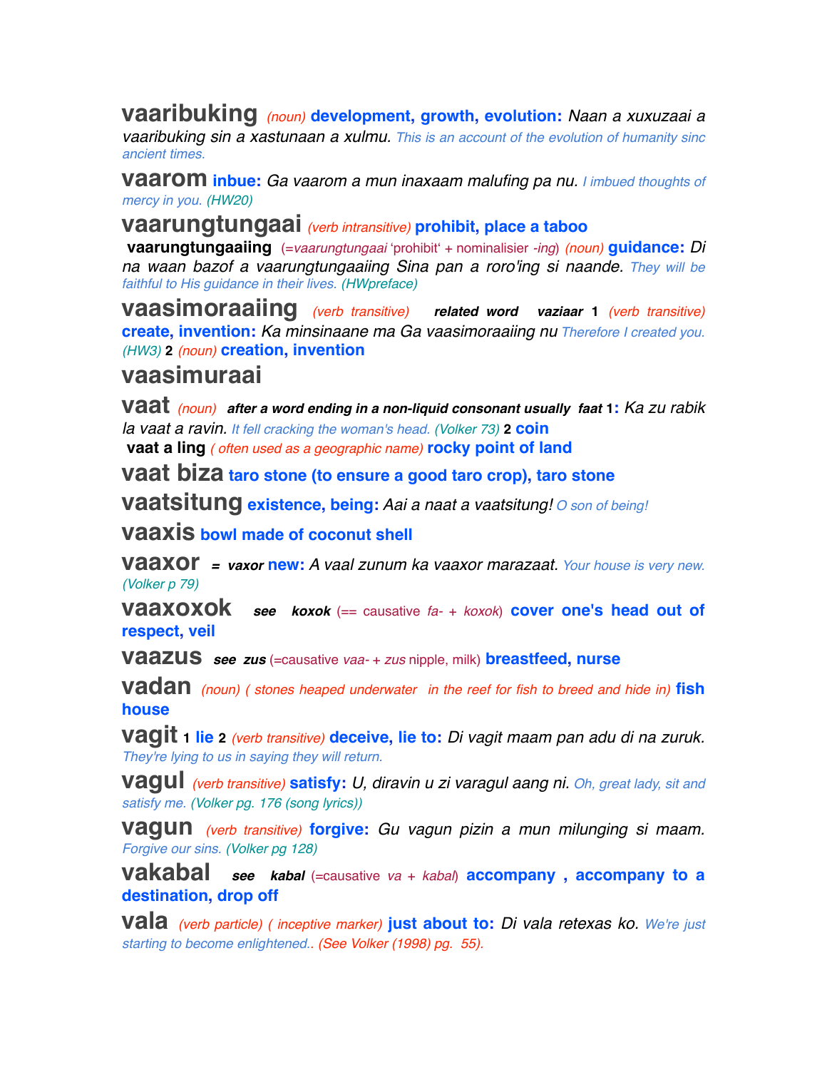**vaaribuking** *(noun)* **development, growth, evolution:** *Naan a xuxuzaai a vaaribuking sin a xastunaan a xulmu.* *This is an account of the evolution of humanity sinc ancient times.*

**vaarom** **inbue:** *Ga vaarom a mun inaxaam malufing pa nu.* *I imbued thoughts of mercy in you. (HW20)*

**vaarungtungaai** *(verb intransitive)* **prohibit, place a taboo**

**vaarungtungaaiing** (=*vaarungtungaai* 'prohibit' + nominalisier *-ing*) *(noun)* **guidance:** *Di na waan bazof a vaarungtungaaiing Sina pan a roro'ing si naande.* *They will be faithful to His guidance in their lives. (HWpreface)*

**vaasimoraaiing** *(verb transitive)* ***related word vaziaar*** **1** *(verb transitive)* **create, invention:** *Ka minsinaane ma Ga vaasimoraaiing nu* *Therefore I created you. (HW3)* **2** *(noun)* **creation, invention**

**vaasimuraai**

**vaat** *(noun)* ***after a word ending in a non-liquid consonant usually faat*** **1:** *Ka zu rabik la vaat a ravin.* *It fell cracking the woman's head. (Volker 73)* **2** **coin**

**vaat a ling** *( often used as a geographic name)* **rocky point of land**

**vaat biza** **taro stone (to ensure a good taro crop), taro stone**

**vaatsitung** **existence, being:** *Aai a naat a vaatsitung!* *O son of being!*

**vaaxis** **bowl made of coconut shell**

**vaaxor** ***= vaxor*** **new:** *A vaal zunum ka vaaxor marazaat.* *Your house is very new. (Volker p 79)*

**vaaxoxok** ***see koxok*** (== causative *fa-* + *koxok*) **cover one's head out of respect, veil**

**vaazus** ***see zus*** (=causative *vaa-* + *zus* nipple, milk) **breastfeed, nurse**

**vadan** *(noun) ( stones heaped underwater in the reef for fish to breed and hide in)* **fish house**

**vagit** **1** **lie** **2** *(verb transitive)* **deceive, lie to:** *Di vagit maam pan adu di na zuruk.* *They're lying to us in saying they will return.*

**vagul** *(verb transitive)* **satisfy:** *U, diravin u zi varagul aang ni.* *Oh, great lady, sit and satisfy me. (Volker pg. 176 (song lyrics))*

**vagun** *(verb transitive)* **forgive:** *Gu vagun pizin a mun milunging si maam.* *Forgive our sins. (Volker pg 128)*

**vakabal** ***see kabal*** (=causative *va* + *kabal*) **accompany , accompany to a destination, drop off**

**vala** *(verb particle) ( inceptive marker)* **just about to:** *Di vala retexas ko.* *We're just starting to become enlightened.. (See Volker (1998) pg. 55).*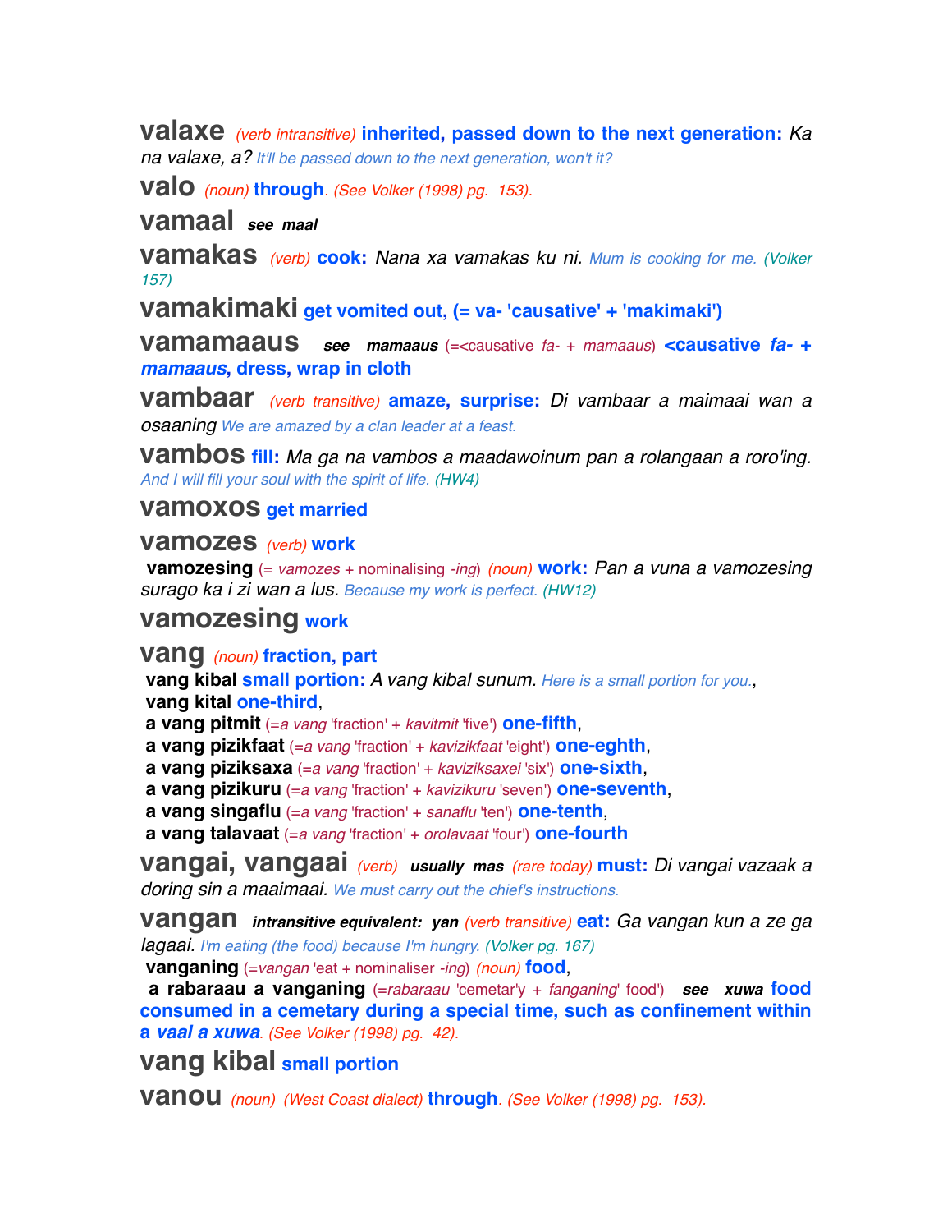**valaxe** *(verb intransitive)* **inherited, passed down to the next generation:** *Ka na valaxe, a? It'll be passed down to the next generation, won't it?*

**valo** *(noun)* **through**. *(See Volker (1998) pg. 153).*

**vamaal** ***see maal***

**vamakas** *(verb)* **cook:** *Nana xa vamakas ku ni. Mum is cooking for me. (Volker 157)*

**vamakimaki** **get vomited out, (= va- 'causative' + 'makimaki')**

**vamamaaus** ***see mamaaus*** (=<causative *fa-* + *mamaaus*) **<causative *fa-* + *mamaaus*, dress, wrap in cloth**

**vambaar** *(verb transitive)* **amaze, surprise:** *Di vambaar a maimaai wan a osaaning We are amazed by a clan leader at a feast.*

**vambos** **fill:** *Ma ga na vambos a maadawoinum pan a rolangaan a roro'ing. And I will fill your soul with the spirit of life. (HW4)*

**vamoxos** **get married**

**vamozes** *(verb)* **work**

**vamozesing** (= *vamozes* + nominalising *-ing*) *(noun)* **work:** *Pan a vuna a vamozesing surago ka i zi wan a lus. Because my work is perfect. (HW12)*

**vamozesing** **work**

**vang** *(noun)* **fraction, part**

**vang kibal** **small portion:** *A vang kibal sunum. Here is a small portion for you.*,

**vang kital** **one-third**,

**a vang pitmit** (=*a vang* 'fraction' + *kavitmit* 'five') **one-fifth**,

**a vang pizikfaat** (=*a vang* 'fraction' + *kavizikfaat* 'eight') **one-eghth**,

**a vang piziksaxa** (=*a vang* 'fraction' + *kaviziksaxei* 'six') **one-sixth**,

**a vang pizikuru** (=*a vang* 'fraction' + *kavizikuru* 'seven') **one-seventh**,

**a vang singaflu** (=*a vang* 'fraction' + *sanaflu* 'ten') **one-tenth**,

**a vang talavaat** (=*a vang* 'fraction' + *orolavaat* 'four') **one-fourth**

**vangai, vangaai** *(verb)* ***usually mas*** *(rare today)* **must:** *Di vangai vazaak a doring sin a maaimaai. We must carry out the chief's instructions.*

**vangan** ***intransitive equivalent: yan*** *(verb transitive)* **eat:** *Ga vangan kun a ze ga lagaai. I'm eating (the food) because I'm hungry. (Volker pg. 167)*

**vanganing** (=*vangan* 'eat + nominaliser *-ing*) *(noun)* **food**,

**a rabaraau a vanganing** (=*rabaraau* 'cemetar'y + *fanganing*' food') ***see xuwa*** **food consumed in a cemetary during a special time, such as confinement within a *vaal a xuwa***. *(See Volker (1998) pg. 42).*

**vang kibal** **small portion**

**vanou** *(noun) (West Coast dialect)* **through**. *(See Volker (1998) pg. 153).*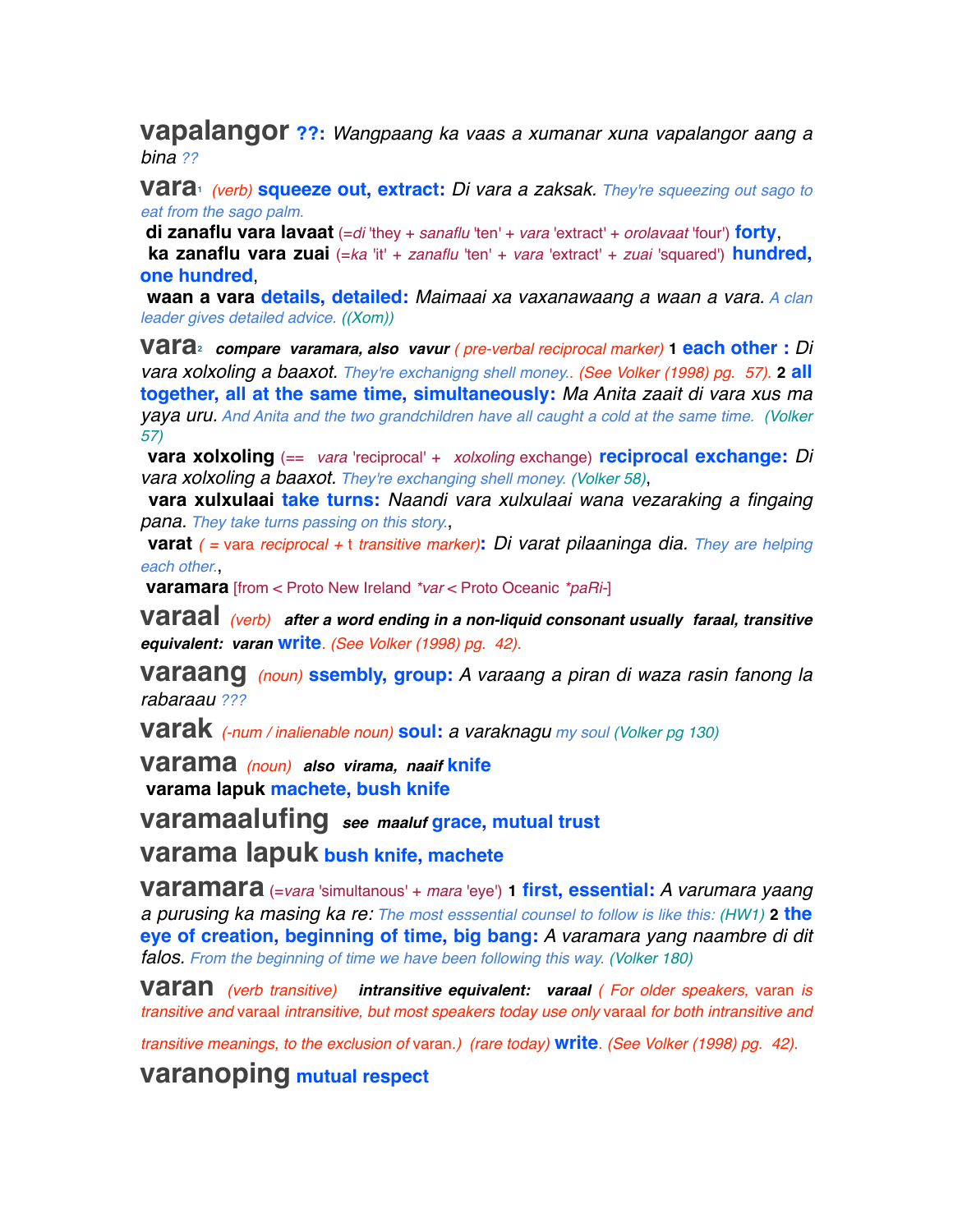**vapalangor** **??:** *Wangpaang ka vaas a xumanar xuna vapalangor aang a bina* *??*

**vara**[1] *(verb)* **squeeze out, extract:** *Di vara a zaksak.* *They're squeezing out sago to eat from the sago palm.*
 **di zanaflu vara lavaat** (=*di* 'they + *sanaflu* 'ten' + *vara* 'extract' + *orolavaat* 'four') **forty**,
 **ka zanaflu vara zuai** (=*ka* 'it' + *zanaflu* 'ten' + *vara* 'extract' + *zuai* 'squared') **hundred, one hundred**,
 **waan a vara** **details, detailed:** *Maimaai xa vaxanawaang a waan a vara.* *A clan leader gives detailed advice. ((Xom))*

**vara**[2] ***compare varamara, also vavur*** *( pre-verbal reciprocal marker)* **1** **each other :** *Di vara xolxoling a baaxot.* *They're exchanigng shell money.. (See Volker (1998) pg. 57).* **2** **all together, all at the same time, simultaneously:** *Ma Anita zaait di vara xus ma yaya uru.* *And Anita and the two grandchildren have all caught a cold at the same time. (Volker 57)*
 **vara xolxoling** (== *vara* 'reciprocal' + *xolxoling* exchange) **reciprocal exchange:** *Di vara xolxoling a baaxot.* *They're exchanging shell money. (Volker 58)*,
 **vara xulxulaai** **take turns:** *Naandi vara xulxulaai wana vezaraking a fingaing pana.* *They take turns passing on this story.*,
 **varat** *( = vara reciprocal + t transitive marker)***:** *Di varat pilaaninga dia.* *They are helping each other.*,
 **varamara** [from < Proto New Ireland *\*var* < Proto Oceanic *\*paRi*-]

**varaal** *(verb)* ***after a word ending in a non-liquid consonant usually faraal, transitive equivalent: varan*** **write**. *(See Volker (1998) pg. 42).*

**varaang** *(noun)* **ssembly, group:** *A varaang a piran di waza rasin fanong la rabaraau* *???*

**varak** *(-num / inalienable noun)* **soul:** *a varaknagu* *my soul (Volker pg 130)*

**varama** *(noun)* ***also virama, naaif*** **knife**
 **varama lapuk** **machete, bush knife**

**varamaalufing** ***see maaluf*** **grace, mutual trust**

**varama lapuk** **bush knife, machete**

**varamara** (=*vara* 'simultanous' + *mara* 'eye') **1** **first, essential:** *A varumara yaang a purusing ka masing ka re:* *The most esssential counsel to follow is like this: (HW1)* **2** **the eye of creation, beginning of time, big bang:** *A varamara yang naambre di dit falos.* *From the beginning of time we have been following this way. (Volker 180)*

**varan** *(verb transitive)* ***intransitive equivalent: varaal*** *( For older speakers,* varan *is transitive and* varaal *intransitive, but most speakers today use only* varaal *for both intransitive and transitive meanings, to the exclusion of* varan.*) (rare today)* **write**. *(See Volker (1998) pg. 42).*

**varanoping** **mutual respect**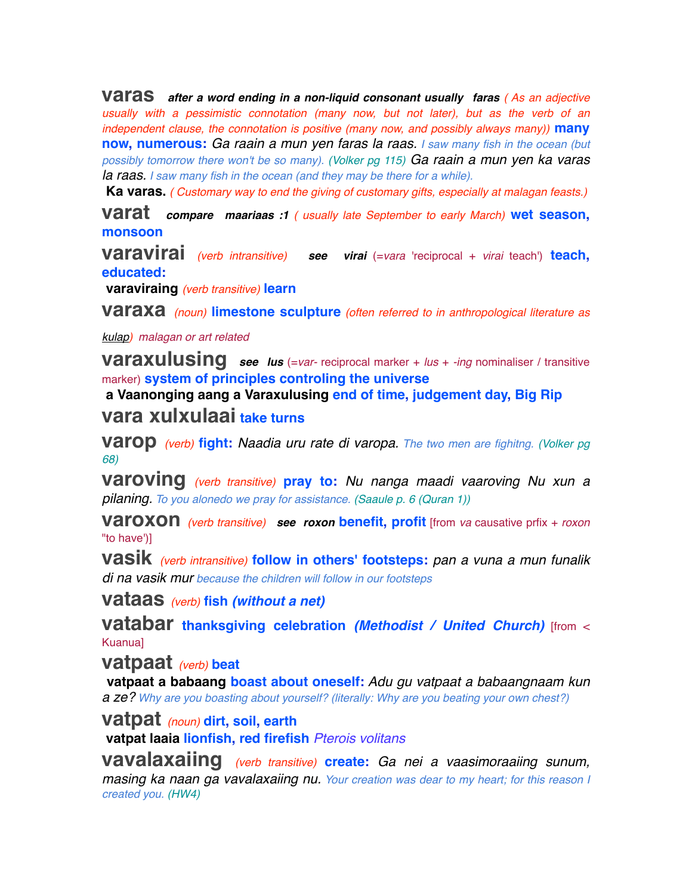**varas** ***after a word ending in a non-liquid consonant usually faras*** *( As an adjective usually with a pessimistic connotation (many now, but not later), but as the verb of an independent clause, the connotation is positive (many now, and possibly always many))* **many now, numerous:** *Ga raain a mun yen faras la raas. I saw many fish in the ocean (but possibly tomorrow there won't be so many). (Volker pg 115) Ga raain a mun yen ka varas la raas. I saw many fish in the ocean (and they may be there for a while).*

**Ka varas.** *( Customary way to end the giving of customary gifts, especially at malagan feasts.)*

**varat** ***compare maariaas :1*** *( usually late September to early March)* **wet season, monsoon**

**varavirai** *(verb intransitive)* ***see virai*** (=*vara* 'reciprocal + *virai* teach') **teach, educated:**

**varaviraing** *(verb transitive)* **learn**

**varaxa** *(noun)* **limestone sculpture** *(often referred to in anthropological literature as kulap) malagan or art related*

**varaxulusing** ***see lus*** (=*var-* reciprocal marker + *lus* + *-ing* nominaliser / transitive marker) **system of principles controling the universe**

**a Vaanonging aang a Varaxulusing** **end of time, judgement day, Big Rip**

**vara xulxulaai** **take turns**

**varop** *(verb)* **fight:** *Naadia uru rate di varopa. The two men are fighitng. (Volker pg 68)*

**varoving** *(verb transitive)* **pray to:** *Nu nanga maadi vaaroving Nu xun a pilaning. To you alonedo we pray for assistance. (Saaule p. 6 (Quran 1))*

**varoxon** *(verb transitive)* ***see roxon*** **benefit, profit** [from *va* causative prfix + *roxon* "to have')]

**vasik** *(verb intransitive)* **follow in others' footsteps:** *pan a vuna a mun funalik di na vasik mur because the children will follow in our footsteps*

**vataas** *(verb)* **fish *(without a net)***

**vatabar** **thanksgiving celebration *(Methodist / United Church)*** [from < Kuanua]

**vatpaat** *(verb)* **beat**

**vatpaat a babaang** **boast about oneself:** *Adu gu vatpaat a babaangnaam kun a ze? Why are you boasting about yourself? (literally: Why are you beating your own chest?)*

**vatpat** *(noun)* **dirt, soil, earth**

**vatpat laaia** **lionfish, red firefish** *Pterois volitans*

**vavalaxaiing** *(verb transitive)* **create:** *Ga nei a vaasimoraaiing sunum, masing ka naan ga vavalaxaiing nu. Your creation was dear to my heart; for this reason I created you. (HW4)*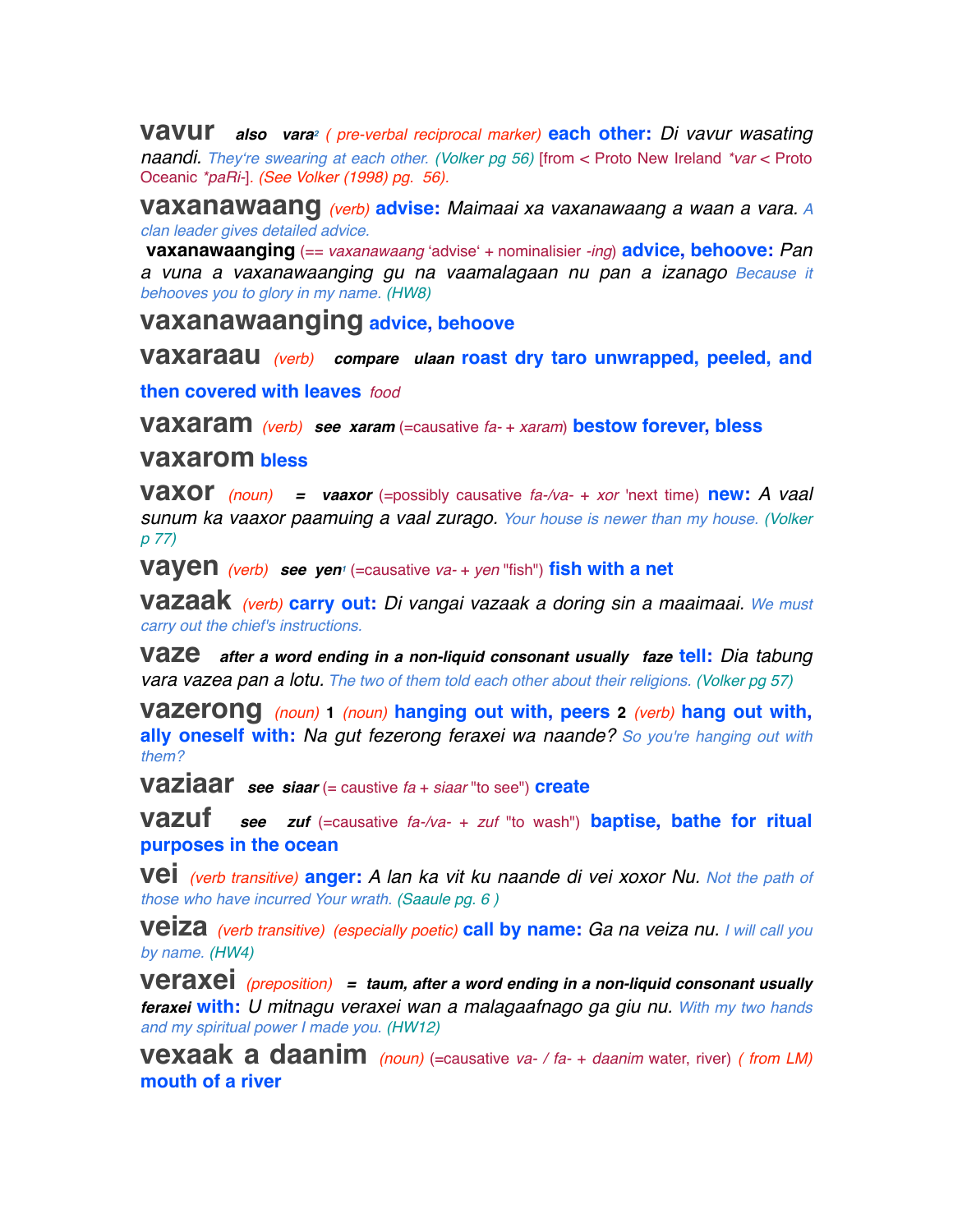**vavur** ***also*** ***vara²*** *( pre-verbal reciprocal marker)* **each other:** *Di vavur wasating naandi.* *They're swearing at each other.* *(Volker pg 56)* [from < Proto New Ireland *\*var* < Proto Oceanic *\*paRi-*]. *(See Volker (1998) pg. 56).*

**vaxanawaang** *(verb)* **advise:** *Maimaai xa vaxanawaang a waan a vara.* *A clan leader gives detailed advice.*

**vaxanawaanging** (== *vaxanawaang* 'advise' + nominalisier *-ing*) **advice, behoove:** *Pan a vuna a vaxanawaanging gu na vaamalagaan nu pan a izanago* *Because it behooves you to glory in my name.* *(HW8)*

**vaxanawaanging** **advice, behoove**

**vaxaraau** *(verb)* ***compare ulaan*** **roast dry taro unwrapped, peeled, and then covered with leaves** *food*

**vaxaram** *(verb)* ***see xaram*** (=causative *fa-* + *xaram*) **bestow forever, bless**

**vaxarom** **bless**

**vaxor** *(noun)* **=** ***vaaxor*** (=possibly causative *fa-/va-* + *xor* 'next time) **new:** *A vaal sunum ka vaaxor paamuing a vaal zurago.* *Your house is newer than my house.* *(Volker p 77)*

**vayen** *(verb)* ***see yen¹*** (=causative *va-* + *yen* "fish") **fish with a net**

**vazaak** *(verb)* **carry out:** *Di vangai vazaak a doring sin a maaimaai.* *We must carry out the chief's instructions.*

**vaze** ***after a word ending in a non-liquid consonant usually faze*** **tell:** *Dia tabung vara vazea pan a lotu.* *The two of them told each other about their religions.* *(Volker pg 57)*

**vazerong** *(noun)* **1** *(noun)* **hanging out with, peers** **2** *(verb)* **hang out with, ally oneself with:** *Na gut fezerong feraxei wa naande?* *So you're hanging out with them?*

**vaziaar** ***see siaar*** (= caustive *fa* + *siaar* "to see") **create**

**vazuf** ***see zuf*** (=causative *fa-/va-* + *zuf* "to wash") **baptise, bathe for ritual purposes in the ocean**

**vei** *(verb transitive)* **anger:** *A lan ka vit ku naande di vei xoxor Nu.* *Not the path of those who have incurred Your wrath.* *(Saaule pg. 6 )*

**veiza** *(verb transitive)* *(especially poetic)* **call by name:** *Ga na veiza nu.* *I will call you by name.* *(HW4)*

**veraxei** *(preposition)* **=** ***taum, after a word ending in a non-liquid consonant usually feraxei*** **with:** *U mitnagu veraxei wan a malagaafnago ga giu nu.* *With my two hands and my spiritual power I made you.* *(HW12)*

**vexaak a daanim** *(noun)* (=causative *va-* / *fa-* + *daanim* water, river) *( from LM)* **mouth of a river**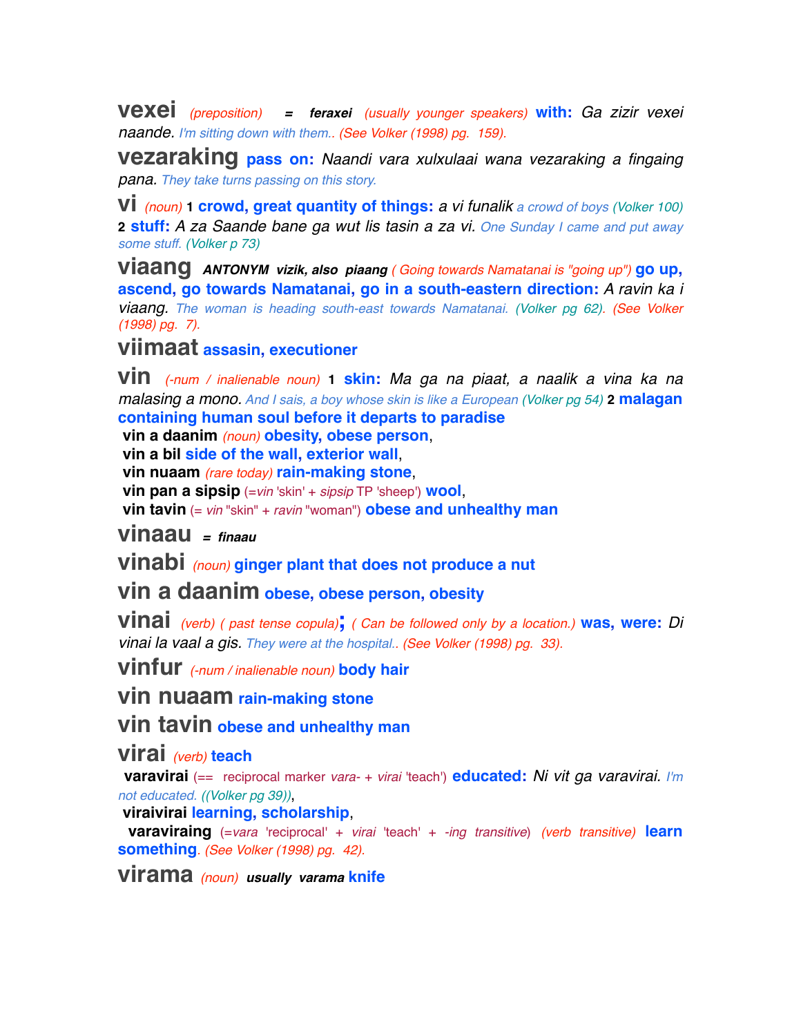**vexei** *(preposition)* = ***feraxei*** *(usually younger speakers)* **with:** *Ga zizir vexei naande.* *I'm sitting down with them..* *(See Volker (1998) pg. 159).*

**vezaraking** **pass on:** *Naandi vara xulxulaai wana vezaraking a fingaing pana.* *They take turns passing on this story.*

**vi** *(noun)* **1** **crowd, great quantity of things:** *a vi funalik* *a crowd of boys (Volker 100)* **2** **stuff:** *A za Saande bane ga wut lis tasin a za vi.* *One Sunday I came and put away some stuff. (Volker p 73)*

**viaang** ***ANTONYM vizik, also piaang*** *( Going towards Namatanai is "going up")* **go up, ascend, go towards Namatanai, go in a south-eastern direction:** *A ravin ka i viaang.* *The woman is heading south-east towards Namatanai. (Volker pg 62). (See Volker (1998) pg. 7).*

**viimaat** **assasin, executioner**

**vin** *(-num / inalienable noun)* **1** **skin:** *Ma ga na piaat, a naalik a vina ka na malasing a mono.* *And I sais, a boy whose skin is like a European (Volker pg 54)* **2** **malagan containing human soul before it departs to paradise**
**vin a daanim** *(noun)* **obesity, obese person**,
**vin a bil** **side of the wall, exterior wall**,
**vin nuaam** *(rare today)* **rain-making stone**,
**vin pan a sipsip** (=*vin* 'skin' + *sipsip* TP 'sheep') **wool**,
**vin tavin** (= *vin* "skin" + *ravin* "woman") **obese and unhealthy man**

**vinaau** ***= finaau***

**vinabi** *(noun)* **ginger plant that does not produce a nut**

**vin a daanim** **obese, obese person, obesity**

**vinai** *(verb) ( past tense copula)*; *( Can be followed only by a location.)* **was, were:** *Di vinai la vaal a gis.* *They were at the hospital.. (See Volker (1998) pg. 33).*

**vinfur** *(-num / inalienable noun)* **body hair**

**vin nuaam** **rain-making stone**

**vin tavin** **obese and unhealthy man**

**virai** *(verb)* **teach**
**varavirai** (== reciprocal marker *vara-* + *virai* 'teach') **educated:** *Ni vit ga varavirai.* *I'm not educated. ((Volker pg 39))*,
**viraivirai** **learning, scholarship**,
**varaviraing** (=*vara* 'reciprocal' + *virai* 'teach' + *-ing transitive*) *(verb transitive)* **learn something**. *(See Volker (1998) pg. 42).*

**virama** *(noun)* ***usually varama*** **knife**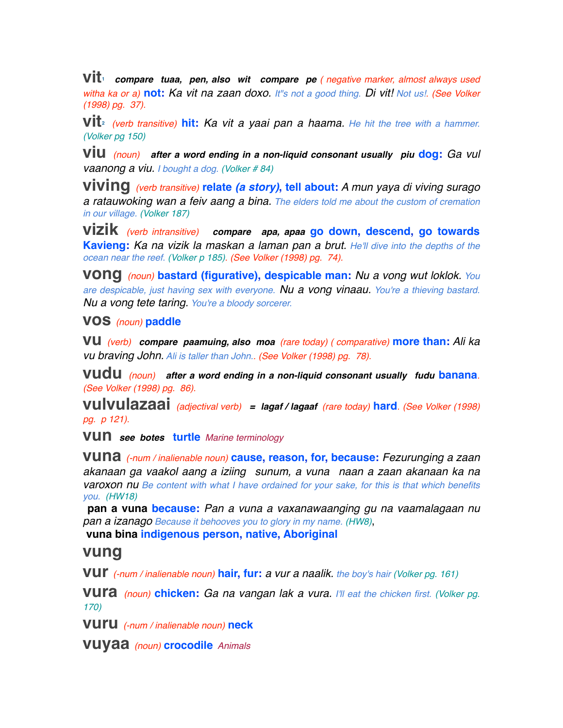**vit**[1] ***compare tuaa, pen, also wit compare pe*** *( negative marker, almost always used witha ka or a)* **not:** *Ka vit na zaan doxo. It''s not a good thing. Di vit! Not us!. (See Volker (1998) pg. 37).*

**vit**[2] *(verb transitive)* **hit:** *Ka vit a yaai pan a haama. He hit the tree with a hammer. (Volker pg 150)*

**viu** *(noun)* ***after a word ending in a non-liquid consonant usually piu*** **dog:** *Ga vul vaanong a viu. I bought a dog. (Volker # 84)*

**viving** *(verb transitive)* **relate *(a story)*, tell about:** *A mun yaya di viving surago a ratauwoking wan a feiv aang a bina. The elders told me about the custom of cremation in our village. (Volker 187)*

**vizik** *(verb intransitive)* ***compare apa, apaa*** **go down, descend, go towards Kavieng:** *Ka na vizik la maskan a laman pan a brut. He'll dive into the depths of the ocean near the reef. (Volker p 185). (See Volker (1998) pg. 74).*

**vong** *(noun)* **bastard (figurative), despicable man:** *Nu a vong wut loklok. You are despicable, just having sex with everyone. Nu a vong vinaau. You're a thieving bastard. Nu a vong tete taring. You're a bloody sorcerer.*

**vos** *(noun)* **paddle**

**vu** *(verb)* ***compare paamuing, also moa*** *(rare today) ( comparative)* **more than:** *Ali ka vu braving John. Ali is taller than John.. (See Volker (1998) pg. 78).*

**vudu** *(noun)* ***after a word ending in a non-liquid consonant usually fudu*** **banana**. *(See Volker (1998) pg. 86).*

**vulvulazaai** *(adjectival verb)* ***= lagaf / lagaaf*** *(rare today)* **hard**. *(See Volker (1998) pg. p 121).*

**vun** ***see botes*** **turtle** *Marine terminology*

**vuna** *(-num / inalienable noun)* **cause, reason, for, because:** *Fezurunging a zaan akanaan ga vaakol aang a iziing sunum, a vuna naan a zaan akanaan ka na varoxon nu Be content with what I have ordained for your sake, for this is that which benefits you. (HW18)*

**pan a vuna** **because:** *Pan a vuna a vaxanawaanging gu na vaamalagaan nu pan a izanago Because it behooves you to glory in my name. (HW8)*,

**vuna bina** **indigenous person, native, Aboriginal**

**vung**

**vur** *(-num / inalienable noun)* **hair, fur:** *a vur a naalik. the boy's hair (Volker pg. 161)*

**vura** *(noun)* **chicken:** *Ga na vangan lak a vura. I'll eat the chicken first. (Volker pg. 170)*

**vuru** *(-num / inalienable noun)* **neck**

**vuyaa** *(noun)* **crocodile** *Animals*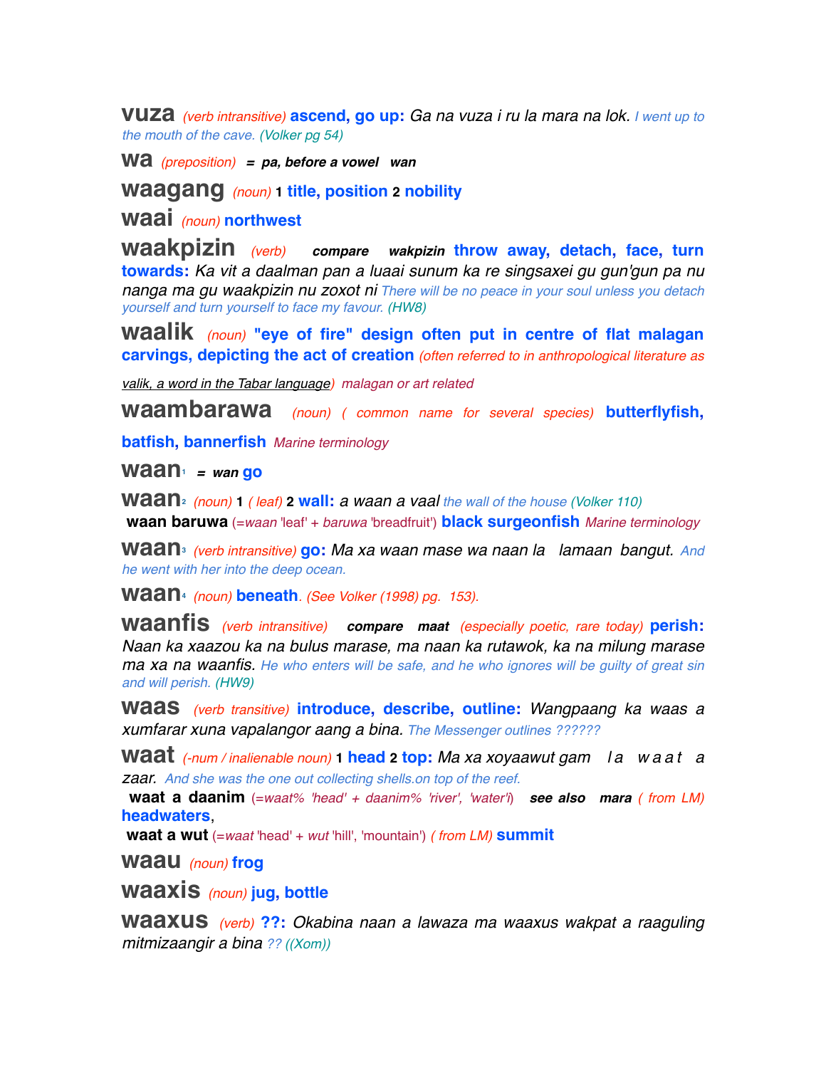**vuza** *(verb intransitive)* **ascend, go up:** *Ga na vuza i ru la mara na lok.* I went up to the mouth of the cave. *(Volker pg 54)*

**wa** *(preposition)* ***= pa, before a vowel wan***

**waagang** *(noun)* **1 title, position 2 nobility**

**waai** *(noun)* **northwest**

**waakpizin** *(verb)* ***compare wakpizin*** **throw away, detach, face, turn towards:** *Ka vit a daalman pan a luaai sunum ka re singsaxei gu gun'gun pa nu nanga ma gu waakpizin nu zoxot ni* There will be no peace in your soul unless you detach yourself and turn yourself to face my favour. *(HW8)*

**waalik** *(noun)* **"eye of fire" design often put in centre of flat malagan carvings, depicting the act of creation** *(often referred to in anthropological literature as valik, a word in the Tabar language)* *malagan or art related*

**waambarawa** *(noun) ( common name for several species)* **butterflyfish, batfish, bannerfish** *Marine terminology*

**waan**[1] ***= wan*** **go**

**waan**[2] *(noun)* **1** *( leaf)* **2 wall:** *a waan a vaal* the wall of the house *(Volker 110)*

**waan baruwa** (=*waan* 'leaf' + *baruwa* 'breadfruit') **black surgeonfish** *Marine terminology*

**waan**[3] *(verb intransitive)* **go:** *Ma xa waan mase wa naan la lamaan bangut.* And he went with her into the deep ocean.

**waan**[4] *(noun)* **beneath**. *(See Volker (1998) pg. 153).*

**waanfis** *(verb intransitive)* ***compare maat*** *(especially poetic, rare today)* **perish:** *Naan ka xaazou ka na bulus marase, ma naan ka rutawok, ka na milung marase ma xa na waanfis.* He who enters will be safe, and he who ignores will be guilty of great sin and will perish. *(HW9)*

**waas** *(verb transitive)* **introduce, describe, outline:** *Wangpaang ka waas a xumfarar xuna vapalangor aang a bina.* The Messenger outlines ??????

**waat** *(-num / inalienable noun)* **1 head 2 top:** *Ma xa xoyaawut gam la waat a zaar.* And she was the one out collecting shells.on top of the reef.

**waat a daanim** (=*waat% 'head' + daanim% 'river', 'water'*) ***see also mara*** *( from LM)* **headwaters**,

**waat a wut** (=*waat* 'head' + *wut* 'hill', 'mountain') *( from LM)* **summit**

**waau** *(noun)* **frog**

**waaxis** *(noun)* **jug, bottle**

**waaxus** *(verb)* **??:** *Okabina naan a lawaza ma waaxus wakpat a raaguling mitmizaangir a bina* ?? *((Xom))*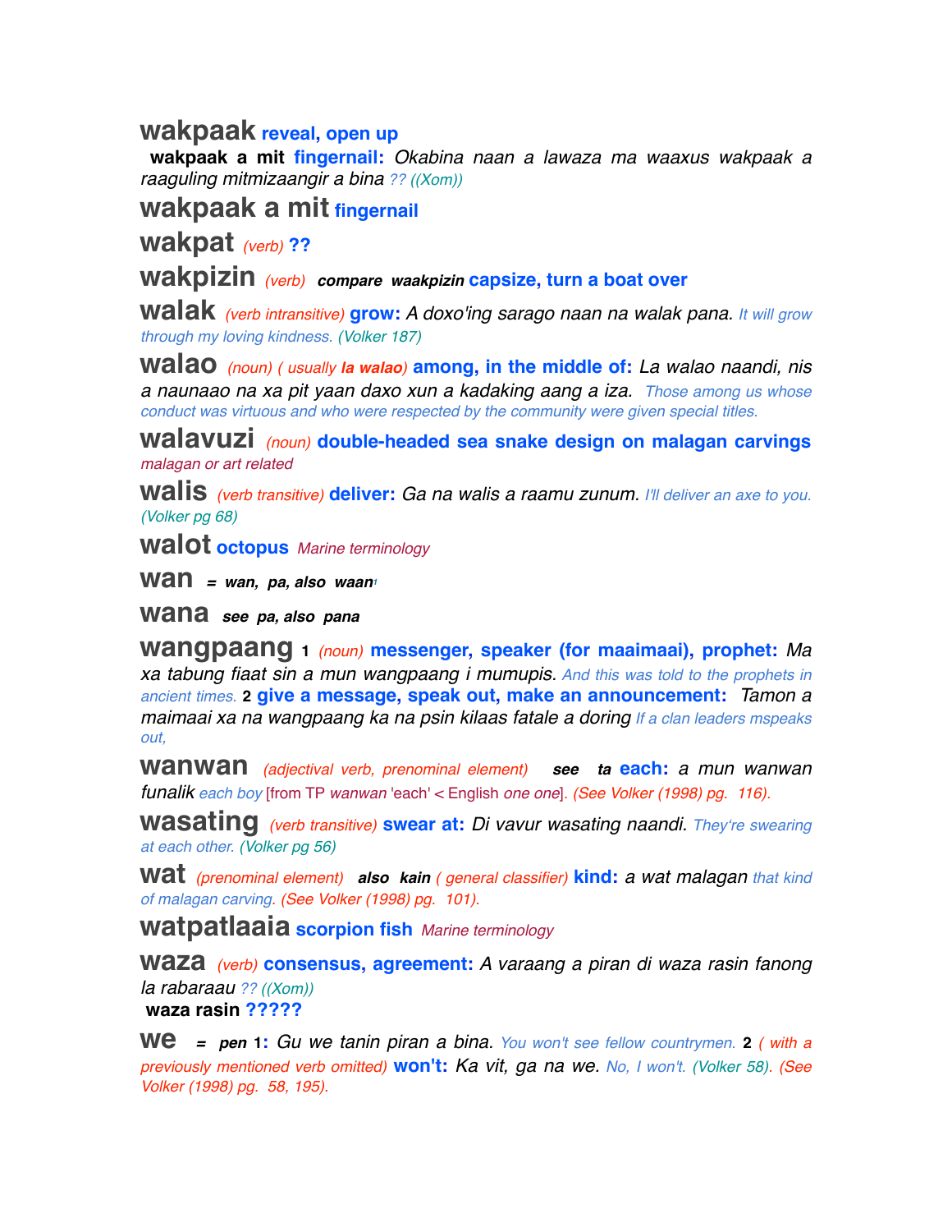**wakpaak** **reveal, open up**

**wakpaak a mit** **fingernail:** *Okabina naan a lawaza ma waaxus wakpaak a raaguling mitmizaangir a bina ?? ((Xom))*

**wakpaak a mit** **fingernail**

**wakpat** *(verb)* **??**

**wakpizin** *(verb)* ***compare waakpizin*** **capsize, turn a boat over**

**walak** *(verb intransitive)* **grow:** *A doxo'ing sarago naan na walak pana. It will grow through my loving kindness. (Volker 187)*

**walao** *(noun) ( usually **la walao**)* **among, in the middle of:** *La walao naandi, nis a naunaao na xa pit yaan daxo xun a kadaking aang a iza. Those among us whose conduct was virtuous and who were respected by the community were given special titles.*

**walavuzi** *(noun)* **double-headed sea snake design on malagan carvings** *malagan or art related*

**walis** *(verb transitive)* **deliver:** *Ga na walis a raamu zunum. I'll deliver an axe to you. (Volker pg 68)*

**walot** **octopus** *Marine terminology*

**wan** ***= wan, pa, also waan***[1]

**wana** ***see pa, also pana***

**wangpaang** **1** *(noun)* **messenger, speaker (for maaimaai), prophet:** *Ma xa tabung fiaat sin a mun wangpaang i mumupis. And this was told to the prophets in ancient times.* **2** **give a message, speak out, make an announcement:** *Tamon a maimaai xa na wangpaang ka na psin kilaas fatale a doring If a clan leaders mspeaks out,*

**wanwan** *(adjectival verb, prenominal element)* ***see ta*** **each:** *a mun wanwan funalik each boy* [from TP *wanwan* 'each' < English *one one*]. *(See Volker (1998) pg. 116).*

**wasating** *(verb transitive)* **swear at:** *Di vavur wasating naandi. They're swearing at each other. (Volker pg 56)*

**wat** *(prenominal element)* ***also kain*** *( general classifier)* **kind:** *a wat malagan that kind of malagan carving. (See Volker (1998) pg. 101).*

**watpatlaaia** **scorpion fish** *Marine terminology*

**waza** *(verb)* **consensus, agreement:** *A varaang a piran di waza rasin fanong la rabaraau ?? ((Xom))*

**waza rasin** **?????**

**we** ***= pen*** **1:** *Gu we tanin piran a bina. You won't see fellow countrymen.* **2** *( with a previously mentioned verb omitted)* **won't:** *Ka vit, ga na we. No, I won't. (Volker 58). (See Volker (1998) pg. 58, 195).*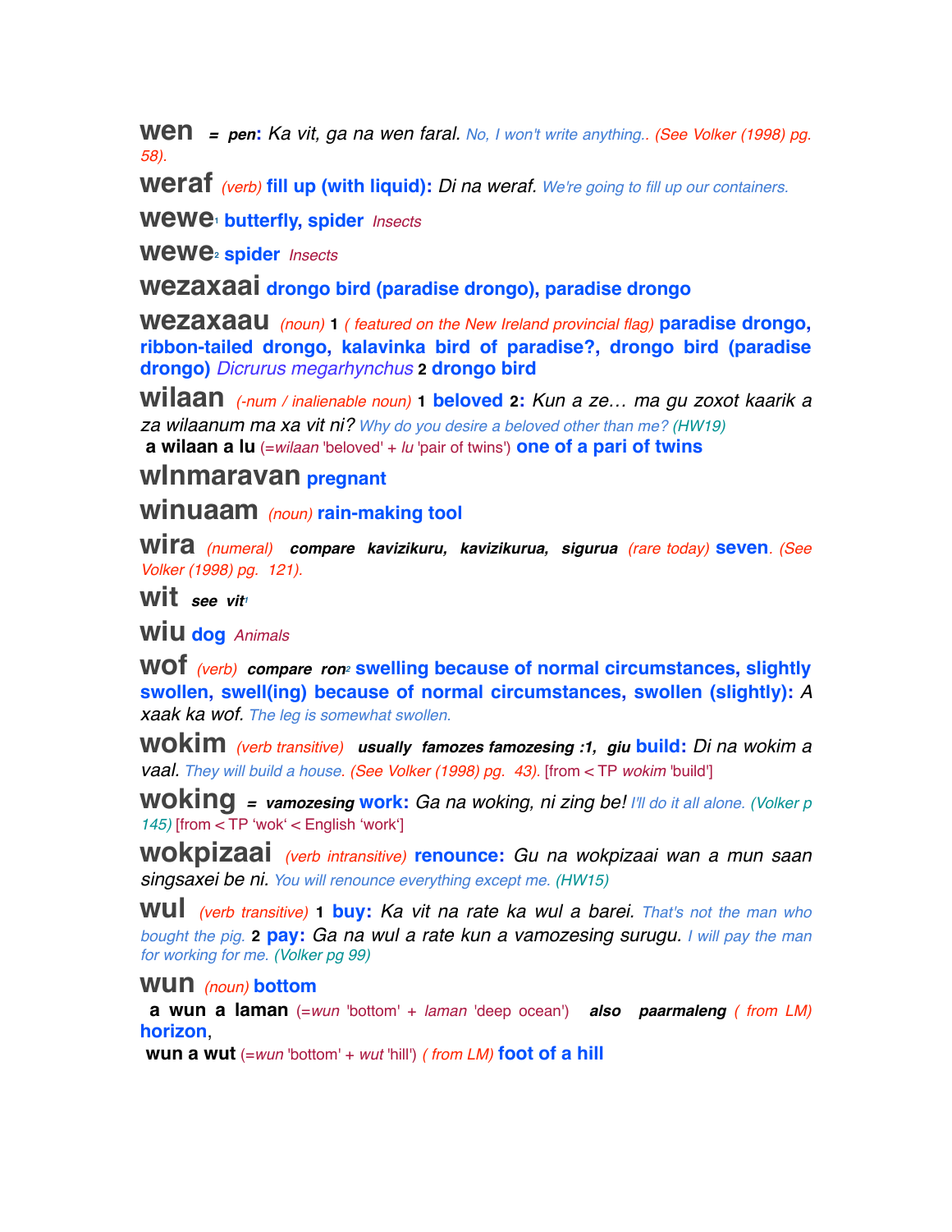**wen** = ***pen*****:** *Ka vit, ga na wen faral.* No, I won't write anything.. (See Volker (1998) pg. 58).

**weraf** *(verb)* **fill up (with liquid):** *Di na weraf.* We're going to fill up our containers.

**wewe**[1] **butterfly, spider** *Insects*

**wewe**[2] **spider** *Insects*

**wezaxaai** **drongo bird (paradise drongo), paradise drongo**

**wezaxaau** *(noun)* **1** *( featured on the New Ireland provincial flag)* **paradise drongo, ribbon-tailed drongo, kalavinka bird of paradise?, drongo bird (paradise drongo)** *Dicrurus megarhynchus* **2 drongo bird**

**wilaan** *(-num / inalienable noun)* **1 beloved 2:** *Kun a ze… ma gu zoxot kaarik a za wilaanum ma xa vit ni?* Why do you desire a beloved other than me? (HW19)
**a wilaan a lu** (=*wilaan* 'beloved' + *lu* 'pair of twins') **one of a pari of twins**

**wlnmaravan** **pregnant**

**winuaam** *(noun)* **rain-making tool**

**wira** *(numeral)* ***compare kavizikuru, kavizikurua, sigurua*** *(rare today)* **seven**. (See Volker (1998) pg. 121).

**wit** ***see vit***[1]

**wiu** **dog** *Animals*

**wof** *(verb)* ***compare ron***[2] **swelling because of normal circumstances, slightly swollen, swell(ing) because of normal circumstances, swollen (slightly):** *A xaak ka wof.* The leg is somewhat swollen.

**wokim** *(verb transitive)* ***usually famozes famozesing :1, giu*** **build:** *Di na wokim a vaal.* They will build a house. (See Volker (1998) pg. 43). [from < TP *wokim* 'build']

**woking** = ***vamozesing*** **work:** *Ga na woking, ni zing be!* I'll do it all alone. (Volker p 145) [from < TP 'wok' < English 'work']

**wokpizaai** *(verb intransitive)* **renounce:** *Gu na wokpizaai wan a mun saan singsaxei be ni.* You will renounce everything except me. (HW15)

**wul** *(verb transitive)* **1 buy:** *Ka vit na rate ka wul a barei.* That's not the man who bought the pig. **2 pay:** *Ga na wul a rate kun a vamozesing surugu.* I will pay the man for working for me. (Volker pg 99)

**wun** *(noun)* **bottom**
**a wun a laman** (=*wun* 'bottom' + *laman* 'deep ocean') ***also paarmaleng*** *( from LM)* **horizon**,
**wun a wut** (=*wun* 'bottom' + *wut* 'hill') *( from LM)* **foot of a hill**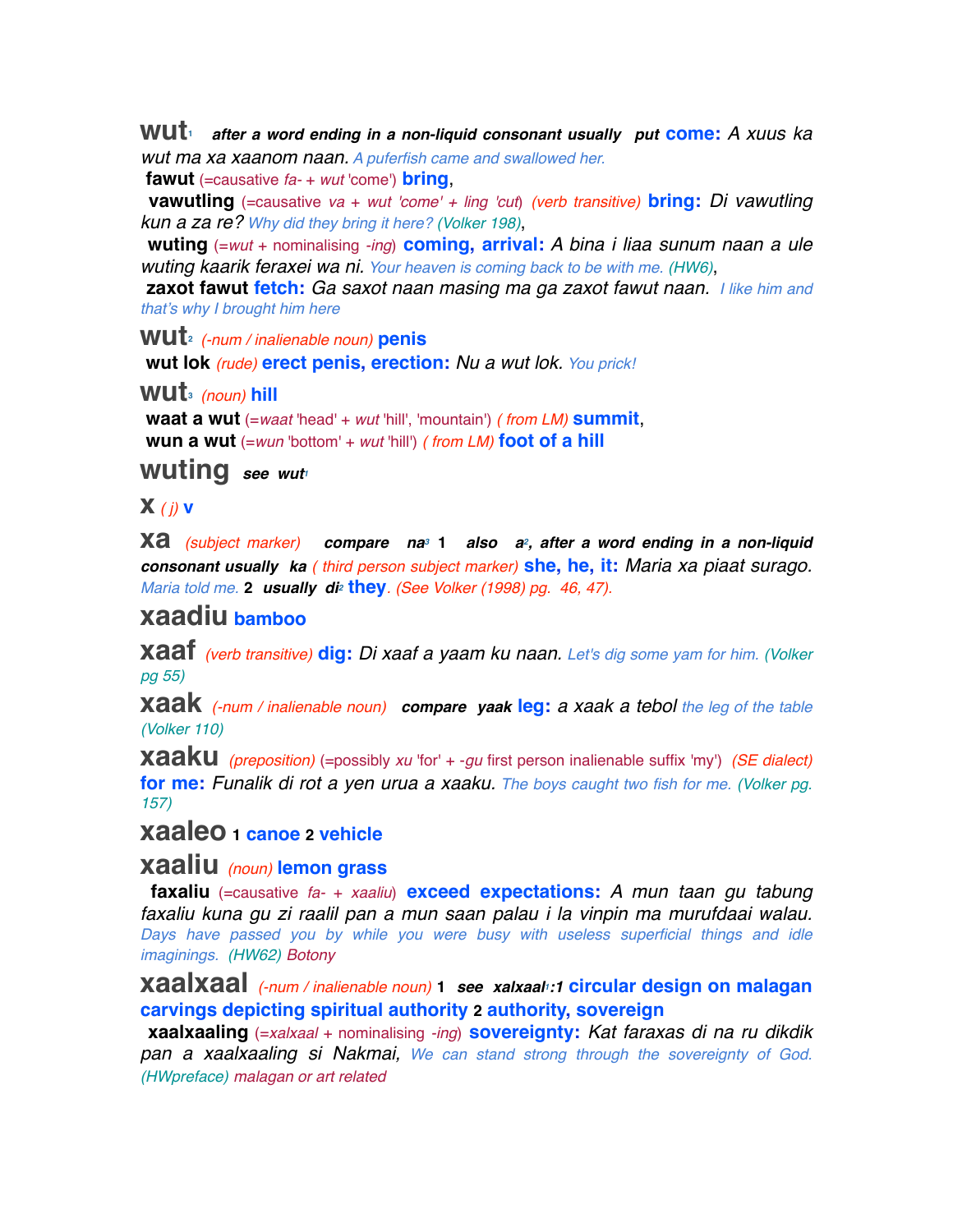**wut**[1] ***after a word ending in a non-liquid consonant usually put*** **come:** *A xuus ka wut ma xa xaanom naan.* A puferfish came and swallowed her.

**fawut** (=causative *fa-* + *wut* 'come') **bring**,

**vawutling** (=causative *va* + *wut 'come'* + *ling 'cut*) *(verb transitive)* **bring:** *Di vawutling kun a za re?* Why did they bring it here? (Volker 198),

**wuting** (=*wut* + nominalising *-ing*) **coming, arrival:** *A bina i liaa sunum naan a ule wuting kaarik feraxei wa ni.* Your heaven is coming back to be with me. (HW6),

**zaxot fawut** **fetch:** *Ga saxot naan masing ma ga zaxot fawut naan.* I like him and that's why I brought him here

**wut**[2] *(-num / inalienable noun)* **penis**

**wut lok** *(rude)* **erect penis, erection:** *Nu a wut lok.* You prick!

**wut**[3] *(noun)* **hill**

**waat a wut** (=*waat* 'head' + *wut* 'hill', 'mountain') *( from LM)* **summit**,

**wun a wut** (=*wun* 'bottom' + *wut* 'hill') *( from LM)* **foot of a hill**

**wuting** ***see wut***[1]

**x** *( j)* **v**

**xa** *(subject marker)* ***compare na***[3] **1** ***also a***[2]***, after a word ending in a non-liquid consonant usually ka*** *( third person subject marker)* **she, he, it:** *Maria xa piaat surago.* Maria told me. **2** ***usually di***[2] **they**. *(See Volker (1998) pg. 46, 47).*

**xaadiu** **bamboo**

**xaaf** *(verb transitive)* **dig:** *Di xaaf a yaam ku naan.* Let's dig some yam for him. (Volker pg 55)

**xaak** *(-num / inalienable noun)* ***compare yaak*** **leg:** *a xaak a tebol* the leg of the table (Volker 110)

**xaaku** *(preposition)* (=possibly *xu* 'for' + *-gu* first person inalienable suffix 'my') *(SE dialect)* **for me:** *Funalik di rot a yen urua a xaaku.* The boys caught two fish for me. (Volker pg. 157)

**xaaleo** **1** **canoe** **2** **vehicle**

**xaaliu** *(noun)* **lemon grass**

**faxaliu** (=causative *fa-* + *xaaliu*) **exceed expectations:** *A mun taan gu tabung faxaliu kuna gu zi raalil pan a mun saan palau i la vinpin ma murufdaai walau.* Days have passed you by while you were busy with useless superficial things and idle imaginings. (HW62) Botony

**xaalxaal** *(-num / inalienable noun)* **1** ***see xalxaal***[1]***:1*** **circular design on malagan carvings depicting spiritual authority** **2** **authority, sovereign**

**xaalxaaling** (=*xalxaal* + nominalising *-ing*) **sovereignty:** *Kat faraxas di na ru dikdik pan a xaalxaaling si Nakmai,* We can stand strong through the sovereignty of God. (HWpreface) malagan or art related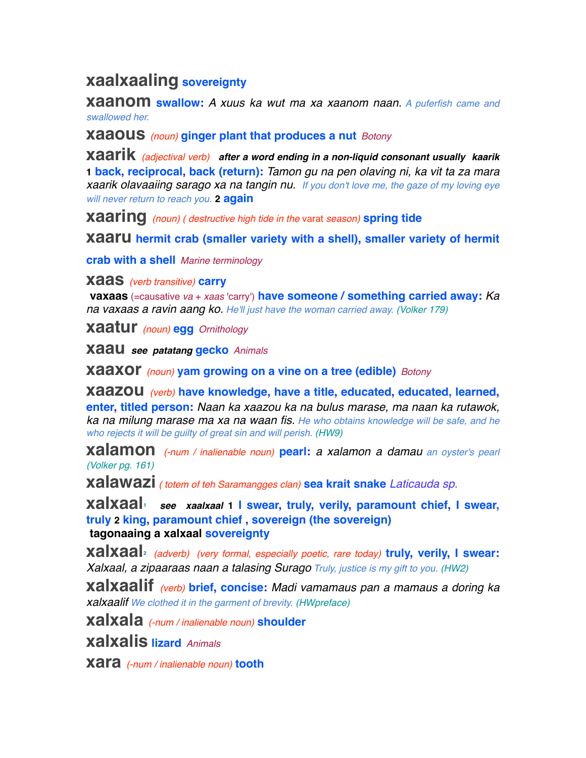**xaalxaaling** **sovereignty**

**xaanom** **swallow:** *A xuus ka wut ma xa xaanom naan.* *A puferfish came and swallowed her.*

**xaaous** *(noun)* **ginger plant that produces a nut** *Botony*

**xaarik** *(adjectival verb)* ***after a word ending in a non-liquid consonant usually kaarik*** **1 back, reciprocal, back (return):** *Tamon gu na pen olaving ni, ka vit ta za mara xaarik olavaaiing sarago xa na tangin nu.* *If you don't love me, the gaze of my loving eye will never return to reach you.* **2 again**

**xaaring** *(noun) ( destructive high tide in the* varat *season)* **spring tide**

**xaaru** **hermit crab (smaller variety with a shell), smaller variety of hermit crab with a shell** *Marine terminology*

**xaas** *(verb transitive)* **carry**
**vaxaas** (=causative *va* + *xaas* 'carry') **have someone / something carried away:** *Ka na vaxaas a ravin aang ko.* *He'll just have the woman carried away. (Volker 179)*

**xaatur** *(noun)* **egg** *Ornithology*

**xaau** ***see patatang*** **gecko** *Animals*

**xaaxor** *(noun)* **yam growing on a vine on a tree (edible)** *Botony*

**xaazou** *(verb)* **have knowledge, have a title, educated, educated, learned, enter, titled person:** *Naan ka xaazou ka na bulus marase, ma naan ka rutawok, ka na milung marase ma xa na waan fis.* *He who obtains knowledge will be safe, and he who rejects it will be guilty of great sin and will perish. (HW9)*

**xalamon** *(-num / inalienable noun)* **pearl:** *a xalamon a damau* *an oyster's pearl (Volker pg. 161)*

**xalawazi** *( totem of teh Saramangges clan)* **sea krait snake** *Laticauda sp.*

**xalxaal**[1] ***see xaalxaal*** **1 I swear, truly, verily, paramount chief, I swear, truly 2 king, paramount chief , sovereign (the sovereign)**
**tagonaaing a xalxaal** **sovereignty**

**xalxaal**[2] *(adverb) (very formal, especially poetic, rare today)* **truly, verily, I swear:** *Xalxaal, a zipaaraas naan a talasing Surago* *Truly, justice is my gift to you. (HW2)*

**xalxaalif** *(verb)* **brief, concise:** *Madi vamamaus pan a mamaus a doring ka xalxaalif* *We clothed it in the garment of brevity. (HWpreface)*

**xalxala** *(-num / inalienable noun)* **shoulder**

**xalxalis** **lizard** *Animals*

**xara** *(-num / inalienable noun)* **tooth**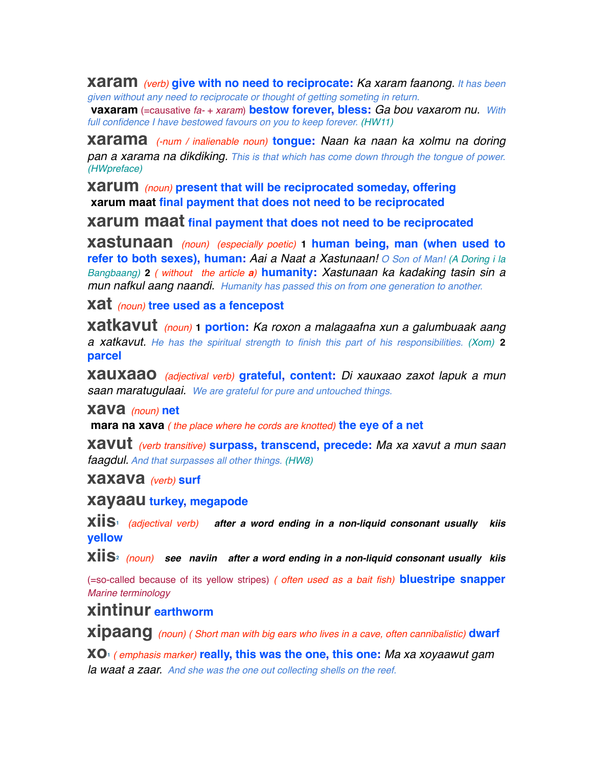**xaram** *(verb)* **give with no need to reciprocate:** *Ka xaram faanong.* It has been given without any need to reciprocate or thought of getting someting in return.

**vaxaram** (=causative *fa-* + *xaram*) **bestow forever, bless:** *Ga bou vaxarom nu.* With full confidence I have bestowed favours on you to keep forever. (HW11)

**xarama** *(-num / inalienable noun)* **tongue:** *Naan ka naan ka xolmu na doring pan a xarama na dikdiking.* This is that which has come down through the tongue of power. (HWpreface)

**xarum** *(noun)* **present that will be reciprocated someday, offering**

**xarum maat** **final payment that does not need to be reciprocated**

**xarum maat** **final payment that does not need to be reciprocated**

**xastunaan** *(noun)* *(especially poetic)* **1** **human being, man (when used to refer to both sexes), human:** *Aai a Naat a Xastunaan!* O Son of Man! (A Doring i la Bangbaang) **2** *( without the article **a**)* **humanity:** *Xastunaan ka kadaking tasin sin a mun nafkul aang naandi.* Humanity has passed this on from one generation to another.

**xat** *(noun)* **tree used as a fencepost**

**xatkavut** *(noun)* **1** **portion:** *Ka roxon a malagaafna xun a galumbuaak aang a xatkavut.* He has the spiritual strength to finish this part of his responsibilities. (Xom) **2** **parcel**

**xauxaao** *(adjectival verb)* **grateful, content:** *Di xauxaao zaxot lapuk a mun saan maratugulaai.* We are grateful for pure and untouched things.

**xava** *(noun)* **net**

**mara na xava** *( the place where he cords are knotted)* **the eye of a net**

**xavut** *(verb transitive)* **surpass, transcend, precede:** *Ma xa xavut a mun saan faagdul.* And that surpasses all other things. (HW8)

**xaxava** *(verb)* **surf**

**xayaau** **turkey, megapode**

**xiis**[1] *(adjectival verb)* ***after a word ending in a non-liquid consonant usually kiis*** **yellow**

**xiis**[2] *(noun)* ***see naviin after a word ending in a non-liquid consonant usually kiis*** (=so-called because of its yellow stripes) *( often used as a bait fish)* **bluestripe snapper** *Marine terminology*

**xintinur** **earthworm**

**xipaang** *(noun)* *( Short man with big ears who lives in a cave, often cannibalistic)* **dwarf**

**xo**[1] *( emphasis marker)* **really, this was the one, this one:** *Ma xa xoyaawut gam la waat a zaar.* And she was the one out collecting shells on the reef.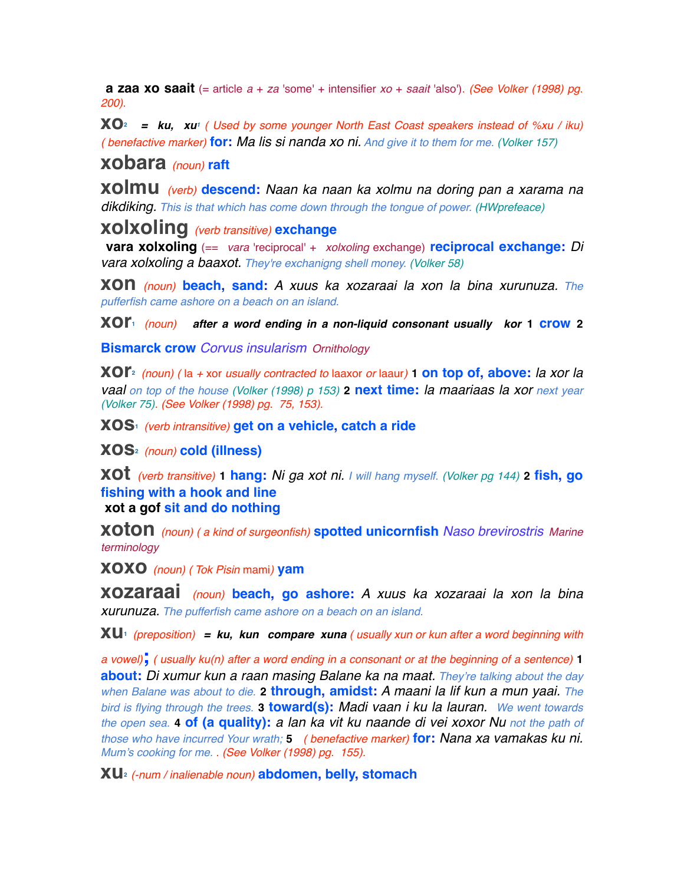**a zaa xo saait** (= article *a* + *za* 'some' + intensifier *xo* + *saait* 'also'). *(See Volker (1998) pg. 200).*

**xo**[2] ***= ku, xu**[1]* *( Used by some younger North East Coast speakers instead of %xu / iku) ( benefactive marker)* **for:** *Ma lis si nanda xo ni.* And give it to them for me. (Volker 157)

**xobara** *(noun)* **raft**

**xolmu** *(verb)* **descend:** *Naan ka naan ka xolmu na doring pan a xarama na dikdiking.* This is that which has come down through the tongue of power. (HWprefeace)

**xolxoling** *(verb transitive)* **exchange**

**vara xolxoling** (== *vara* 'reciprocal' + *xolxoling* exchange) **reciprocal exchange:** *Di vara xolxoling a baaxot.* They're exchanigng shell money. (Volker 58)

**xon** *(noun)* **beach, sand:** *A xuus ka xozaraai la xon la bina xurunuza.* The pufferfish came ashore on a beach on an island.

**xor**[1] *(noun)* ***after a word ending in a non-liquid consonant usually kor*** **1 crow 2 Bismarck crow** *Corvus insularism* *Ornithology*

**xor**[2] *(noun) (* la *+* xor *usually contracted to* laaxor *or* laaur*)* **1 on top of, above:** *la xor la vaal* on top of the house (Volker (1998) p 153) **2 next time:** *la maariaas la xor* next year (Volker 75). *(See Volker (1998) pg. 75, 153).*

**xos**[1] *(verb intransitive)* **get on a vehicle, catch a ride**

**xos**[2] *(noun)* **cold (illness)**

**xot** *(verb transitive)* **1 hang:** *Ni ga xot ni.* I will hang myself. (Volker pg 144) **2 fish, go fishing with a hook and line**

**xot a gof** **sit and do nothing**

**xoton** *(noun) ( a kind of surgeonfish)* **spotted unicornfish** *Naso brevirostris* *Marine terminology*

**xoxo** *(noun) ( Tok Pisin* mami*)* **yam**

**xozaraai** *(noun)* **beach, go ashore:** *A xuus ka xozaraai la xon la bina xurunuza.* The pufferfish came ashore on a beach on an island.

**xu**[1] *(preposition)* ***= ku, kun compare xuna*** *( usually xun or kun after a word beginning with a vowel)***;** *( usually ku(n) after a word ending in a consonant or at the beginning of a sentence)* **1 about:** *Di xumur kun a raan masing Balane ka na maat.* They're talking about the day when Balane was about to die. **2 through, amidst:** *A maani la lif kun a mun yaai.* The bird is flying through the trees. **3 toward(s):** *Madi vaan i ku la lauran.* We went towards the open sea. **4 of (a quality):** *a lan ka vit ku naande di vei xoxor Nu* not the path of those who have incurred Your wrath; **5** *( benefactive marker)* **for:** *Nana xa vamakas ku ni.* Mum's cooking for me. . *(See Volker (1998) pg. 155).*

**xu**[2] *(-num / inalienable noun)* **abdomen, belly, stomach**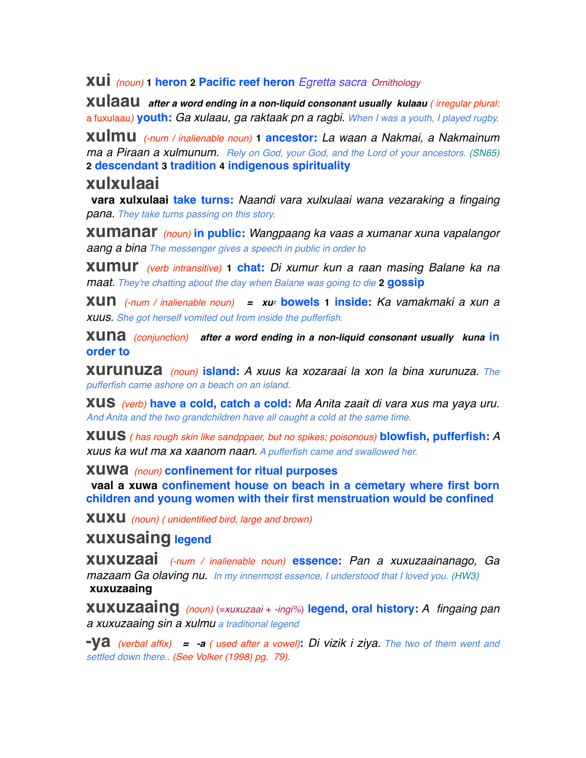**xui** *(noun)* **1** **heron** **2** **Pacific reef heron** *Egretta sacra* Ornithology

**xulaau** ***after a word ending in a non-liquid consonant usually kulaau*** *( irregular plural:* a fuxulaau*)* **youth:** *Ga xulaau, ga raktaak pn a ragbi.* *When I was a youth, I played rugby.*

**xulmu** *(-num / inalienable noun)* **1** **ancestor:** *La waan a Nakmai, a Nakmainum ma a Piraan a xulmunum.* *Rely on God, your God, and the Lord of your ancestors. (SN65)* **2** **descendant** **3** **tradition** **4** **indigenous spirituality**

**xulxulaai**
**vara xulxulaai** **take turns:** *Naandi vara xulxulaai wana vezaraking a fingaing pana.* *They take turns passing on this story.*

**xumanar** *(noun)* **in public:** *Wangpaang ka vaas a xumanar xuna vapalangor aang a bina* *The messenger gives a speech in public in order to*

**xumur** *(verb intransitive)* **1** **chat:** *Di xumur kun a raan masing Balane ka na maat.* *They're chatting about the day when Balane was going to die* **2** **gossip**

**xun** *(-num / inalienable noun)* **=** ***xu***[2] **bowels** **1** **inside:** *Ka vamakmaki a xun a xuus.* *She got herself vomited out from inside the pufferfish.*

**xuna** *(conjunction)* ***after a word ending in a non-liquid consonant usually kuna*** **in order to**

**xurunuza** *(noun)* **island:** *A xuus ka xozaraai la xon la bina xurunuza.* *The pufferfish came ashore on a beach on an island.*

**xus** *(verb)* **have a cold, catch a cold:** *Ma Anita zaait di vara xus ma yaya uru.* *And Anita and the two grandchildren have all caught a cold at the same time.*

**xuus** *( has rough skin like sandppaer, but no spikes; poisonous)* **blowfish, pufferfish:** *A xuus ka wut ma xa xaanom naan.* *A pufferfish came and swallowed her.*

**xuwa** *(noun)* **confinement for ritual purposes**
**vaal a xuwa** **confinement house on beach in a cemetary where first born children and young women with their first menstruation would be confined**

**xuxu** *(noun) ( unidentified bird, large and brown)*

**xuxusaing** **legend**

**xuxuzaai** *(-num / inalienable noun)* **essence:** *Pan a xuxuzaainanago, Ga mazaam Ga olaving nu.* *In my innermost essence, I understood that I loved you. (HW3)*
**xuxuzaaing**

**xuxuzaaing** *(noun)* (=xuxuzaai + -ingi%) **legend, oral history:** *A fingaing pan a xuxuzaaing sin a xulmu* *a traditional legend*

**-ya** *(verbal affix)* **=** ***-a*** *( used after a vowel)*: *Di vizik i ziya.* *The two of them went and settled down there.. (See Volker (1998) pg. 79).*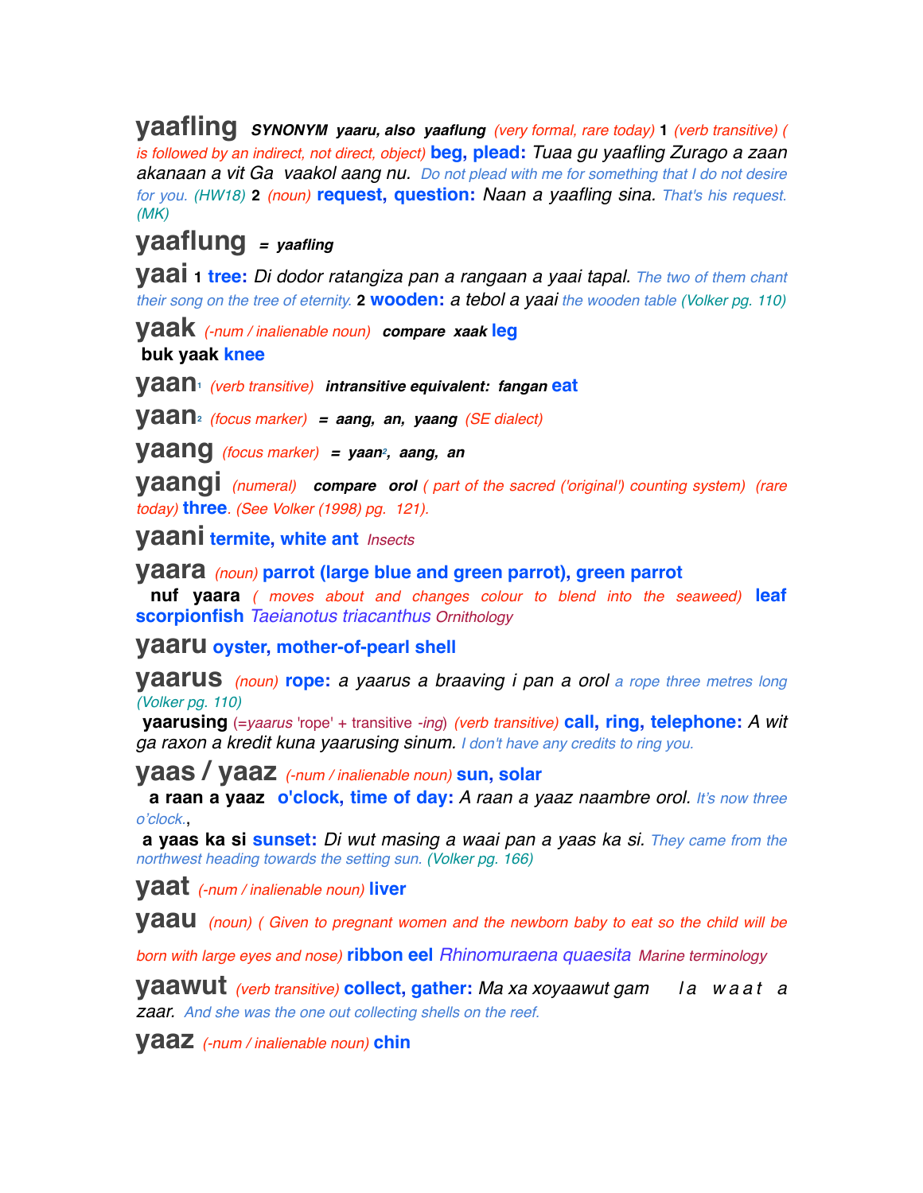**yaafling** ***SYNONYM yaaru, also yaaflung*** *(very formal, rare today)* **1** *(verb transitive) ( is followed by an indirect, not direct, object)* **beg, plead:** *Tuaa gu yaafling Zurago a zaan akanaan a vit Ga vaakol aang nu.* Do not plead with me for something that I do not desire for you. (HW18) **2** *(noun)* **request, question:** *Naan a yaafling sina.* That's his request. (MK)

**yaaflung** ***= yaafling***

**yaai** **1** **tree:** *Di dodor ratangiza pan a rangaan a yaai tapal.* The two of them chant their song on the tree of eternity. **2** **wooden:** *a tebol a yaai* the wooden table (Volker pg. 110)

**yaak** *(-num / inalienable noun)* ***compare xaak*** **leg**

**buk yaak** **knee**

**yaan**[1] *(verb transitive)* ***intransitive equivalent: fangan*** **eat**

**yaan**[2] *(focus marker)* ***= aang, an, yaang*** *(SE dialect)*

**yaang** *(focus marker)* ***= yaan***[2]***, aang, an***

**yaangi** *(numeral)* ***compare orol*** *( part of the sacred ('original') counting system) (rare today)* **three**. *(See Volker (1998) pg. 121).*

**yaani** **termite, white ant** *Insects*

**yaara** *(noun)* **parrot (large blue and green parrot), green parrot**

**nuf yaara** *( moves about and changes colour to blend into the seaweed)* **leaf scorpionfish** *Taeianotus triacanthus* *Ornithology*

**yaaru** **oyster, mother-of-pearl shell**

**yaarus** *(noun)* **rope:** *a yaarus a braaving i pan a orol* a rope three metres long (Volker pg. 110)

**yaarusing** (=*yaarus* 'rope' + transitive *-ing*) *(verb transitive)* **call, ring, telephone:** *A wit ga raxon a kredit kuna yaarusing sinum.* I don't have any credits to ring you.

**yaas / yaaz** *(-num / inalienable noun)* **sun, solar**

**a raan a yaaz** **o'clock, time of day:** *A raan a yaaz naambre orol.* It's now three o'clock.,

**a yaas ka si** **sunset:** *Di wut masing a waai pan a yaas ka si.* They came from the northwest heading towards the setting sun. (Volker pg. 166)

**yaat** *(-num / inalienable noun)* **liver**

**yaau** *(noun) ( Given to pregnant women and the newborn baby to eat so the child will be born with large eyes and nose)* **ribbon eel** *Rhinomuraena quaesita* *Marine terminology*

**yaawut** *(verb transitive)* **collect, gather:** *Ma xa xoyaawut gam la waat a zaar.* And she was the one out collecting shells on the reef.

**yaaz** *(-num / inalienable noun)* **chin**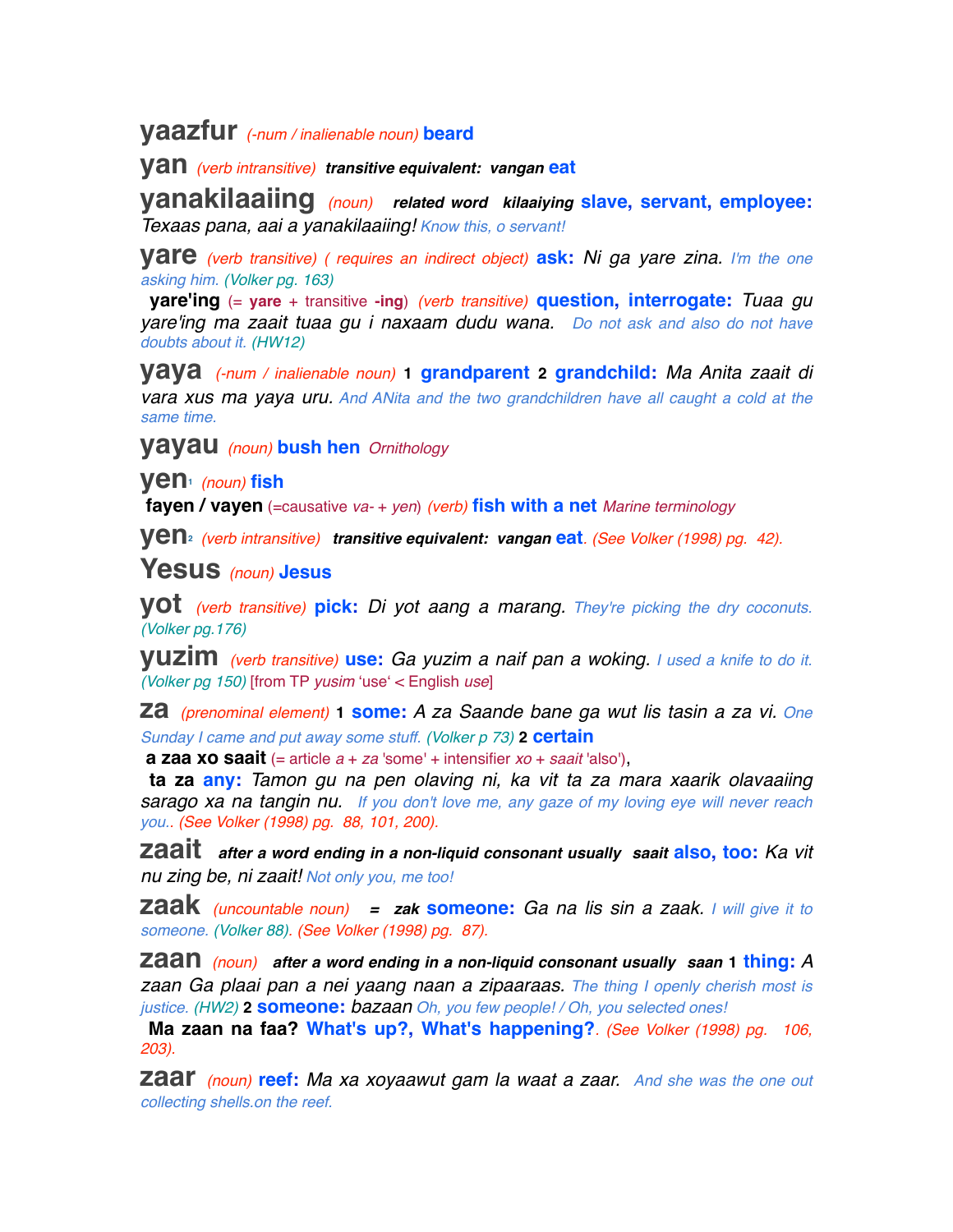**yaazfur** *(-num / inalienable noun)* **beard**

**yan** *(verb intransitive)* ***transitive equivalent: vangan*** **eat**

**yanakilaaiing** *(noun)* ***related word kilaaiying*** **slave, servant, employee:** *Texaas pana, aai a yanakilaaiing!* Know this, o servant!

**yare** *(verb transitive) ( requires an indirect object)* **ask:** *Ni ga yare zina.* I'm the one asking him. (Volker pg. 163)

**yare'ing** (= **yare** + transitive **-ing**) *(verb transitive)* **question, interrogate:** *Tuaa gu yare'ing ma zaait tuaa gu i naxaam dudu wana.* Do not ask and also do not have doubts about it. (HW12)

**yaya** *(-num / inalienable noun)* **1 grandparent 2 grandchild:** *Ma Anita zaait di vara xus ma yaya uru.* And ANita and the two grandchildren have all caught a cold at the same time.

**yayau** *(noun)* **bush hen** *Ornithology*

**yen**[1] *(noun)* **fish**

**fayen / vayen** (=causative *va-* + *yen*) *(verb)* **fish with a net** *Marine terminology*

**yen**[2] *(verb intransitive)* ***transitive equivalent: vangan*** **eat**. *(See Volker (1998) pg. 42).*

**Yesus** *(noun)* **Jesus**

**yot** *(verb transitive)* **pick:** *Di yot aang a marang.* They're picking the dry coconuts. (Volker pg.176)

**yuzim** *(verb transitive)* **use:** *Ga yuzim a naif pan a woking.* I used a knife to do it. (Volker pg 150) [from TP *yusim* 'use' < English *use*]

**za** *(prenominal element)* **1 some:** *A za Saande bane ga wut lis tasin a za vi.* One Sunday I came and put away some stuff. (Volker p 73) **2 certain**

**a zaa xo saait** (= article *a* + *za* 'some' + intensifier *xo* + *saait* 'also'),

**ta za any:** *Tamon gu na pen olaving ni, ka vit ta za mara xaarik olavaaiing sarago xa na tangin nu.* If you don't love me, any gaze of my loving eye will never reach you.. *(See Volker (1998) pg. 88, 101, 200).*

**zaait** ***after a word ending in a non-liquid consonant usually saait*** **also, too:** *Ka vit nu zing be, ni zaait!* Not only you, me too!

**zaak** *(uncountable noun)* **=** ***zak*** **someone:** *Ga na lis sin a zaak.* I will give it to someone. (Volker 88). *(See Volker (1998) pg. 87).*

**zaan** *(noun)* ***after a word ending in a non-liquid consonant usually saan*** **1 thing:** *A zaan Ga plaai pan a nei yaang naan a zipaaraas.* The thing I openly cherish most is justice. (HW2) **2 someone:** *bazaan* Oh, you few people! / Oh, you selected ones!

**Ma zaan na faa? What's up?, What's happening?**. *(See Volker (1998) pg. 106, 203).*

**zaar** *(noun)* **reef:** *Ma xa xoyaawut gam la waat a zaar.* And she was the one out collecting shells.on the reef.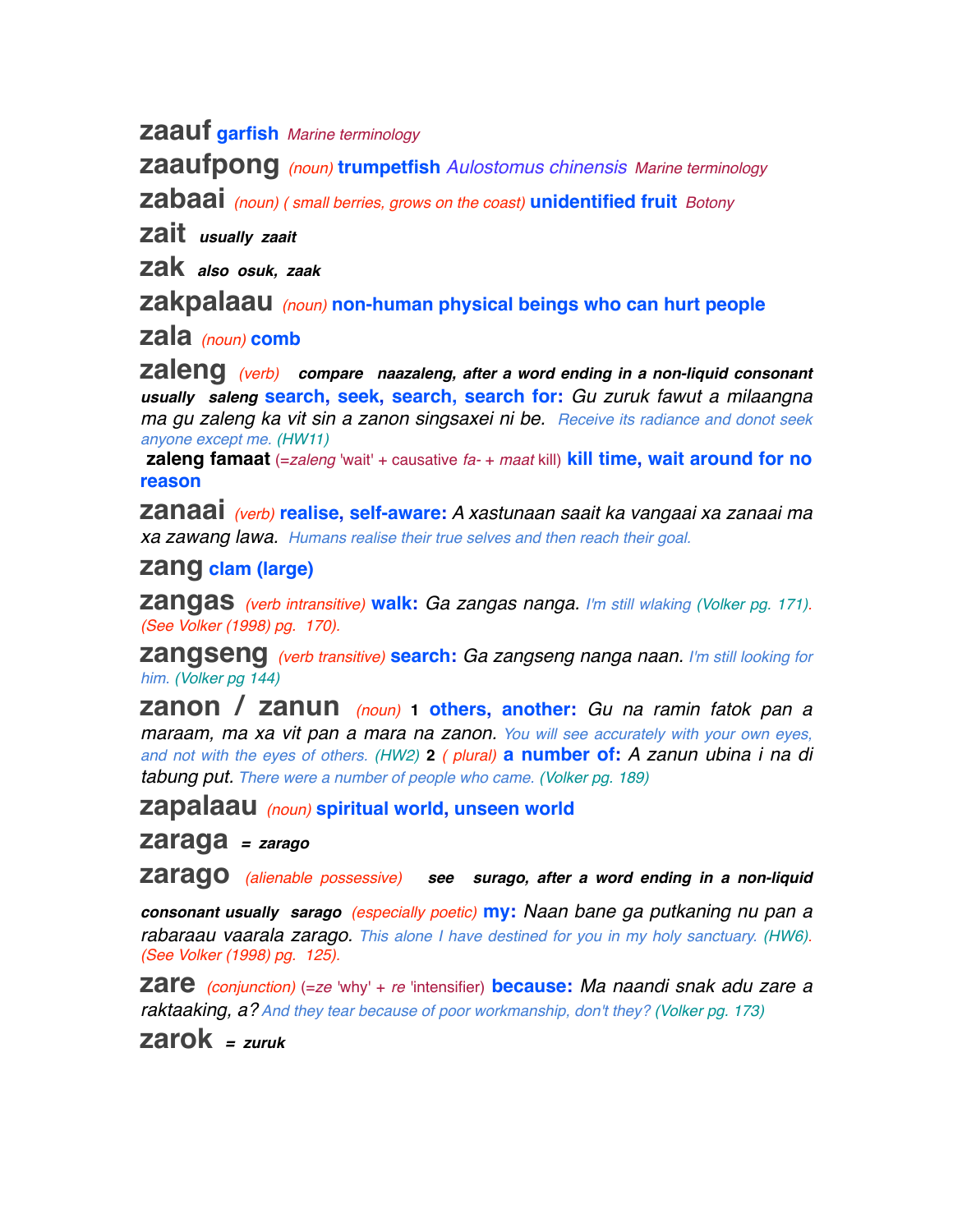**zaauf** **garfish** *Marine terminology*

**zaaufpong** *(noun)* **trumpetfish** *Aulostomus chinensis* *Marine terminology*

**zabaai** *(noun)* *( small berries, grows on the coast)* **unidentified fruit** *Botony*

**zait** ***usually zaait***

**zak** ***also osuk, zaak***

**zakpalaau** *(noun)* **non-human physical beings who can hurt people**

**zala** *(noun)* **comb**

**zaleng** *(verb)* ***compare naazaleng, after a word ending in a non-liquid consonant usually saleng*** **search, seek, search, search for:** *Gu zuruk fawut a milaangna ma gu zaleng ka vit sin a zanon singsaxei ni be.* *Receive its radiance and donot seek anyone except me. (HW11)*

**zaleng famaat** (=*zaleng* 'wait' + causative *fa-* + *maat* kill) **kill time, wait around for no reason**

**zanaai** *(verb)* **realise, self-aware:** *A xastunaan saait ka vangaai xa zanaai ma xa zawang lawa.* *Humans realise their true selves and then reach their goal.*

**zang** **clam (large)**

**zangas** *(verb intransitive)* **walk:** *Ga zangas nanga.* *I'm still wlaking (Volker pg. 171). (See Volker (1998) pg. 170).*

**zangseng** *(verb transitive)* **search:** *Ga zangseng nanga naan.* *I'm still looking for him. (Volker pg 144)*

**zanon / zanun** *(noun)* **1** **others, another:** *Gu na ramin fatok pan a maraam, ma xa vit pan a mara na zanon.* *You will see accurately with your own eyes, and not with the eyes of others. (HW2)* **2** *( plural)* **a number of:** *A zanun ubina i na di tabung put.* *There were a number of people who came. (Volker pg. 189)*

**zapalaau** *(noun)* **spiritual world, unseen world**

**zaraga** ***= zarago***

**zarago** *(alienable possessive)* ***see surago, after a word ending in a non-liquid consonant usually sarago*** *(especially poetic)* **my:** *Naan bane ga putkaning nu pan a rabaraau vaarala zarago.* *This alone I have destined for you in my holy sanctuary. (HW6). (See Volker (1998) pg. 125).*

**zare** *(conjunction)* (=*ze* 'why' + *re* 'intensifier') **because:** *Ma naandi snak adu zare a raktaaking, a?* *And they tear because of poor workmanship, don't they? (Volker pg. 173)*

**zarok** ***= zuruk***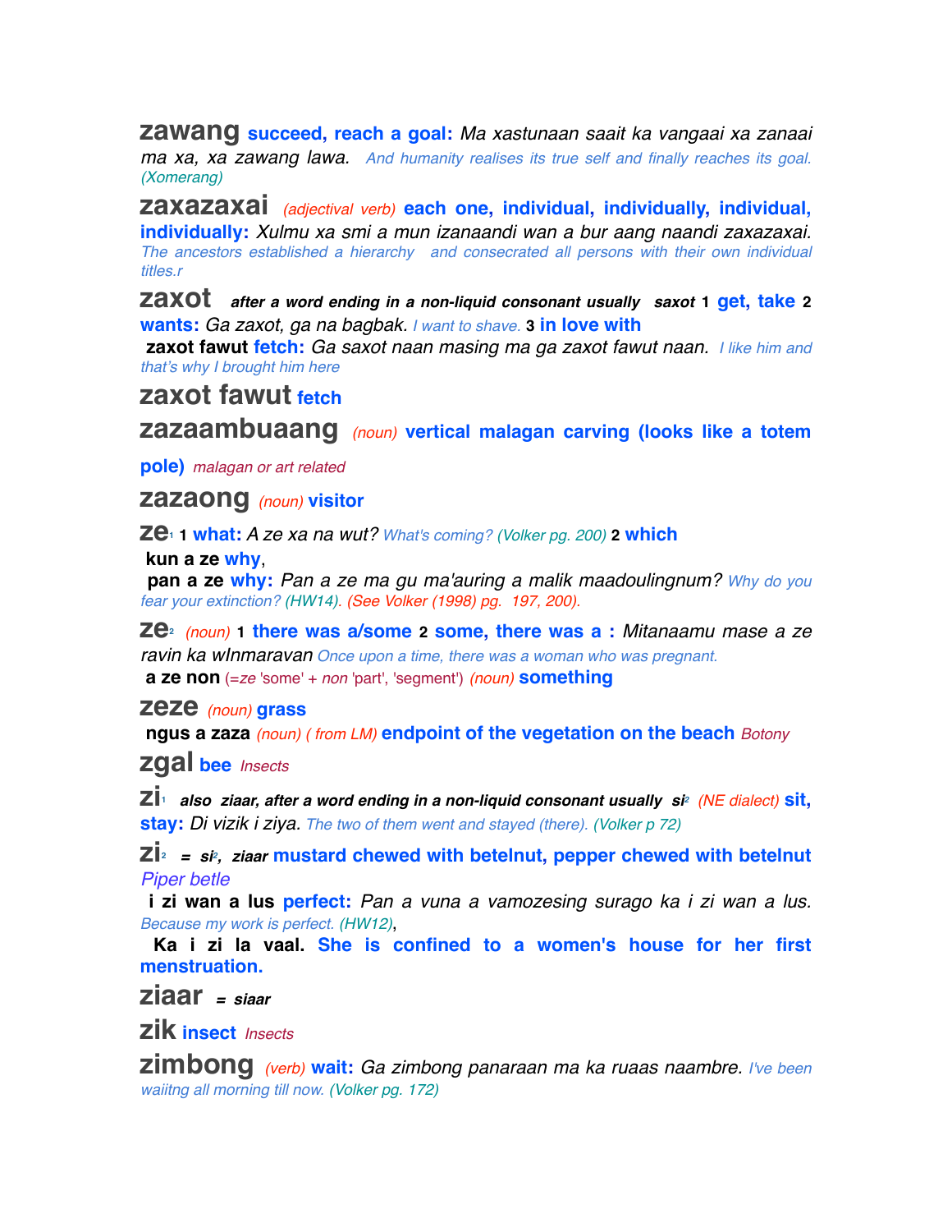**zawang** **succeed, reach a goal:** *Ma xastunaan saait ka vangaai xa zanaai ma xa, xa zawang lawa.* And humanity realises its true self and finally reaches its goal. (Xomerang)

**zaxazaxai** *(adjectival verb)* **each one, individual, individually, individual, individually:** *Xulmu xa smi a mun izanaandi wan a bur aang naandi zaxazaxai.* The ancestors established a hierarchy and consecrated all persons with their own individual titles.r

**zaxot** ***after a word ending in a non-liquid consonant usually saxot*** **1 get, take 2 wants:** *Ga zaxot, ga na bagbak.* I want to shave. **3 in love with**
**zaxot fawut** **fetch:** *Ga saxot naan masing ma ga zaxot fawut naan.* I like him and that's why I brought him here

**zaxot fawut** **fetch**

**zazaambuaang** *(noun)* **vertical malagan carving (looks like a totem pole)** *malagan or art related*

**zazaong** *(noun)* **visitor**

**ze**[1] **1 what:** *A ze xa na wut?* What's coming? (Volker pg. 200) **2 which**
**kun a ze** **why**,
**pan a ze** **why:** *Pan a ze ma gu ma'auring a malik maadoulingnum?* Why do you fear your extinction? (HW14). (See Volker (1998) pg. 197, 200).

**ze**[2] *(noun)* **1 there was a/some 2 some, there was a :** *Mitanaamu mase a ze ravin ka wInmaravan* Once upon a time, there was a woman who was pregnant.
**a ze non** (=*ze* 'some' + *non* 'part', 'segment') *(noun)* **something**

**zeze** *(noun)* **grass**
**ngus a zaza** *(noun)* *( from LM)* **endpoint of the vegetation on the beach** *Botony*

**zgal** **bee** *Insects*

**zi**[1] ***also ziaar, after a word ending in a non-liquid consonant usually si***[2] *(NE dialect)* **sit, stay:** *Di vizik i ziya.* The two of them went and stayed (there). (Volker p 72)

**zi**[2] ***= si***[2]***, ziaar*** **mustard chewed with betelnut, pepper chewed with betelnut** *Piper betle*
**i zi wan a lus** **perfect:** *Pan a vuna a vamozesing surago ka i zi wan a lus.* Because my work is perfect. (HW12),
**Ka i zi la vaal.** **She is confined to a women's house for her first menstruation.**

**ziaar** ***= siaar***

**zik** **insect** *Insects*

**zimbong** *(verb)* **wait:** *Ga zimbong panaraan ma ka ruaas naambre.* I've been waiitng all morning till now. (Volker pg. 172)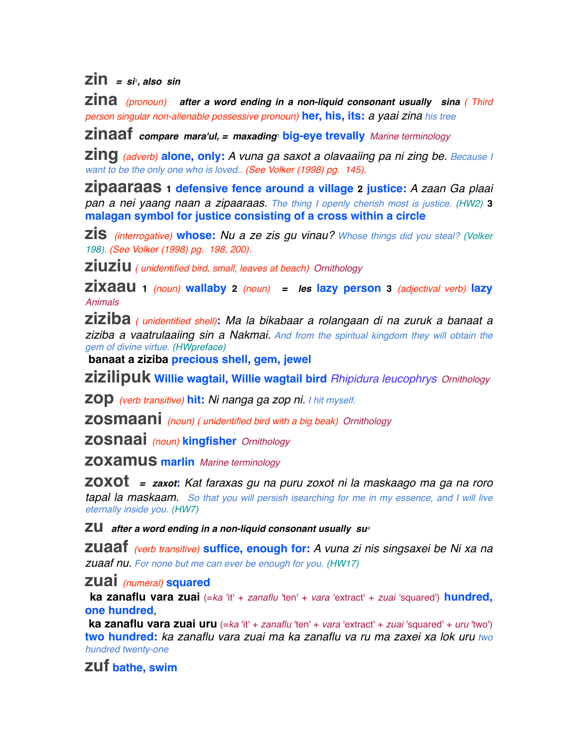**zin** *= si*[1]*, also sin*

**zina** *(pronoun)* ***after a word ending in a non-liquid consonant usually sina*** *( Third person singular non-alienable possessive pronoun)* **her, his, its:** *a yaai zina* his tree

**zinaaf** ***compare mara'ul, = maxading***[1] **big-eye trevally** Marine terminology

**zing** *(adverb)* **alone, only:** *A vuna ga saxot a olavaaiing pa ni zing be.* Because I want to be the only one who is loved.. (See Volker (1998) pg. 145).

**zipaaraas** **1** **defensive fence around a village** **2** **justice:** *A zaan Ga plaai pan a nei yaang naan a zipaaraas.* The thing I openly cherish most is justice. (HW2) **3** **malagan symbol for justice consisting of a cross within a circle**

**zis** *(interrogative)* **whose:** *Nu a ze zis gu vinau?* Whose things did you steal? (Volker 198). (See Volker (1998) pg. 198, 200).

**ziuziu** *( unidentified bird, small, leaves at beach)* Ornithology

**zixaau** **1** *(noun)* **wallaby** **2** *(noun)* ***= les*** **lazy person** **3** *(adjectival verb)* **lazy** Animals

**ziziba** *( unidentified shell)*: *Ma la bikabaar a rolangaan di na zuruk a banaat a ziziba a vaatrulaaiing sin a Nakmai.* And from the spiritual kingdom they will obtain the gem of divine virtue. (HWpreface)

**banaat a ziziba** **precious shell, gem, jewel**

**zizilipuk** **Willie wagtail, Willie wagtail bird** *Rhipidura leucophrys* Ornithology

**zop** *(verb transitive)* **hit:** *Ni nanga ga zop ni.* I hit myself.

**zosmaani** *(noun) ( unidentified bird with a big beak)* Ornithology

**zosnaai** *(noun)* **kingfisher** Ornithology

**zoxamus** **marlin** Marine terminology

**zoxot** ***= zaxot***: *Kat faraxas gu na puru zoxot ni la maskaago ma ga na roro tapal la maskaam.* So that you will persish isearching for me in my essence, and I will live eternally inside you. (HW7)

**zu** ***after a word ending in a non-liquid consonant usually su***[4]

**zuaaf** *(verb transitive)* **suffice, enough for:** *A vuna zi nis singsaxei be Ni xa na zuaaf nu.* For none but me can ever be enough for you. (HW17)

**zuai** *(numeral)* **squared**

**ka zanaflu vara zuai** (=*ka* 'it' + *zanaflu* 'ten' + *vara* 'extract' + *zuai* 'squared') **hundred, one hundred**,

**ka zanaflu vara zuai uru** (=*ka* 'it' + *zanaflu* 'ten' + *vara* 'extract' + *zuai* 'squared' + *uru* 'two') **two hundred:** *ka zanaflu vara zuai ma ka zanaflu va ru ma zaxei xa lok uru* two hundred twenty-one

**zuf** **bathe, swim**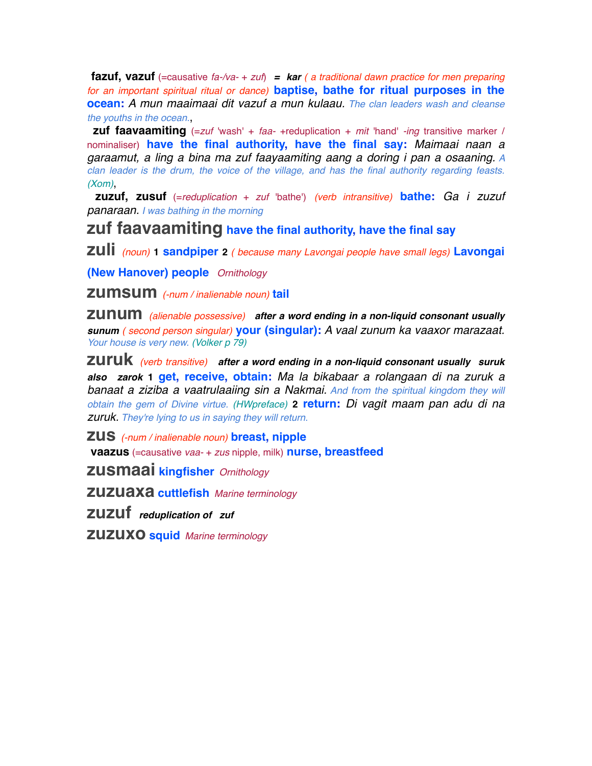**fazuf, vazuf** (=causative *fa-/va-* + *zuf*) **=** ***kar*** *( a traditional dawn practice for men preparing for an important spiritual ritual or dance)* **baptise, bathe for ritual purposes in the ocean:** *A mun maaimaai dit vazuf a mun kulaau.* *The clan leaders wash and cleanse the youths in the ocean.*,

**zuf faavaamiting** (=*zuf* 'wash' + *faa-* +reduplication + *mit* 'hand' *-ing* transitive marker / nominaliser) **have the final authority, have the final say:** *Maimaai naan a garaamut, a ling a bina ma zuf faayaamiting aang a doring i pan a osaaning.* *A clan leader is the drum, the voice of the village, and has the final authority regarding feasts. (Xom)*,

**zuzuf, zusuf** (=*reduplication* + *zuf* 'bathe') *(verb intransitive)* **bathe:** *Ga i zuzuf panaraan.* *I was bathing in the morning*

**zuf faavaamiting** **have the final authority, have the final say**

**zuli** *(noun)* **1** **sandpiper** **2** *( because many Lavongai people have small legs)* **Lavongai (New Hanover) people** *Ornithology*

**zumsum** *(-num / inalienable noun)* **tail**

**zunum** *(alienable possessive)* ***after a word ending in a non-liquid consonant usually sunum*** *( second person singular)* **your (singular):** *A vaal zunum ka vaaxor marazaat.* *Your house is very new. (Volker p 79)*

**zuruk** *(verb transitive)* ***after a word ending in a non-liquid consonant usually suruk also zarok*** **1** **get, receive, obtain:** *Ma la bikabaar a rolangaan di na zuruk a banaat a ziziba a vaatrulaaiing sin a Nakmai.* *And from the spiritual kingdom they will obtain the gem of Divine virtue. (HWpreface)* **2** **return:** *Di vagit maam pan adu di na zuruk.* *They're lying to us in saying they will return.*

**zus** *(-num / inalienable noun)* **breast, nipple**

**vaazus** (=causative *vaa-* + *zus* nipple, milk) **nurse, breastfeed**

**zusmaai** **kingfisher** *Ornithology*

**zuzuaxa** **cuttlefish** *Marine terminology*

**zuzuf** ***reduplication of zuf***

**zuzuxo** **squid** *Marine terminology*